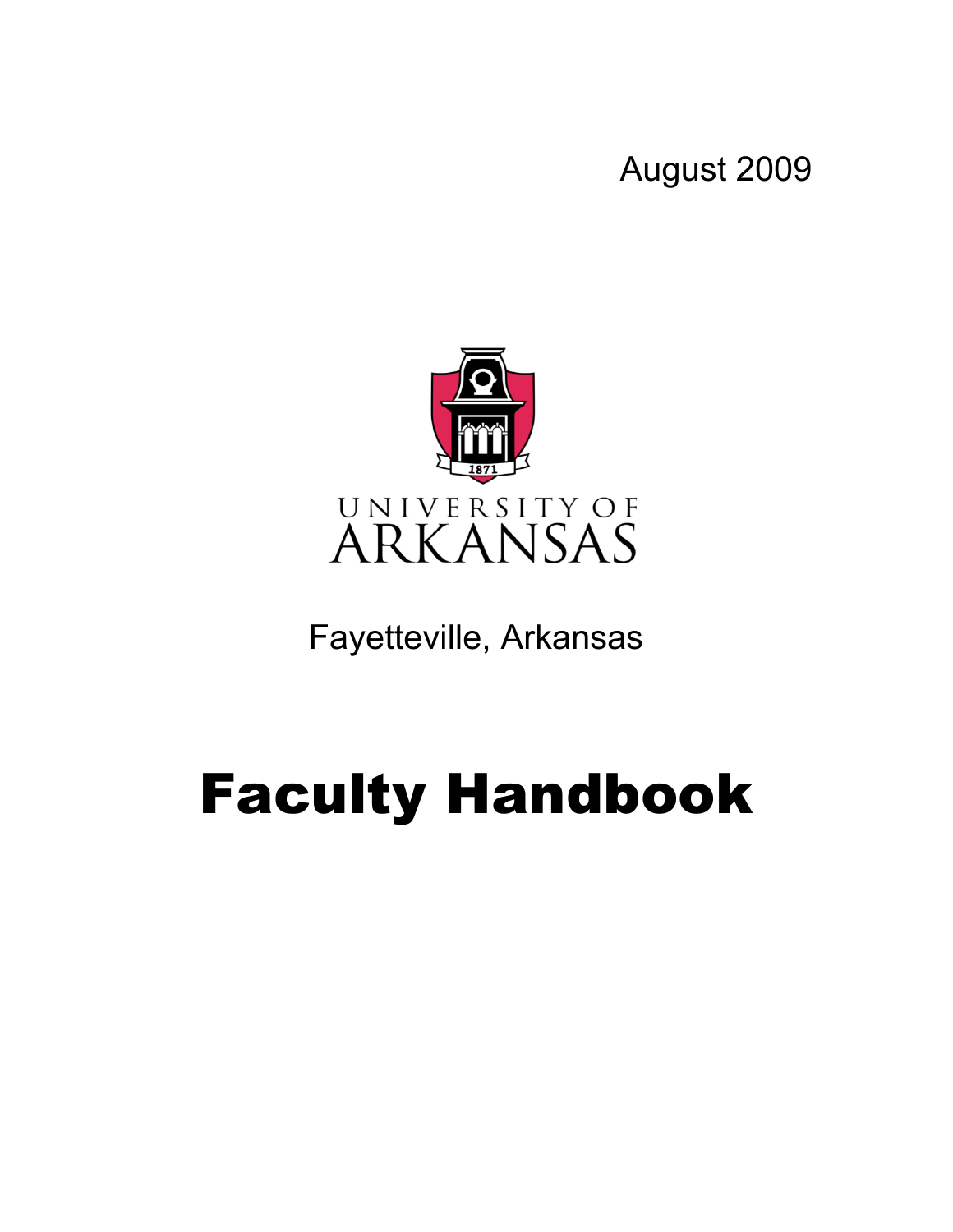August 2009

UNIVERSITY OF
ARKANSAS

Fayetteville, Arkansas

# Faculty Handbook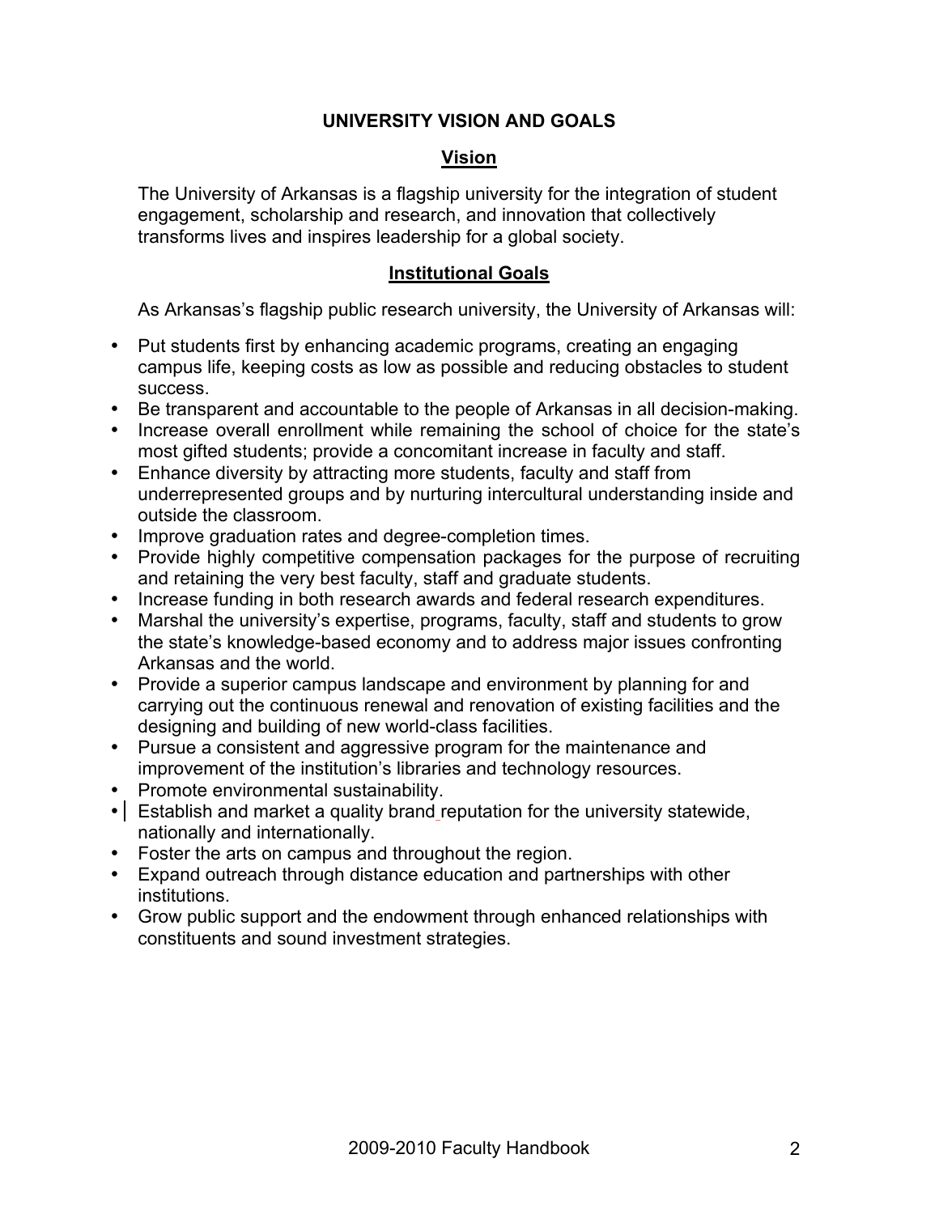# UNIVERSITY VISION AND GOALS

## Vision

The University of Arkansas is a flagship university for the integration of student engagement, scholarship and research, and innovation that collectively transforms lives and inspires leadership for a global society.

## Institutional Goals

As Arkansas's flagship public research university, the University of Arkansas will:

- Put students first by enhancing academic programs, creating an engaging campus life, keeping costs as low as possible and reducing obstacles to student success.
- Be transparent and accountable to the people of Arkansas in all decision-making.
- Increase overall enrollment while remaining the school of choice for the state's most gifted students; provide a concomitant increase in faculty and staff.
- Enhance diversity by attracting more students, faculty and staff from underrepresented groups and by nurturing intercultural understanding inside and outside the classroom.
- Improve graduation rates and degree-completion times.
- Provide highly competitive compensation packages for the purpose of recruiting and retaining the very best faculty, staff and graduate students.
- Increase funding in both research awards and federal research expenditures.
- Marshal the university's expertise, programs, faculty, staff and students to grow the state's knowledge-based economy and to address major issues confronting Arkansas and the world.
- Provide a superior campus landscape and environment by planning for and carrying out the continuous renewal and renovation of existing facilities and the designing and building of new world-class facilities.
- Pursue a consistent and aggressive program for the maintenance and improvement of the institution's libraries and technology resources.
- Promote environmental sustainability.
- Establish and market a quality brand reputation for the university statewide, nationally and internationally.
- Foster the arts on campus and throughout the region.
- Expand outreach through distance education and partnerships with other institutions.
- Grow public support and the endowment through enhanced relationships with constituents and sound investment strategies.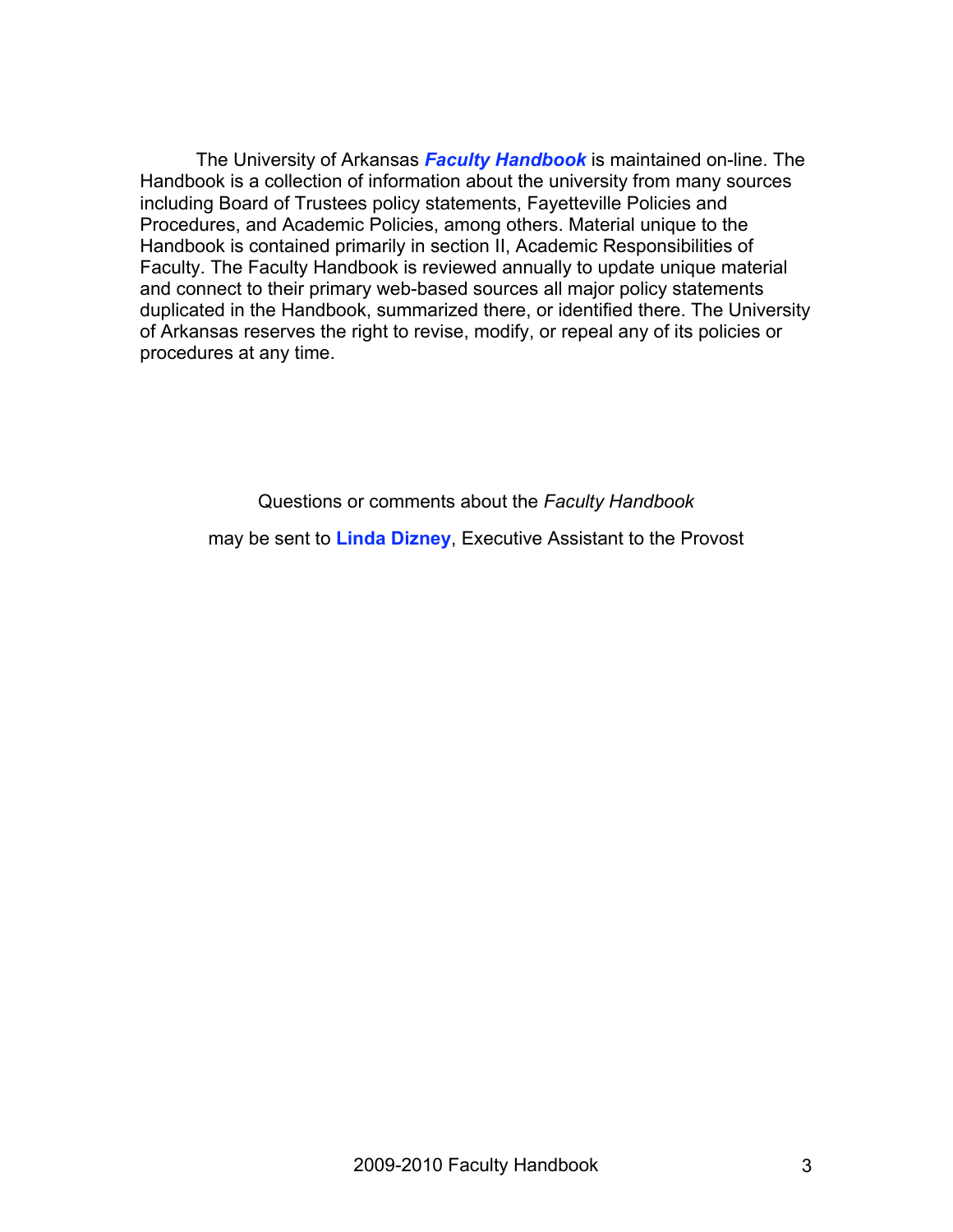The University of Arkansas ***Faculty Handbook*** is maintained on-line. The Handbook is a collection of information about the university from many sources including Board of Trustees policy statements, Fayetteville Policies and Procedures, and Academic Policies, among others. Material unique to the Handbook is contained primarily in section II, Academic Responsibilities of Faculty. The Faculty Handbook is reviewed annually to update unique material and connect to their primary web-based sources all major policy statements duplicated in the Handbook, summarized there, or identified there. The University of Arkansas reserves the right to revise, modify, or repeal any of its policies or procedures at any time.

Questions or comments about the *Faculty Handbook*

may be sent to **Linda Dizney**, Executive Assistant to the Provost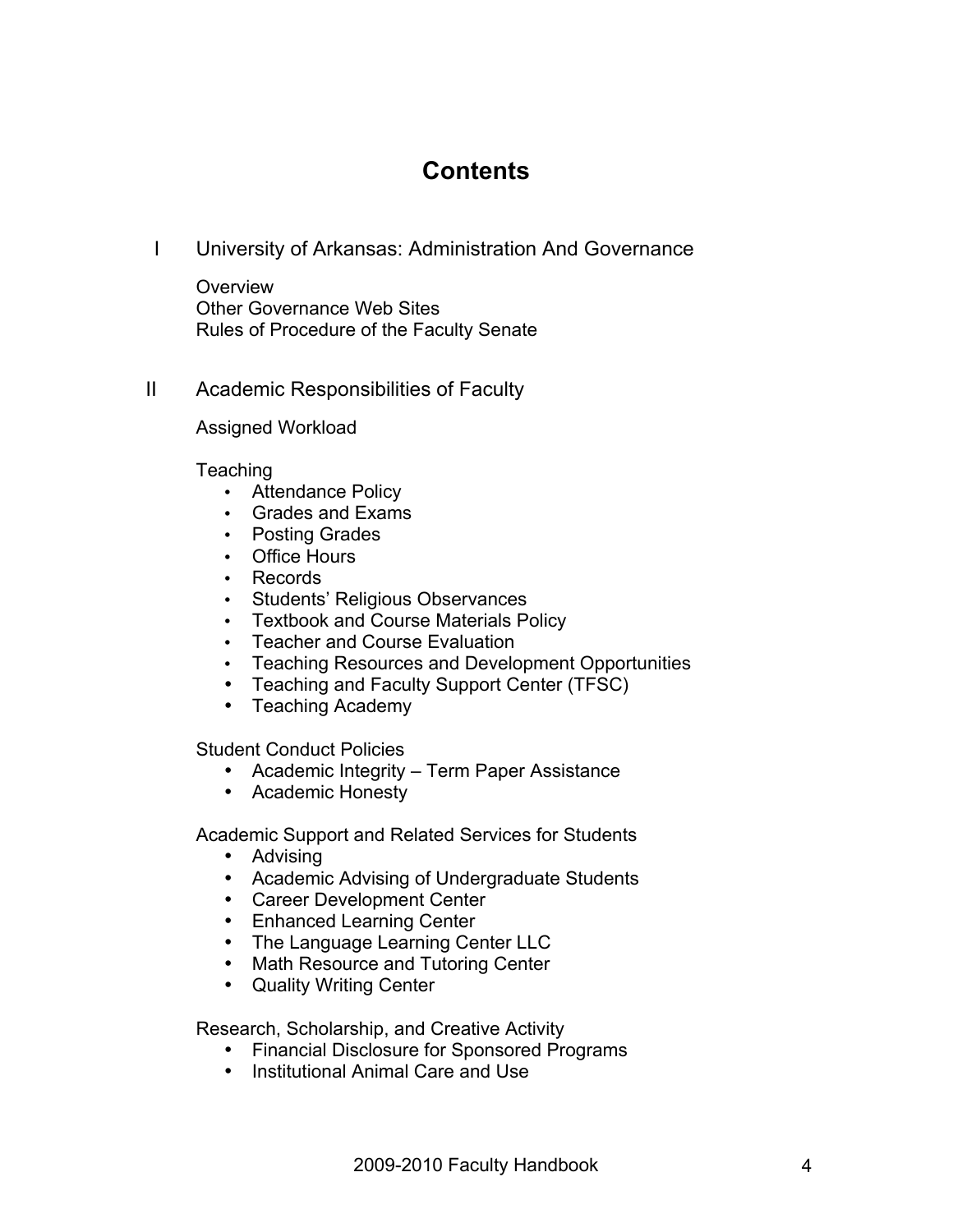# Contents

## I University of Arkansas: Administration And Governance

Overview
Other Governance Web Sites
Rules of Procedure of the Faculty Senate

## II Academic Responsibilities of Faculty

Assigned Workload

Teaching

- Attendance Policy
- Grades and Exams
- Posting Grades
- Office Hours
- Records
- Students' Religious Observances
- Textbook and Course Materials Policy
- Teacher and Course Evaluation
- Teaching Resources and Development Opportunities
- Teaching and Faculty Support Center (TFSC)
- Teaching Academy

Student Conduct Policies

- Academic Integrity – Term Paper Assistance
- Academic Honesty

Academic Support and Related Services for Students

- Advising
- Academic Advising of Undergraduate Students
- Career Development Center
- Enhanced Learning Center
- The Language Learning Center LLC
- Math Resource and Tutoring Center
- Quality Writing Center

Research, Scholarship, and Creative Activity

- Financial Disclosure for Sponsored Programs
- Institutional Animal Care and Use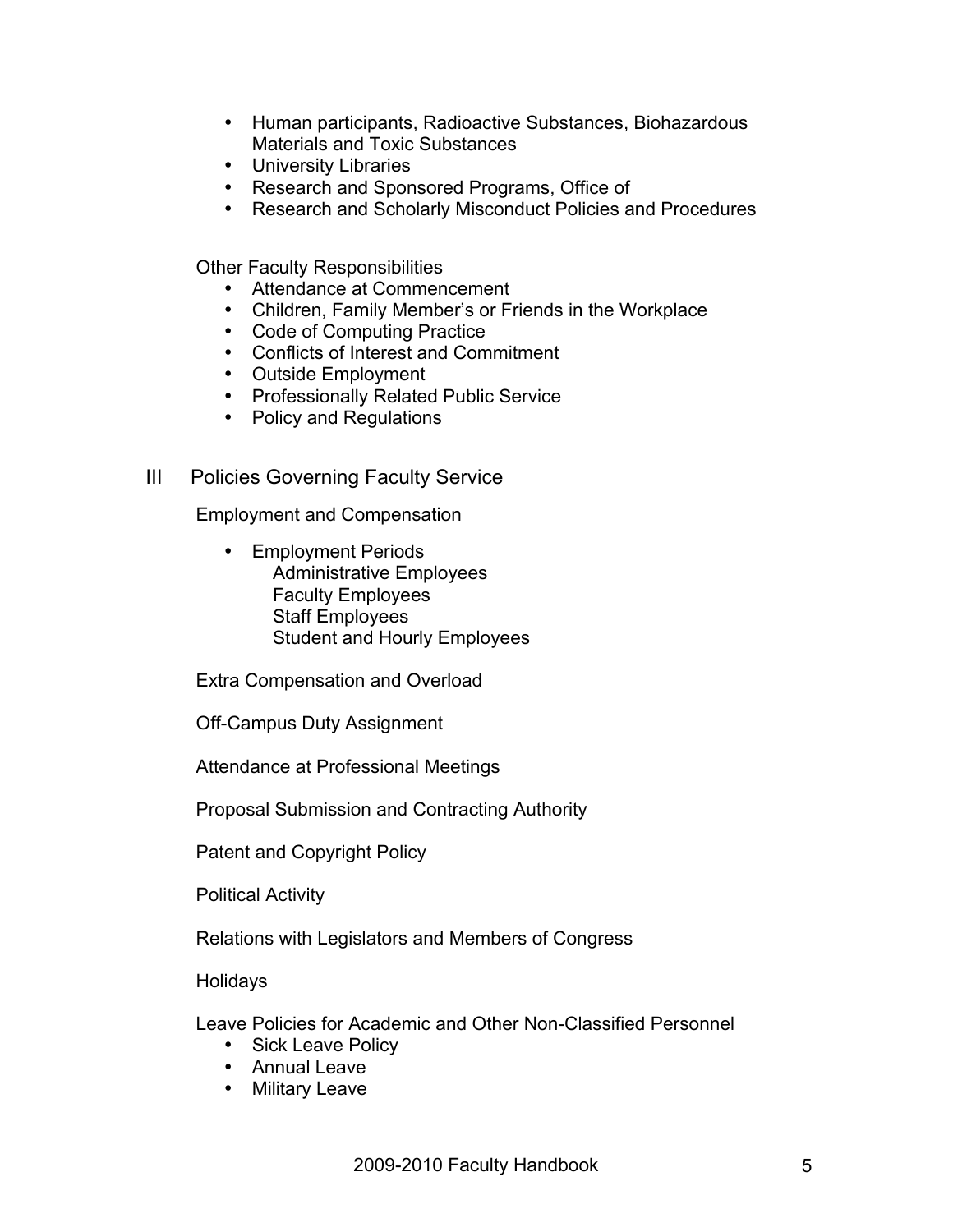- Human participants, Radioactive Substances, Biohazardous Materials and Toxic Substances
- University Libraries
- Research and Sponsored Programs, Office of
- Research and Scholarly Misconduct Policies and Procedures

Other Faculty Responsibilities

- Attendance at Commencement
- Children, Family Member's or Friends in the Workplace
- Code of Computing Practice
- Conflicts of Interest and Commitment
- Outside Employment
- Professionally Related Public Service
- Policy and Regulations

III Policies Governing Faculty Service

Employment and Compensation

- Employment Periods
  - Administrative Employees
  - Faculty Employees
  - Staff Employees
  - Student and Hourly Employees

Extra Compensation and Overload

Off-Campus Duty Assignment

Attendance at Professional Meetings

Proposal Submission and Contracting Authority

Patent and Copyright Policy

Political Activity

Relations with Legislators and Members of Congress

Holidays

Leave Policies for Academic and Other Non-Classified Personnel

- Sick Leave Policy
- Annual Leave
- Military Leave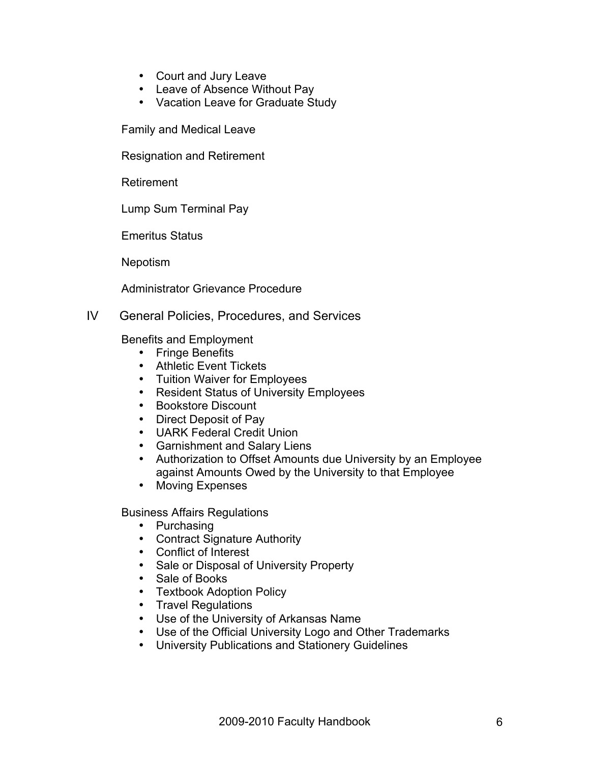- Court and Jury Leave
- Leave of Absence Without Pay
- Vacation Leave for Graduate Study

Family and Medical Leave

Resignation and Retirement

Retirement

Lump Sum Terminal Pay

Emeritus Status

Nepotism

Administrator Grievance Procedure

## IV General Policies, Procedures, and Services

Benefits and Employment

- Fringe Benefits
- Athletic Event Tickets
- Tuition Waiver for Employees
- Resident Status of University Employees
- Bookstore Discount
- Direct Deposit of Pay
- UARK Federal Credit Union
- Garnishment and Salary Liens
- Authorization to Offset Amounts due University by an Employee against Amounts Owed by the University to that Employee
- Moving Expenses

Business Affairs Regulations

- Purchasing
- Contract Signature Authority
- Conflict of Interest
- Sale or Disposal of University Property
- Sale of Books
- Textbook Adoption Policy
- Travel Regulations
- Use of the University of Arkansas Name
- Use of the Official University Logo and Other Trademarks
- University Publications and Stationery Guidelines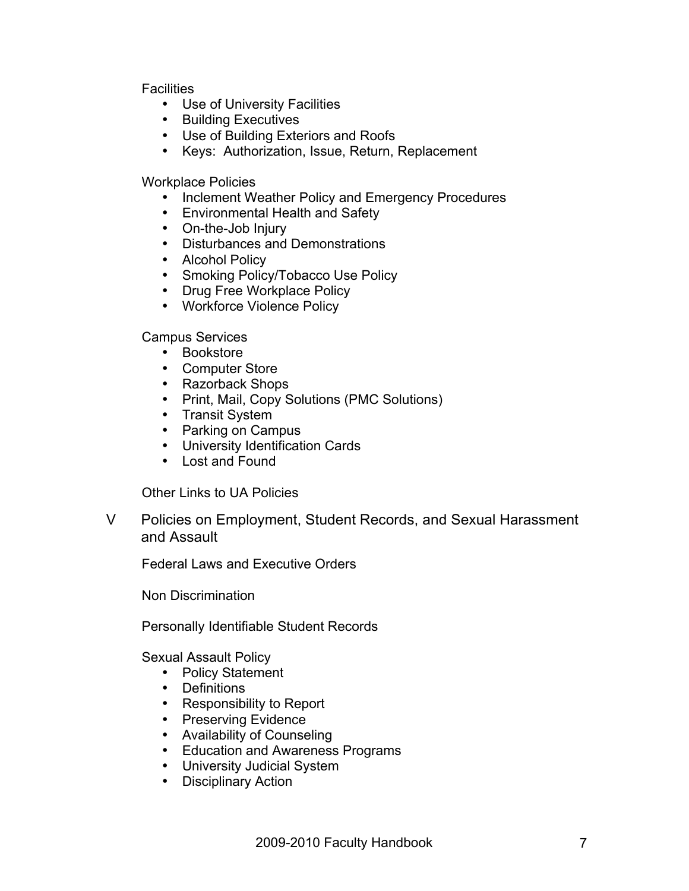Facilities

- Use of University Facilities
- Building Executives
- Use of Building Exteriors and Roofs
- Keys: Authorization, Issue, Return, Replacement

Workplace Policies

- Inclement Weather Policy and Emergency Procedures
- Environmental Health and Safety
- On-the-Job Injury
- Disturbances and Demonstrations
- Alcohol Policy
- Smoking Policy/Tobacco Use Policy
- Drug Free Workplace Policy
- Workforce Violence Policy

Campus Services

- Bookstore
- Computer Store
- Razorback Shops
- Print, Mail, Copy Solutions (PMC Solutions)
- Transit System
- Parking on Campus
- University Identification Cards
- Lost and Found

Other Links to UA Policies

## V Policies on Employment, Student Records, and Sexual Harassment and Assault

Federal Laws and Executive Orders

Non Discrimination

Personally Identifiable Student Records

Sexual Assault Policy

- Policy Statement
- Definitions
- Responsibility to Report
- Preserving Evidence
- Availability of Counseling
- Education and Awareness Programs
- University Judicial System
- Disciplinary Action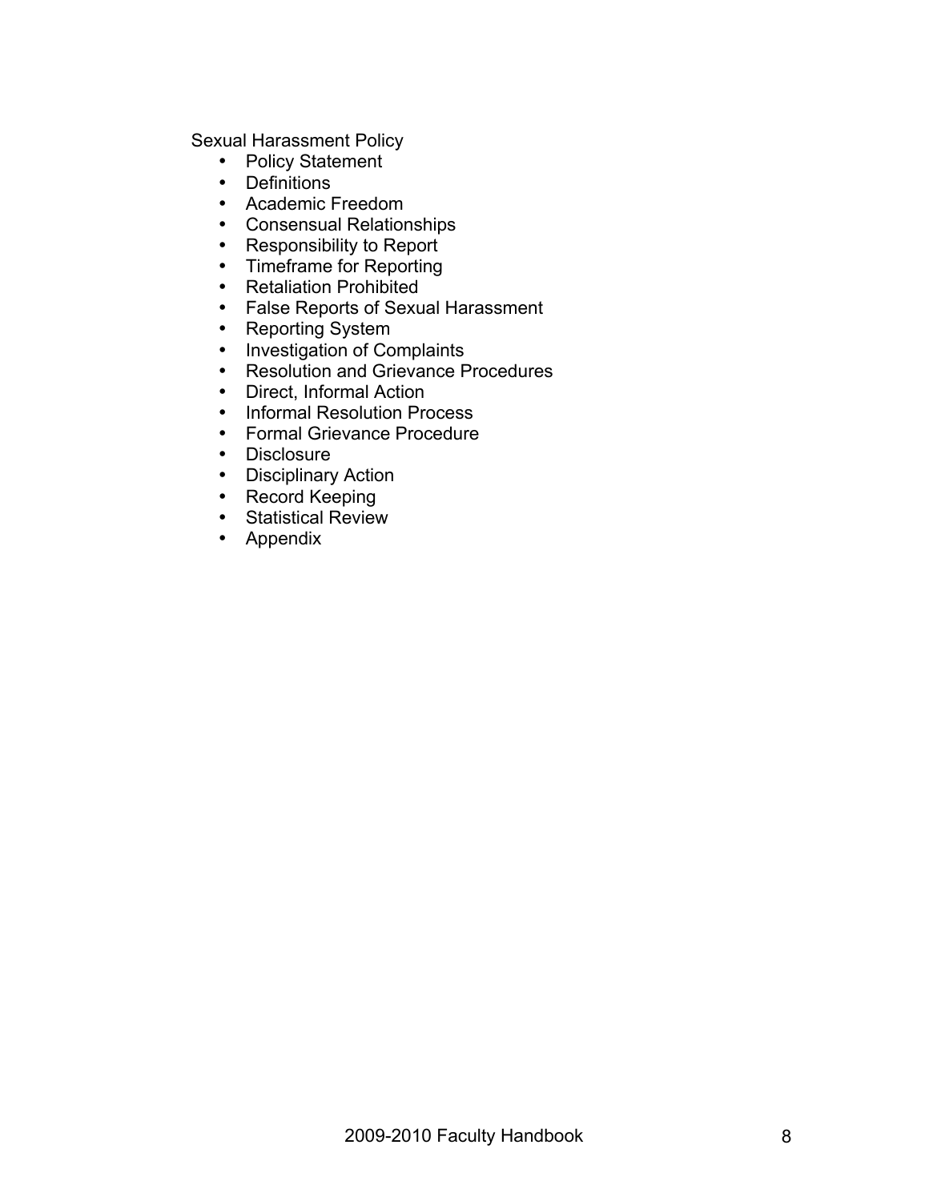Sexual Harassment Policy

- Policy Statement
- Definitions
- Academic Freedom
- Consensual Relationships
- Responsibility to Report
- Timeframe for Reporting
- Retaliation Prohibited
- False Reports of Sexual Harassment
- Reporting System
- Investigation of Complaints
- Resolution and Grievance Procedures
- Direct, Informal Action
- Informal Resolution Process
- Formal Grievance Procedure
- Disclosure
- Disciplinary Action
- Record Keeping
- Statistical Review
- Appendix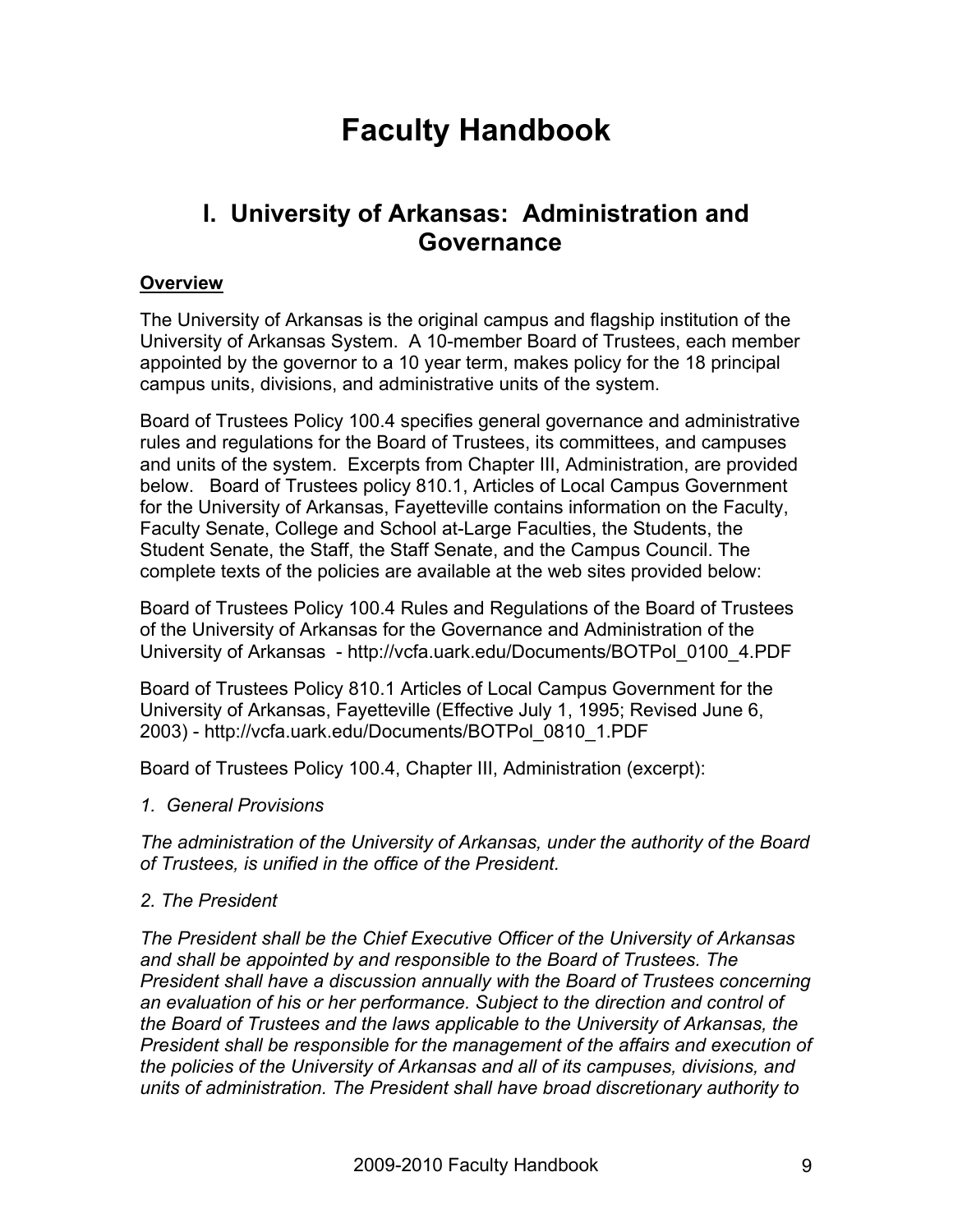# Faculty Handbook

## I. University of Arkansas: Administration and Governance

**Overview**

The University of Arkansas is the original campus and flagship institution of the University of Arkansas System. A 10-member Board of Trustees, each member appointed by the governor to a 10 year term, makes policy for the 18 principal campus units, divisions, and administrative units of the system.

Board of Trustees Policy 100.4 specifies general governance and administrative rules and regulations for the Board of Trustees, its committees, and campuses and units of the system. Excerpts from Chapter III, Administration, are provided below. Board of Trustees policy 810.1, Articles of Local Campus Government for the University of Arkansas, Fayetteville contains information on the Faculty, Faculty Senate, College and School at-Large Faculties, the Students, the Student Senate, the Staff, the Staff Senate, and the Campus Council. The complete texts of the policies are available at the web sites provided below:

Board of Trustees Policy 100.4 Rules and Regulations of the Board of Trustees of the University of Arkansas for the Governance and Administration of the University of Arkansas - http://vcfa.uark.edu/Documents/BOTPol_0100_4.PDF

Board of Trustees Policy 810.1 Articles of Local Campus Government for the University of Arkansas, Fayetteville (Effective July 1, 1995; Revised June 6, 2003) - http://vcfa.uark.edu/Documents/BOTPol_0810_1.PDF

Board of Trustees Policy 100.4, Chapter III, Administration (excerpt):

*1. General Provisions*

*The administration of the University of Arkansas, under the authority of the Board of Trustees, is unified in the office of the President.*

*2. The President*

*The President shall be the Chief Executive Officer of the University of Arkansas and shall be appointed by and responsible to the Board of Trustees. The President shall have a discussion annually with the Board of Trustees concerning an evaluation of his or her performance. Subject to the direction and control of the Board of Trustees and the laws applicable to the University of Arkansas, the President shall be responsible for the management of the affairs and execution of the policies of the University of Arkansas and all of its campuses, divisions, and units of administration. The President shall have broad discretionary authority to*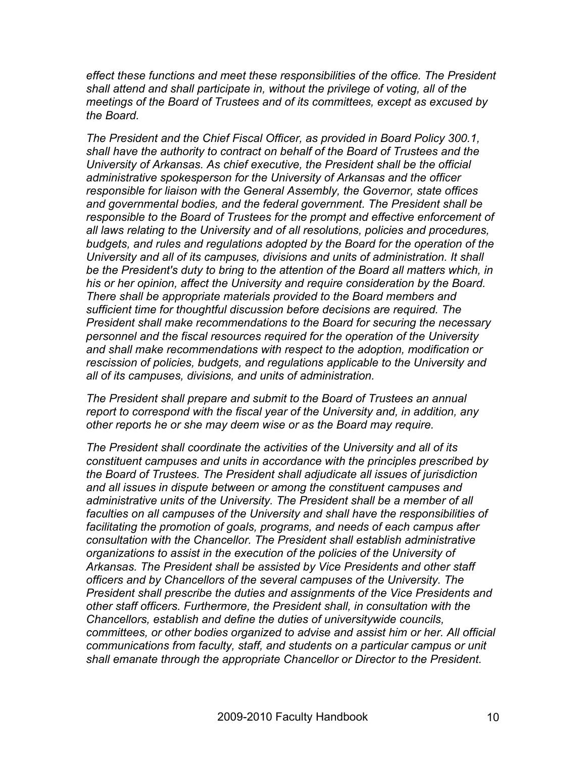*effect these functions and meet these responsibilities of the office. The President shall attend and shall participate in, without the privilege of voting, all of the meetings of the Board of Trustees and of its committees, except as excused by the Board.*

*The President and the Chief Fiscal Officer, as provided in Board Policy 300.1, shall have the authority to contract on behalf of the Board of Trustees and the University of Arkansas. As chief executive, the President shall be the official administrative spokesperson for the University of Arkansas and the officer responsible for liaison with the General Assembly, the Governor, state offices and governmental bodies, and the federal government. The President shall be responsible to the Board of Trustees for the prompt and effective enforcement of all laws relating to the University and of all resolutions, policies and procedures, budgets, and rules and regulations adopted by the Board for the operation of the University and all of its campuses, divisions and units of administration. It shall be the President's duty to bring to the attention of the Board all matters which, in his or her opinion, affect the University and require consideration by the Board. There shall be appropriate materials provided to the Board members and sufficient time for thoughtful discussion before decisions are required. The President shall make recommendations to the Board for securing the necessary personnel and the fiscal resources required for the operation of the University and shall make recommendations with respect to the adoption, modification or rescission of policies, budgets, and regulations applicable to the University and all of its campuses, divisions, and units of administration.*

*The President shall prepare and submit to the Board of Trustees an annual report to correspond with the fiscal year of the University and, in addition, any other reports he or she may deem wise or as the Board may require.*

*The President shall coordinate the activities of the University and all of its constituent campuses and units in accordance with the principles prescribed by the Board of Trustees. The President shall adjudicate all issues of jurisdiction and all issues in dispute between or among the constituent campuses and administrative units of the University. The President shall be a member of all faculties on all campuses of the University and shall have the responsibilities of facilitating the promotion of goals, programs, and needs of each campus after consultation with the Chancellor. The President shall establish administrative organizations to assist in the execution of the policies of the University of Arkansas. The President shall be assisted by Vice Presidents and other staff officers and by Chancellors of the several campuses of the University. The President shall prescribe the duties and assignments of the Vice Presidents and other staff officers. Furthermore, the President shall, in consultation with the Chancellors, establish and define the duties of universitywide councils, committees, or other bodies organized to advise and assist him or her. All official communications from faculty, staff, and students on a particular campus or unit shall emanate through the appropriate Chancellor or Director to the President.*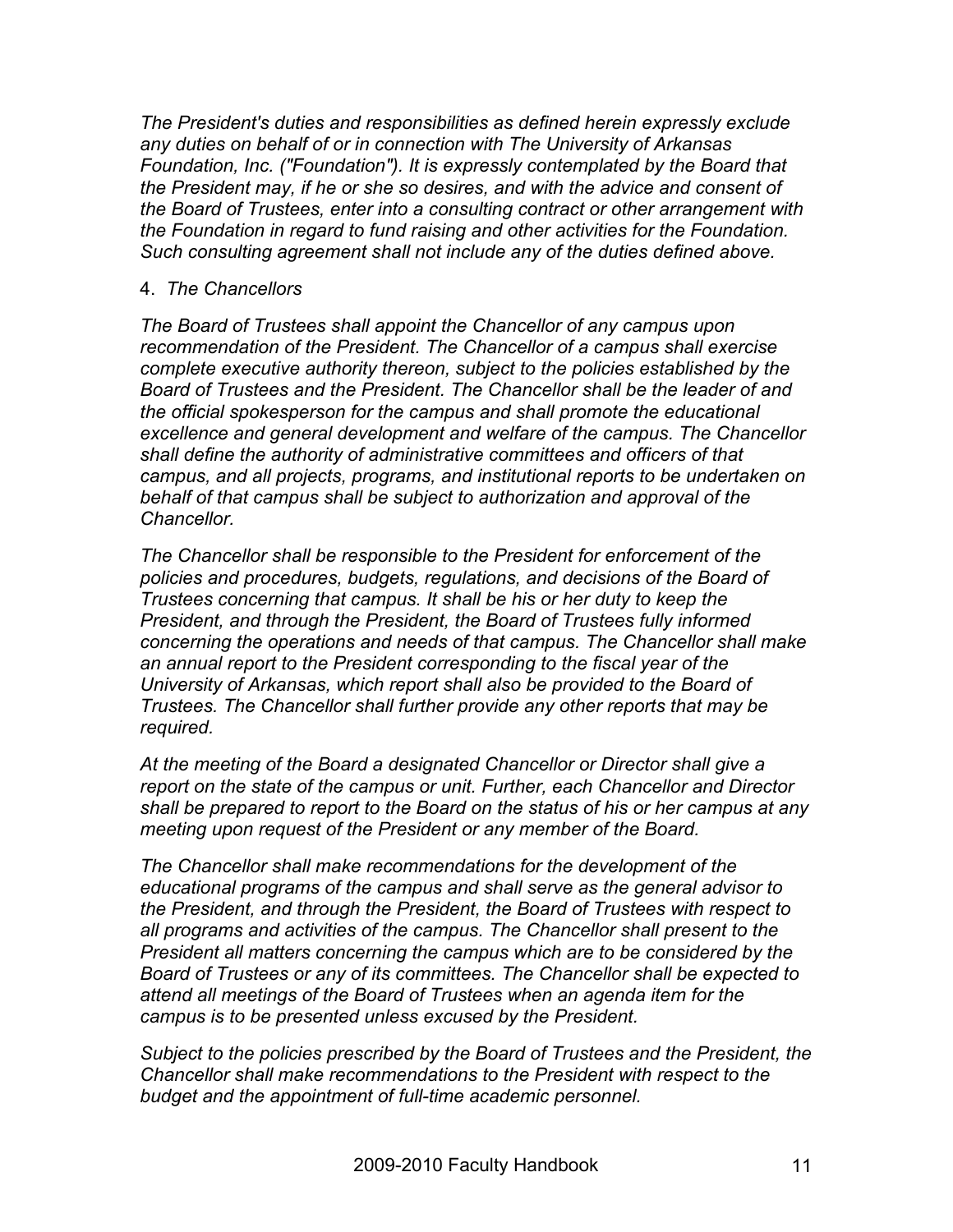*The President's duties and responsibilities as defined herein expressly exclude any duties on behalf of or in connection with The University of Arkansas Foundation, Inc. ("Foundation"). It is expressly contemplated by the Board that the President may, if he or she so desires, and with the advice and consent of the Board of Trustees, enter into a consulting contract or other arrangement with the Foundation in regard to fund raising and other activities for the Foundation. Such consulting agreement shall not include any of the duties defined above.*

4. *The Chancellors*

*The Board of Trustees shall appoint the Chancellor of any campus upon recommendation of the President. The Chancellor of a campus shall exercise complete executive authority thereon, subject to the policies established by the Board of Trustees and the President. The Chancellor shall be the leader of and the official spokesperson for the campus and shall promote the educational excellence and general development and welfare of the campus. The Chancellor shall define the authority of administrative committees and officers of that campus, and all projects, programs, and institutional reports to be undertaken on behalf of that campus shall be subject to authorization and approval of the Chancellor.*

*The Chancellor shall be responsible to the President for enforcement of the policies and procedures, budgets, regulations, and decisions of the Board of Trustees concerning that campus. It shall be his or her duty to keep the President, and through the President, the Board of Trustees fully informed concerning the operations and needs of that campus. The Chancellor shall make an annual report to the President corresponding to the fiscal year of the University of Arkansas, which report shall also be provided to the Board of Trustees. The Chancellor shall further provide any other reports that may be required.*

*At the meeting of the Board a designated Chancellor or Director shall give a report on the state of the campus or unit. Further, each Chancellor and Director shall be prepared to report to the Board on the status of his or her campus at any meeting upon request of the President or any member of the Board.*

*The Chancellor shall make recommendations for the development of the educational programs of the campus and shall serve as the general advisor to the President, and through the President, the Board of Trustees with respect to all programs and activities of the campus. The Chancellor shall present to the President all matters concerning the campus which are to be considered by the Board of Trustees or any of its committees. The Chancellor shall be expected to attend all meetings of the Board of Trustees when an agenda item for the campus is to be presented unless excused by the President.*

*Subject to the policies prescribed by the Board of Trustees and the President, the Chancellor shall make recommendations to the President with respect to the budget and the appointment of full-time academic personnel.*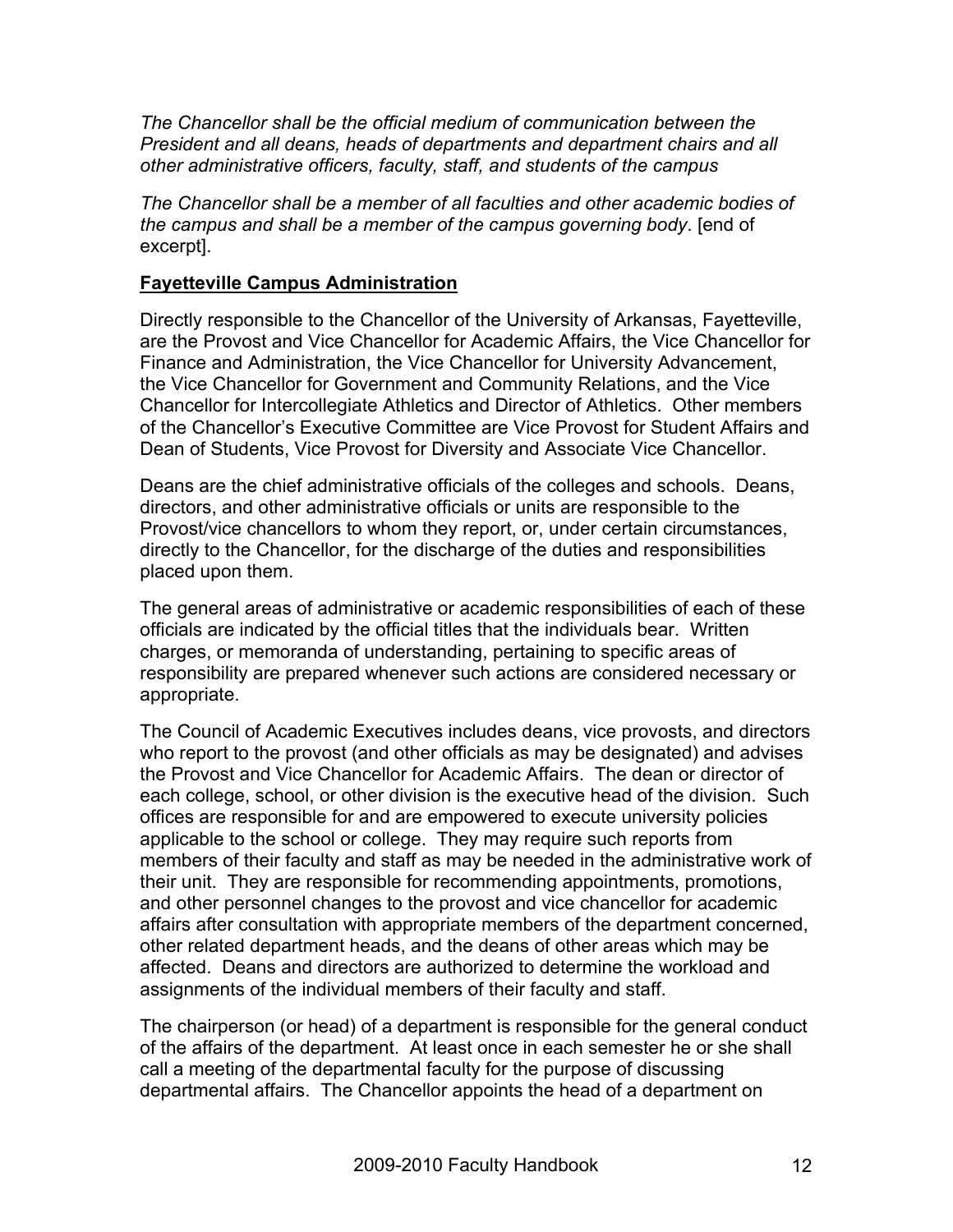*The Chancellor shall be the official medium of communication between the President and all deans, heads of departments and department chairs and all other administrative officers, faculty, staff, and students of the campus*

*The Chancellor shall be a member of all faculties and other academic bodies of the campus and shall be a member of the campus governing body*. [end of excerpt].

**Fayetteville Campus Administration**

Directly responsible to the Chancellor of the University of Arkansas, Fayetteville, are the Provost and Vice Chancellor for Academic Affairs, the Vice Chancellor for Finance and Administration, the Vice Chancellor for University Advancement, the Vice Chancellor for Government and Community Relations, and the Vice Chancellor for Intercollegiate Athletics and Director of Athletics. Other members of the Chancellor's Executive Committee are Vice Provost for Student Affairs and Dean of Students, Vice Provost for Diversity and Associate Vice Chancellor.

Deans are the chief administrative officials of the colleges and schools. Deans, directors, and other administrative officials or units are responsible to the Provost/vice chancellors to whom they report, or, under certain circumstances, directly to the Chancellor, for the discharge of the duties and responsibilities placed upon them.

The general areas of administrative or academic responsibilities of each of these officials are indicated by the official titles that the individuals bear. Written charges, or memoranda of understanding, pertaining to specific areas of responsibility are prepared whenever such actions are considered necessary or appropriate.

The Council of Academic Executives includes deans, vice provosts, and directors who report to the provost (and other officials as may be designated) and advises the Provost and Vice Chancellor for Academic Affairs. The dean or director of each college, school, or other division is the executive head of the division. Such offices are responsible for and are empowered to execute university policies applicable to the school or college. They may require such reports from members of their faculty and staff as may be needed in the administrative work of their unit. They are responsible for recommending appointments, promotions, and other personnel changes to the provost and vice chancellor for academic affairs after consultation with appropriate members of the department concerned, other related department heads, and the deans of other areas which may be affected. Deans and directors are authorized to determine the workload and assignments of the individual members of their faculty and staff.

The chairperson (or head) of a department is responsible for the general conduct of the affairs of the department. At least once in each semester he or she shall call a meeting of the departmental faculty for the purpose of discussing departmental affairs. The Chancellor appoints the head of a department on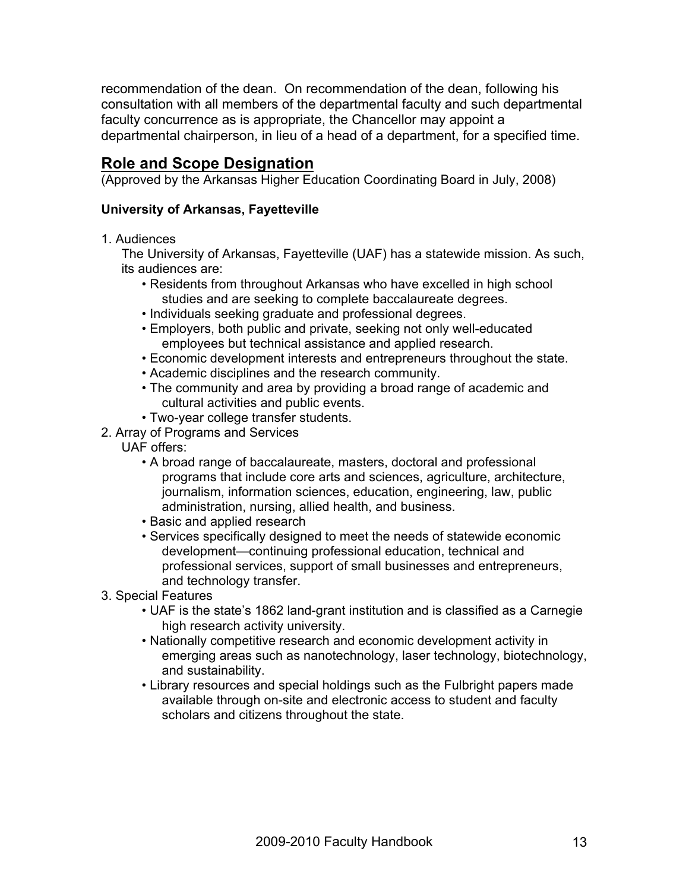recommendation of the dean. On recommendation of the dean, following his consultation with all members of the departmental faculty and such departmental faculty concurrence as is appropriate, the Chancellor may appoint a departmental chairperson, in lieu of a head of a department, for a specified time.

## Role and Scope Designation

(Approved by the Arkansas Higher Education Coordinating Board in July, 2008)

**University of Arkansas, Fayetteville**

1. Audiences

   The University of Arkansas, Fayetteville (UAF) has a statewide mission. As such, its audiences are:

   - Residents from throughout Arkansas who have excelled in high school studies and are seeking to complete baccalaureate degrees.
   - Individuals seeking graduate and professional degrees.
   - Employers, both public and private, seeking not only well-educated employees but technical assistance and applied research.
   - Economic development interests and entrepreneurs throughout the state.
   - Academic disciplines and the research community.
   - The community and area by providing a broad range of academic and cultural activities and public events.
   - Two-year college transfer students.

2. Array of Programs and Services

   UAF offers:

   - A broad range of baccalaureate, masters, doctoral and professional programs that include core arts and sciences, agriculture, architecture, journalism, information sciences, education, engineering, law, public administration, nursing, allied health, and business.
   - Basic and applied research
   - Services specifically designed to meet the needs of statewide economic development—continuing professional education, technical and professional services, support of small businesses and entrepreneurs, and technology transfer.

3. Special Features

   - UAF is the state's 1862 land-grant institution and is classified as a Carnegie high research activity university.
   - Nationally competitive research and economic development activity in emerging areas such as nanotechnology, laser technology, biotechnology, and sustainability.
   - Library resources and special holdings such as the Fulbright papers made available through on-site and electronic access to student and faculty scholars and citizens throughout the state.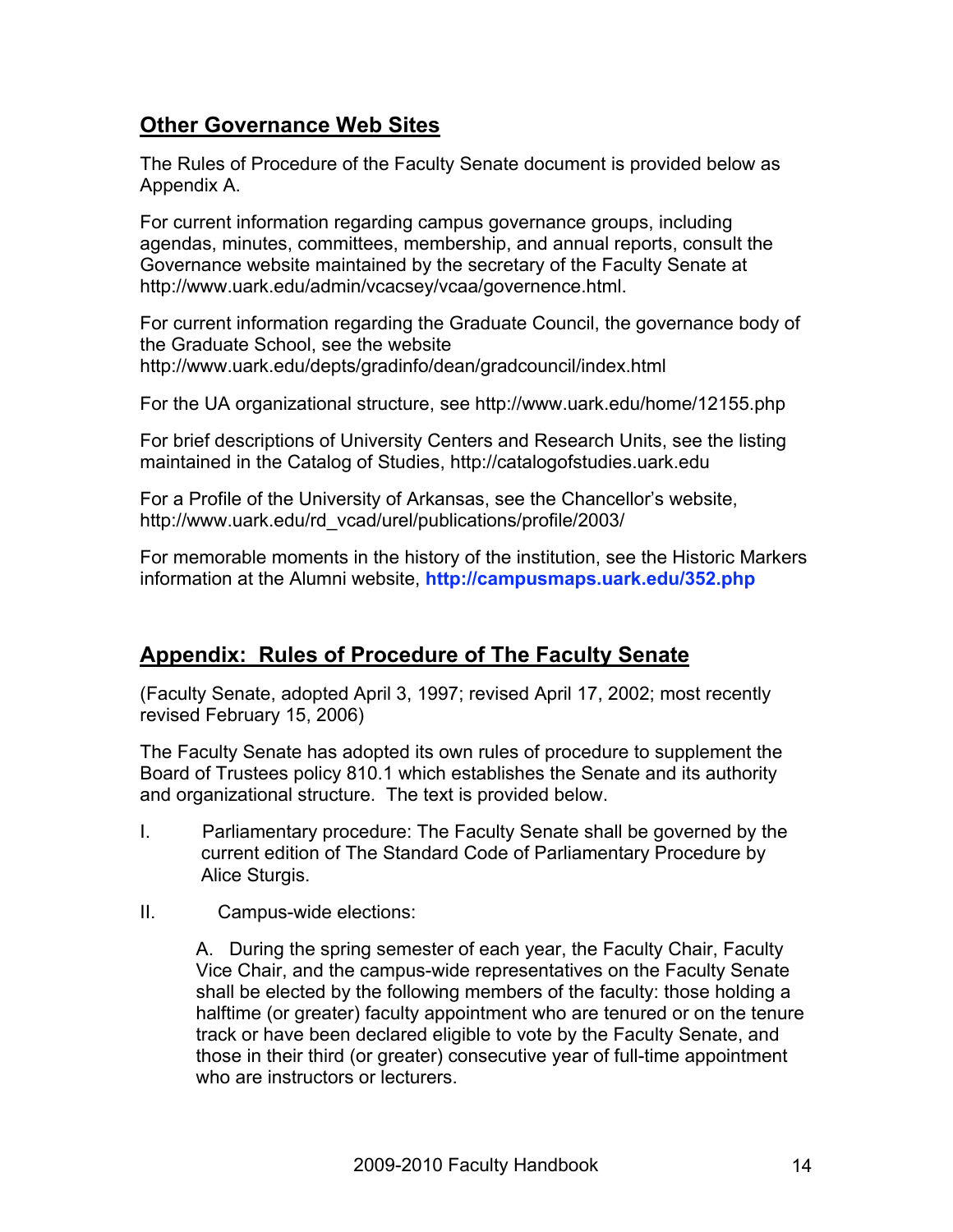## Other Governance Web Sites

The Rules of Procedure of the Faculty Senate document is provided below as Appendix A.

For current information regarding campus governance groups, including agendas, minutes, committees, membership, and annual reports, consult the Governance website maintained by the secretary of the Faculty Senate at http://www.uark.edu/admin/vcacsey/vcaa/governence.html.

For current information regarding the Graduate Council, the governance body of the Graduate School, see the website http://www.uark.edu/depts/gradinfo/dean/gradcouncil/index.html

For the UA organizational structure, see http://www.uark.edu/home/12155.php

For brief descriptions of University Centers and Research Units, see the listing maintained in the Catalog of Studies, http://catalogofstudies.uark.edu

For a Profile of the University of Arkansas, see the Chancellor's website, http://www.uark.edu/rd_vcad/urel/publications/profile/2003/

For memorable moments in the history of the institution, see the Historic Markers information at the Alumni website, **http://campusmaps.uark.edu/352.php**

## Appendix: Rules of Procedure of The Faculty Senate

(Faculty Senate, adopted April 3, 1997; revised April 17, 2002; most recently revised February 15, 2006)

The Faculty Senate has adopted its own rules of procedure to supplement the Board of Trustees policy 810.1 which establishes the Senate and its authority and organizational structure. The text is provided below.

I. Parliamentary procedure: The Faculty Senate shall be governed by the current edition of The Standard Code of Parliamentary Procedure by Alice Sturgis.

II. Campus-wide elections:

A. During the spring semester of each year, the Faculty Chair, Faculty Vice Chair, and the campus-wide representatives on the Faculty Senate shall be elected by the following members of the faculty: those holding a halftime (or greater) faculty appointment who are tenured or on the tenure track or have been declared eligible to vote by the Faculty Senate, and those in their third (or greater) consecutive year of full-time appointment who are instructors or lecturers.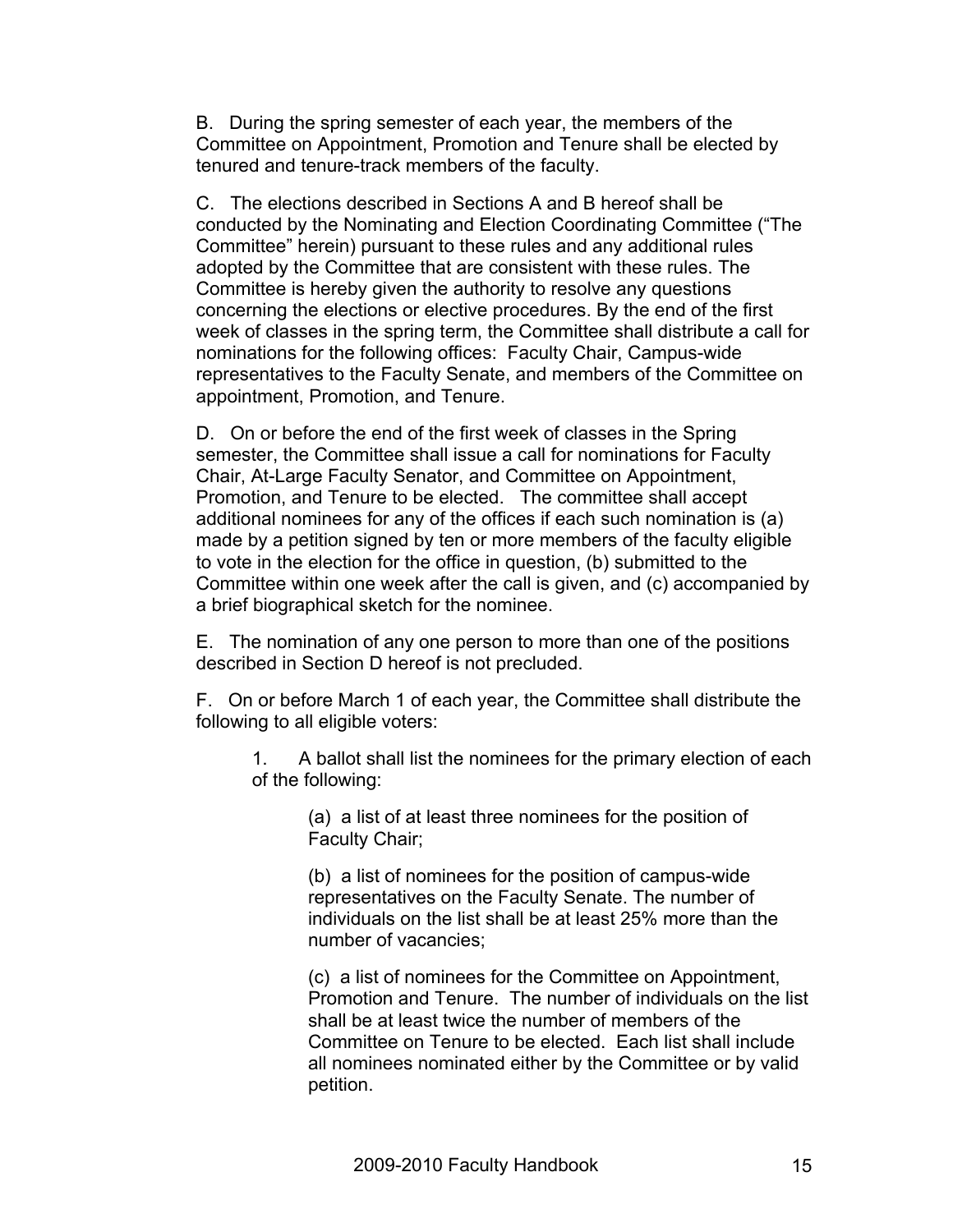B. During the spring semester of each year, the members of the Committee on Appointment, Promotion and Tenure shall be elected by tenured and tenure-track members of the faculty.

C. The elections described in Sections A and B hereof shall be conducted by the Nominating and Election Coordinating Committee ("The Committee" herein) pursuant to these rules and any additional rules adopted by the Committee that are consistent with these rules. The Committee is hereby given the authority to resolve any questions concerning the elections or elective procedures. By the end of the first week of classes in the spring term, the Committee shall distribute a call for nominations for the following offices: Faculty Chair, Campus-wide representatives to the Faculty Senate, and members of the Committee on appointment, Promotion, and Tenure.

D. On or before the end of the first week of classes in the Spring semester, the Committee shall issue a call for nominations for Faculty Chair, At-Large Faculty Senator, and Committee on Appointment, Promotion, and Tenure to be elected. The committee shall accept additional nominees for any of the offices if each such nomination is (a) made by a petition signed by ten or more members of the faculty eligible to vote in the election for the office in question, (b) submitted to the Committee within one week after the call is given, and (c) accompanied by a brief biographical sketch for the nominee.

E. The nomination of any one person to more than one of the positions described in Section D hereof is not precluded.

F. On or before March 1 of each year, the Committee shall distribute the following to all eligible voters:

1. A ballot shall list the nominees for the primary election of each of the following:

   (a) a list of at least three nominees for the position of Faculty Chair;

   (b) a list of nominees for the position of campus-wide representatives on the Faculty Senate. The number of individuals on the list shall be at least 25% more than the number of vacancies;

   (c) a list of nominees for the Committee on Appointment, Promotion and Tenure. The number of individuals on the list shall be at least twice the number of members of the Committee on Tenure to be elected. Each list shall include all nominees nominated either by the Committee or by valid petition.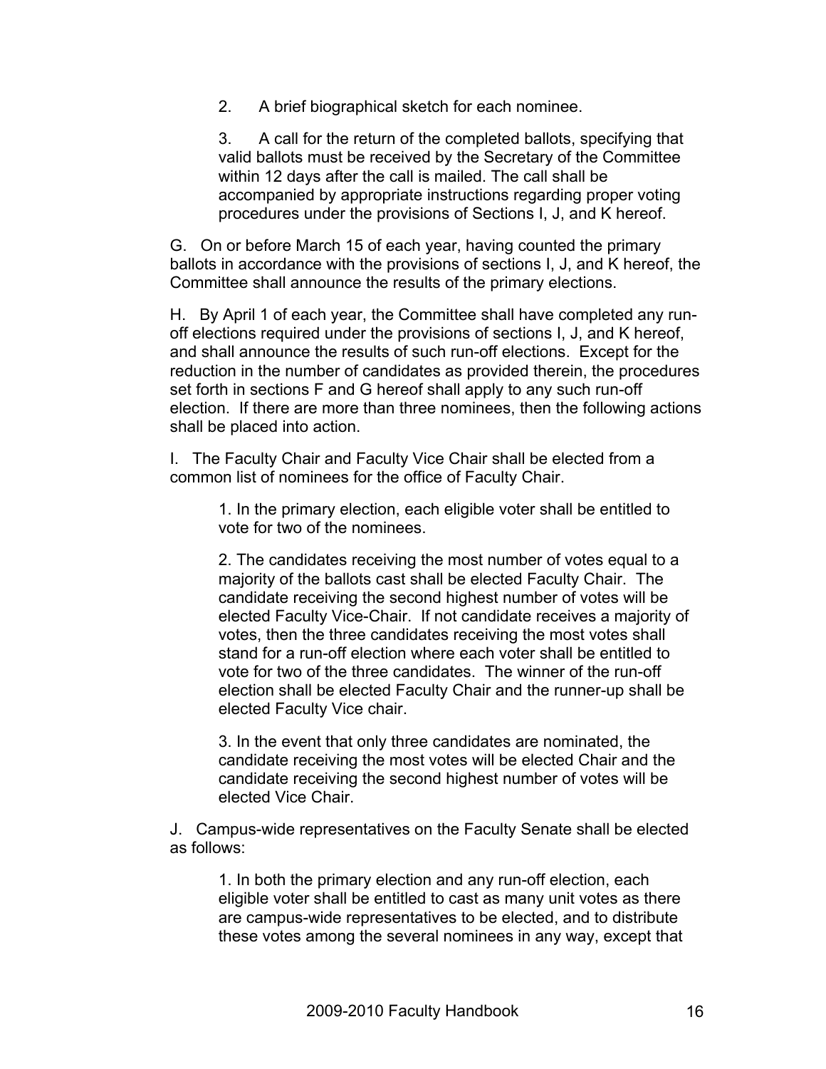2. A brief biographical sketch for each nominee.

3. A call for the return of the completed ballots, specifying that valid ballots must be received by the Secretary of the Committee within 12 days after the call is mailed. The call shall be accompanied by appropriate instructions regarding proper voting procedures under the provisions of Sections I, J, and K hereof.

G. On or before March 15 of each year, having counted the primary ballots in accordance with the provisions of sections I, J, and K hereof, the Committee shall announce the results of the primary elections.

H. By April 1 of each year, the Committee shall have completed any run-off elections required under the provisions of sections I, J, and K hereof, and shall announce the results of such run-off elections. Except for the reduction in the number of candidates as provided therein, the procedures set forth in sections F and G hereof shall apply to any such run-off election. If there are more than three nominees, then the following actions shall be placed into action.

I. The Faculty Chair and Faculty Vice Chair shall be elected from a common list of nominees for the office of Faculty Chair.

1. In the primary election, each eligible voter shall be entitled to vote for two of the nominees.

2. The candidates receiving the most number of votes equal to a majority of the ballots cast shall be elected Faculty Chair. The candidate receiving the second highest number of votes will be elected Faculty Vice-Chair. If not candidate receives a majority of votes, then the three candidates receiving the most votes shall stand for a run-off election where each voter shall be entitled to vote for two of the three candidates. The winner of the run-off election shall be elected Faculty Chair and the runner-up shall be elected Faculty Vice chair.

3. In the event that only three candidates are nominated, the candidate receiving the most votes will be elected Chair and the candidate receiving the second highest number of votes will be elected Vice Chair.

J. Campus-wide representatives on the Faculty Senate shall be elected as follows:

1. In both the primary election and any run-off election, each eligible voter shall be entitled to cast as many unit votes as there are campus-wide representatives to be elected, and to distribute these votes among the several nominees in any way, except that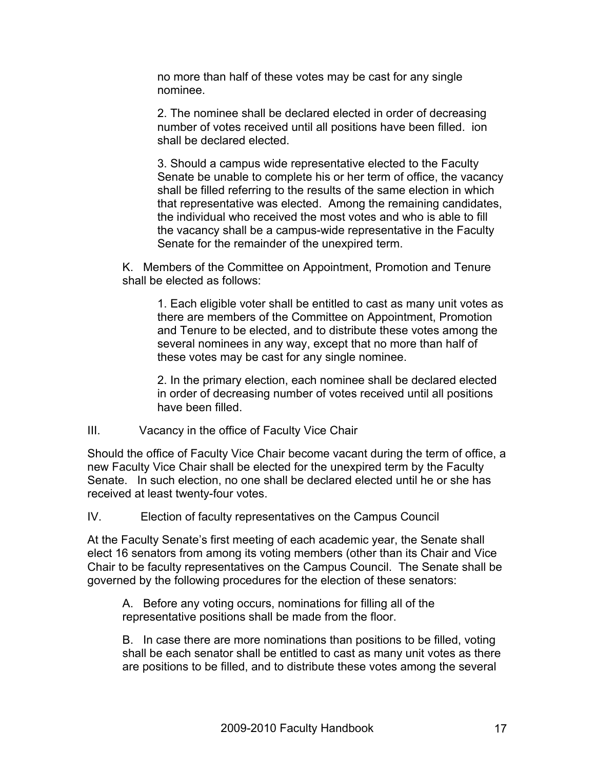no more than half of these votes may be cast for any single nominee.

2. The nominee shall be declared elected in order of decreasing number of votes received until all positions have been filled. ion shall be declared elected.

3. Should a campus wide representative elected to the Faculty Senate be unable to complete his or her term of office, the vacancy shall be filled referring to the results of the same election in which that representative was elected. Among the remaining candidates, the individual who received the most votes and who is able to fill the vacancy shall be a campus-wide representative in the Faculty Senate for the remainder of the unexpired term.

K. Members of the Committee on Appointment, Promotion and Tenure shall be elected as follows:

1. Each eligible voter shall be entitled to cast as many unit votes as there are members of the Committee on Appointment, Promotion and Tenure to be elected, and to distribute these votes among the several nominees in any way, except that no more than half of these votes may be cast for any single nominee.

2. In the primary election, each nominee shall be declared elected in order of decreasing number of votes received until all positions have been filled.

III. Vacancy in the office of Faculty Vice Chair

Should the office of Faculty Vice Chair become vacant during the term of office, a new Faculty Vice Chair shall be elected for the unexpired term by the Faculty Senate. In such election, no one shall be declared elected until he or she has received at least twenty-four votes.

IV. Election of faculty representatives on the Campus Council

At the Faculty Senate's first meeting of each academic year, the Senate shall elect 16 senators from among its voting members (other than its Chair and Vice Chair to be faculty representatives on the Campus Council. The Senate shall be governed by the following procedures for the election of these senators:

A. Before any voting occurs, nominations for filling all of the representative positions shall be made from the floor.

B. In case there are more nominations than positions to be filled, voting shall be each senator shall be entitled to cast as many unit votes as there are positions to be filled, and to distribute these votes among the several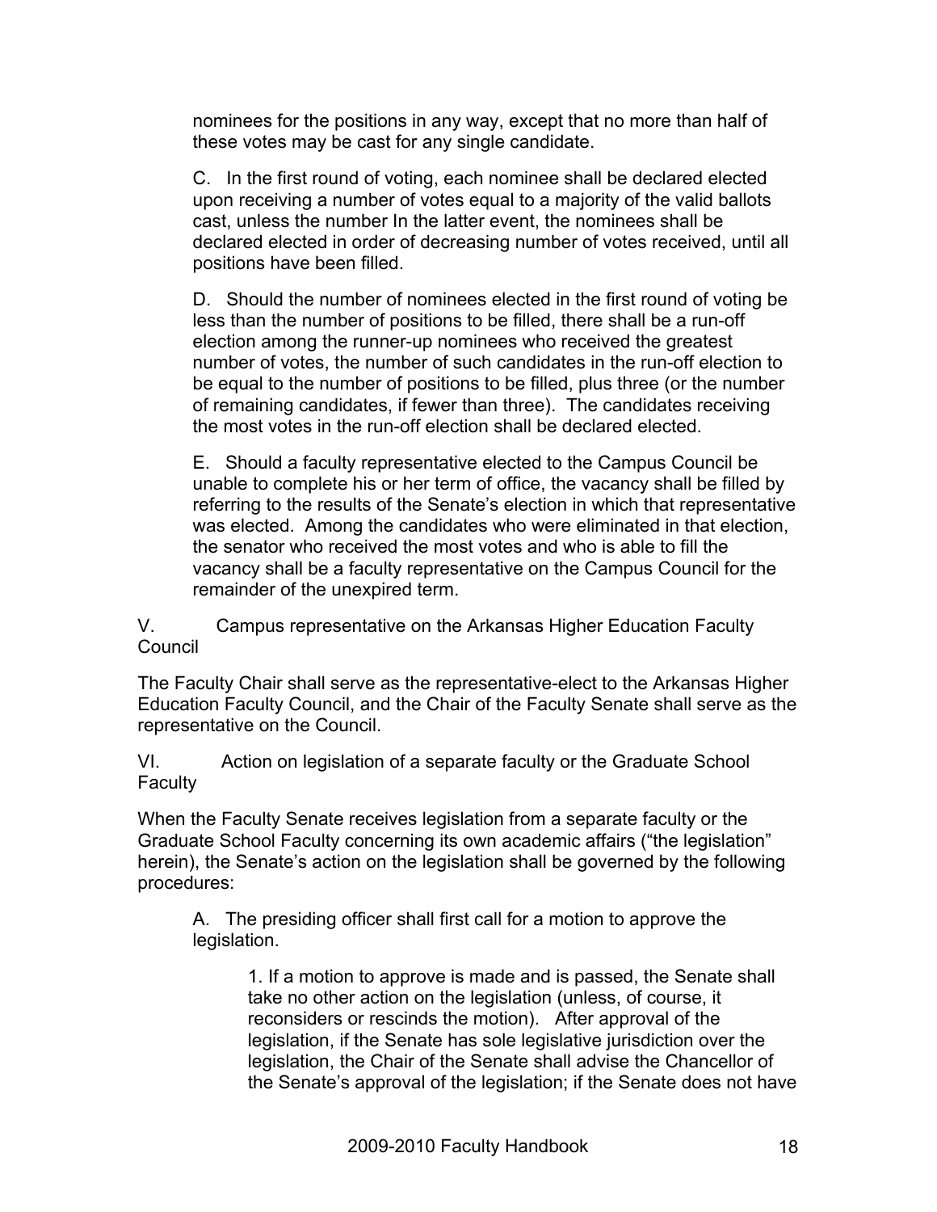nominees for the positions in any way, except that no more than half of these votes may be cast for any single candidate.

C. In the first round of voting, each nominee shall be declared elected upon receiving a number of votes equal to a majority of the valid ballots cast, unless the number In the latter event, the nominees shall be declared elected in order of decreasing number of votes received, until all positions have been filled.

D. Should the number of nominees elected in the first round of voting be less than the number of positions to be filled, there shall be a run-off election among the runner-up nominees who received the greatest number of votes, the number of such candidates in the run-off election to be equal to the number of positions to be filled, plus three (or the number of remaining candidates, if fewer than three). The candidates receiving the most votes in the run-off election shall be declared elected.

E. Should a faculty representative elected to the Campus Council be unable to complete his or her term of office, the vacancy shall be filled by referring to the results of the Senate's election in which that representative was elected. Among the candidates who were eliminated in that election, the senator who received the most votes and who is able to fill the vacancy shall be a faculty representative on the Campus Council for the remainder of the unexpired term.

V. Campus representative on the Arkansas Higher Education Faculty Council

The Faculty Chair shall serve as the representative-elect to the Arkansas Higher Education Faculty Council, and the Chair of the Faculty Senate shall serve as the representative on the Council.

VI. Action on legislation of a separate faculty or the Graduate School Faculty

When the Faculty Senate receives legislation from a separate faculty or the Graduate School Faculty concerning its own academic affairs ("the legislation" herein), the Senate's action on the legislation shall be governed by the following procedures:

A. The presiding officer shall first call for a motion to approve the legislation.

1. If a motion to approve is made and is passed, the Senate shall take no other action on the legislation (unless, of course, it reconsiders or rescinds the motion). After approval of the legislation, if the Senate has sole legislative jurisdiction over the legislation, the Chair of the Senate shall advise the Chancellor of the Senate's approval of the legislation; if the Senate does not have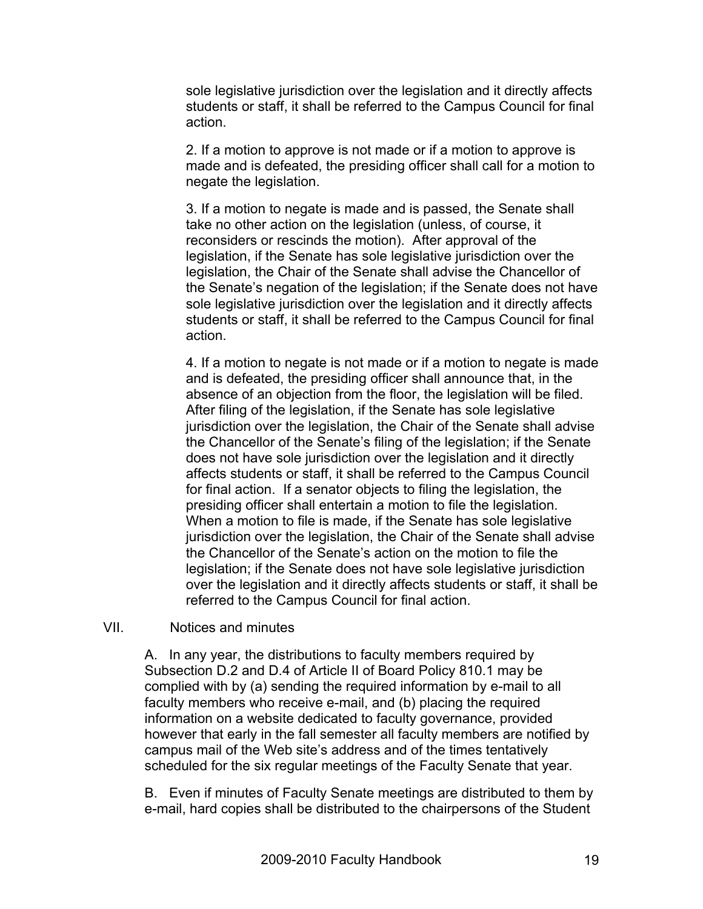sole legislative jurisdiction over the legislation and it directly affects students or staff, it shall be referred to the Campus Council for final action.

2. If a motion to approve is not made or if a motion to approve is made and is defeated, the presiding officer shall call for a motion to negate the legislation.

3. If a motion to negate is made and is passed, the Senate shall take no other action on the legislation (unless, of course, it reconsiders or rescinds the motion). After approval of the legislation, if the Senate has sole legislative jurisdiction over the legislation, the Chair of the Senate shall advise the Chancellor of the Senate's negation of the legislation; if the Senate does not have sole legislative jurisdiction over the legislation and it directly affects students or staff, it shall be referred to the Campus Council for final action.

4. If a motion to negate is not made or if a motion to negate is made and is defeated, the presiding officer shall announce that, in the absence of an objection from the floor, the legislation will be filed. After filing of the legislation, if the Senate has sole legislative jurisdiction over the legislation, the Chair of the Senate shall advise the Chancellor of the Senate's filing of the legislation; if the Senate does not have sole jurisdiction over the legislation and it directly affects students or staff, it shall be referred to the Campus Council for final action. If a senator objects to filing the legislation, the presiding officer shall entertain a motion to file the legislation. When a motion to file is made, if the Senate has sole legislative jurisdiction over the legislation, the Chair of the Senate shall advise the Chancellor of the Senate's action on the motion to file the legislation; if the Senate does not have sole legislative jurisdiction over the legislation and it directly affects students or staff, it shall be referred to the Campus Council for final action.

## VII. Notices and minutes

A. In any year, the distributions to faculty members required by Subsection D.2 and D.4 of Article II of Board Policy 810.1 may be complied with by (a) sending the required information by e-mail to all faculty members who receive e-mail, and (b) placing the required information on a website dedicated to faculty governance, provided however that early in the fall semester all faculty members are notified by campus mail of the Web site's address and of the times tentatively scheduled for the six regular meetings of the Faculty Senate that year.

B. Even if minutes of Faculty Senate meetings are distributed to them by e-mail, hard copies shall be distributed to the chairpersons of the Student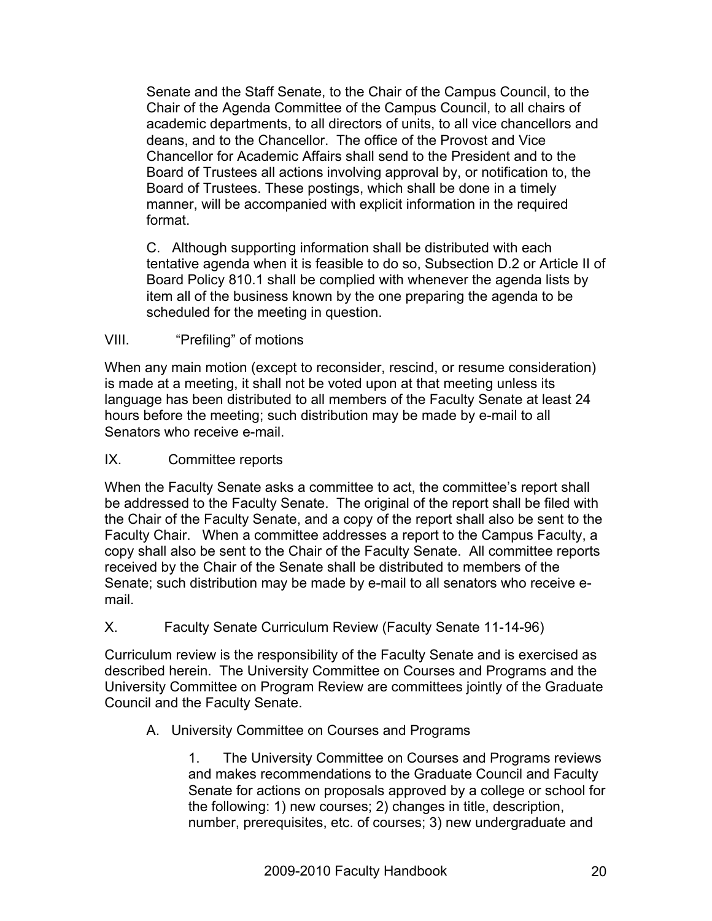Senate and the Staff Senate, to the Chair of the Campus Council, to the Chair of the Agenda Committee of the Campus Council, to all chairs of academic departments, to all directors of units, to all vice chancellors and deans, and to the Chancellor. The office of the Provost and Vice Chancellor for Academic Affairs shall send to the President and to the Board of Trustees all actions involving approval by, or notification to, the Board of Trustees. These postings, which shall be done in a timely manner, will be accompanied with explicit information in the required format.

C. Although supporting information shall be distributed with each tentative agenda when it is feasible to do so, Subsection D.2 or Article II of Board Policy 810.1 shall be complied with whenever the agenda lists by item all of the business known by the one preparing the agenda to be scheduled for the meeting in question.

## VIII. "Prefiling" of motions

When any main motion (except to reconsider, rescind, or resume consideration) is made at a meeting, it shall not be voted upon at that meeting unless its language has been distributed to all members of the Faculty Senate at least 24 hours before the meeting; such distribution may be made by e-mail to all Senators who receive e-mail.

## IX. Committee reports

When the Faculty Senate asks a committee to act, the committee's report shall be addressed to the Faculty Senate. The original of the report shall be filed with the Chair of the Faculty Senate, and a copy of the report shall also be sent to the Faculty Chair. When a committee addresses a report to the Campus Faculty, a copy shall also be sent to the Chair of the Faculty Senate. All committee reports received by the Chair of the Senate shall be distributed to members of the Senate; such distribution may be made by e-mail to all senators who receive e-mail.

## X. Faculty Senate Curriculum Review (Faculty Senate 11-14-96)

Curriculum review is the responsibility of the Faculty Senate and is exercised as described herein. The University Committee on Courses and Programs and the University Committee on Program Review are committees jointly of the Graduate Council and the Faculty Senate.

A. University Committee on Courses and Programs

1. The University Committee on Courses and Programs reviews and makes recommendations to the Graduate Council and Faculty Senate for actions on proposals approved by a college or school for the following: 1) new courses; 2) changes in title, description, number, prerequisites, etc. of courses; 3) new undergraduate and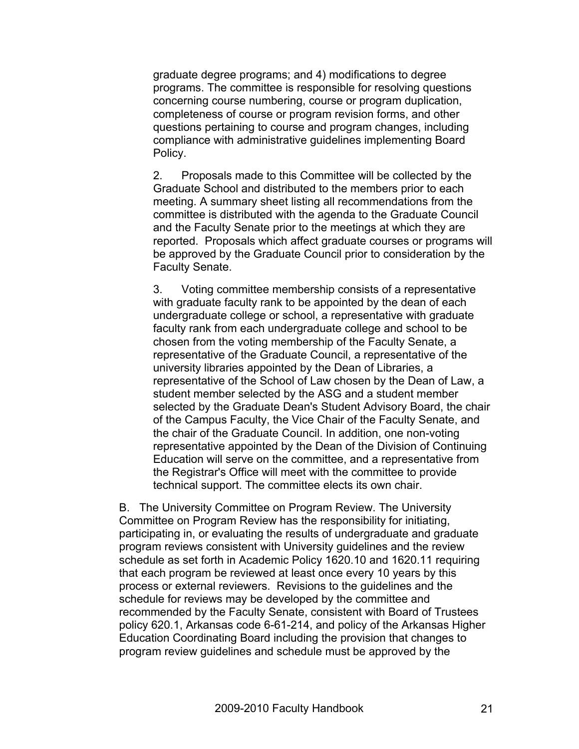graduate degree programs; and 4) modifications to degree programs. The committee is responsible for resolving questions concerning course numbering, course or program duplication, completeness of course or program revision forms, and other questions pertaining to course and program changes, including compliance with administrative guidelines implementing Board Policy.

2. Proposals made to this Committee will be collected by the Graduate School and distributed to the members prior to each meeting. A summary sheet listing all recommendations from the committee is distributed with the agenda to the Graduate Council and the Faculty Senate prior to the meetings at which they are reported. Proposals which affect graduate courses or programs will be approved by the Graduate Council prior to consideration by the Faculty Senate.

3. Voting committee membership consists of a representative with graduate faculty rank to be appointed by the dean of each undergraduate college or school, a representative with graduate faculty rank from each undergraduate college and school to be chosen from the voting membership of the Faculty Senate, a representative of the Graduate Council, a representative of the university libraries appointed by the Dean of Libraries, a representative of the School of Law chosen by the Dean of Law, a student member selected by the ASG and a student member selected by the Graduate Dean's Student Advisory Board, the chair of the Campus Faculty, the Vice Chair of the Faculty Senate, and the chair of the Graduate Council. In addition, one non-voting representative appointed by the Dean of the Division of Continuing Education will serve on the committee, and a representative from the Registrar's Office will meet with the committee to provide technical support. The committee elects its own chair.

B. The University Committee on Program Review. The University Committee on Program Review has the responsibility for initiating, participating in, or evaluating the results of undergraduate and graduate program reviews consistent with University guidelines and the review schedule as set forth in Academic Policy 1620.10 and 1620.11 requiring that each program be reviewed at least once every 10 years by this process or external reviewers. Revisions to the guidelines and the schedule for reviews may be developed by the committee and recommended by the Faculty Senate, consistent with Board of Trustees policy 620.1, Arkansas code 6-61-214, and policy of the Arkansas Higher Education Coordinating Board including the provision that changes to program review guidelines and schedule must be approved by the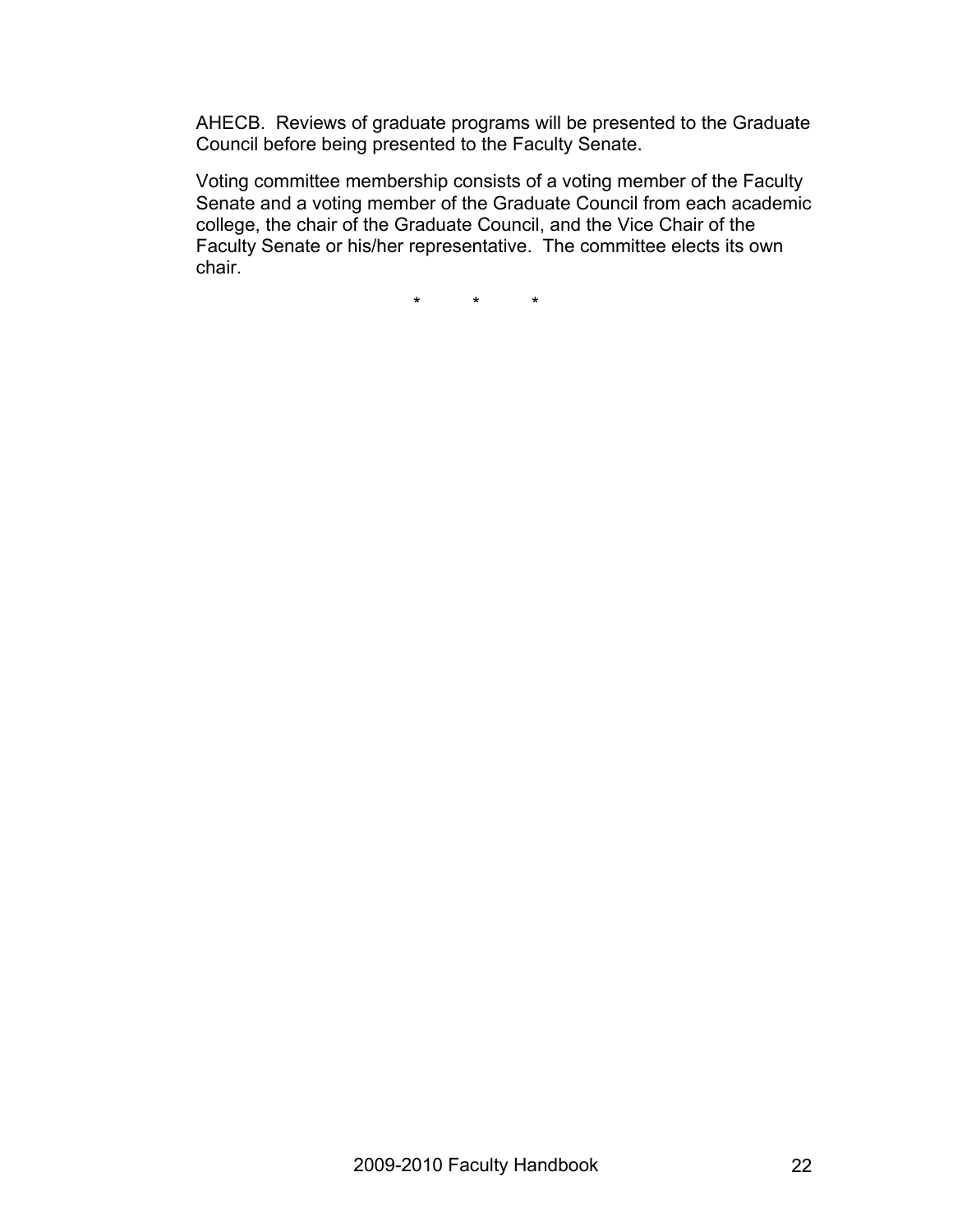AHECB. Reviews of graduate programs will be presented to the Graduate Council before being presented to the Faculty Senate.

Voting committee membership consists of a voting member of the Faculty Senate and a voting member of the Graduate Council from each academic college, the chair of the Graduate Council, and the Vice Chair of the Faculty Senate or his/her representative. The committee elects its own chair.

\* \* \*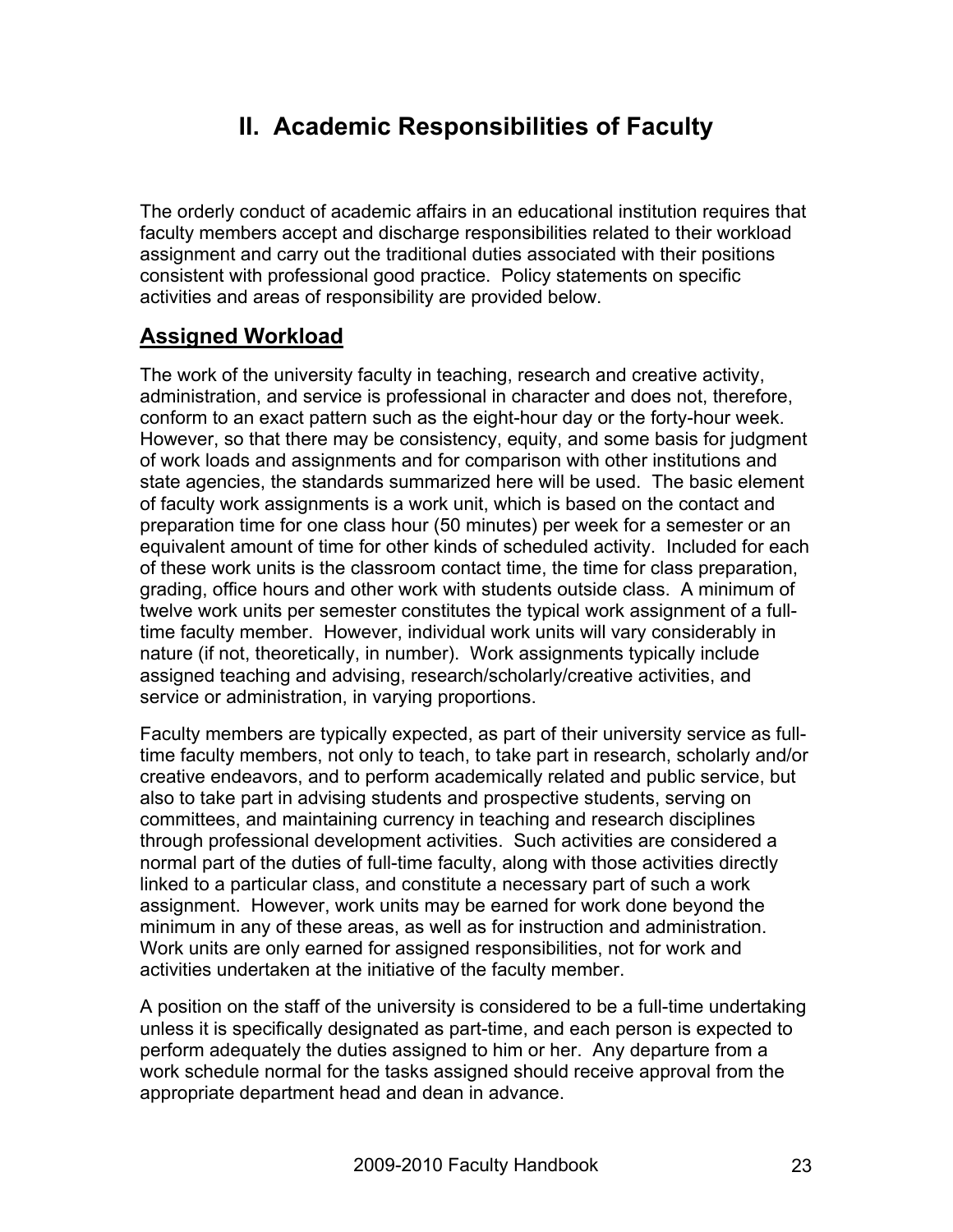# II. Academic Responsibilities of Faculty

The orderly conduct of academic affairs in an educational institution requires that faculty members accept and discharge responsibilities related to their workload assignment and carry out the traditional duties associated with their positions consistent with professional good practice. Policy statements on specific activities and areas of responsibility are provided below.

## Assigned Workload

The work of the university faculty in teaching, research and creative activity, administration, and service is professional in character and does not, therefore, conform to an exact pattern such as the eight-hour day or the forty-hour week. However, so that there may be consistency, equity, and some basis for judgment of work loads and assignments and for comparison with other institutions and state agencies, the standards summarized here will be used. The basic element of faculty work assignments is a work unit, which is based on the contact and preparation time for one class hour (50 minutes) per week for a semester or an equivalent amount of time for other kinds of scheduled activity. Included for each of these work units is the classroom contact time, the time for class preparation, grading, office hours and other work with students outside class. A minimum of twelve work units per semester constitutes the typical work assignment of a full-time faculty member. However, individual work units will vary considerably in nature (if not, theoretically, in number). Work assignments typically include assigned teaching and advising, research/scholarly/creative activities, and service or administration, in varying proportions.

Faculty members are typically expected, as part of their university service as full-time faculty members, not only to teach, to take part in research, scholarly and/or creative endeavors, and to perform academically related and public service, but also to take part in advising students and prospective students, serving on committees, and maintaining currency in teaching and research disciplines through professional development activities. Such activities are considered a normal part of the duties of full-time faculty, along with those activities directly linked to a particular class, and constitute a necessary part of such a work assignment. However, work units may be earned for work done beyond the minimum in any of these areas, as well as for instruction and administration. Work units are only earned for assigned responsibilities, not for work and activities undertaken at the initiative of the faculty member.

A position on the staff of the university is considered to be a full-time undertaking unless it is specifically designated as part-time, and each person is expected to perform adequately the duties assigned to him or her. Any departure from a work schedule normal for the tasks assigned should receive approval from the appropriate department head and dean in advance.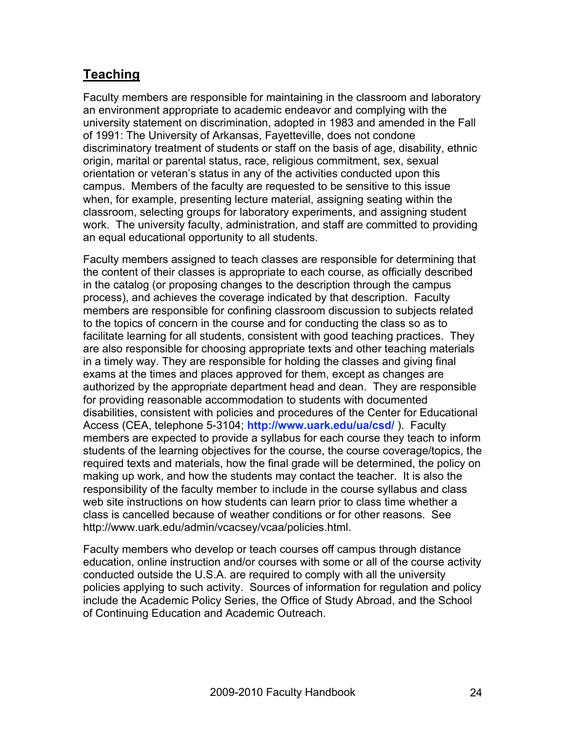## Teaching

Faculty members are responsible for maintaining in the classroom and laboratory an environment appropriate to academic endeavor and complying with the university statement on discrimination, adopted in 1983 and amended in the Fall of 1991: The University of Arkansas, Fayetteville, does not condone discriminatory treatment of students or staff on the basis of age, disability, ethnic origin, marital or parental status, race, religious commitment, sex, sexual orientation or veteran's status in any of the activities conducted upon this campus. Members of the faculty are requested to be sensitive to this issue when, for example, presenting lecture material, assigning seating within the classroom, selecting groups for laboratory experiments, and assigning student work. The university faculty, administration, and staff are committed to providing an equal educational opportunity to all students.

Faculty members assigned to teach classes are responsible for determining that the content of their classes is appropriate to each course, as officially described in the catalog (or proposing changes to the description through the campus process), and achieves the coverage indicated by that description. Faculty members are responsible for confining classroom discussion to subjects related to the topics of concern in the course and for conducting the class so as to facilitate learning for all students, consistent with good teaching practices. They are also responsible for choosing appropriate texts and other teaching materials in a timely way. They are responsible for holding the classes and giving final exams at the times and places approved for them, except as changes are authorized by the appropriate department head and dean. They are responsible for providing reasonable accommodation to students with documented disabilities, consistent with policies and procedures of the Center for Educational Access (CEA, telephone 5-3104; **http://www.uark.edu/ua/csd/** ). Faculty members are expected to provide a syllabus for each course they teach to inform students of the learning objectives for the course, the course coverage/topics, the required texts and materials, how the final grade will be determined, the policy on making up work, and how the students may contact the teacher. It is also the responsibility of the faculty member to include in the course syllabus and class web site instructions on how students can learn prior to class time whether a class is cancelled because of weather conditions or for other reasons. See http://www.uark.edu/admin/vcacsey/vcaa/policies.html.

Faculty members who develop or teach courses off campus through distance education, online instruction and/or courses with some or all of the course activity conducted outside the U.S.A. are required to comply with all the university policies applying to such activity. Sources of information for regulation and policy include the Academic Policy Series, the Office of Study Abroad, and the School of Continuing Education and Academic Outreach.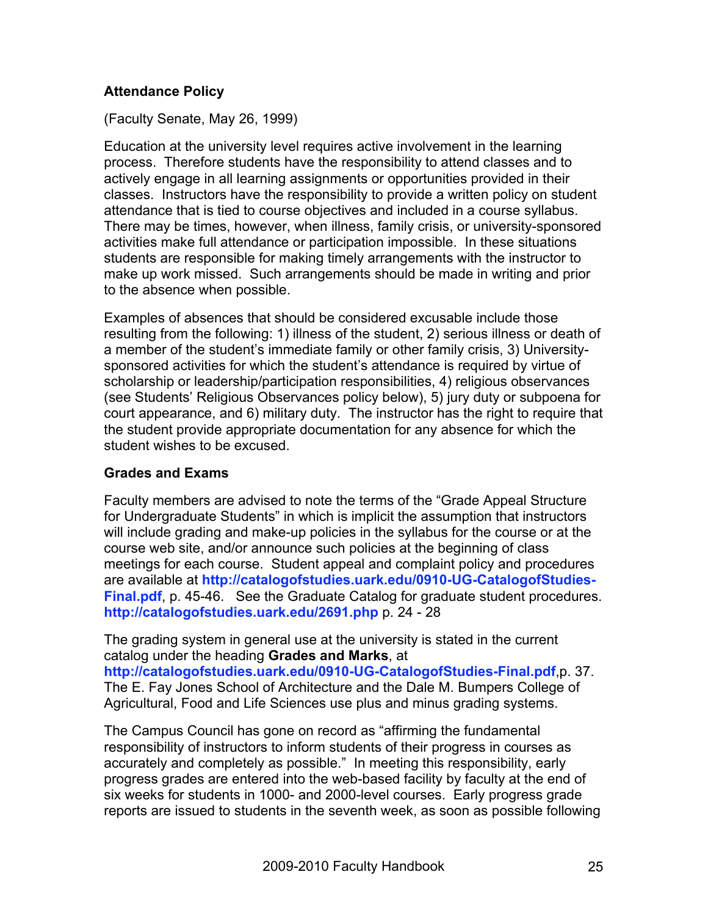**Attendance Policy**

(Faculty Senate, May 26, 1999)

Education at the university level requires active involvement in the learning process. Therefore students have the responsibility to attend classes and to actively engage in all learning assignments or opportunities provided in their classes. Instructors have the responsibility to provide a written policy on student attendance that is tied to course objectives and included in a course syllabus. There may be times, however, when illness, family crisis, or university-sponsored activities make full attendance or participation impossible. In these situations students are responsible for making timely arrangements with the instructor to make up work missed. Such arrangements should be made in writing and prior to the absence when possible.

Examples of absences that should be considered excusable include those resulting from the following: 1) illness of the student, 2) serious illness or death of a member of the student's immediate family or other family crisis, 3) University-sponsored activities for which the student's attendance is required by virtue of scholarship or leadership/participation responsibilities, 4) religious observances (see Students' Religious Observances policy below), 5) jury duty or subpoena for court appearance, and 6) military duty. The instructor has the right to require that the student provide appropriate documentation for any absence for which the student wishes to be excused.

**Grades and Exams**

Faculty members are advised to note the terms of the "Grade Appeal Structure for Undergraduate Students" in which is implicit the assumption that instructors will include grading and make-up policies in the syllabus for the course or at the course web site, and/or announce such policies at the beginning of class meetings for each course. Student appeal and complaint policy and procedures are available at **http://catalogofstudies.uark.edu/0910-UG-CatalogofStudies-Final.pdf**, p. 45-46. See the Graduate Catalog for graduate student procedures. **http://catalogofstudies.uark.edu/2691.php** p. 24 - 28

The grading system in general use at the university is stated in the current catalog under the heading **Grades and Marks**, at **http://catalogofstudies.uark.edu/0910-UG-CatalogofStudies-Final.pdf**,p. 37. The E. Fay Jones School of Architecture and the Dale M. Bumpers College of Agricultural, Food and Life Sciences use plus and minus grading systems.

The Campus Council has gone on record as "affirming the fundamental responsibility of instructors to inform students of their progress in courses as accurately and completely as possible." In meeting this responsibility, early progress grades are entered into the web-based facility by faculty at the end of six weeks for students in 1000- and 2000-level courses. Early progress grade reports are issued to students in the seventh week, as soon as possible following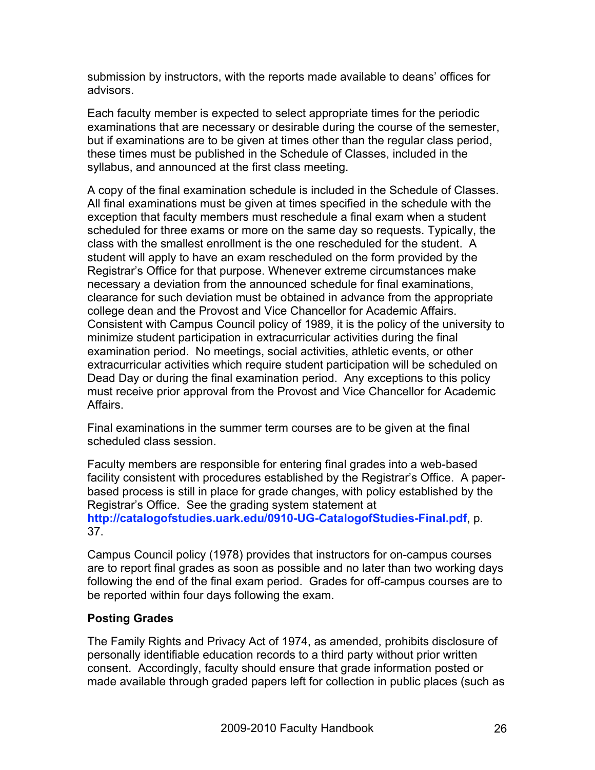submission by instructors, with the reports made available to deans' offices for advisors.

Each faculty member is expected to select appropriate times for the periodic examinations that are necessary or desirable during the course of the semester, but if examinations are to be given at times other than the regular class period, these times must be published in the Schedule of Classes, included in the syllabus, and announced at the first class meeting.

A copy of the final examination schedule is included in the Schedule of Classes. All final examinations must be given at times specified in the schedule with the exception that faculty members must reschedule a final exam when a student scheduled for three exams or more on the same day so requests. Typically, the class with the smallest enrollment is the one rescheduled for the student. A student will apply to have an exam rescheduled on the form provided by the Registrar's Office for that purpose. Whenever extreme circumstances make necessary a deviation from the announced schedule for final examinations, clearance for such deviation must be obtained in advance from the appropriate college dean and the Provost and Vice Chancellor for Academic Affairs. Consistent with Campus Council policy of 1989, it is the policy of the university to minimize student participation in extracurricular activities during the final examination period. No meetings, social activities, athletic events, or other extracurricular activities which require student participation will be scheduled on Dead Day or during the final examination period. Any exceptions to this policy must receive prior approval from the Provost and Vice Chancellor for Academic Affairs.

Final examinations in the summer term courses are to be given at the final scheduled class session.

Faculty members are responsible for entering final grades into a web-based facility consistent with procedures established by the Registrar's Office. A paper-based process is still in place for grade changes, with policy established by the Registrar's Office. See the grading system statement at **http://catalogofstudies.uark.edu/0910-UG-CatalogofStudies-Final.pdf**, p. 37.

Campus Council policy (1978) provides that instructors for on-campus courses are to report final grades as soon as possible and no later than two working days following the end of the final exam period. Grades for off-campus courses are to be reported within four days following the exam.

**Posting Grades**

The Family Rights and Privacy Act of 1974, as amended, prohibits disclosure of personally identifiable education records to a third party without prior written consent. Accordingly, faculty should ensure that grade information posted or made available through graded papers left for collection in public places (such as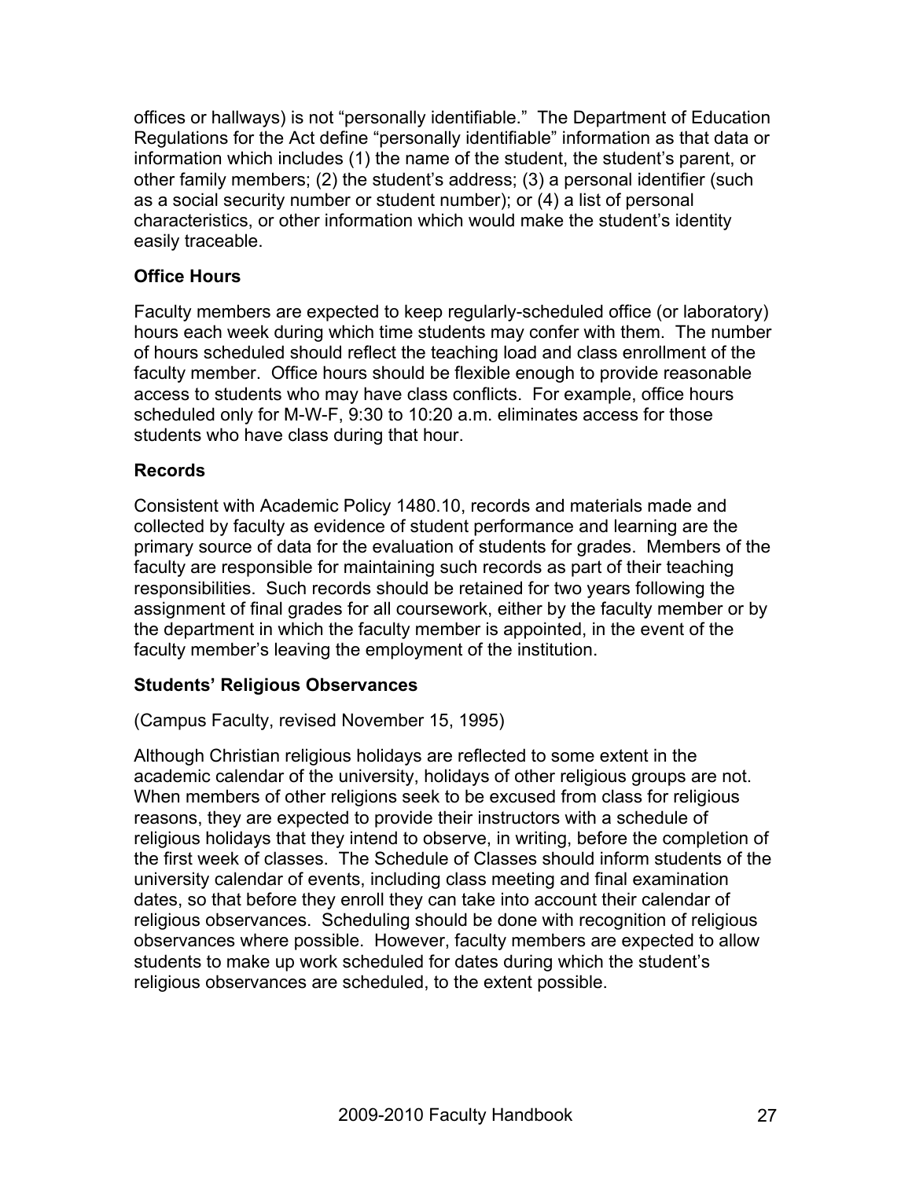offices or hallways) is not "personally identifiable." The Department of Education Regulations for the Act define "personally identifiable" information as that data or information which includes (1) the name of the student, the student's parent, or other family members; (2) the student's address; (3) a personal identifier (such as a social security number or student number); or (4) a list of personal characteristics, or other information which would make the student's identity easily traceable.

### Office Hours

Faculty members are expected to keep regularly-scheduled office (or laboratory) hours each week during which time students may confer with them. The number of hours scheduled should reflect the teaching load and class enrollment of the faculty member. Office hours should be flexible enough to provide reasonable access to students who may have class conflicts. For example, office hours scheduled only for M-W-F, 9:30 to 10:20 a.m. eliminates access for those students who have class during that hour.

### Records

Consistent with Academic Policy 1480.10, records and materials made and collected by faculty as evidence of student performance and learning are the primary source of data for the evaluation of students for grades. Members of the faculty are responsible for maintaining such records as part of their teaching responsibilities. Such records should be retained for two years following the assignment of final grades for all coursework, either by the faculty member or by the department in which the faculty member is appointed, in the event of the faculty member's leaving the employment of the institution.

### Students' Religious Observances

(Campus Faculty, revised November 15, 1995)

Although Christian religious holidays are reflected to some extent in the academic calendar of the university, holidays of other religious groups are not. When members of other religions seek to be excused from class for religious reasons, they are expected to provide their instructors with a schedule of religious holidays that they intend to observe, in writing, before the completion of the first week of classes. The Schedule of Classes should inform students of the university calendar of events, including class meeting and final examination dates, so that before they enroll they can take into account their calendar of religious observances. Scheduling should be done with recognition of religious observances where possible. However, faculty members are expected to allow students to make up work scheduled for dates during which the student's religious observances are scheduled, to the extent possible.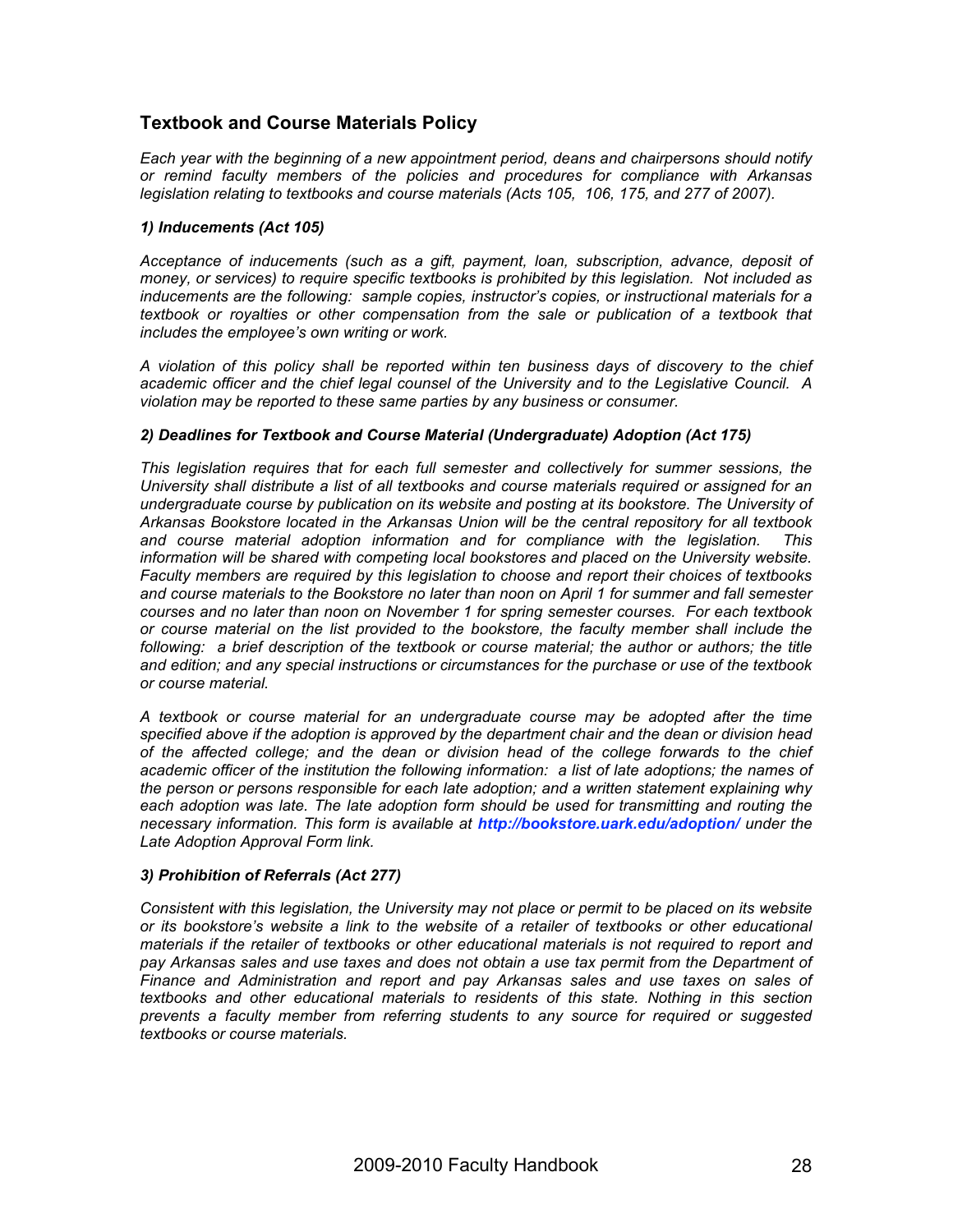## Textbook and Course Materials Policy

*Each year with the beginning of a new appointment period, deans and chairpersons should notify or remind faculty members of the policies and procedures for compliance with Arkansas legislation relating to textbooks and course materials (Acts 105, 106, 175, and 277 of 2007).*

### *1) Inducements (Act 105)*

*Acceptance of inducements (such as a gift, payment, loan, subscription, advance, deposit of money, or services) to require specific textbooks is prohibited by this legislation. Not included as inducements are the following: sample copies, instructor's copies, or instructional materials for a textbook or royalties or other compensation from the sale or publication of a textbook that includes the employee's own writing or work.*

*A violation of this policy shall be reported within ten business days of discovery to the chief academic officer and the chief legal counsel of the University and to the Legislative Council. A violation may be reported to these same parties by any business or consumer.*

### *2) Deadlines for Textbook and Course Material (Undergraduate) Adoption (Act 175)*

*This legislation requires that for each full semester and collectively for summer sessions, the University shall distribute a list of all textbooks and course materials required or assigned for an undergraduate course by publication on its website and posting at its bookstore. The University of Arkansas Bookstore located in the Arkansas Union will be the central repository for all textbook and course material adoption information and for compliance with the legislation. This information will be shared with competing local bookstores and placed on the University website. Faculty members are required by this legislation to choose and report their choices of textbooks and course materials to the Bookstore no later than noon on April 1 for summer and fall semester courses and no later than noon on November 1 for spring semester courses. For each textbook or course material on the list provided to the bookstore, the faculty member shall include the following: a brief description of the textbook or course material; the author or authors; the title and edition; and any special instructions or circumstances for the purchase or use of the textbook or course material.*

*A textbook or course material for an undergraduate course may be adopted after the time specified above if the adoption is approved by the department chair and the dean or division head of the affected college; and the dean or division head of the college forwards to the chief academic officer of the institution the following information: a list of late adoptions; the names of the person or persons responsible for each late adoption; and a written statement explaining why each adoption was late. The late adoption form should be used for transmitting and routing the necessary information. This form is available at* ***http://bookstore.uark.edu/adoption/*** *under the Late Adoption Approval Form link.*

### *3) Prohibition of Referrals (Act 277)*

*Consistent with this legislation, the University may not place or permit to be placed on its website or its bookstore's website a link to the website of a retailer of textbooks or other educational materials if the retailer of textbooks or other educational materials is not required to report and pay Arkansas sales and use taxes and does not obtain a use tax permit from the Department of Finance and Administration and report and pay Arkansas sales and use taxes on sales of textbooks and other educational materials to residents of this state. Nothing in this section prevents a faculty member from referring students to any source for required or suggested textbooks or course materials.*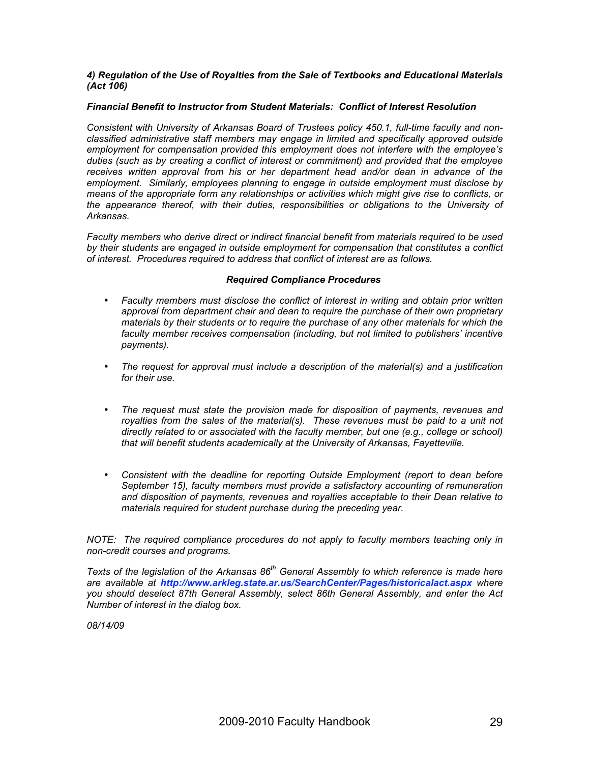#### *4) Regulation of the Use of Royalties from the Sale of Textbooks and Educational Materials (Act 106)*

***Financial Benefit to Instructor from Student Materials: Conflict of Interest Resolution***

*Consistent with University of Arkansas Board of Trustees policy 450.1, full-time faculty and non-classified administrative staff members may engage in limited and specifically approved outside employment for compensation provided this employment does not interfere with the employee's duties (such as by creating a conflict of interest or commitment) and provided that the employee receives written approval from his or her department head and/or dean in advance of the employment. Similarly, employees planning to engage in outside employment must disclose by means of the appropriate form any relationships or activities which might give rise to conflicts, or the appearance thereof, with their duties, responsibilities or obligations to the University of Arkansas.*

*Faculty members who derive direct or indirect financial benefit from materials required to be used by their students are engaged in outside employment for compensation that constitutes a conflict of interest. Procedures required to address that conflict of interest are as follows.*

***Required Compliance Procedures***

- *Faculty members must disclose the conflict of interest in writing and obtain prior written approval from department chair and dean to require the purchase of their own proprietary materials by their students or to require the purchase of any other materials for which the faculty member receives compensation (including, but not limited to publishers' incentive payments).*

- *The request for approval must include a description of the material(s) and a justification for their use.*

- *The request must state the provision made for disposition of payments, revenues and royalties from the sales of the material(s). These revenues must be paid to a unit not directly related to or associated with the faculty member, but one (e.g., college or school) that will benefit students academically at the University of Arkansas, Fayetteville.*

- *Consistent with the deadline for reporting Outside Employment (report to dean before September 15), faculty members must provide a satisfactory accounting of remuneration and disposition of payments, revenues and royalties acceptable to their Dean relative to materials required for student purchase during the preceding year.*

*NOTE: The required compliance procedures do not apply to faculty members teaching only in non-credit courses and programs.*

*Texts of the legislation of the Arkansas 86th General Assembly to which reference is made here are available at **http://www.arkleg.state.ar.us/SearchCenter/Pages/historicalact.aspx** where you should deselect 87th General Assembly, select 86th General Assembly, and enter the Act Number of interest in the dialog box.*

*08/14/09*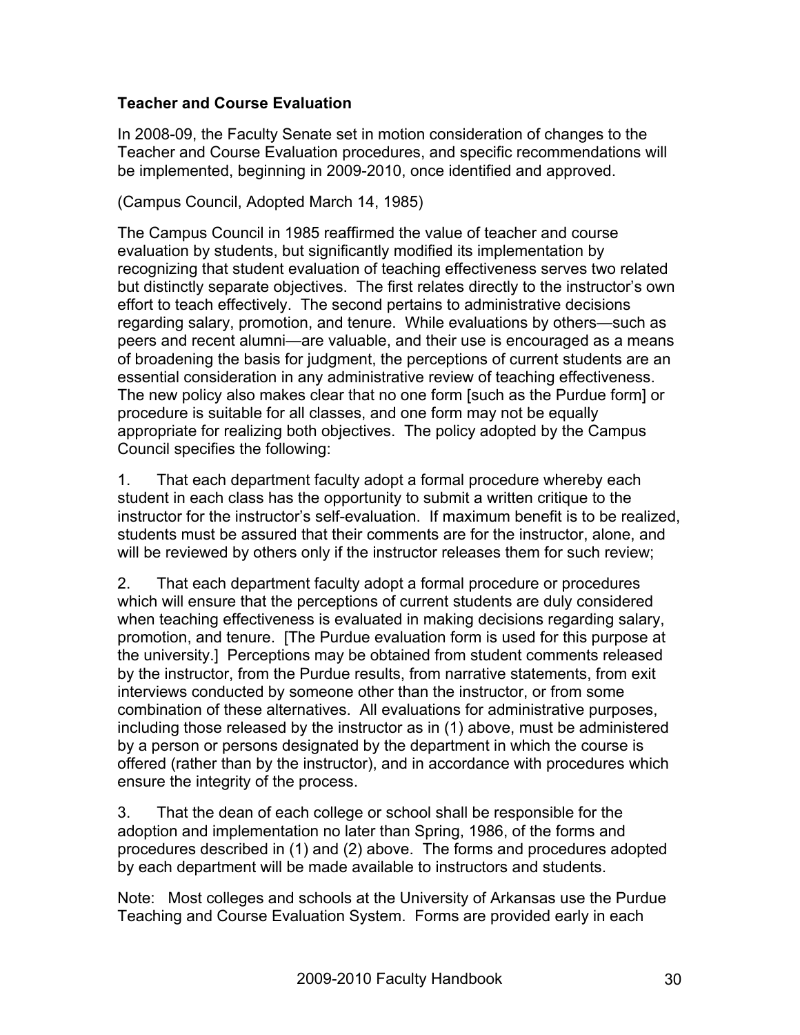**Teacher and Course Evaluation**

In 2008-09, the Faculty Senate set in motion consideration of changes to the Teacher and Course Evaluation procedures, and specific recommendations will be implemented, beginning in 2009-2010, once identified and approved.

(Campus Council, Adopted March 14, 1985)

The Campus Council in 1985 reaffirmed the value of teacher and course evaluation by students, but significantly modified its implementation by recognizing that student evaluation of teaching effectiveness serves two related but distinctly separate objectives. The first relates directly to the instructor's own effort to teach effectively. The second pertains to administrative decisions regarding salary, promotion, and tenure. While evaluations by others—such as peers and recent alumni—are valuable, and their use is encouraged as a means of broadening the basis for judgment, the perceptions of current students are an essential consideration in any administrative review of teaching effectiveness. The new policy also makes clear that no one form [such as the Purdue form] or procedure is suitable for all classes, and one form may not be equally appropriate for realizing both objectives. The policy adopted by the Campus Council specifies the following:

1. That each department faculty adopt a formal procedure whereby each student in each class has the opportunity to submit a written critique to the instructor for the instructor's self-evaluation. If maximum benefit is to be realized, students must be assured that their comments are for the instructor, alone, and will be reviewed by others only if the instructor releases them for such review;

2. That each department faculty adopt a formal procedure or procedures which will ensure that the perceptions of current students are duly considered when teaching effectiveness is evaluated in making decisions regarding salary, promotion, and tenure. [The Purdue evaluation form is used for this purpose at the university.] Perceptions may be obtained from student comments released by the instructor, from the Purdue results, from narrative statements, from exit interviews conducted by someone other than the instructor, or from some combination of these alternatives. All evaluations for administrative purposes, including those released by the instructor as in (1) above, must be administered by a person or persons designated by the department in which the course is offered (rather than by the instructor), and in accordance with procedures which ensure the integrity of the process.

3. That the dean of each college or school shall be responsible for the adoption and implementation no later than Spring, 1986, of the forms and procedures described in (1) and (2) above. The forms and procedures adopted by each department will be made available to instructors and students.

Note: Most colleges and schools at the University of Arkansas use the Purdue Teaching and Course Evaluation System. Forms are provided early in each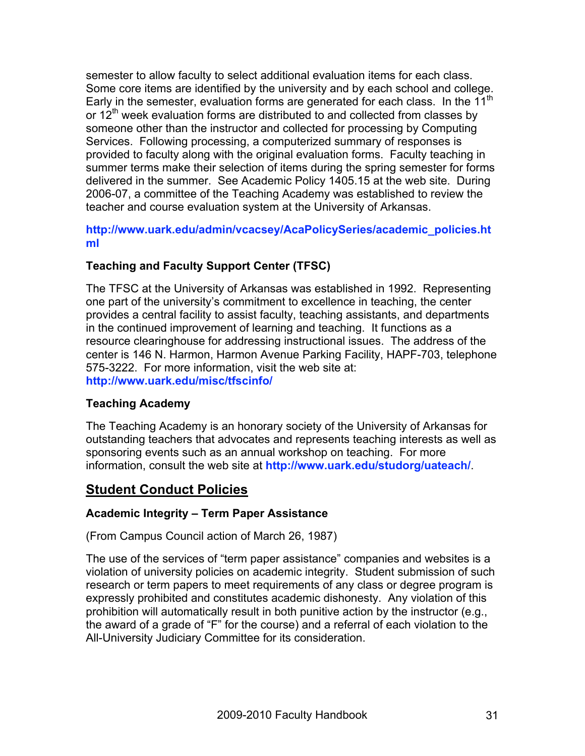semester to allow faculty to select additional evaluation items for each class. Some core items are identified by the university and by each school and college. Early in the semester, evaluation forms are generated for each class. In the 11th or 12th week evaluation forms are distributed to and collected from classes by someone other than the instructor and collected for processing by Computing Services. Following processing, a computerized summary of responses is provided to faculty along with the original evaluation forms. Faculty teaching in summer terms make their selection of items during the spring semester for forms delivered in the summer. See Academic Policy 1405.15 at the web site. During 2006-07, a committee of the Teaching Academy was established to review the teacher and course evaluation system at the University of Arkansas.

**http://www.uark.edu/admin/vcacsey/AcaPolicySeries/academic_policies.html**

### Teaching and Faculty Support Center (TFSC)

The TFSC at the University of Arkansas was established in 1992. Representing one part of the university's commitment to excellence in teaching, the center provides a central facility to assist faculty, teaching assistants, and departments in the continued improvement of learning and teaching. It functions as a resource clearinghouse for addressing instructional issues. The address of the center is 146 N. Harmon, Harmon Avenue Parking Facility, HAPF-703, telephone 575-3222. For more information, visit the web site at: **http://www.uark.edu/misc/tfscinfo/**

### Teaching Academy

The Teaching Academy is an honorary society of the University of Arkansas for outstanding teachers that advocates and represents teaching interests as well as sponsoring events such as an annual workshop on teaching. For more information, consult the web site at **http://www.uark.edu/studorg/uateach/**.

## Student Conduct Policies

### Academic Integrity – Term Paper Assistance

(From Campus Council action of March 26, 1987)

The use of the services of "term paper assistance" companies and websites is a violation of university policies on academic integrity. Student submission of such research or term papers to meet requirements of any class or degree program is expressly prohibited and constitutes academic dishonesty. Any violation of this prohibition will automatically result in both punitive action by the instructor (e.g., the award of a grade of "F" for the course) and a referral of each violation to the All-University Judiciary Committee for its consideration.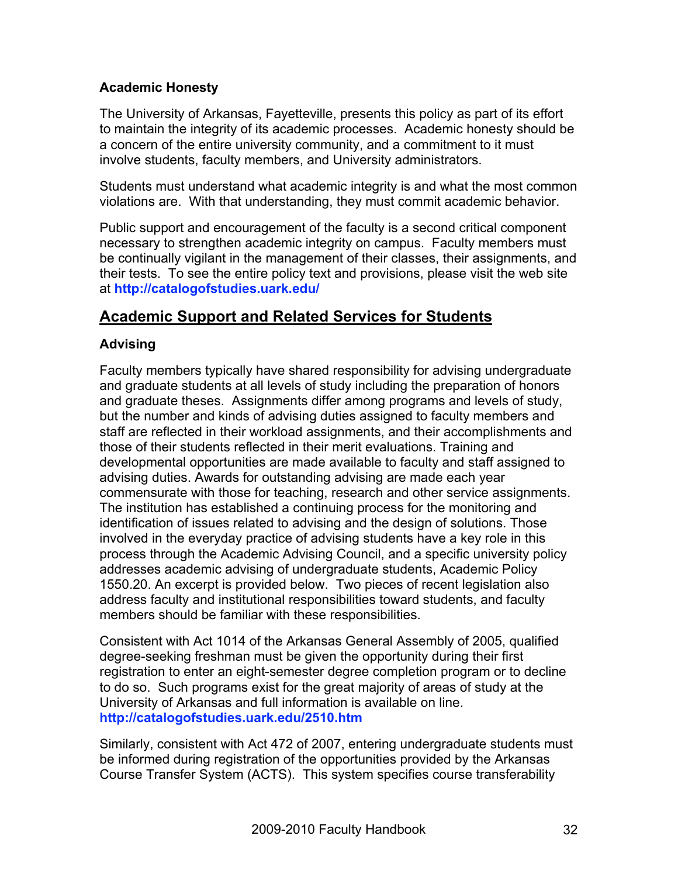### Academic Honesty

The University of Arkansas, Fayetteville, presents this policy as part of its effort to maintain the integrity of its academic processes. Academic honesty should be a concern of the entire university community, and a commitment to it must involve students, faculty members, and University administrators.

Students must understand what academic integrity is and what the most common violations are. With that understanding, they must commit academic behavior.

Public support and encouragement of the faculty is a second critical component necessary to strengthen academic integrity on campus. Faculty members must be continually vigilant in the management of their classes, their assignments, and their tests. To see the entire policy text and provisions, please visit the web site at **http://catalogofstudies.uark.edu/**

## Academic Support and Related Services for Students

### Advising

Faculty members typically have shared responsibility for advising undergraduate and graduate students at all levels of study including the preparation of honors and graduate theses. Assignments differ among programs and levels of study, but the number and kinds of advising duties assigned to faculty members and staff are reflected in their workload assignments, and their accomplishments and those of their students reflected in their merit evaluations. Training and developmental opportunities are made available to faculty and staff assigned to advising duties. Awards for outstanding advising are made each year commensurate with those for teaching, research and other service assignments. The institution has established a continuing process for the monitoring and identification of issues related to advising and the design of solutions. Those involved in the everyday practice of advising students have a key role in this process through the Academic Advising Council, and a specific university policy addresses academic advising of undergraduate students, Academic Policy 1550.20. An excerpt is provided below. Two pieces of recent legislation also address faculty and institutional responsibilities toward students, and faculty members should be familiar with these responsibilities.

Consistent with Act 1014 of the Arkansas General Assembly of 2005, qualified degree-seeking freshman must be given the opportunity during their first registration to enter an eight-semester degree completion program or to decline to do so. Such programs exist for the great majority of areas of study at the University of Arkansas and full information is available on line. **http://catalogofstudies.uark.edu/2510.htm**

Similarly, consistent with Act 472 of 2007, entering undergraduate students must be informed during registration of the opportunities provided by the Arkansas Course Transfer System (ACTS). This system specifies course transferability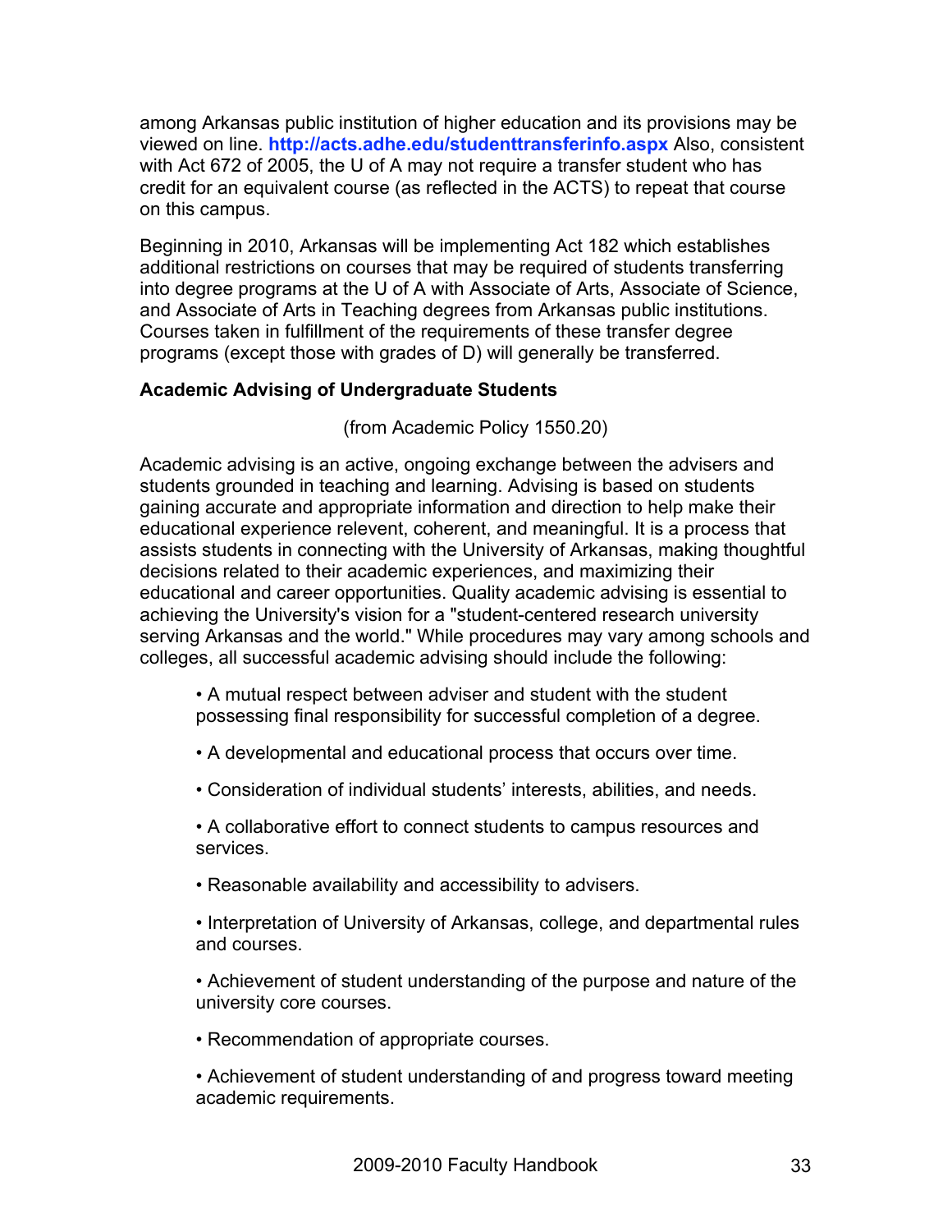among Arkansas public institution of higher education and its provisions may be viewed on line. **http://acts.adhe.edu/studenttransferinfo.aspx** Also, consistent with Act 672 of 2005, the U of A may not require a transfer student who has credit for an equivalent course (as reflected in the ACTS) to repeat that course on this campus.

Beginning in 2010, Arkansas will be implementing Act 182 which establishes additional restrictions on courses that may be required of students transferring into degree programs at the U of A with Associate of Arts, Associate of Science, and Associate of Arts in Teaching degrees from Arkansas public institutions. Courses taken in fulfillment of the requirements of these transfer degree programs (except those with grades of D) will generally be transferred.

**Academic Advising of Undergraduate Students**

(from Academic Policy 1550.20)

Academic advising is an active, ongoing exchange between the advisers and students grounded in teaching and learning. Advising is based on students gaining accurate and appropriate information and direction to help make their educational experience relevent, coherent, and meaningful. It is a process that assists students in connecting with the University of Arkansas, making thoughtful decisions related to their academic experiences, and maximizing their educational and career opportunities. Quality academic advising is essential to achieving the University's vision for a "student-centered research university serving Arkansas and the world." While procedures may vary among schools and colleges, all successful academic advising should include the following:

- A mutual respect between adviser and student with the student possessing final responsibility for successful completion of a degree.
- A developmental and educational process that occurs over time.
- Consideration of individual students' interests, abilities, and needs.
- A collaborative effort to connect students to campus resources and services.
- Reasonable availability and accessibility to advisers.
- Interpretation of University of Arkansas, college, and departmental rules and courses.
- Achievement of student understanding of the purpose and nature of the university core courses.
- Recommendation of appropriate courses.
- Achievement of student understanding of and progress toward meeting academic requirements.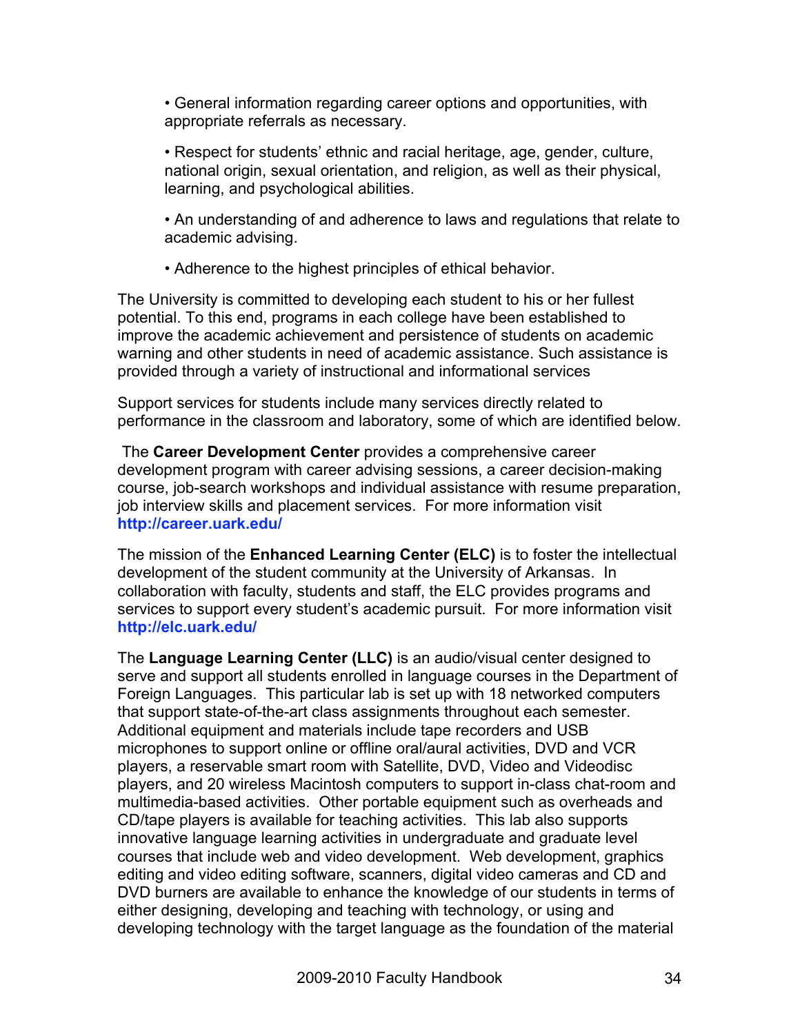- General information regarding career options and opportunities, with appropriate referrals as necessary.
- Respect for students' ethnic and racial heritage, age, gender, culture, national origin, sexual orientation, and religion, as well as their physical, learning, and psychological abilities.
- An understanding of and adherence to laws and regulations that relate to academic advising.
- Adherence to the highest principles of ethical behavior.

The University is committed to developing each student to his or her fullest potential. To this end, programs in each college have been established to improve the academic achievement and persistence of students on academic warning and other students in need of academic assistance. Such assistance is provided through a variety of instructional and informational services

Support services for students include many services directly related to performance in the classroom and laboratory, some of which are identified below.

The **Career Development Center** provides a comprehensive career development program with career advising sessions, a career decision-making course, job-search workshops and individual assistance with resume preparation, job interview skills and placement services. For more information visit **http://career.uark.edu/**

The mission of the **Enhanced Learning Center (ELC)** is to foster the intellectual development of the student community at the University of Arkansas. In collaboration with faculty, students and staff, the ELC provides programs and services to support every student's academic pursuit. For more information visit **http://elc.uark.edu/**

The **Language Learning Center (LLC)** is an audio/visual center designed to serve and support all students enrolled in language courses in the Department of Foreign Languages. This particular lab is set up with 18 networked computers that support state-of-the-art class assignments throughout each semester. Additional equipment and materials include tape recorders and USB microphones to support online or offline oral/aural activities, DVD and VCR players, a reservable smart room with Satellite, DVD, Video and Videodisc players, and 20 wireless Macintosh computers to support in-class chat-room and multimedia-based activities. Other portable equipment such as overheads and CD/tape players is available for teaching activities. This lab also supports innovative language learning activities in undergraduate and graduate level courses that include web and video development. Web development, graphics editing and video editing software, scanners, digital video cameras and CD and DVD burners are available to enhance the knowledge of our students in terms of either designing, developing and teaching with technology, or using and developing technology with the target language as the foundation of the material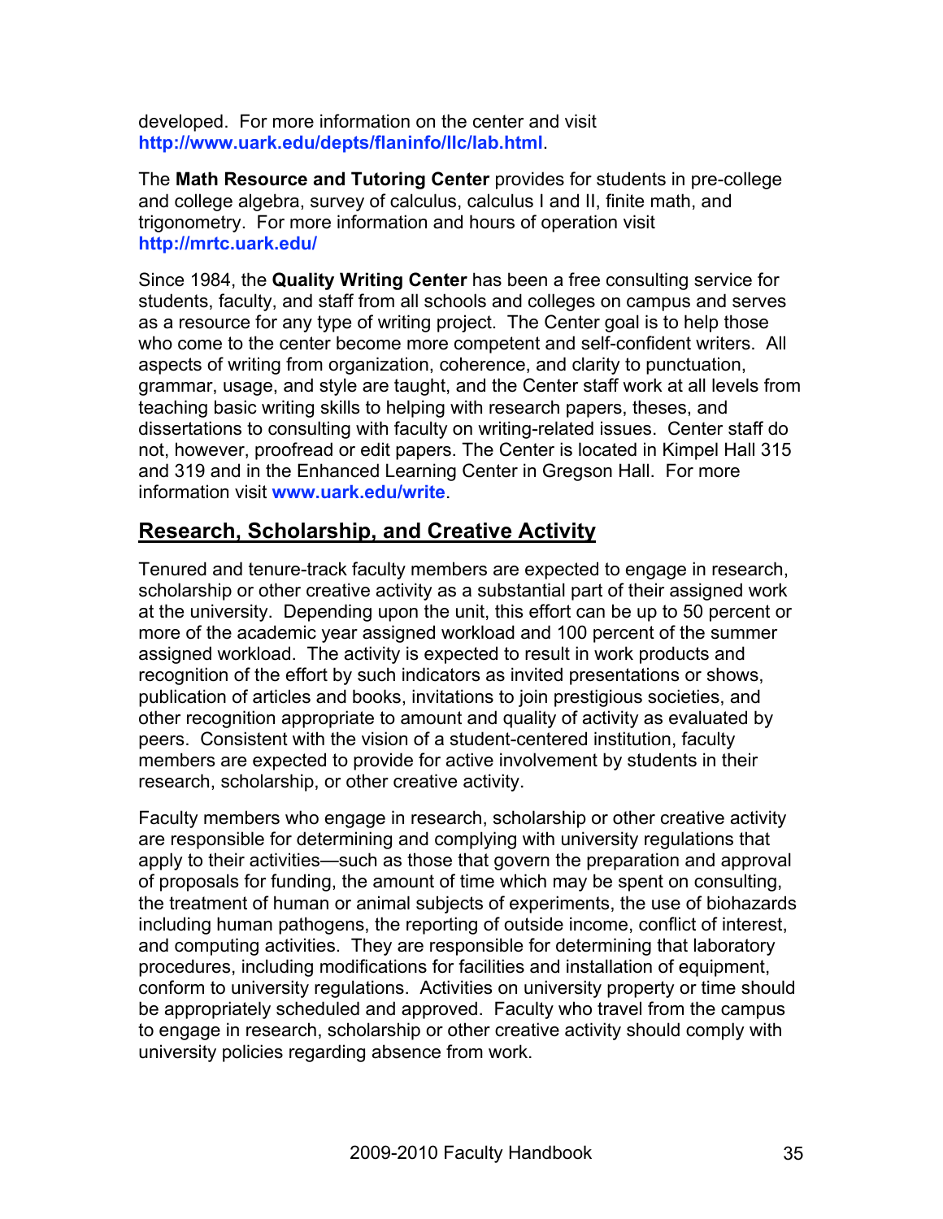developed. For more information on the center and visit **http://www.uark.edu/depts/flaninfo/llc/lab.html**.

The **Math Resource and Tutoring Center** provides for students in pre-college and college algebra, survey of calculus, calculus I and II, finite math, and trigonometry. For more information and hours of operation visit **http://mrtc.uark.edu/**

Since 1984, the **Quality Writing Center** has been a free consulting service for students, faculty, and staff from all schools and colleges on campus and serves as a resource for any type of writing project. The Center goal is to help those who come to the center become more competent and self-confident writers. All aspects of writing from organization, coherence, and clarity to punctuation, grammar, usage, and style are taught, and the Center staff work at all levels from teaching basic writing skills to helping with research papers, theses, and dissertations to consulting with faculty on writing-related issues. Center staff do not, however, proofread or edit papers. The Center is located in Kimpel Hall 315 and 319 and in the Enhanced Learning Center in Gregson Hall. For more information visit **www.uark.edu/write**.

## Research, Scholarship, and Creative Activity

Tenured and tenure-track faculty members are expected to engage in research, scholarship or other creative activity as a substantial part of their assigned work at the university. Depending upon the unit, this effort can be up to 50 percent or more of the academic year assigned workload and 100 percent of the summer assigned workload. The activity is expected to result in work products and recognition of the effort by such indicators as invited presentations or shows, publication of articles and books, invitations to join prestigious societies, and other recognition appropriate to amount and quality of activity as evaluated by peers. Consistent with the vision of a student-centered institution, faculty members are expected to provide for active involvement by students in their research, scholarship, or other creative activity.

Faculty members who engage in research, scholarship or other creative activity are responsible for determining and complying with university regulations that apply to their activities—such as those that govern the preparation and approval of proposals for funding, the amount of time which may be spent on consulting, the treatment of human or animal subjects of experiments, the use of biohazards including human pathogens, the reporting of outside income, conflict of interest, and computing activities. They are responsible for determining that laboratory procedures, including modifications for facilities and installation of equipment, conform to university regulations. Activities on university property or time should be appropriately scheduled and approved. Faculty who travel from the campus to engage in research, scholarship or other creative activity should comply with university policies regarding absence from work.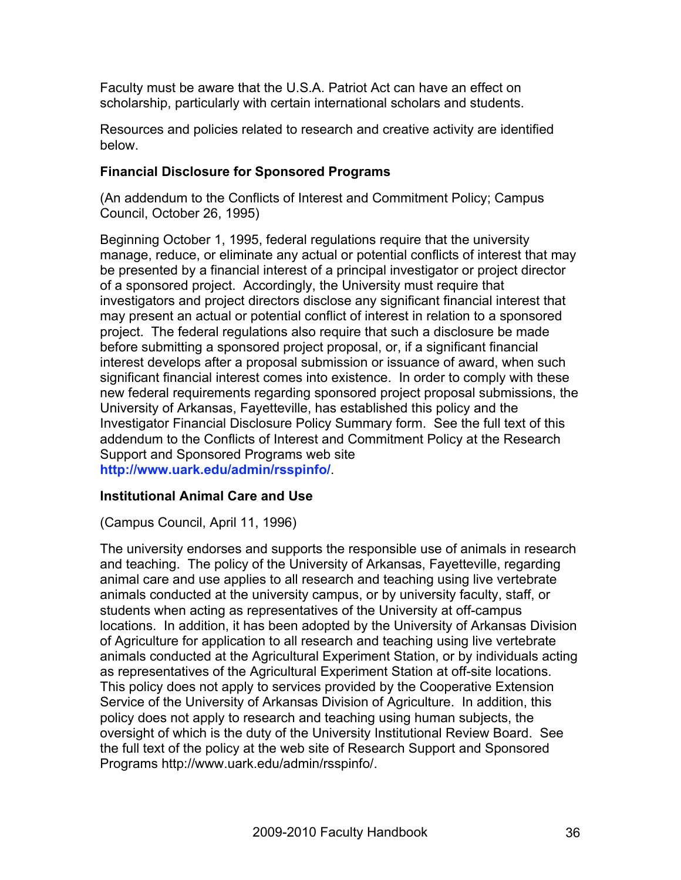Faculty must be aware that the U.S.A. Patriot Act can have an effect on scholarship, particularly with certain international scholars and students.

Resources and policies related to research and creative activity are identified below.

### Financial Disclosure for Sponsored Programs

(An addendum to the Conflicts of Interest and Commitment Policy; Campus Council, October 26, 1995)

Beginning October 1, 1995, federal regulations require that the university manage, reduce, or eliminate any actual or potential conflicts of interest that may be presented by a financial interest of a principal investigator or project director of a sponsored project. Accordingly, the University must require that investigators and project directors disclose any significant financial interest that may present an actual or potential conflict of interest in relation to a sponsored project. The federal regulations also require that such a disclosure be made before submitting a sponsored project proposal, or, if a significant financial interest develops after a proposal submission or issuance of award, when such significant financial interest comes into existence. In order to comply with these new federal requirements regarding sponsored project proposal submissions, the University of Arkansas, Fayetteville, has established this policy and the Investigator Financial Disclosure Policy Summary form. See the full text of this addendum to the Conflicts of Interest and Commitment Policy at the Research Support and Sponsored Programs web site **http://www.uark.edu/admin/rsspinfo/**.

### Institutional Animal Care and Use

(Campus Council, April 11, 1996)

The university endorses and supports the responsible use of animals in research and teaching. The policy of the University of Arkansas, Fayetteville, regarding animal care and use applies to all research and teaching using live vertebrate animals conducted at the university campus, or by university faculty, staff, or students when acting as representatives of the University at off-campus locations. In addition, it has been adopted by the University of Arkansas Division of Agriculture for application to all research and teaching using live vertebrate animals conducted at the Agricultural Experiment Station, or by individuals acting as representatives of the Agricultural Experiment Station at off-site locations. This policy does not apply to services provided by the Cooperative Extension Service of the University of Arkansas Division of Agriculture. In addition, this policy does not apply to research and teaching using human subjects, the oversight of which is the duty of the University Institutional Review Board. See the full text of the policy at the web site of Research Support and Sponsored Programs http://www.uark.edu/admin/rsspinfo/.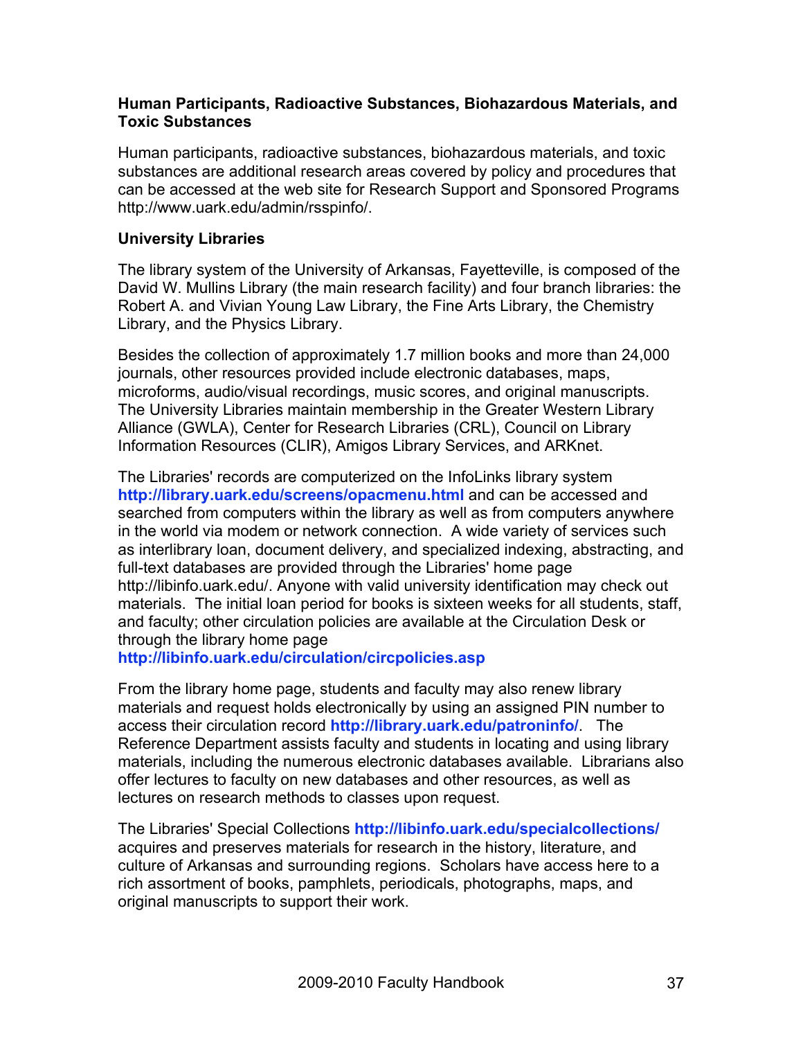**Human Participants, Radioactive Substances, Biohazardous Materials, and Toxic Substances**

Human participants, radioactive substances, biohazardous materials, and toxic substances are additional research areas covered by policy and procedures that can be accessed at the web site for Research Support and Sponsored Programs http://www.uark.edu/admin/rsspinfo/.

**University Libraries**

The library system of the University of Arkansas, Fayetteville, is composed of the David W. Mullins Library (the main research facility) and four branch libraries: the Robert A. and Vivian Young Law Library, the Fine Arts Library, the Chemistry Library, and the Physics Library.

Besides the collection of approximately 1.7 million books and more than 24,000 journals, other resources provided include electronic databases, maps, microforms, audio/visual recordings, music scores, and original manuscripts. The University Libraries maintain membership in the Greater Western Library Alliance (GWLA), Center for Research Libraries (CRL), Council on Library Information Resources (CLIR), Amigos Library Services, and ARKnet.

The Libraries' records are computerized on the InfoLinks library system **http://library.uark.edu/screens/opacmenu.html** and can be accessed and searched from computers within the library as well as from computers anywhere in the world via modem or network connection. A wide variety of services such as interlibrary loan, document delivery, and specialized indexing, abstracting, and full-text databases are provided through the Libraries' home page http://libinfo.uark.edu/. Anyone with valid university identification may check out materials. The initial loan period for books is sixteen weeks for all students, staff, and faculty; other circulation policies are available at the Circulation Desk or through the library home page **http://libinfo.uark.edu/circulation/circpolicies.asp**

From the library home page, students and faculty may also renew library materials and request holds electronically by using an assigned PIN number to access their circulation record **http://library.uark.edu/patroninfo/**. The Reference Department assists faculty and students in locating and using library materials, including the numerous electronic databases available. Librarians also offer lectures to faculty on new databases and other resources, as well as lectures on research methods to classes upon request.

The Libraries' Special Collections **http://libinfo.uark.edu/specialcollections/** acquires and preserves materials for research in the history, literature, and culture of Arkansas and surrounding regions. Scholars have access here to a rich assortment of books, pamphlets, periodicals, photographs, maps, and original manuscripts to support their work.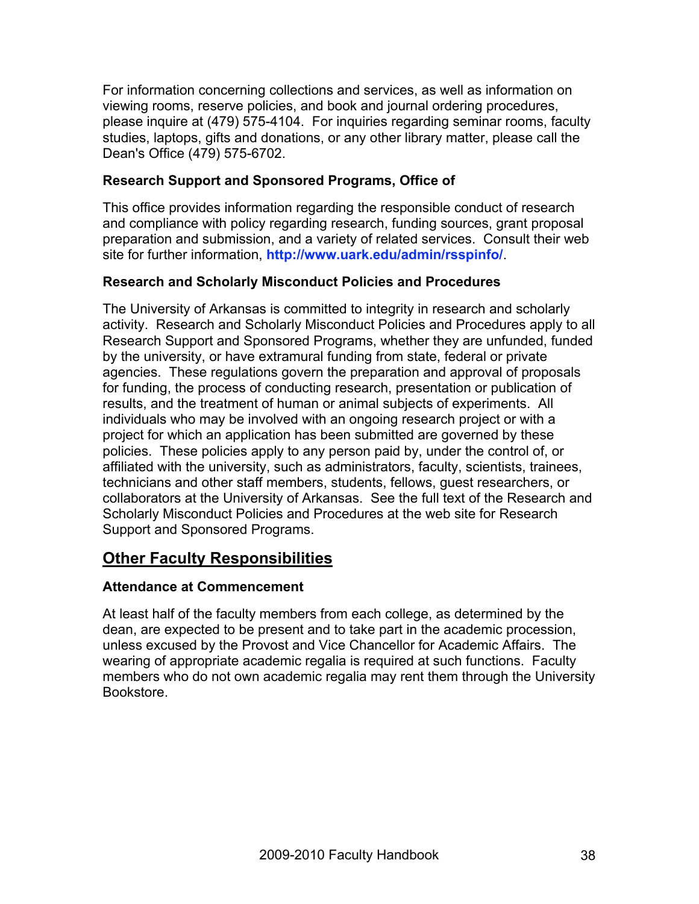For information concerning collections and services, as well as information on viewing rooms, reserve policies, and book and journal ordering procedures, please inquire at (479) 575-4104. For inquiries regarding seminar rooms, faculty studies, laptops, gifts and donations, or any other library matter, please call the Dean's Office (479) 575-6702.

### Research Support and Sponsored Programs, Office of

This office provides information regarding the responsible conduct of research and compliance with policy regarding research, funding sources, grant proposal preparation and submission, and a variety of related services. Consult their web site for further information, **http://www.uark.edu/admin/rsspinfo/**.

### Research and Scholarly Misconduct Policies and Procedures

The University of Arkansas is committed to integrity in research and scholarly activity. Research and Scholarly Misconduct Policies and Procedures apply to all Research Support and Sponsored Programs, whether they are unfunded, funded by the university, or have extramural funding from state, federal or private agencies. These regulations govern the preparation and approval of proposals for funding, the process of conducting research, presentation or publication of results, and the treatment of human or animal subjects of experiments. All individuals who may be involved with an ongoing research project or with a project for which an application has been submitted are governed by these policies. These policies apply to any person paid by, under the control of, or affiliated with the university, such as administrators, faculty, scientists, trainees, technicians and other staff members, students, fellows, guest researchers, or collaborators at the University of Arkansas. See the full text of the Research and Scholarly Misconduct Policies and Procedures at the web site for Research Support and Sponsored Programs.

## Other Faculty Responsibilities

### Attendance at Commencement

At least half of the faculty members from each college, as determined by the dean, are expected to be present and to take part in the academic procession, unless excused by the Provost and Vice Chancellor for Academic Affairs. The wearing of appropriate academic regalia is required at such functions. Faculty members who do not own academic regalia may rent them through the University Bookstore.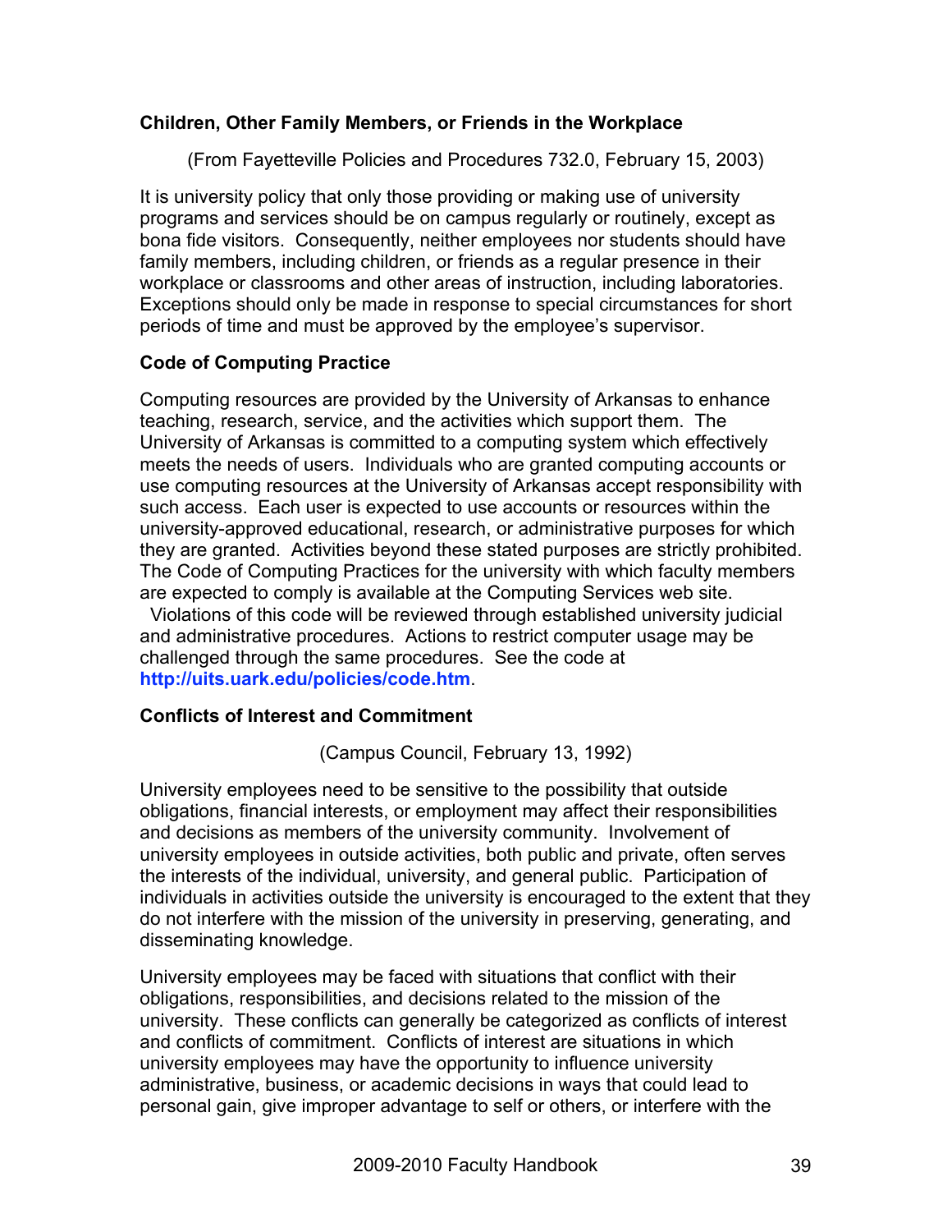**Children, Other Family Members, or Friends in the Workplace**

(From Fayetteville Policies and Procedures 732.0, February 15, 2003)

It is university policy that only those providing or making use of university programs and services should be on campus regularly or routinely, except as bona fide visitors. Consequently, neither employees nor students should have family members, including children, or friends as a regular presence in their workplace or classrooms and other areas of instruction, including laboratories. Exceptions should only be made in response to special circumstances for short periods of time and must be approved by the employee's supervisor.

**Code of Computing Practice**

Computing resources are provided by the University of Arkansas to enhance teaching, research, service, and the activities which support them. The University of Arkansas is committed to a computing system which effectively meets the needs of users. Individuals who are granted computing accounts or use computing resources at the University of Arkansas accept responsibility with such access. Each user is expected to use accounts or resources within the university-approved educational, research, or administrative purposes for which they are granted. Activities beyond these stated purposes are strictly prohibited. The Code of Computing Practices for the university with which faculty members are expected to comply is available at the Computing Services web site. Violations of this code will be reviewed through established university judicial and administrative procedures. Actions to restrict computer usage may be challenged through the same procedures. See the code at **http://uits.uark.edu/policies/code.htm**.

**Conflicts of Interest and Commitment**

(Campus Council, February 13, 1992)

University employees need to be sensitive to the possibility that outside obligations, financial interests, or employment may affect their responsibilities and decisions as members of the university community. Involvement of university employees in outside activities, both public and private, often serves the interests of the individual, university, and general public. Participation of individuals in activities outside the university is encouraged to the extent that they do not interfere with the mission of the university in preserving, generating, and disseminating knowledge.

University employees may be faced with situations that conflict with their obligations, responsibilities, and decisions related to the mission of the university. These conflicts can generally be categorized as conflicts of interest and conflicts of commitment. Conflicts of interest are situations in which university employees may have the opportunity to influence university administrative, business, or academic decisions in ways that could lead to personal gain, give improper advantage to self or others, or interfere with the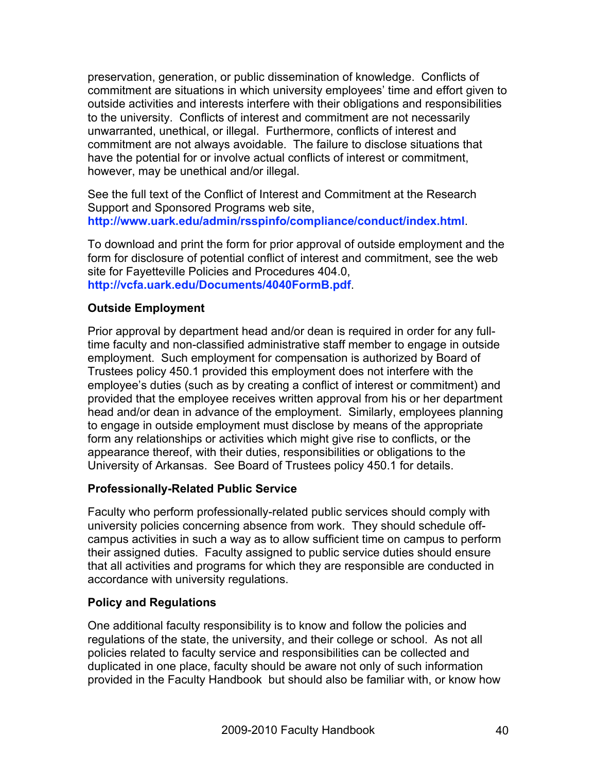preservation, generation, or public dissemination of knowledge. Conflicts of commitment are situations in which university employees' time and effort given to outside activities and interests interfere with their obligations and responsibilities to the university. Conflicts of interest and commitment are not necessarily unwarranted, unethical, or illegal. Furthermore, conflicts of interest and commitment are not always avoidable. The failure to disclose situations that have the potential for or involve actual conflicts of interest or commitment, however, may be unethical and/or illegal.

See the full text of the Conflict of Interest and Commitment at the Research Support and Sponsored Programs web site, **http://www.uark.edu/admin/rsspinfo/compliance/conduct/index.html**.

To download and print the form for prior approval of outside employment and the form for disclosure of potential conflict of interest and commitment, see the web site for Fayetteville Policies and Procedures 404.0, **http://vcfa.uark.edu/Documents/4040FormB.pdf**.

**Outside Employment**

Prior approval by department head and/or dean is required in order for any full-time faculty and non-classified administrative staff member to engage in outside employment. Such employment for compensation is authorized by Board of Trustees policy 450.1 provided this employment does not interfere with the employee's duties (such as by creating a conflict of interest or commitment) and provided that the employee receives written approval from his or her department head and/or dean in advance of the employment. Similarly, employees planning to engage in outside employment must disclose by means of the appropriate form any relationships or activities which might give rise to conflicts, or the appearance thereof, with their duties, responsibilities or obligations to the University of Arkansas. See Board of Trustees policy 450.1 for details.

**Professionally-Related Public Service**

Faculty who perform professionally-related public services should comply with university policies concerning absence from work. They should schedule off-campus activities in such a way as to allow sufficient time on campus to perform their assigned duties. Faculty assigned to public service duties should ensure that all activities and programs for which they are responsible are conducted in accordance with university regulations.

**Policy and Regulations**

One additional faculty responsibility is to know and follow the policies and regulations of the state, the university, and their college or school. As not all policies related to faculty service and responsibilities can be collected and duplicated in one place, faculty should be aware not only of such information provided in the Faculty Handbook but should also be familiar with, or know how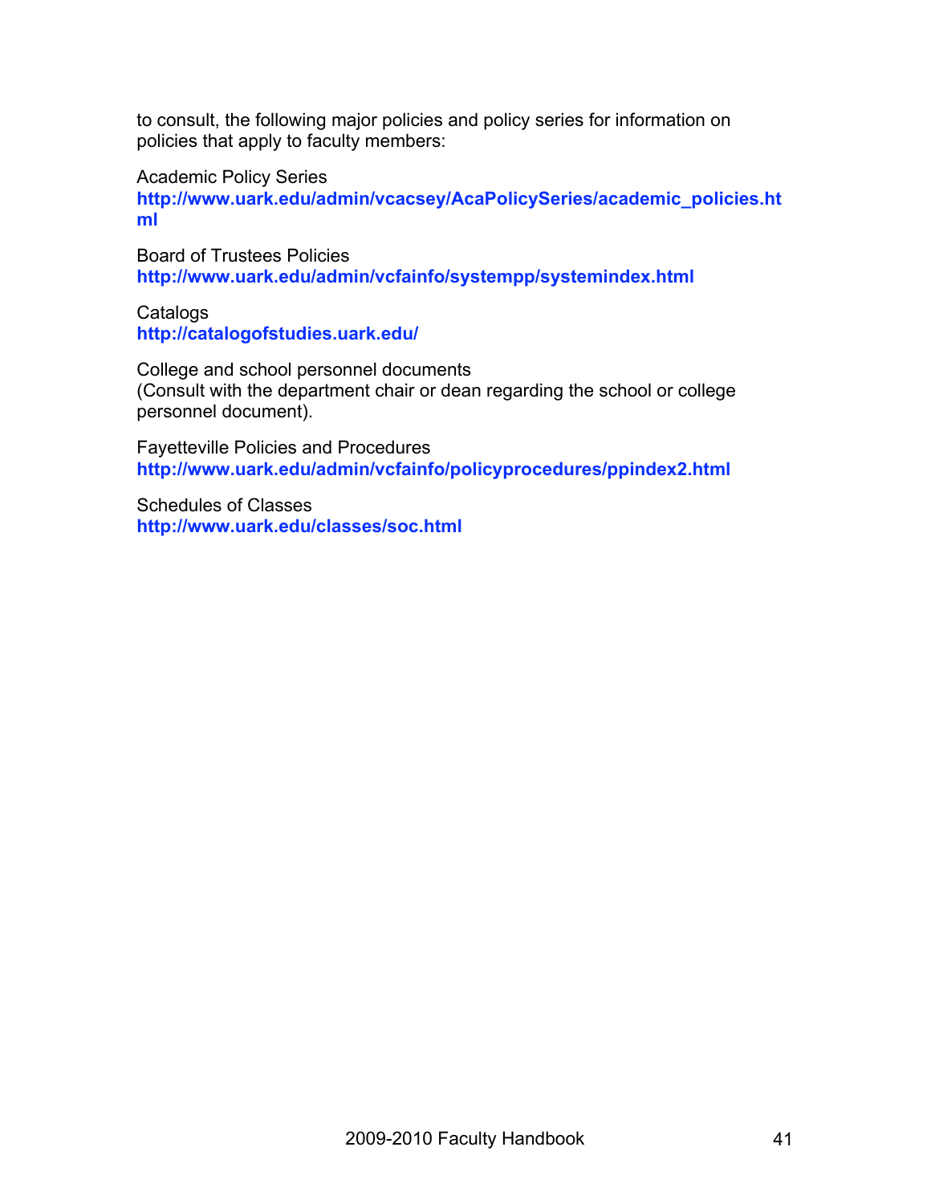to consult, the following major policies and policy series for information on policies that apply to faculty members:

Academic Policy Series
**http://www.uark.edu/admin/vcacsey/AcaPolicySeries/academic_policies.html**

Board of Trustees Policies
**http://www.uark.edu/admin/vcfainfo/systempp/systemindex.html**

Catalogs
**http://catalogofstudies.uark.edu/**

College and school personnel documents
(Consult with the department chair or dean regarding the school or college personnel document).

Fayetteville Policies and Procedures
**http://www.uark.edu/admin/vcfainfo/policyprocedures/ppindex2.html**

Schedules of Classes
**http://www.uark.edu/classes/soc.html**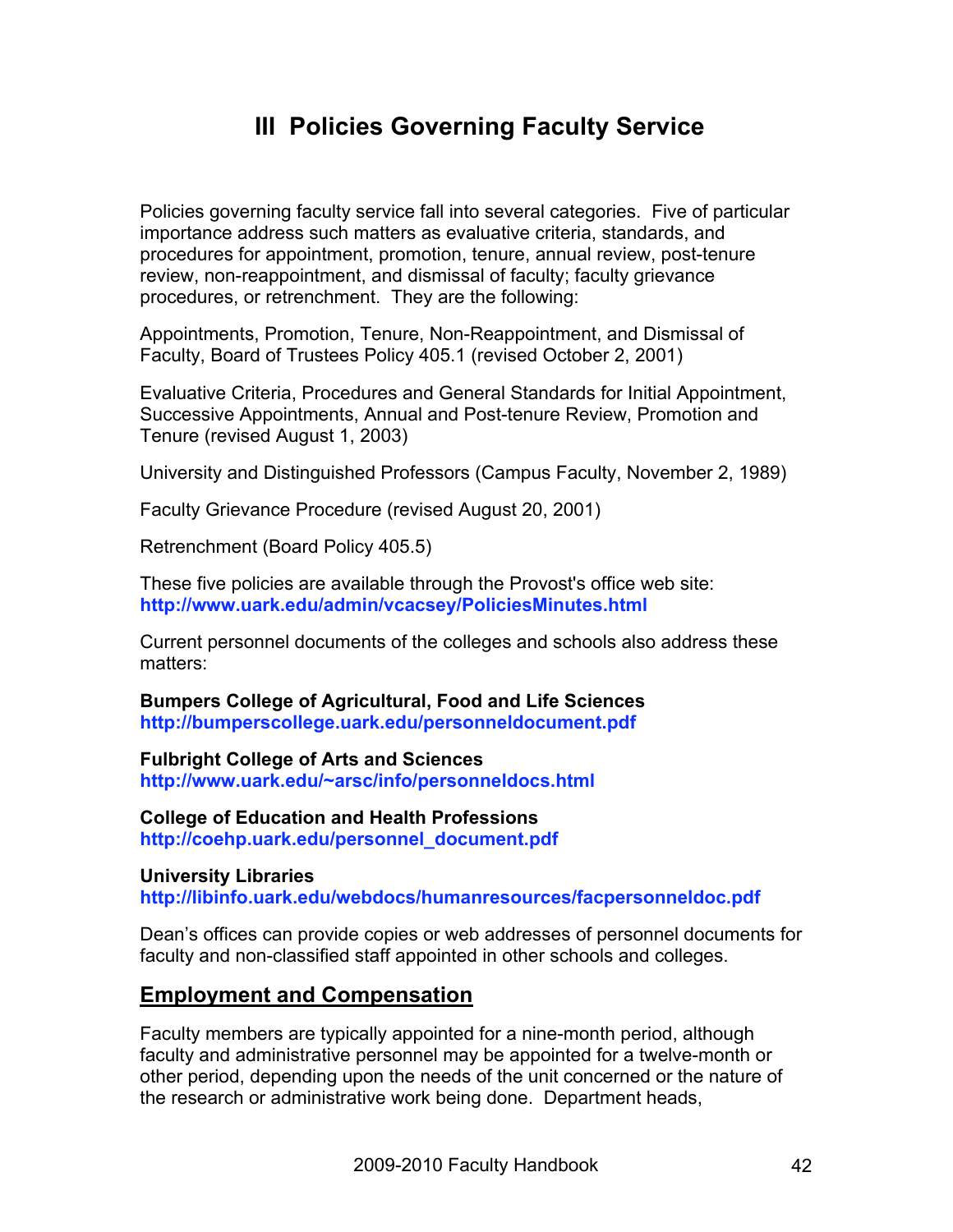# III Policies Governing Faculty Service

Policies governing faculty service fall into several categories. Five of particular importance address such matters as evaluative criteria, standards, and procedures for appointment, promotion, tenure, annual review, post-tenure review, non-reappointment, and dismissal of faculty; faculty grievance procedures, or retrenchment. They are the following:

Appointments, Promotion, Tenure, Non-Reappointment, and Dismissal of Faculty, Board of Trustees Policy 405.1 (revised October 2, 2001)

Evaluative Criteria, Procedures and General Standards for Initial Appointment, Successive Appointments, Annual and Post-tenure Review, Promotion and Tenure (revised August 1, 2003)

University and Distinguished Professors (Campus Faculty, November 2, 1989)

Faculty Grievance Procedure (revised August 20, 2001)

Retrenchment (Board Policy 405.5)

These five policies are available through the Provost's office web site:
**http://www.uark.edu/admin/vcacsey/PoliciesMinutes.html**

Current personnel documents of the colleges and schools also address these matters:

**Bumpers College of Agricultural, Food and Life Sciences**
**http://bumperscollege.uark.edu/personneldocument.pdf**

**Fulbright College of Arts and Sciences**
**http://www.uark.edu/~arsc/info/personneldocs.html**

**College of Education and Health Professions**
**http://coehp.uark.edu/personnel_document.pdf**

**University Libraries**
**http://libinfo.uark.edu/webdocs/humanresources/facpersonneldoc.pdf**

Dean's offices can provide copies or web addresses of personnel documents for faculty and non-classified staff appointed in other schools and colleges.

## Employment and Compensation

Faculty members are typically appointed for a nine-month period, although faculty and administrative personnel may be appointed for a twelve-month or other period, depending upon the needs of the unit concerned or the nature of the research or administrative work being done. Department heads,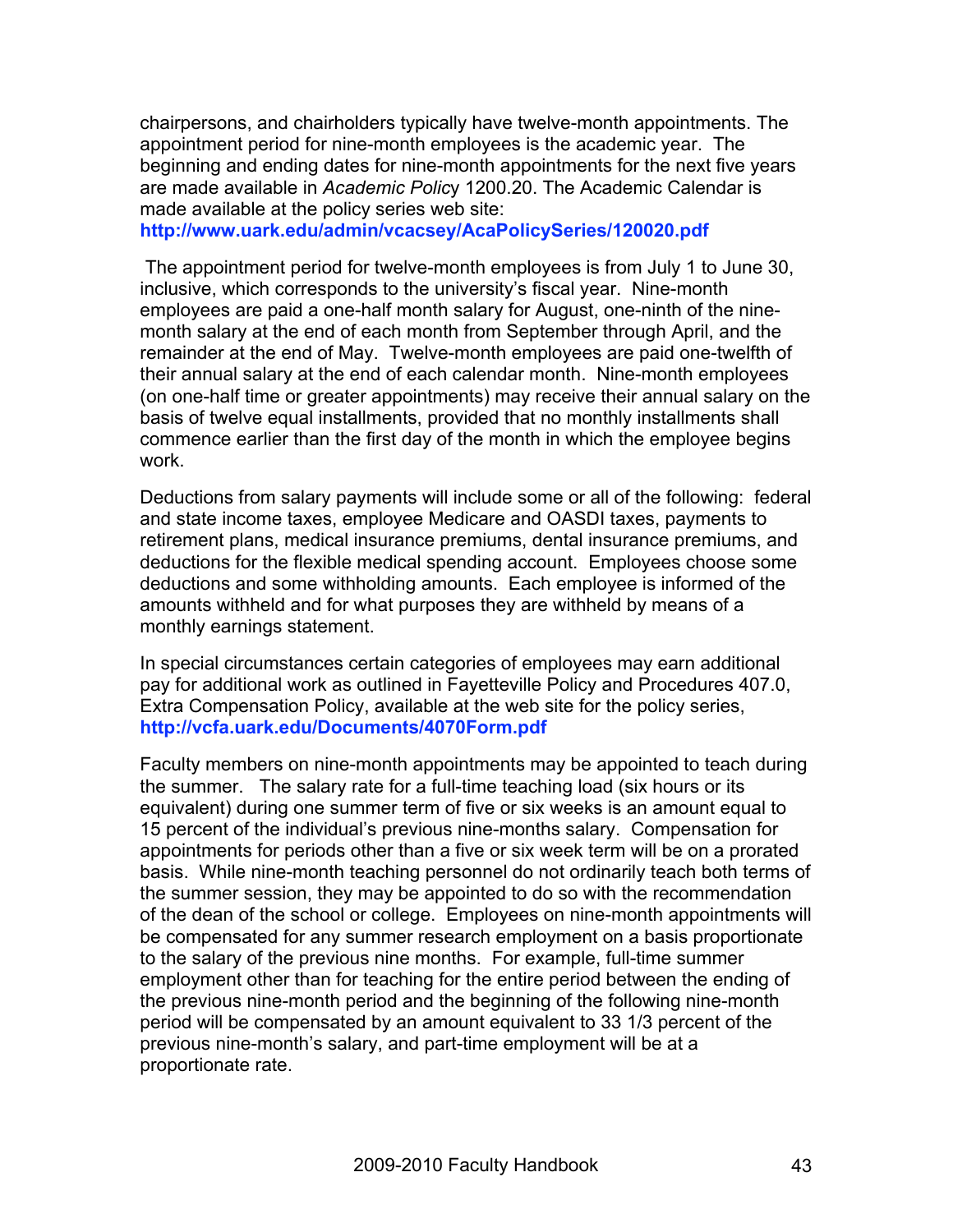chairpersons, and chairholders typically have twelve-month appointments. The appointment period for nine-month employees is the academic year. The beginning and ending dates for nine-month appointments for the next five years are made available in *Academic Policy* 1200.20. The Academic Calendar is made available at the policy series web site:
**http://www.uark.edu/admin/vcacsey/AcaPolicySeries/120020.pdf**

The appointment period for twelve-month employees is from July 1 to June 30, inclusive, which corresponds to the university's fiscal year. Nine-month employees are paid a one-half month salary for August, one-ninth of the nine-month salary at the end of each month from September through April, and the remainder at the end of May. Twelve-month employees are paid one-twelfth of their annual salary at the end of each calendar month. Nine-month employees (on one-half time or greater appointments) may receive their annual salary on the basis of twelve equal installments, provided that no monthly installments shall commence earlier than the first day of the month in which the employee begins work.

Deductions from salary payments will include some or all of the following: federal and state income taxes, employee Medicare and OASDI taxes, payments to retirement plans, medical insurance premiums, dental insurance premiums, and deductions for the flexible medical spending account. Employees choose some deductions and some withholding amounts. Each employee is informed of the amounts withheld and for what purposes they are withheld by means of a monthly earnings statement.

In special circumstances certain categories of employees may earn additional pay for additional work as outlined in Fayetteville Policy and Procedures 407.0, Extra Compensation Policy, available at the web site for the policy series, **http://vcfa.uark.edu/Documents/4070Form.pdf**

Faculty members on nine-month appointments may be appointed to teach during the summer. The salary rate for a full-time teaching load (six hours or its equivalent) during one summer term of five or six weeks is an amount equal to 15 percent of the individual's previous nine-months salary. Compensation for appointments for periods other than a five or six week term will be on a prorated basis. While nine-month teaching personnel do not ordinarily teach both terms of the summer session, they may be appointed to do so with the recommendation of the dean of the school or college. Employees on nine-month appointments will be compensated for any summer research employment on a basis proportionate to the salary of the previous nine months. For example, full-time summer employment other than for teaching for the entire period between the ending of the previous nine-month period and the beginning of the following nine-month period will be compensated by an amount equivalent to 33 1/3 percent of the previous nine-month's salary, and part-time employment will be at a proportionate rate.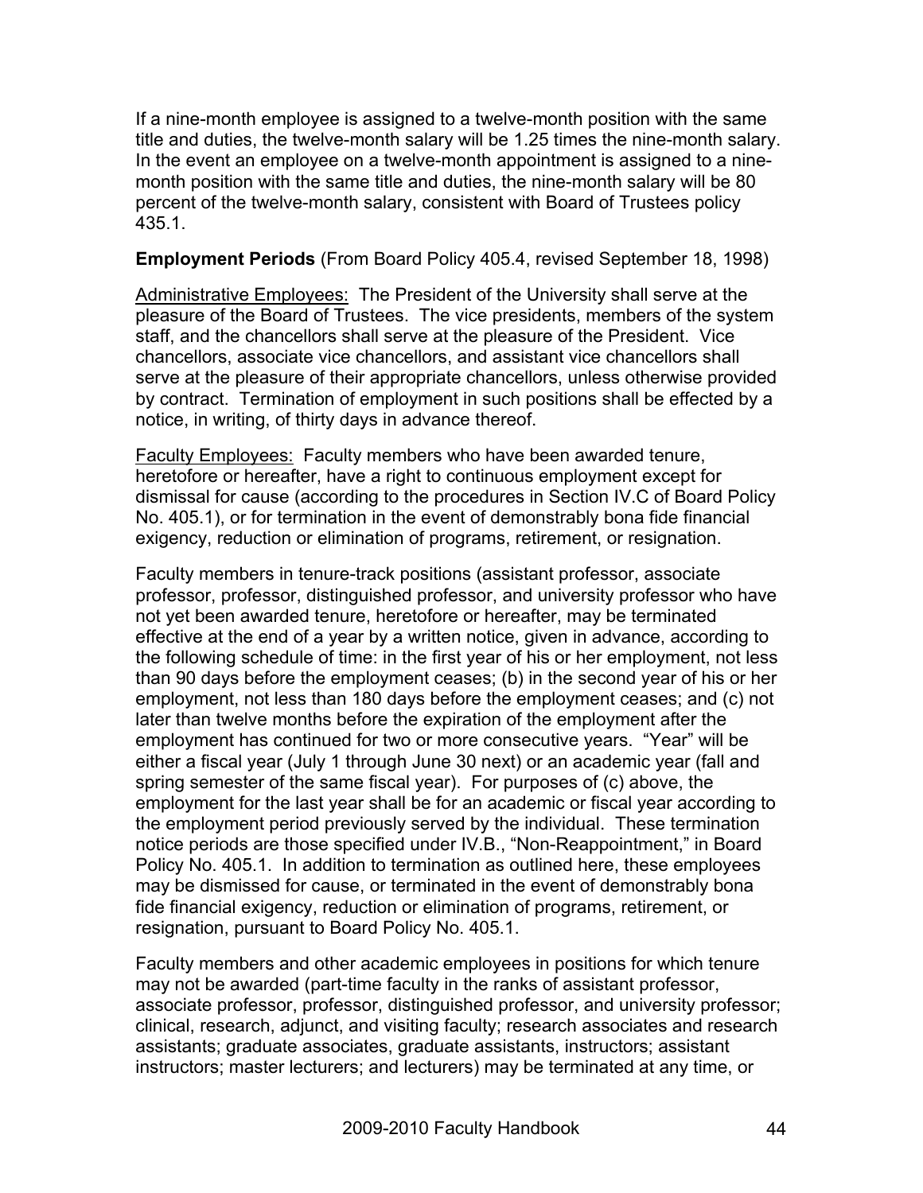If a nine-month employee is assigned to a twelve-month position with the same title and duties, the twelve-month salary will be 1.25 times the nine-month salary. In the event an employee on a twelve-month appointment is assigned to a nine-month position with the same title and duties, the nine-month salary will be 80 percent of the twelve-month salary, consistent with Board of Trustees policy 435.1.

**Employment Periods** (From Board Policy 405.4, revised September 18, 1998)

<u>Administrative Employees:</u> The President of the University shall serve at the pleasure of the Board of Trustees. The vice presidents, members of the system staff, and the chancellors shall serve at the pleasure of the President. Vice chancellors, associate vice chancellors, and assistant vice chancellors shall serve at the pleasure of their appropriate chancellors, unless otherwise provided by contract. Termination of employment in such positions shall be effected by a notice, in writing, of thirty days in advance thereof.

<u>Faculty Employees:</u> Faculty members who have been awarded tenure, heretofore or hereafter, have a right to continuous employment except for dismissal for cause (according to the procedures in Section IV.C of Board Policy No. 405.1), or for termination in the event of demonstrably bona fide financial exigency, reduction or elimination of programs, retirement, or resignation.

Faculty members in tenure-track positions (assistant professor, associate professor, professor, distinguished professor, and university professor who have not yet been awarded tenure, heretofore or hereafter, may be terminated effective at the end of a year by a written notice, given in advance, according to the following schedule of time: in the first year of his or her employment, not less than 90 days before the employment ceases; (b) in the second year of his or her employment, not less than 180 days before the employment ceases; and (c) not later than twelve months before the expiration of the employment after the employment has continued for two or more consecutive years. "Year" will be either a fiscal year (July 1 through June 30 next) or an academic year (fall and spring semester of the same fiscal year). For purposes of (c) above, the employment for the last year shall be for an academic or fiscal year according to the employment period previously served by the individual. These termination notice periods are those specified under IV.B., "Non-Reappointment," in Board Policy No. 405.1. In addition to termination as outlined here, these employees may be dismissed for cause, or terminated in the event of demonstrably bona fide financial exigency, reduction or elimination of programs, retirement, or resignation, pursuant to Board Policy No. 405.1.

Faculty members and other academic employees in positions for which tenure may not be awarded (part-time faculty in the ranks of assistant professor, associate professor, professor, distinguished professor, and university professor; clinical, research, adjunct, and visiting faculty; research associates and research assistants; graduate associates, graduate assistants, instructors; assistant instructors; master lecturers; and lecturers) may be terminated at any time, or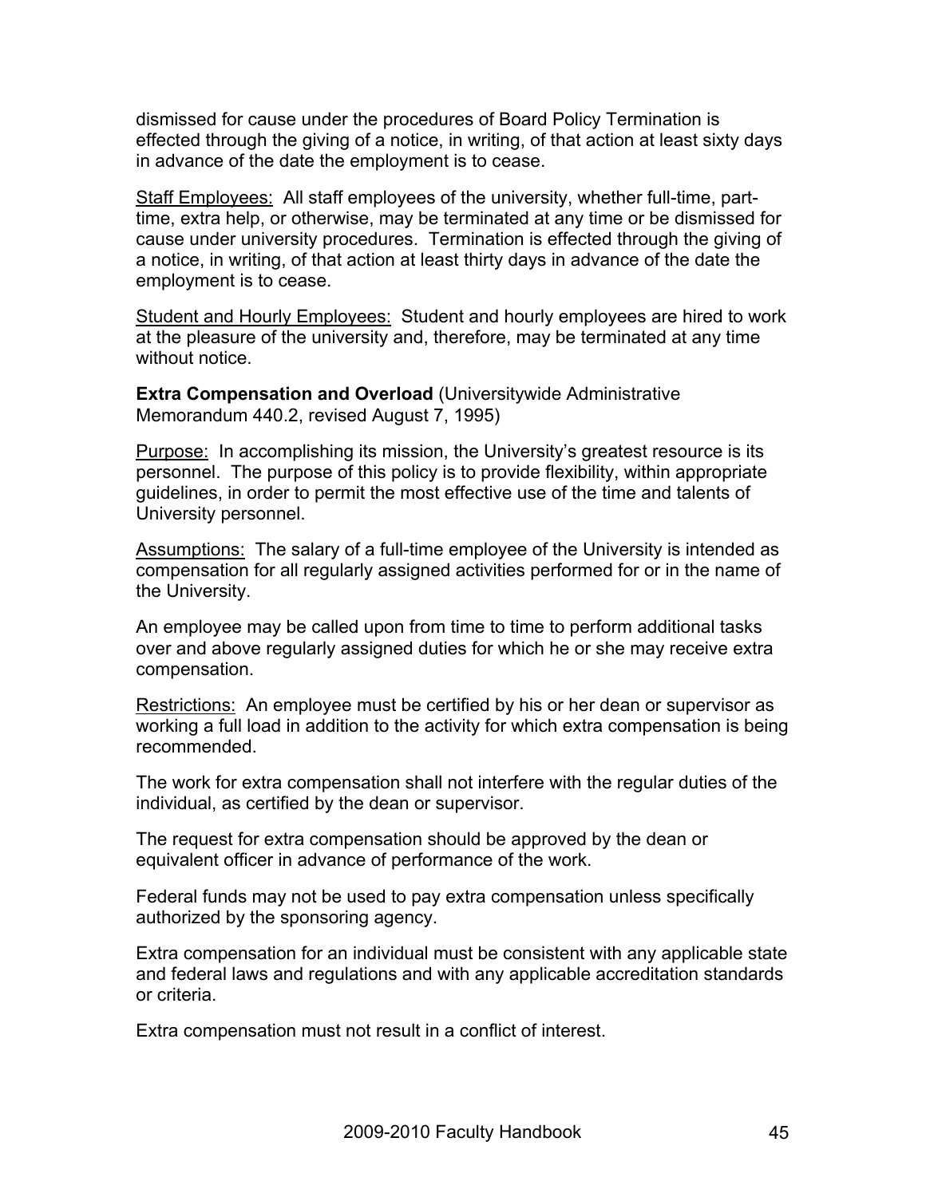dismissed for cause under the procedures of Board Policy Termination is effected through the giving of a notice, in writing, of that action at least sixty days in advance of the date the employment is to cease.

Staff Employees: All staff employees of the university, whether full-time, part-time, extra help, or otherwise, may be terminated at any time or be dismissed for cause under university procedures. Termination is effected through the giving of a notice, in writing, of that action at least thirty days in advance of the date the employment is to cease.

Student and Hourly Employees: Student and hourly employees are hired to work at the pleasure of the university and, therefore, may be terminated at any time without notice.

**Extra Compensation and Overload** (Universitywide Administrative Memorandum 440.2, revised August 7, 1995)

Purpose: In accomplishing its mission, the University's greatest resource is its personnel. The purpose of this policy is to provide flexibility, within appropriate guidelines, in order to permit the most effective use of the time and talents of University personnel.

Assumptions: The salary of a full-time employee of the University is intended as compensation for all regularly assigned activities performed for or in the name of the University.

An employee may be called upon from time to time to perform additional tasks over and above regularly assigned duties for which he or she may receive extra compensation.

Restrictions: An employee must be certified by his or her dean or supervisor as working a full load in addition to the activity for which extra compensation is being recommended.

The work for extra compensation shall not interfere with the regular duties of the individual, as certified by the dean or supervisor.

The request for extra compensation should be approved by the dean or equivalent officer in advance of performance of the work.

Federal funds may not be used to pay extra compensation unless specifically authorized by the sponsoring agency.

Extra compensation for an individual must be consistent with any applicable state and federal laws and regulations and with any applicable accreditation standards or criteria.

Extra compensation must not result in a conflict of interest.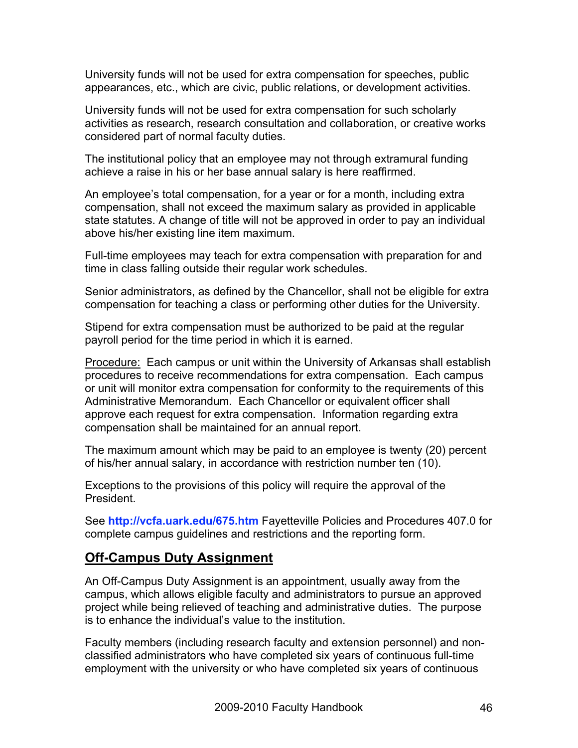University funds will not be used for extra compensation for speeches, public appearances, etc., which are civic, public relations, or development activities.

University funds will not be used for extra compensation for such scholarly activities as research, research consultation and collaboration, or creative works considered part of normal faculty duties.

The institutional policy that an employee may not through extramural funding achieve a raise in his or her base annual salary is here reaffirmed.

An employee's total compensation, for a year or for a month, including extra compensation, shall not exceed the maximum salary as provided in applicable state statutes. A change of title will not be approved in order to pay an individual above his/her existing line item maximum.

Full-time employees may teach for extra compensation with preparation for and time in class falling outside their regular work schedules.

Senior administrators, as defined by the Chancellor, shall not be eligible for extra compensation for teaching a class or performing other duties for the University.

Stipend for extra compensation must be authorized to be paid at the regular payroll period for the time period in which it is earned.

Procedure: Each campus or unit within the University of Arkansas shall establish procedures to receive recommendations for extra compensation. Each campus or unit will monitor extra compensation for conformity to the requirements of this Administrative Memorandum. Each Chancellor or equivalent officer shall approve each request for extra compensation. Information regarding extra compensation shall be maintained for an annual report.

The maximum amount which may be paid to an employee is twenty (20) percent of his/her annual salary, in accordance with restriction number ten (10).

Exceptions to the provisions of this policy will require the approval of the President.

See **http://vcfa.uark.edu/675.htm** Fayetteville Policies and Procedures 407.0 for complete campus guidelines and restrictions and the reporting form.

## Off-Campus Duty Assignment

An Off-Campus Duty Assignment is an appointment, usually away from the campus, which allows eligible faculty and administrators to pursue an approved project while being relieved of teaching and administrative duties. The purpose is to enhance the individual's value to the institution.

Faculty members (including research faculty and extension personnel) and non-classified administrators who have completed six years of continuous full-time employment with the university or who have completed six years of continuous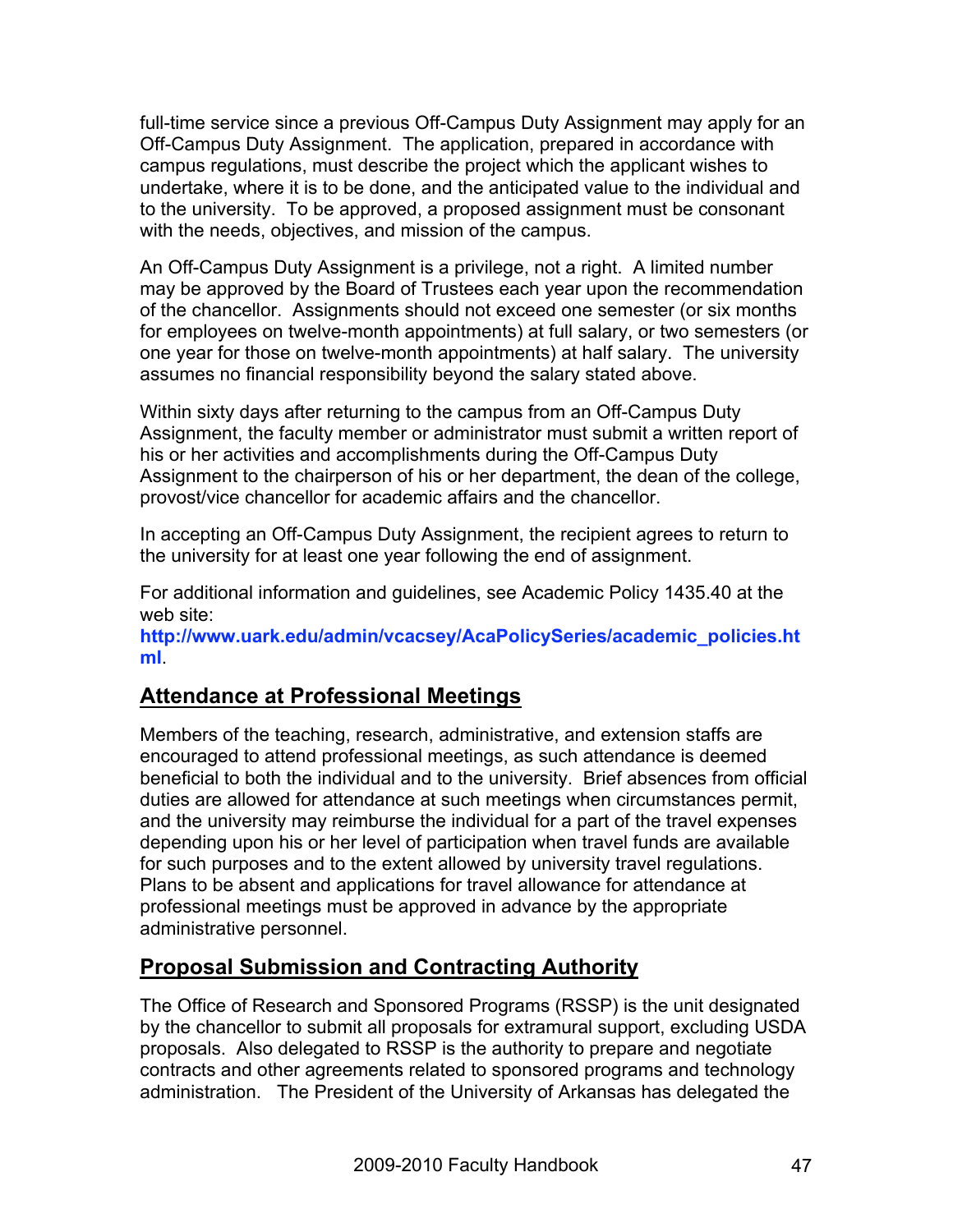full-time service since a previous Off-Campus Duty Assignment may apply for an Off-Campus Duty Assignment. The application, prepared in accordance with campus regulations, must describe the project which the applicant wishes to undertake, where it is to be done, and the anticipated value to the individual and to the university. To be approved, a proposed assignment must be consonant with the needs, objectives, and mission of the campus.

An Off-Campus Duty Assignment is a privilege, not a right. A limited number may be approved by the Board of Trustees each year upon the recommendation of the chancellor. Assignments should not exceed one semester (or six months for employees on twelve-month appointments) at full salary, or two semesters (or one year for those on twelve-month appointments) at half salary. The university assumes no financial responsibility beyond the salary stated above.

Within sixty days after returning to the campus from an Off-Campus Duty Assignment, the faculty member or administrator must submit a written report of his or her activities and accomplishments during the Off-Campus Duty Assignment to the chairperson of his or her department, the dean of the college, provost/vice chancellor for academic affairs and the chancellor.

In accepting an Off-Campus Duty Assignment, the recipient agrees to return to the university for at least one year following the end of assignment.

For additional information and guidelines, see Academic Policy 1435.40 at the web site: **http://www.uark.edu/admin/vcacsey/AcaPolicySeries/academic_policies.html**.

## Attendance at Professional Meetings

Members of the teaching, research, administrative, and extension staffs are encouraged to attend professional meetings, as such attendance is deemed beneficial to both the individual and to the university. Brief absences from official duties are allowed for attendance at such meetings when circumstances permit, and the university may reimburse the individual for a part of the travel expenses depending upon his or her level of participation when travel funds are available for such purposes and to the extent allowed by university travel regulations. Plans to be absent and applications for travel allowance for attendance at professional meetings must be approved in advance by the appropriate administrative personnel.

## Proposal Submission and Contracting Authority

The Office of Research and Sponsored Programs (RSSP) is the unit designated by the chancellor to submit all proposals for extramural support, excluding USDA proposals. Also delegated to RSSP is the authority to prepare and negotiate contracts and other agreements related to sponsored programs and technology administration. The President of the University of Arkansas has delegated the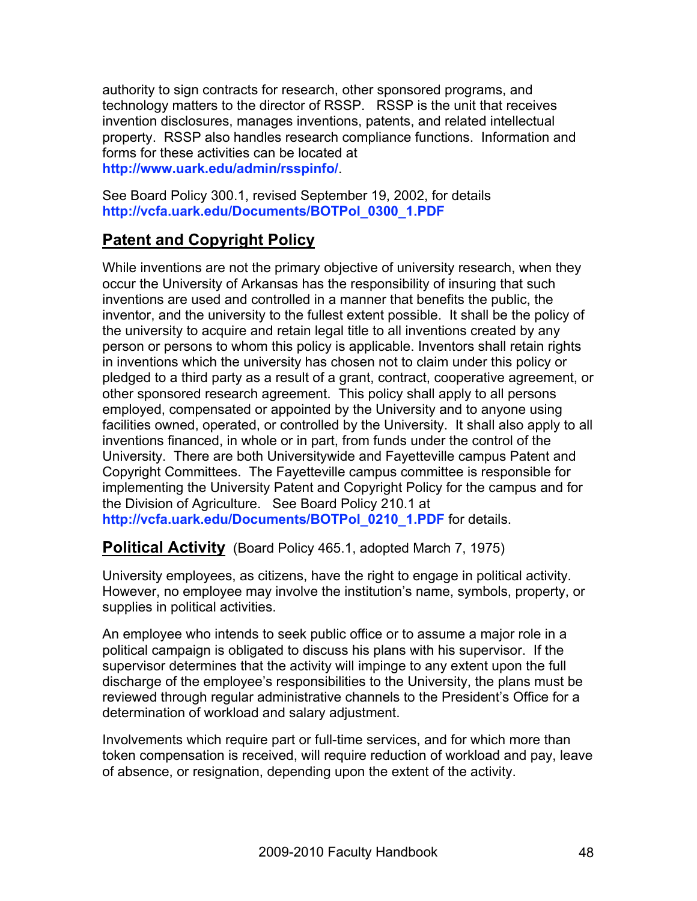authority to sign contracts for research, other sponsored programs, and technology matters to the director of RSSP. RSSP is the unit that receives invention disclosures, manages inventions, patents, and related intellectual property. RSSP also handles research compliance functions. Information and forms for these activities can be located at **http://www.uark.edu/admin/rsspinfo/**.

See Board Policy 300.1, revised September 19, 2002, for details **http://vcfa.uark.edu/Documents/BOTPol_0300_1.PDF**

## Patent and Copyright Policy

While inventions are not the primary objective of university research, when they occur the University of Arkansas has the responsibility of insuring that such inventions are used and controlled in a manner that benefits the public, the inventor, and the university to the fullest extent possible. It shall be the policy of the university to acquire and retain legal title to all inventions created by any person or persons to whom this policy is applicable. Inventors shall retain rights in inventions which the university has chosen not to claim under this policy or pledged to a third party as a result of a grant, contract, cooperative agreement, or other sponsored research agreement. This policy shall apply to all persons employed, compensated or appointed by the University and to anyone using facilities owned, operated, or controlled by the University. It shall also apply to all inventions financed, in whole or in part, from funds under the control of the University. There are both Universitywide and Fayetteville campus Patent and Copyright Committees. The Fayetteville campus committee is responsible for implementing the University Patent and Copyright Policy for the campus and for the Division of Agriculture. See Board Policy 210.1 at **http://vcfa.uark.edu/Documents/BOTPol_0210_1.PDF** for details.

## Political Activity (Board Policy 465.1, adopted March 7, 1975)

University employees, as citizens, have the right to engage in political activity. However, no employee may involve the institution's name, symbols, property, or supplies in political activities.

An employee who intends to seek public office or to assume a major role in a political campaign is obligated to discuss his plans with his supervisor. If the supervisor determines that the activity will impinge to any extent upon the full discharge of the employee's responsibilities to the University, the plans must be reviewed through regular administrative channels to the President's Office for a determination of workload and salary adjustment.

Involvements which require part or full-time services, and for which more than token compensation is received, will require reduction of workload and pay, leave of absence, or resignation, depending upon the extent of the activity.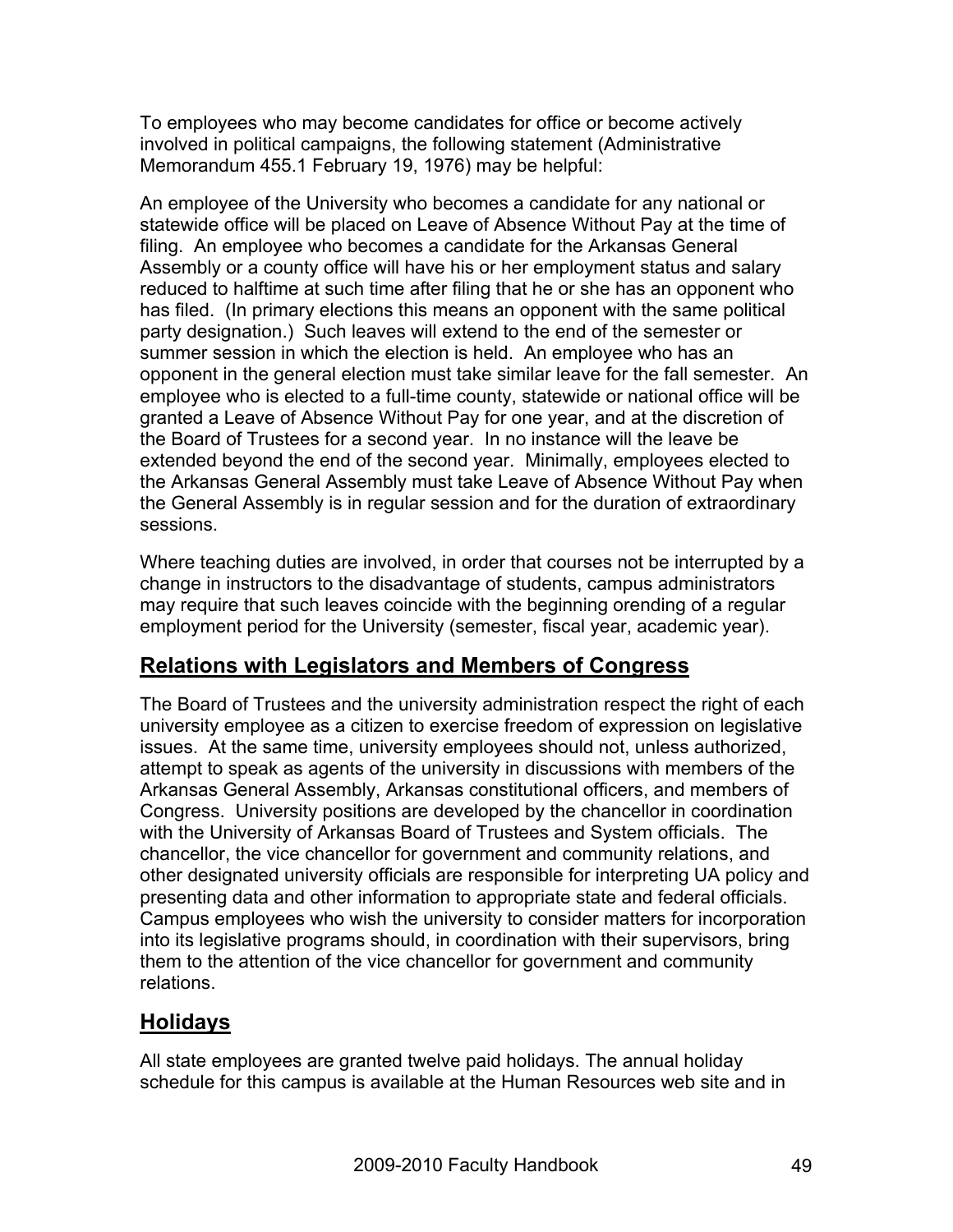To employees who may become candidates for office or become actively involved in political campaigns, the following statement (Administrative Memorandum 455.1 February 19, 1976) may be helpful:

An employee of the University who becomes a candidate for any national or statewide office will be placed on Leave of Absence Without Pay at the time of filing. An employee who becomes a candidate for the Arkansas General Assembly or a county office will have his or her employment status and salary reduced to halftime at such time after filing that he or she has an opponent who has filed. (In primary elections this means an opponent with the same political party designation.) Such leaves will extend to the end of the semester or summer session in which the election is held. An employee who has an opponent in the general election must take similar leave for the fall semester. An employee who is elected to a full-time county, statewide or national office will be granted a Leave of Absence Without Pay for one year, and at the discretion of the Board of Trustees for a second year. In no instance will the leave be extended beyond the end of the second year. Minimally, employees elected to the Arkansas General Assembly must take Leave of Absence Without Pay when the General Assembly is in regular session and for the duration of extraordinary sessions.

Where teaching duties are involved, in order that courses not be interrupted by a change in instructors to the disadvantage of students, campus administrators may require that such leaves coincide with the beginning orending of a regular employment period for the University (semester, fiscal year, academic year).

## Relations with Legislators and Members of Congress

The Board of Trustees and the university administration respect the right of each university employee as a citizen to exercise freedom of expression on legislative issues. At the same time, university employees should not, unless authorized, attempt to speak as agents of the university in discussions with members of the Arkansas General Assembly, Arkansas constitutional officers, and members of Congress. University positions are developed by the chancellor in coordination with the University of Arkansas Board of Trustees and System officials. The chancellor, the vice chancellor for government and community relations, and other designated university officials are responsible for interpreting UA policy and presenting data and other information to appropriate state and federal officials. Campus employees who wish the university to consider matters for incorporation into its legislative programs should, in coordination with their supervisors, bring them to the attention of the vice chancellor for government and community relations.

## Holidays

All state employees are granted twelve paid holidays. The annual holiday schedule for this campus is available at the Human Resources web site and in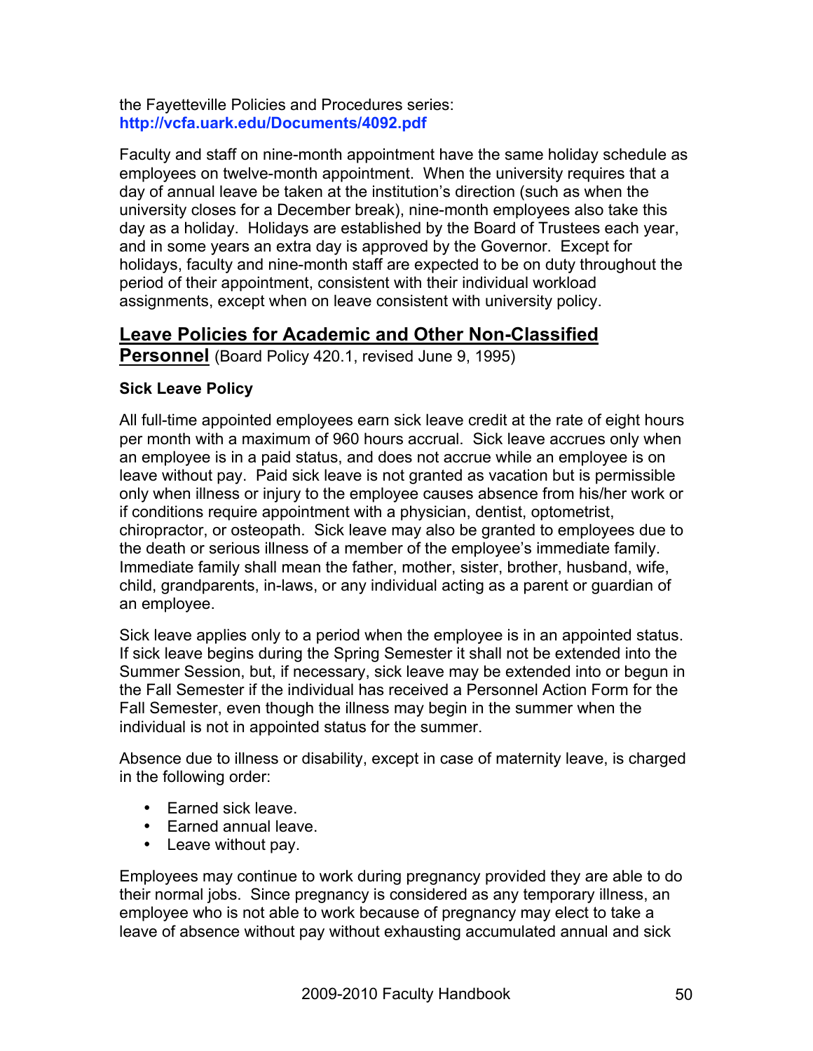the Fayetteville Policies and Procedures series:
**http://vcfa.uark.edu/Documents/4092.pdf**

Faculty and staff on nine-month appointment have the same holiday schedule as employees on twelve-month appointment. When the university requires that a day of annual leave be taken at the institution's direction (such as when the university closes for a December break), nine-month employees also take this day as a holiday. Holidays are established by the Board of Trustees each year, and in some years an extra day is approved by the Governor. Except for holidays, faculty and nine-month staff are expected to be on duty throughout the period of their appointment, consistent with their individual workload assignments, except when on leave consistent with university policy.

## Leave Policies for Academic and Other Non-Classified Personnel (Board Policy 420.1, revised June 9, 1995)

### Sick Leave Policy

All full-time appointed employees earn sick leave credit at the rate of eight hours per month with a maximum of 960 hours accrual. Sick leave accrues only when an employee is in a paid status, and does not accrue while an employee is on leave without pay. Paid sick leave is not granted as vacation but is permissible only when illness or injury to the employee causes absence from his/her work or if conditions require appointment with a physician, dentist, optometrist, chiropractor, or osteopath. Sick leave may also be granted to employees due to the death or serious illness of a member of the employee's immediate family. Immediate family shall mean the father, mother, sister, brother, husband, wife, child, grandparents, in-laws, or any individual acting as a parent or guardian of an employee.

Sick leave applies only to a period when the employee is in an appointed status. If sick leave begins during the Spring Semester it shall not be extended into the Summer Session, but, if necessary, sick leave may be extended into or begun in the Fall Semester if the individual has received a Personnel Action Form for the Fall Semester, even though the illness may begin in the summer when the individual is not in appointed status for the summer.

Absence due to illness or disability, except in case of maternity leave, is charged in the following order:

- Earned sick leave.
- Earned annual leave.
- Leave without pay.

Employees may continue to work during pregnancy provided they are able to do their normal jobs. Since pregnancy is considered as any temporary illness, an employee who is not able to work because of pregnancy may elect to take a leave of absence without pay without exhausting accumulated annual and sick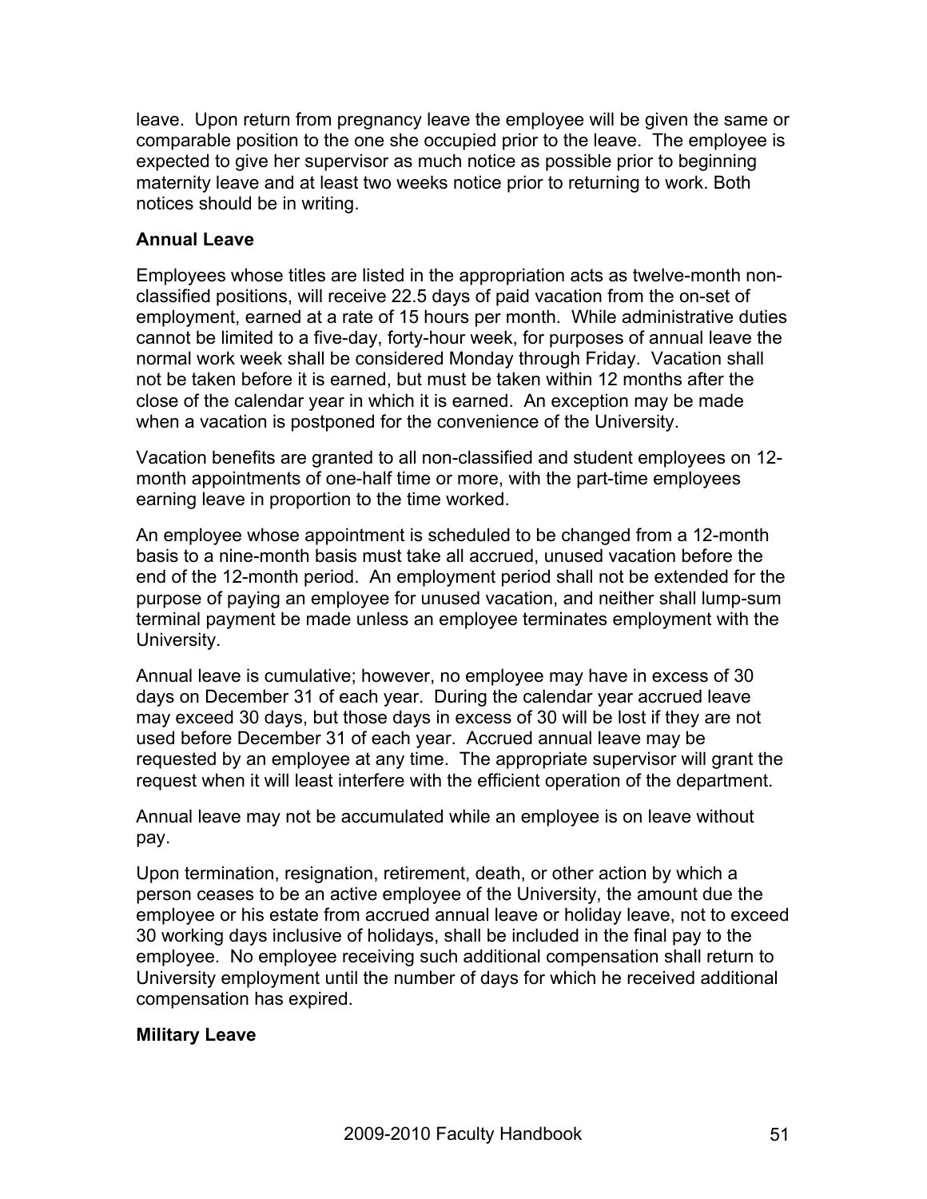leave. Upon return from pregnancy leave the employee will be given the same or comparable position to the one she occupied prior to the leave. The employee is expected to give her supervisor as much notice as possible prior to beginning maternity leave and at least two weeks notice prior to returning to work. Both notices should be in writing.

### Annual Leave

Employees whose titles are listed in the appropriation acts as twelve-month non-classified positions, will receive 22.5 days of paid vacation from the on-set of employment, earned at a rate of 15 hours per month. While administrative duties cannot be limited to a five-day, forty-hour week, for purposes of annual leave the normal work week shall be considered Monday through Friday. Vacation shall not be taken before it is earned, but must be taken within 12 months after the close of the calendar year in which it is earned. An exception may be made when a vacation is postponed for the convenience of the University.

Vacation benefits are granted to all non-classified and student employees on 12-month appointments of one-half time or more, with the part-time employees earning leave in proportion to the time worked.

An employee whose appointment is scheduled to be changed from a 12-month basis to a nine-month basis must take all accrued, unused vacation before the end of the 12-month period. An employment period shall not be extended for the purpose of paying an employee for unused vacation, and neither shall lump-sum terminal payment be made unless an employee terminates employment with the University.

Annual leave is cumulative; however, no employee may have in excess of 30 days on December 31 of each year. During the calendar year accrued leave may exceed 30 days, but those days in excess of 30 will be lost if they are not used before December 31 of each year. Accrued annual leave may be requested by an employee at any time. The appropriate supervisor will grant the request when it will least interfere with the efficient operation of the department.

Annual leave may not be accumulated while an employee is on leave without pay.

Upon termination, resignation, retirement, death, or other action by which a person ceases to be an active employee of the University, the amount due the employee or his estate from accrued annual leave or holiday leave, not to exceed 30 working days inclusive of holidays, shall be included in the final pay to the employee. No employee receiving such additional compensation shall return to University employment until the number of days for which he received additional compensation has expired.

### Military Leave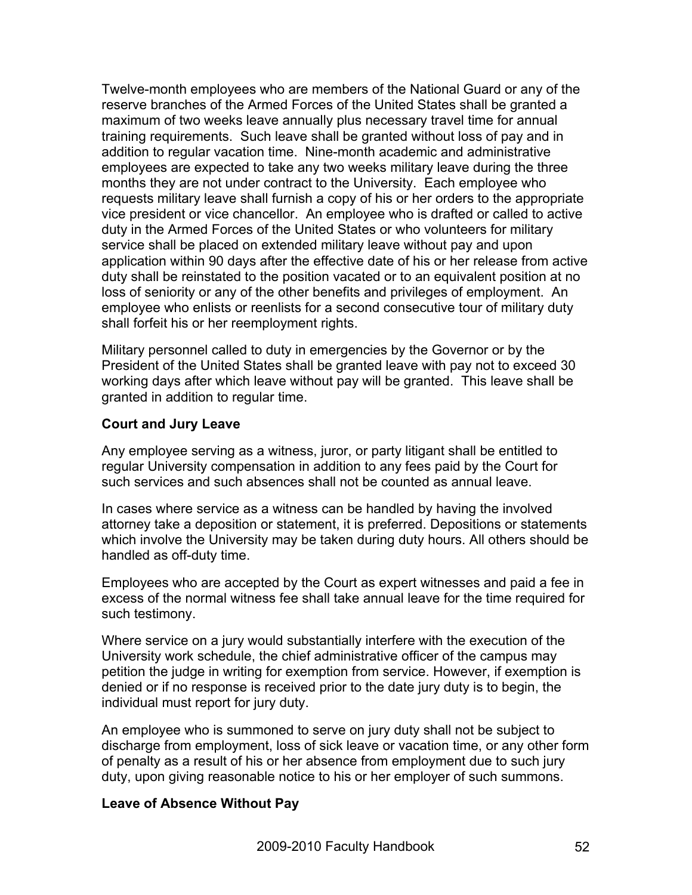Twelve-month employees who are members of the National Guard or any of the reserve branches of the Armed Forces of the United States shall be granted a maximum of two weeks leave annually plus necessary travel time for annual training requirements. Such leave shall be granted without loss of pay and in addition to regular vacation time. Nine-month academic and administrative employees are expected to take any two weeks military leave during the three months they are not under contract to the University. Each employee who requests military leave shall furnish a copy of his or her orders to the appropriate vice president or vice chancellor. An employee who is drafted or called to active duty in the Armed Forces of the United States or who volunteers for military service shall be placed on extended military leave without pay and upon application within 90 days after the effective date of his or her release from active duty shall be reinstated to the position vacated or to an equivalent position at no loss of seniority or any of the other benefits and privileges of employment. An employee who enlists or reenlists for a second consecutive tour of military duty shall forfeit his or her reemployment rights.

Military personnel called to duty in emergencies by the Governor or by the President of the United States shall be granted leave with pay not to exceed 30 working days after which leave without pay will be granted. This leave shall be granted in addition to regular time.

**Court and Jury Leave**

Any employee serving as a witness, juror, or party litigant shall be entitled to regular University compensation in addition to any fees paid by the Court for such services and such absences shall not be counted as annual leave.

In cases where service as a witness can be handled by having the involved attorney take a deposition or statement, it is preferred. Depositions or statements which involve the University may be taken during duty hours. All others should be handled as off-duty time.

Employees who are accepted by the Court as expert witnesses and paid a fee in excess of the normal witness fee shall take annual leave for the time required for such testimony.

Where service on a jury would substantially interfere with the execution of the University work schedule, the chief administrative officer of the campus may petition the judge in writing for exemption from service. However, if exemption is denied or if no response is received prior to the date jury duty is to begin, the individual must report for jury duty.

An employee who is summoned to serve on jury duty shall not be subject to discharge from employment, loss of sick leave or vacation time, or any other form of penalty as a result of his or her absence from employment due to such jury duty, upon giving reasonable notice to his or her employer of such summons.

**Leave of Absence Without Pay**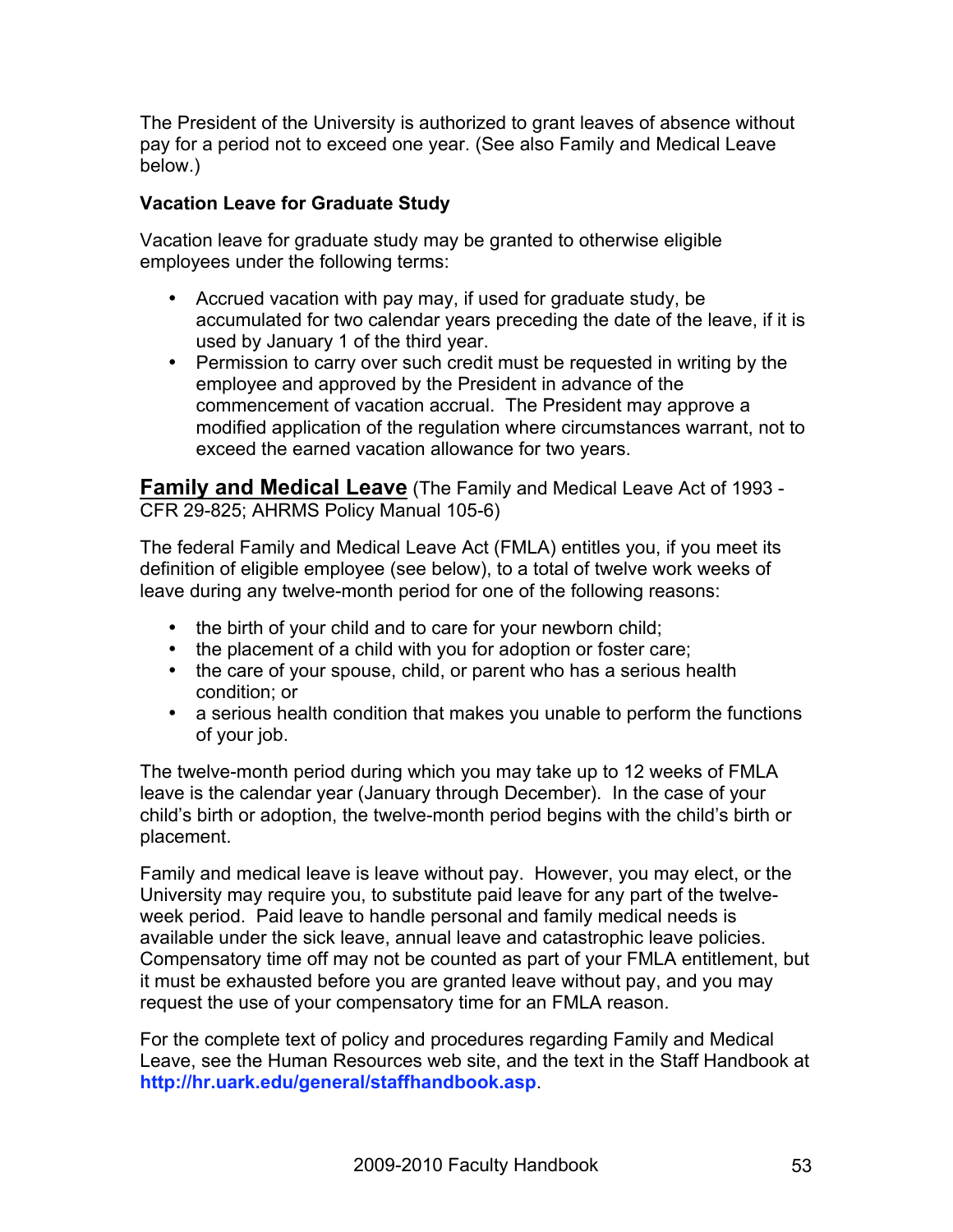The President of the University is authorized to grant leaves of absence without pay for a period not to exceed one year. (See also Family and Medical Leave below.)

**Vacation Leave for Graduate Study**

Vacation leave for graduate study may be granted to otherwise eligible employees under the following terms:

- Accrued vacation with pay may, if used for graduate study, be accumulated for two calendar years preceding the date of the leave, if it is used by January 1 of the third year.
- Permission to carry over such credit must be requested in writing by the employee and approved by the President in advance of the commencement of vacation accrual. The President may approve a modified application of the regulation where circumstances warrant, not to exceed the earned vacation allowance for two years.

## Family and Medical Leave (The Family and Medical Leave Act of 1993 - CFR 29-825; AHRMS Policy Manual 105-6)

The federal Family and Medical Leave Act (FMLA) entitles you, if you meet its definition of eligible employee (see below), to a total of twelve work weeks of leave during any twelve-month period for one of the following reasons:

- the birth of your child and to care for your newborn child;
- the placement of a child with you for adoption or foster care;
- the care of your spouse, child, or parent who has a serious health condition; or
- a serious health condition that makes you unable to perform the functions of your job.

The twelve-month period during which you may take up to 12 weeks of FMLA leave is the calendar year (January through December). In the case of your child's birth or adoption, the twelve-month period begins with the child's birth or placement.

Family and medical leave is leave without pay. However, you may elect, or the University may require you, to substitute paid leave for any part of the twelve-week period. Paid leave to handle personal and family medical needs is available under the sick leave, annual leave and catastrophic leave policies. Compensatory time off may not be counted as part of your FMLA entitlement, but it must be exhausted before you are granted leave without pay, and you may request the use of your compensatory time for an FMLA reason.

For the complete text of policy and procedures regarding Family and Medical Leave, see the Human Resources web site, and the text in the Staff Handbook at **http://hr.uark.edu/general/staffhandbook.asp**.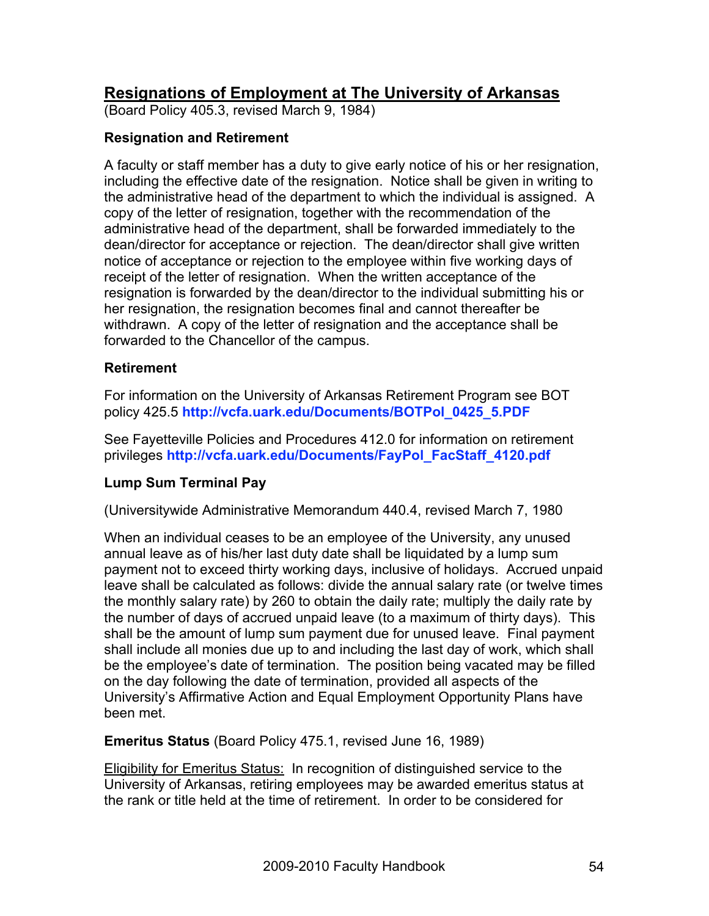## Resignations of Employment at The University of Arkansas

(Board Policy 405.3, revised March 9, 1984)

### Resignation and Retirement

A faculty or staff member has a duty to give early notice of his or her resignation, including the effective date of the resignation. Notice shall be given in writing to the administrative head of the department to which the individual is assigned. A copy of the letter of resignation, together with the recommendation of the administrative head of the department, shall be forwarded immediately to the dean/director for acceptance or rejection. The dean/director shall give written notice of acceptance or rejection to the employee within five working days of receipt of the letter of resignation. When the written acceptance of the resignation is forwarded by the dean/director to the individual submitting his or her resignation, the resignation becomes final and cannot thereafter be withdrawn. A copy of the letter of resignation and the acceptance shall be forwarded to the Chancellor of the campus.

### Retirement

For information on the University of Arkansas Retirement Program see BOT policy 425.5 **http://vcfa.uark.edu/Documents/BOTPol_0425_5.PDF**

See Fayetteville Policies and Procedures 412.0 for information on retirement privileges **http://vcfa.uark.edu/Documents/FayPol_FacStaff_4120.pdf**

### Lump Sum Terminal Pay

(Universitywide Administrative Memorandum 440.4, revised March 7, 1980

When an individual ceases to be an employee of the University, any unused annual leave as of his/her last duty date shall be liquidated by a lump sum payment not to exceed thirty working days, inclusive of holidays. Accrued unpaid leave shall be calculated as follows: divide the annual salary rate (or twelve times the monthly salary rate) by 260 to obtain the daily rate; multiply the daily rate by the number of days of accrued unpaid leave (to a maximum of thirty days). This shall be the amount of lump sum payment due for unused leave. Final payment shall include all monies due up to and including the last day of work, which shall be the employee's date of termination. The position being vacated may be filled on the day following the date of termination, provided all aspects of the University's Affirmative Action and Equal Employment Opportunity Plans have been met.

**Emeritus Status** (Board Policy 475.1, revised June 16, 1989)

Eligibility for Emeritus Status: In recognition of distinguished service to the University of Arkansas, retiring employees may be awarded emeritus status at the rank or title held at the time of retirement. In order to be considered for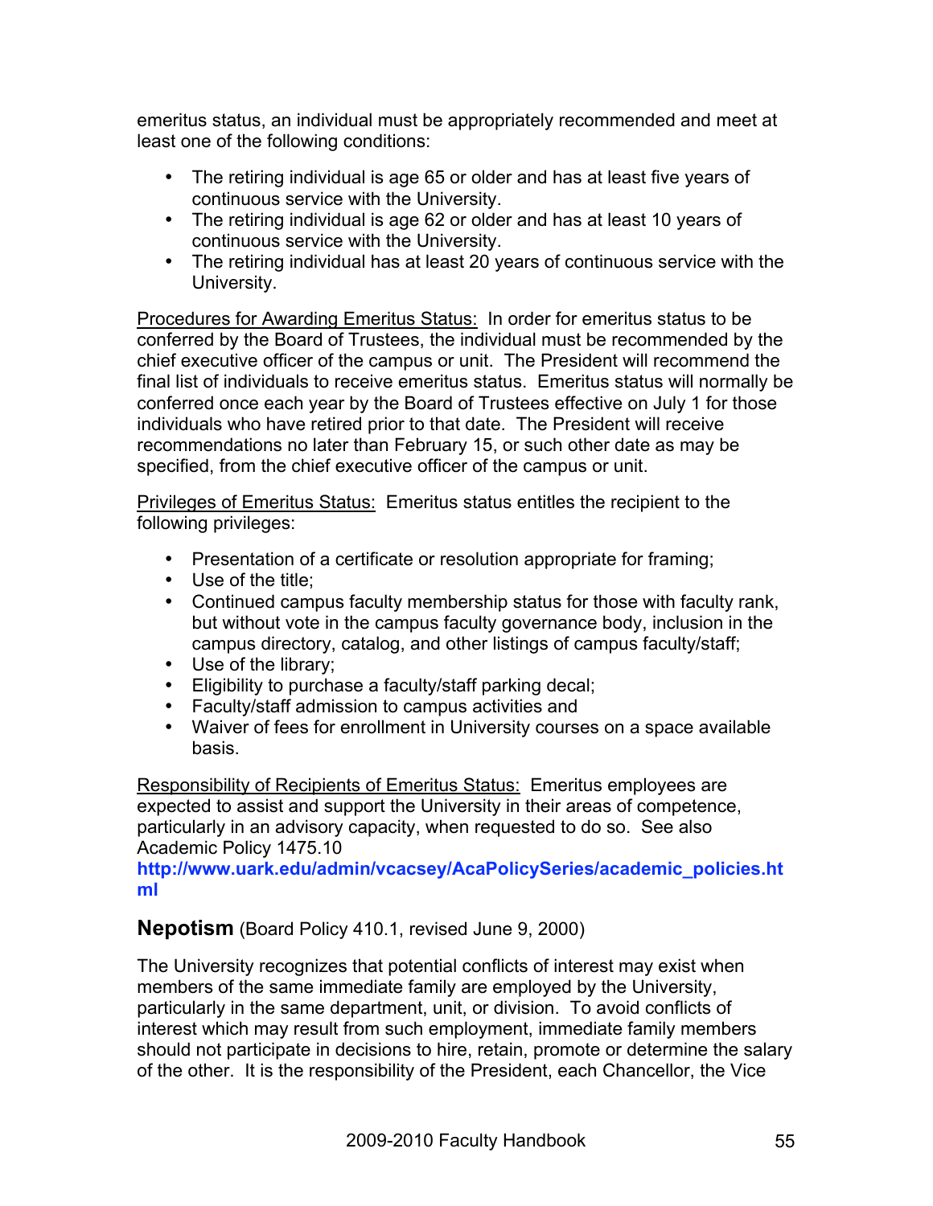emeritus status, an individual must be appropriately recommended and meet at least one of the following conditions:

- The retiring individual is age 65 or older and has at least five years of continuous service with the University.
- The retiring individual is age 62 or older and has at least 10 years of continuous service with the University.
- The retiring individual has at least 20 years of continuous service with the University.

Procedures for Awarding Emeritus Status: In order for emeritus status to be conferred by the Board of Trustees, the individual must be recommended by the chief executive officer of the campus or unit. The President will recommend the final list of individuals to receive emeritus status. Emeritus status will normally be conferred once each year by the Board of Trustees effective on July 1 for those individuals who have retired prior to that date. The President will receive recommendations no later than February 15, or such other date as may be specified, from the chief executive officer of the campus or unit.

Privileges of Emeritus Status: Emeritus status entitles the recipient to the following privileges:

- Presentation of a certificate or resolution appropriate for framing;
- Use of the title;
- Continued campus faculty membership status for those with faculty rank, but without vote in the campus faculty governance body, inclusion in the campus directory, catalog, and other listings of campus faculty/staff;
- Use of the library;
- Eligibility to purchase a faculty/staff parking decal;
- Faculty/staff admission to campus activities and
- Waiver of fees for enrollment in University courses on a space available basis.

Responsibility of Recipients of Emeritus Status: Emeritus employees are expected to assist and support the University in their areas of competence, particularly in an advisory capacity, when requested to do so. See also Academic Policy 1475.10 **http://www.uark.edu/admin/vcacsey/AcaPolicySeries/academic_policies.html**

### **Nepotism** (Board Policy 410.1, revised June 9, 2000)

The University recognizes that potential conflicts of interest may exist when members of the same immediate family are employed by the University, particularly in the same department, unit, or division. To avoid conflicts of interest which may result from such employment, immediate family members should not participate in decisions to hire, retain, promote or determine the salary of the other. It is the responsibility of the President, each Chancellor, the Vice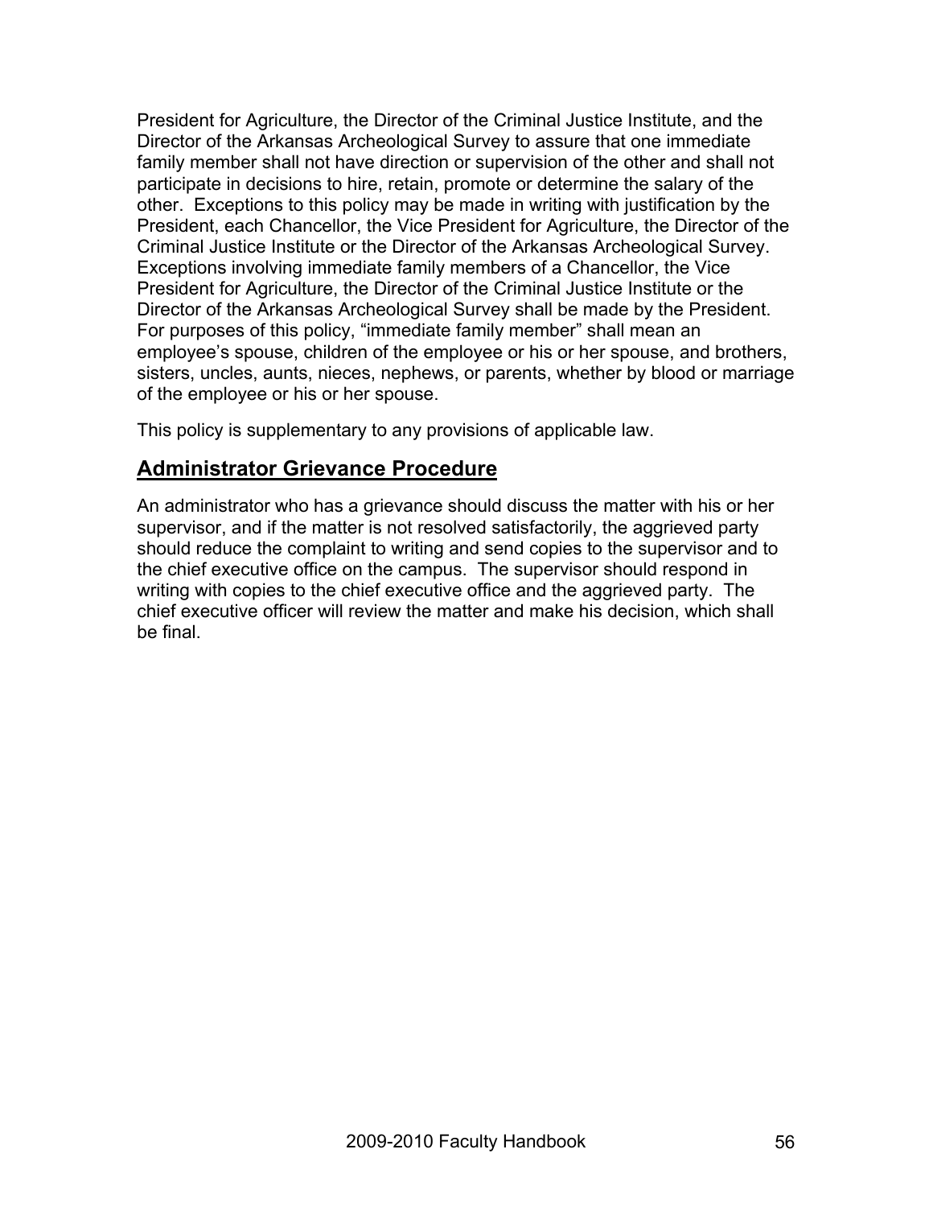President for Agriculture, the Director of the Criminal Justice Institute, and the Director of the Arkansas Archeological Survey to assure that one immediate family member shall not have direction or supervision of the other and shall not participate in decisions to hire, retain, promote or determine the salary of the other. Exceptions to this policy may be made in writing with justification by the President, each Chancellor, the Vice President for Agriculture, the Director of the Criminal Justice Institute or the Director of the Arkansas Archeological Survey. Exceptions involving immediate family members of a Chancellor, the Vice President for Agriculture, the Director of the Criminal Justice Institute or the Director of the Arkansas Archeological Survey shall be made by the President. For purposes of this policy, "immediate family member" shall mean an employee's spouse, children of the employee or his or her spouse, and brothers, sisters, uncles, aunts, nieces, nephews, or parents, whether by blood or marriage of the employee or his or her spouse.

This policy is supplementary to any provisions of applicable law.

## Administrator Grievance Procedure

An administrator who has a grievance should discuss the matter with his or her supervisor, and if the matter is not resolved satisfactorily, the aggrieved party should reduce the complaint to writing and send copies to the supervisor and to the chief executive office on the campus. The supervisor should respond in writing with copies to the chief executive office and the aggrieved party. The chief executive officer will review the matter and make his decision, which shall be final.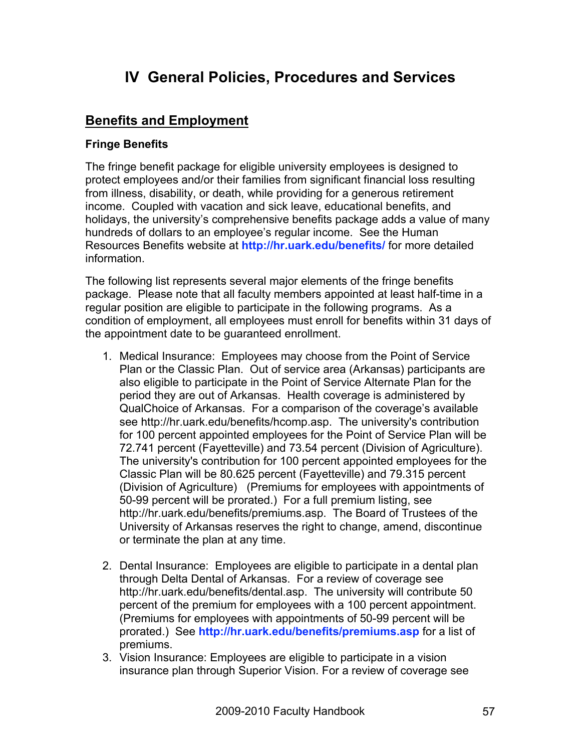# IV General Policies, Procedures and Services

## Benefits and Employment

### Fringe Benefits

The fringe benefit package for eligible university employees is designed to protect employees and/or their families from significant financial loss resulting from illness, disability, or death, while providing for a generous retirement income. Coupled with vacation and sick leave, educational benefits, and holidays, the university's comprehensive benefits package adds a value of many hundreds of dollars to an employee's regular income. See the Human Resources Benefits website at **http://hr.uark.edu/benefits/** for more detailed information.

The following list represents several major elements of the fringe benefits package. Please note that all faculty members appointed at least half-time in a regular position are eligible to participate in the following programs. As a condition of employment, all employees must enroll for benefits within 31 days of the appointment date to be guaranteed enrollment.

1. Medical Insurance: Employees may choose from the Point of Service Plan or the Classic Plan. Out of service area (Arkansas) participants are also eligible to participate in the Point of Service Alternate Plan for the period they are out of Arkansas. Health coverage is administered by QualChoice of Arkansas. For a comparison of the coverage's available see http://hr.uark.edu/benefits/hcomp.asp. The university's contribution for 100 percent appointed employees for the Point of Service Plan will be 72.741 percent (Fayetteville) and 73.54 percent (Division of Agriculture). The university's contribution for 100 percent appointed employees for the Classic Plan will be 80.625 percent (Fayetteville) and 79.315 percent (Division of Agriculture) (Premiums for employees with appointments of 50-99 percent will be prorated.) For a full premium listing, see http://hr.uark.edu/benefits/premiums.asp. The Board of Trustees of the University of Arkansas reserves the right to change, amend, discontinue or terminate the plan at any time.

2. Dental Insurance: Employees are eligible to participate in a dental plan through Delta Dental of Arkansas. For a review of coverage see http://hr.uark.edu/benefits/dental.asp. The university will contribute 50 percent of the premium for employees with a 100 percent appointment. (Premiums for employees with appointments of 50-99 percent will be prorated.) See **http://hr.uark.edu/benefits/premiums.asp** for a list of premiums.
3. Vision Insurance: Employees are eligible to participate in a vision insurance plan through Superior Vision. For a review of coverage see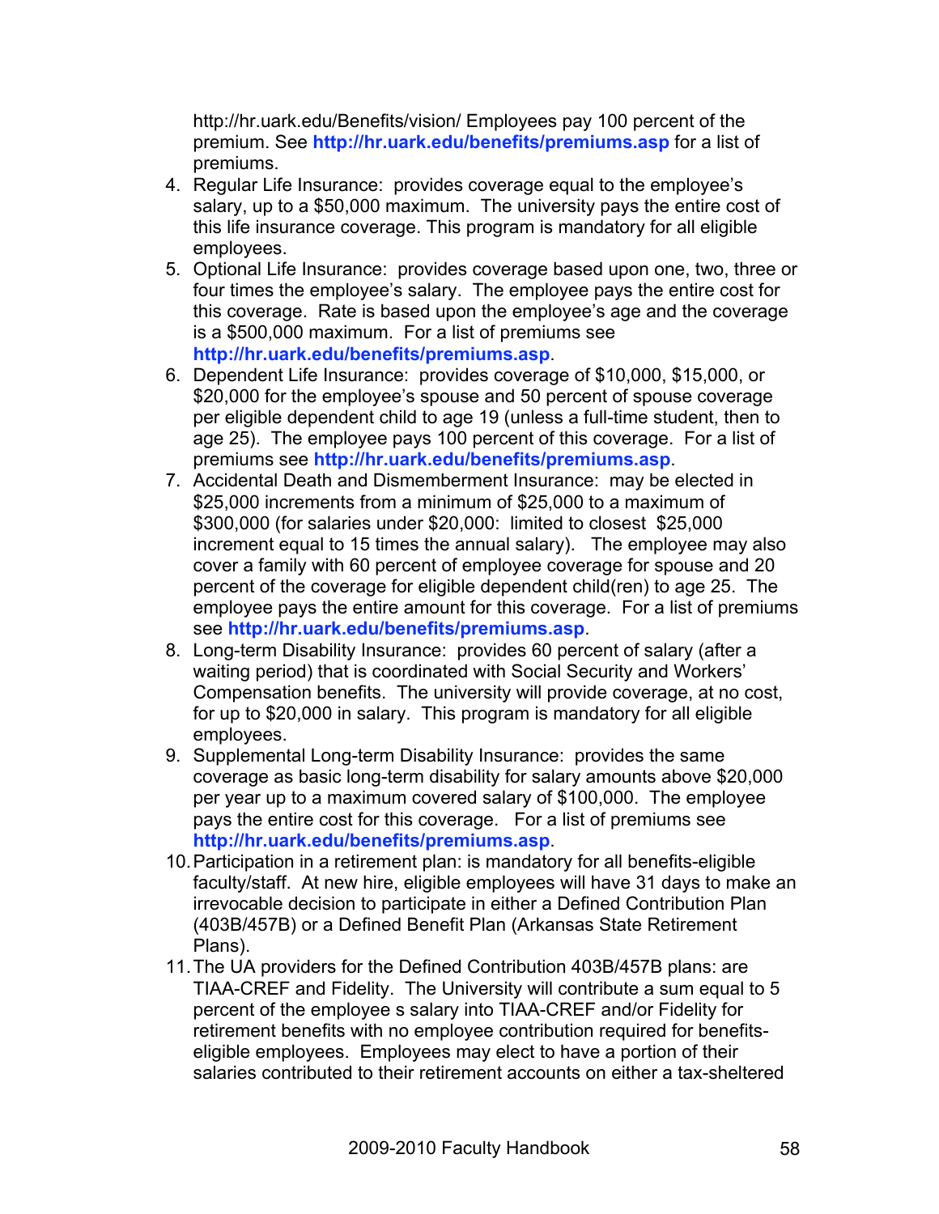http://hr.uark.edu/Benefits/vision/ Employees pay 100 percent of the premium. See **http://hr.uark.edu/benefits/premiums.asp** for a list of premiums.

4. Regular Life Insurance: provides coverage equal to the employee's salary, up to a $50,000 maximum. The university pays the entire cost of this life insurance coverage. This program is mandatory for all eligible employees.
5. Optional Life Insurance: provides coverage based upon one, two, three or four times the employee's salary. The employee pays the entire cost for this coverage. Rate is based upon the employee's age and the coverage is a $500,000 maximum. For a list of premiums see **http://hr.uark.edu/benefits/premiums.asp**.
6. Dependent Life Insurance: provides coverage of $10,000, $15,000, or $20,000 for the employee's spouse and 50 percent of spouse coverage per eligible dependent child to age 19 (unless a full-time student, then to age 25). The employee pays 100 percent of this coverage. For a list of premiums see **http://hr.uark.edu/benefits/premiums.asp**.
7. Accidental Death and Dismemberment Insurance: may be elected in $25,000 increments from a minimum of $25,000 to a maximum of $300,000 (for salaries under $20,000: limited to closest $25,000 increment equal to 15 times the annual salary). The employee may also cover a family with 60 percent of employee coverage for spouse and 20 percent of the coverage for eligible dependent child(ren) to age 25. The employee pays the entire amount for this coverage. For a list of premiums see **http://hr.uark.edu/benefits/premiums.asp**.
8. Long-term Disability Insurance: provides 60 percent of salary (after a waiting period) that is coordinated with Social Security and Workers' Compensation benefits. The university will provide coverage, at no cost, for up to $20,000 in salary. This program is mandatory for all eligible employees.
9. Supplemental Long-term Disability Insurance: provides the same coverage as basic long-term disability for salary amounts above $20,000 per year up to a maximum covered salary of $100,000. The employee pays the entire cost for this coverage. For a list of premiums see **http://hr.uark.edu/benefits/premiums.asp**.
10. Participation in a retirement plan: is mandatory for all benefits-eligible faculty/staff. At new hire, eligible employees will have 31 days to make an irrevocable decision to participate in either a Defined Contribution Plan (403B/457B) or a Defined Benefit Plan (Arkansas State Retirement Plans).
11. The UA providers for the Defined Contribution 403B/457B plans: are TIAA-CREF and Fidelity. The University will contribute a sum equal to 5 percent of the employee s salary into TIAA-CREF and/or Fidelity for retirement benefits with no employee contribution required for benefits-eligible employees. Employees may elect to have a portion of their salaries contributed to their retirement accounts on either a tax-sheltered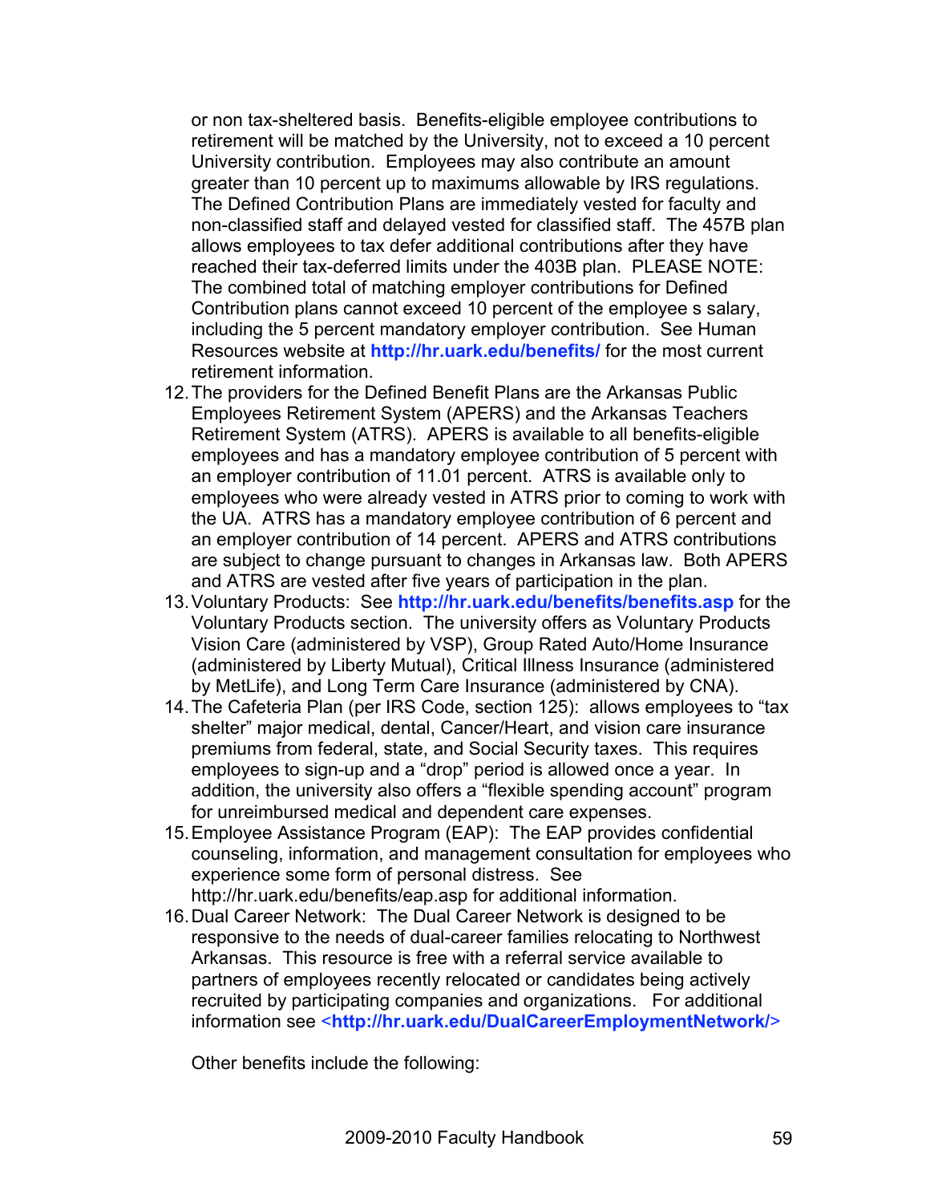or non tax-sheltered basis. Benefits-eligible employee contributions to retirement will be matched by the University, not to exceed a 10 percent University contribution. Employees may also contribute an amount greater than 10 percent up to maximums allowable by IRS regulations. The Defined Contribution Plans are immediately vested for faculty and non-classified staff and delayed vested for classified staff. The 457B plan allows employees to tax defer additional contributions after they have reached their tax-deferred limits under the 403B plan. PLEASE NOTE: The combined total of matching employer contributions for Defined Contribution plans cannot exceed 10 percent of the employee s salary, including the 5 percent mandatory employer contribution. See Human Resources website at **http://hr.uark.edu/benefits/** for the most current retirement information.

12. The providers for the Defined Benefit Plans are the Arkansas Public Employees Retirement System (APERS) and the Arkansas Teachers Retirement System (ATRS). APERS is available to all benefits-eligible employees and has a mandatory employee contribution of 5 percent with an employer contribution of 11.01 percent. ATRS is available only to employees who were already vested in ATRS prior to coming to work with the UA. ATRS has a mandatory employee contribution of 6 percent and an employer contribution of 14 percent. APERS and ATRS contributions are subject to change pursuant to changes in Arkansas law. Both APERS and ATRS are vested after five years of participation in the plan.
13. Voluntary Products: See **http://hr.uark.edu/benefits/benefits.asp** for the Voluntary Products section. The university offers as Voluntary Products Vision Care (administered by VSP), Group Rated Auto/Home Insurance (administered by Liberty Mutual), Critical Illness Insurance (administered by MetLife), and Long Term Care Insurance (administered by CNA).
14. The Cafeteria Plan (per IRS Code, section 125): allows employees to "tax shelter" major medical, dental, Cancer/Heart, and vision care insurance premiums from federal, state, and Social Security taxes. This requires employees to sign-up and a "drop" period is allowed once a year. In addition, the university also offers a "flexible spending account" program for unreimbursed medical and dependent care expenses.
15. Employee Assistance Program (EAP): The EAP provides confidential counseling, information, and management consultation for employees who experience some form of personal distress. See http://hr.uark.edu/benefits/eap.asp for additional information.
16. Dual Career Network: The Dual Career Network is designed to be responsive to the needs of dual-career families relocating to Northwest Arkansas. This resource is free with a referral service available to partners of employees recently relocated or candidates being actively recruited by participating companies and organizations. For additional information see **<http://hr.uark.edu/DualCareerEmploymentNetwork/>**

Other benefits include the following: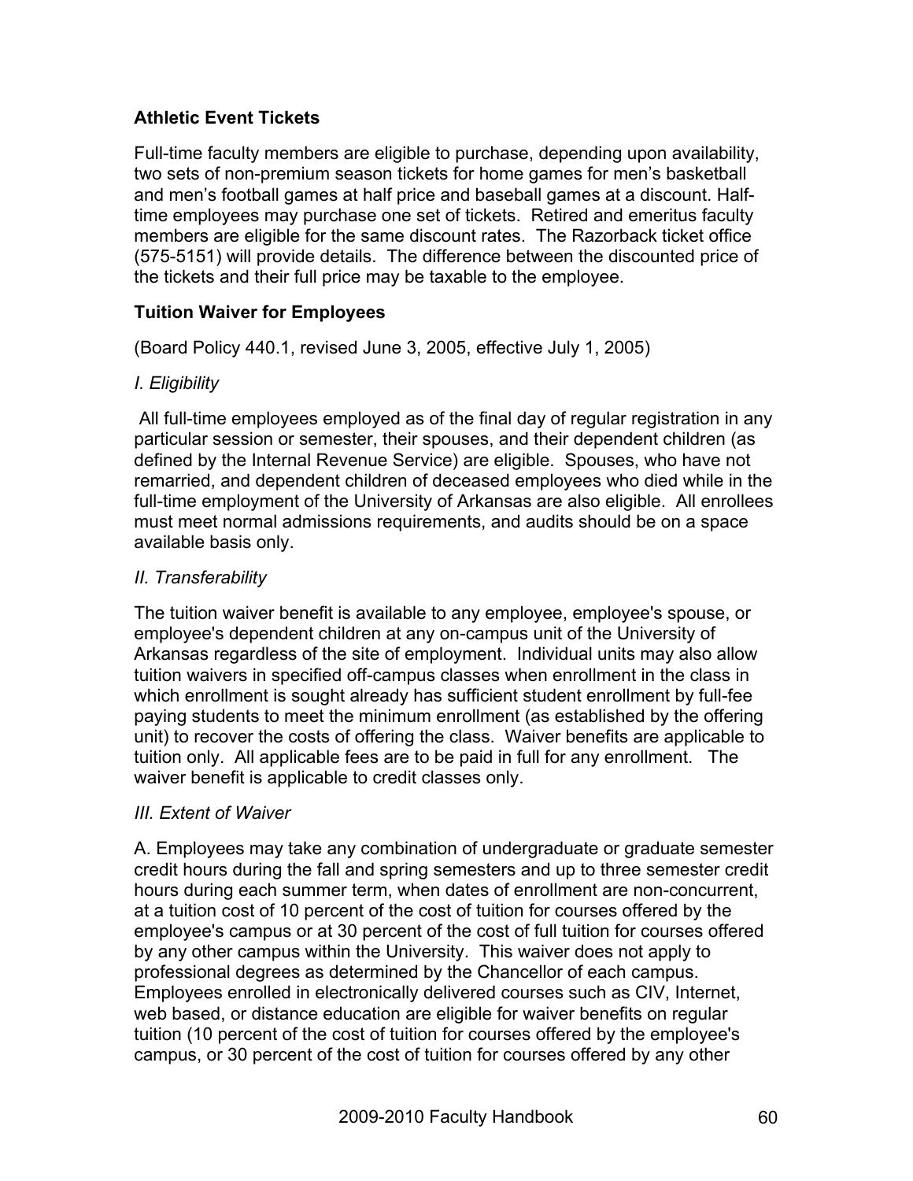### Athletic Event Tickets

Full-time faculty members are eligible to purchase, depending upon availability, two sets of non-premium season tickets for home games for men's basketball and men's football games at half price and baseball games at a discount. Half-time employees may purchase one set of tickets. Retired and emeritus faculty members are eligible for the same discount rates. The Razorback ticket office (575-5151) will provide details. The difference between the discounted price of the tickets and their full price may be taxable to the employee.

### Tuition Waiver for Employees

(Board Policy 440.1, revised June 3, 2005, effective July 1, 2005)

*I. Eligibility*

All full-time employees employed as of the final day of regular registration in any particular session or semester, their spouses, and their dependent children (as defined by the Internal Revenue Service) are eligible. Spouses, who have not remarried, and dependent children of deceased employees who died while in the full-time employment of the University of Arkansas are also eligible. All enrollees must meet normal admissions requirements, and audits should be on a space available basis only.

*II. Transferability*

The tuition waiver benefit is available to any employee, employee's spouse, or employee's dependent children at any on-campus unit of the University of Arkansas regardless of the site of employment. Individual units may also allow tuition waivers in specified off-campus classes when enrollment in the class in which enrollment is sought already has sufficient student enrollment by full-fee paying students to meet the minimum enrollment (as established by the offering unit) to recover the costs of offering the class. Waiver benefits are applicable to tuition only. All applicable fees are to be paid in full for any enrollment. The waiver benefit is applicable to credit classes only.

*III. Extent of Waiver*

A. Employees may take any combination of undergraduate or graduate semester credit hours during the fall and spring semesters and up to three semester credit hours during each summer term, when dates of enrollment are non-concurrent, at a tuition cost of 10 percent of the cost of tuition for courses offered by the employee's campus or at 30 percent of the cost of full tuition for courses offered by any other campus within the University. This waiver does not apply to professional degrees as determined by the Chancellor of each campus. Employees enrolled in electronically delivered courses such as CIV, Internet, web based, or distance education are eligible for waiver benefits on regular tuition (10 percent of the cost of tuition for courses offered by the employee's campus, or 30 percent of the cost of tuition for courses offered by any other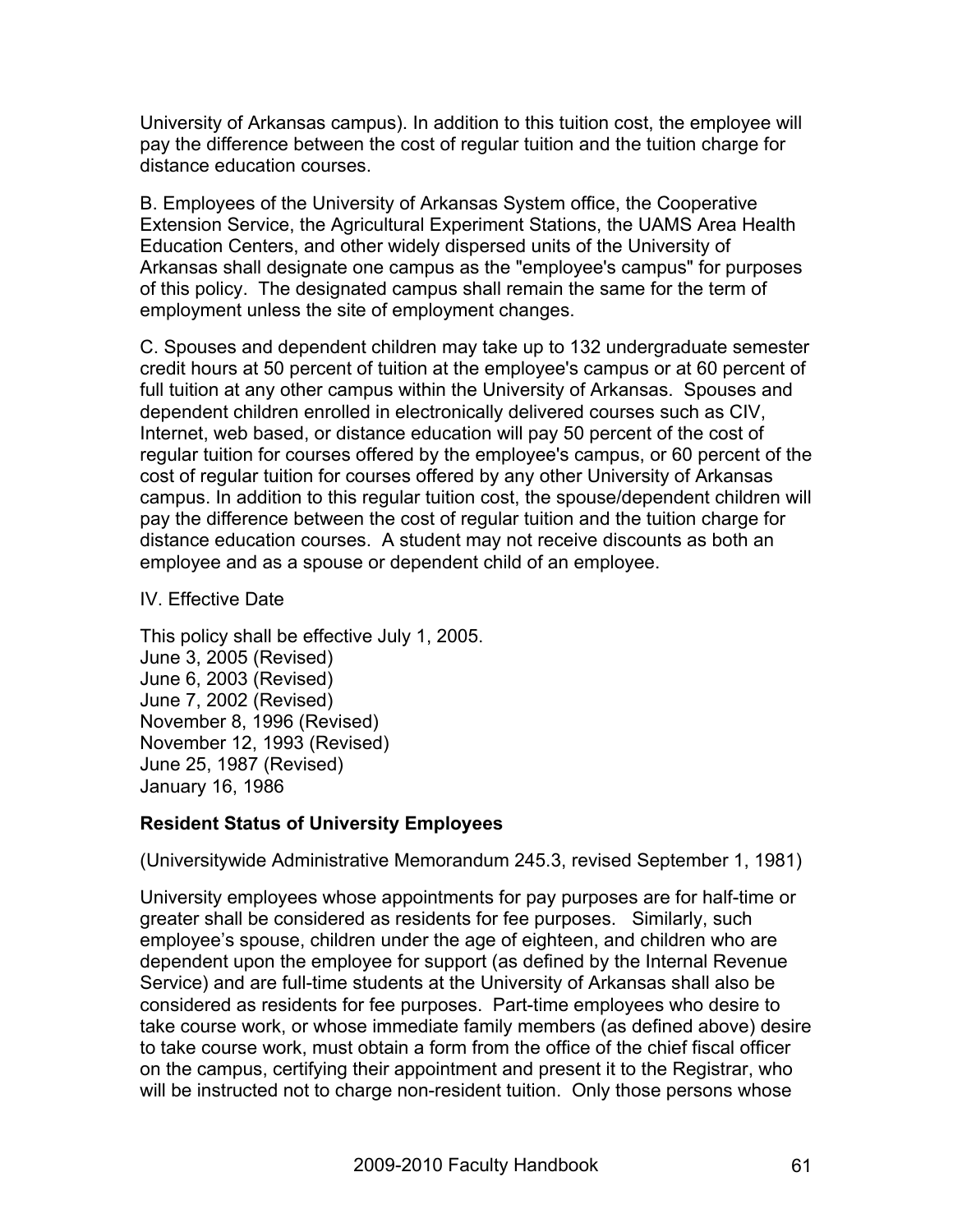University of Arkansas campus). In addition to this tuition cost, the employee will pay the difference between the cost of regular tuition and the tuition charge for distance education courses.

B. Employees of the University of Arkansas System office, the Cooperative Extension Service, the Agricultural Experiment Stations, the UAMS Area Health Education Centers, and other widely dispersed units of the University of Arkansas shall designate one campus as the "employee's campus" for purposes of this policy. The designated campus shall remain the same for the term of employment unless the site of employment changes.

C. Spouses and dependent children may take up to 132 undergraduate semester credit hours at 50 percent of tuition at the employee's campus or at 60 percent of full tuition at any other campus within the University of Arkansas. Spouses and dependent children enrolled in electronically delivered courses such as CIV, Internet, web based, or distance education will pay 50 percent of the cost of regular tuition for courses offered by the employee's campus, or 60 percent of the cost of regular tuition for courses offered by any other University of Arkansas campus. In addition to this regular tuition cost, the spouse/dependent children will pay the difference between the cost of regular tuition and the tuition charge for distance education courses. A student may not receive discounts as both an employee and as a spouse or dependent child of an employee.

IV. Effective Date

This policy shall be effective July 1, 2005.
June 3, 2005 (Revised)
June 6, 2003 (Revised)
June 7, 2002 (Revised)
November 8, 1996 (Revised)
November 12, 1993 (Revised)
June 25, 1987 (Revised)
January 16, 1986

### Resident Status of University Employees

(Universitywide Administrative Memorandum 245.3, revised September 1, 1981)

University employees whose appointments for pay purposes are for half-time or greater shall be considered as residents for fee purposes. Similarly, such employee's spouse, children under the age of eighteen, and children who are dependent upon the employee for support (as defined by the Internal Revenue Service) and are full-time students at the University of Arkansas shall also be considered as residents for fee purposes. Part-time employees who desire to take course work, or whose immediate family members (as defined above) desire to take course work, must obtain a form from the office of the chief fiscal officer on the campus, certifying their appointment and present it to the Registrar, who will be instructed not to charge non-resident tuition. Only those persons whose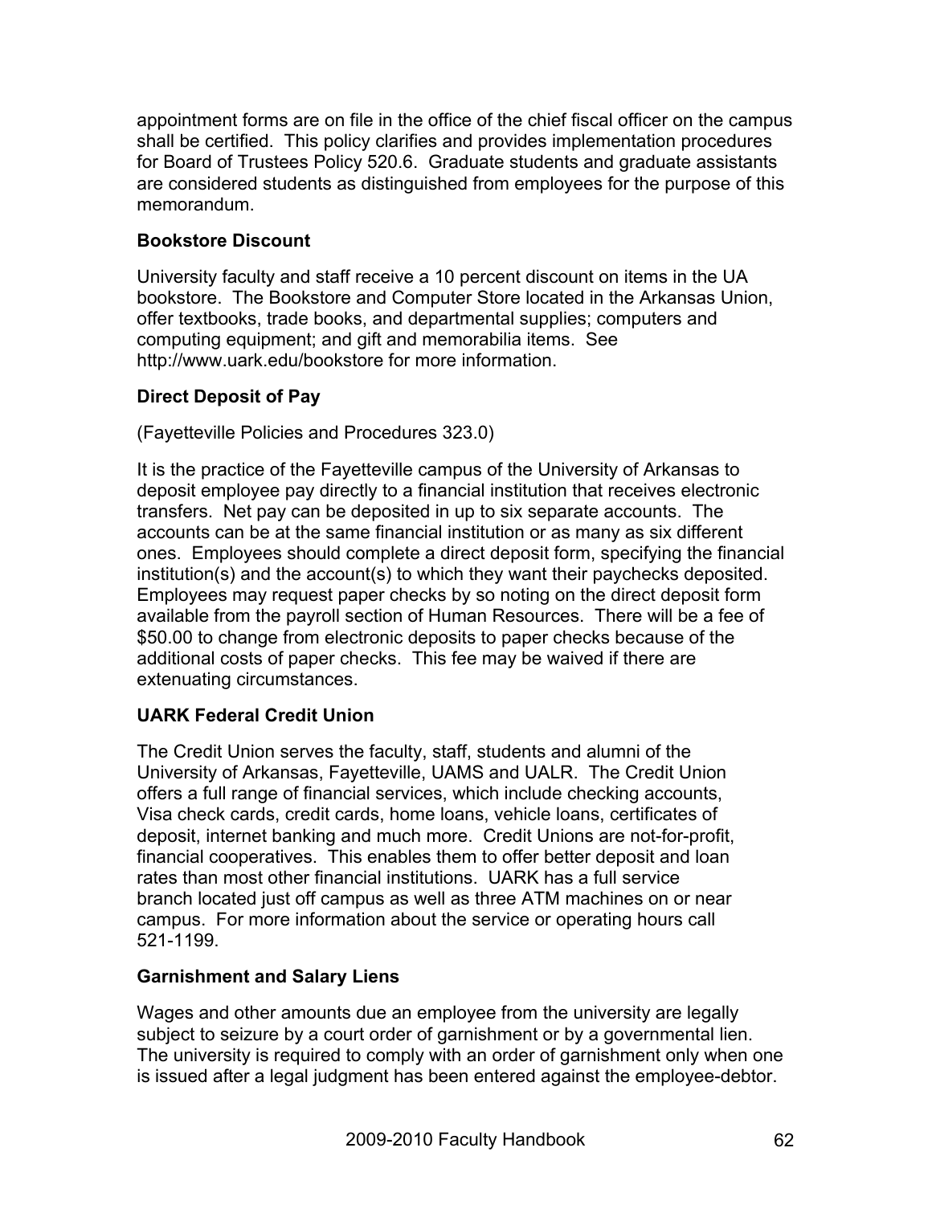appointment forms are on file in the office of the chief fiscal officer on the campus shall be certified. This policy clarifies and provides implementation procedures for Board of Trustees Policy 520.6. Graduate students and graduate assistants are considered students as distinguished from employees for the purpose of this memorandum.

### Bookstore Discount

University faculty and staff receive a 10 percent discount on items in the UA bookstore. The Bookstore and Computer Store located in the Arkansas Union, offer textbooks, trade books, and departmental supplies; computers and computing equipment; and gift and memorabilia items. See http://www.uark.edu/bookstore for more information.

### Direct Deposit of Pay

(Fayetteville Policies and Procedures 323.0)

It is the practice of the Fayetteville campus of the University of Arkansas to deposit employee pay directly to a financial institution that receives electronic transfers. Net pay can be deposited in up to six separate accounts. The accounts can be at the same financial institution or as many as six different ones. Employees should complete a direct deposit form, specifying the financial institution(s) and the account(s) to which they want their paychecks deposited. Employees may request paper checks by so noting on the direct deposit form available from the payroll section of Human Resources. There will be a fee of $50.00 to change from electronic deposits to paper checks because of the additional costs of paper checks. This fee may be waived if there are extenuating circumstances.

### UARK Federal Credit Union

The Credit Union serves the faculty, staff, students and alumni of the University of Arkansas, Fayetteville, UAMS and UALR. The Credit Union offers a full range of financial services, which include checking accounts, Visa check cards, credit cards, home loans, vehicle loans, certificates of deposit, internet banking and much more. Credit Unions are not-for-profit, financial cooperatives. This enables them to offer better deposit and loan rates than most other financial institutions. UARK has a full service branch located just off campus as well as three ATM machines on or near campus. For more information about the service or operating hours call 521-1199.

### Garnishment and Salary Liens

Wages and other amounts due an employee from the university are legally subject to seizure by a court order of garnishment or by a governmental lien. The university is required to comply with an order of garnishment only when one is issued after a legal judgment has been entered against the employee-debtor.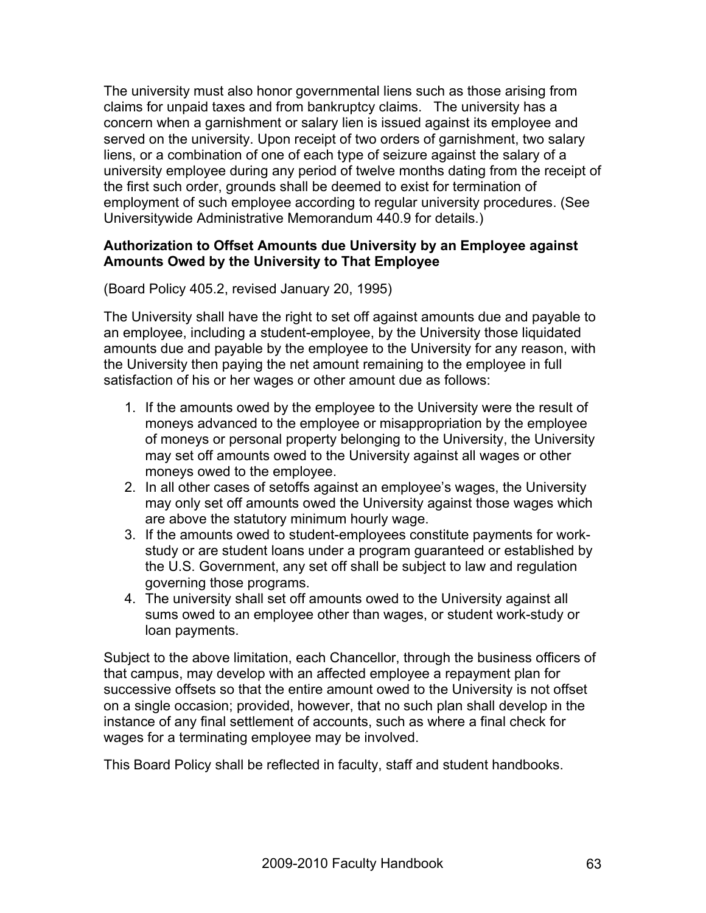The university must also honor governmental liens such as those arising from claims for unpaid taxes and from bankruptcy claims.   The university has a concern when a garnishment or salary lien is issued against its employee and served on the university. Upon receipt of two orders of garnishment, two salary liens, or a combination of one of each type of seizure against the salary of a university employee during any period of twelve months dating from the receipt of the first such order, grounds shall be deemed to exist for termination of employment of such employee according to regular university procedures. (See Universitywide Administrative Memorandum 440.9 for details.)

**Authorization to Offset Amounts due University by an Employee against Amounts Owed by the University to That Employee**

(Board Policy 405.2, revised January 20, 1995)

The University shall have the right to set off against amounts due and payable to an employee, including a student-employee, by the University those liquidated amounts due and payable by the employee to the University for any reason, with the University then paying the net amount remaining to the employee in full satisfaction of his or her wages or other amount due as follows:

1. If the amounts owed by the employee to the University were the result of moneys advanced to the employee or misappropriation by the employee of moneys or personal property belonging to the University, the University may set off amounts owed to the University against all wages or other moneys owed to the employee.
2. In all other cases of setoffs against an employee's wages, the University may only set off amounts owed the University against those wages which are above the statutory minimum hourly wage.
3. If the amounts owed to student-employees constitute payments for work-study or are student loans under a program guaranteed or established by the U.S. Government, any set off shall be subject to law and regulation governing those programs.
4. The university shall set off amounts owed to the University against all sums owed to an employee other than wages, or student work-study or loan payments.

Subject to the above limitation, each Chancellor, through the business officers of that campus, may develop with an affected employee a repayment plan for successive offsets so that the entire amount owed to the University is not offset on a single occasion; provided, however, that no such plan shall develop in the instance of any final settlement of accounts, such as where a final check for wages for a terminating employee may be involved.

This Board Policy shall be reflected in faculty, staff and student handbooks.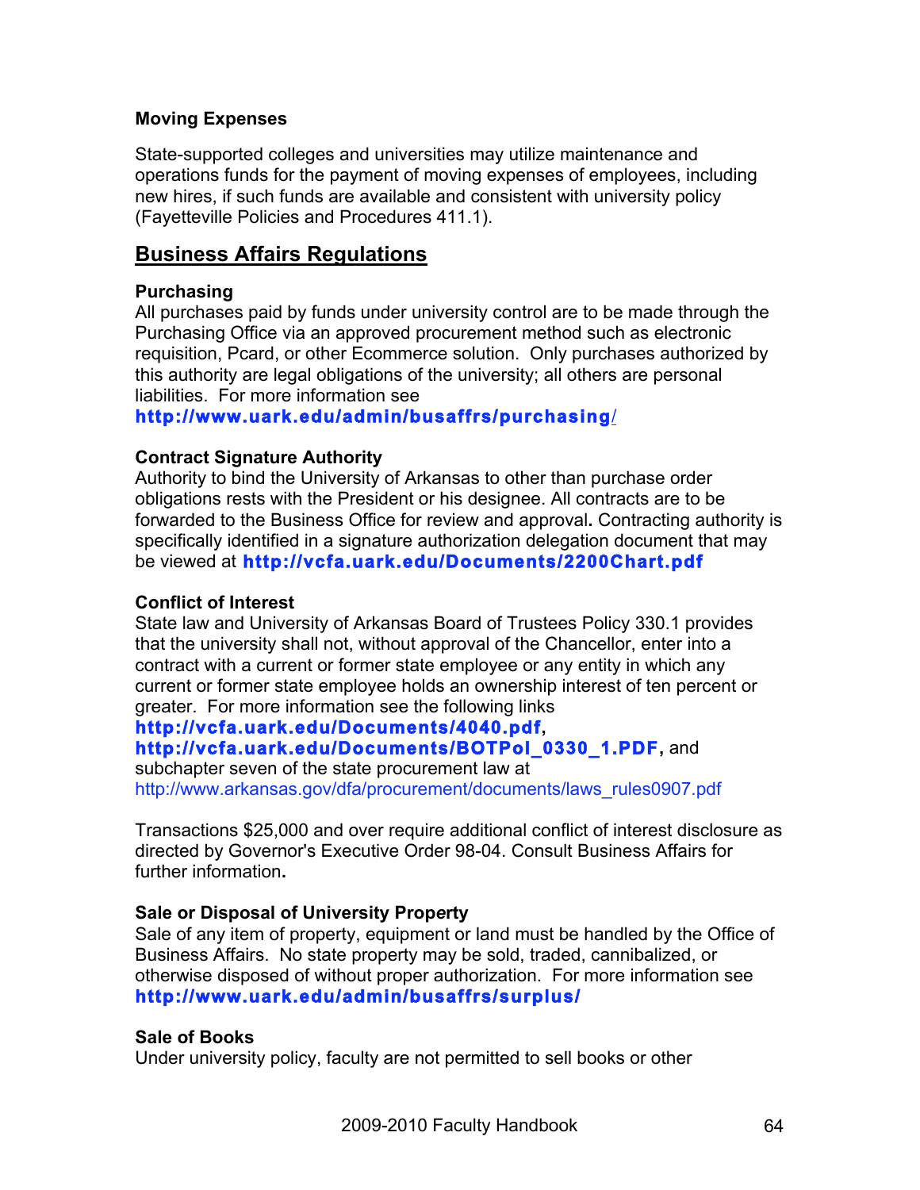### Moving Expenses

State-supported colleges and universities may utilize maintenance and operations funds for the payment of moving expenses of employees, including new hires, if such funds are available and consistent with university policy (Fayetteville Policies and Procedures 411.1).

## Business Affairs Regulations

### Purchasing

All purchases paid by funds under university control are to be made through the Purchasing Office via an approved procurement method such as electronic requisition, Pcard, or other Ecommerce solution. Only purchases authorized by this authority are legal obligations of the university; all others are personal liabilities. For more information see **http://www.uark.edu/admin/busaffrs/purchasing/**

### Contract Signature Authority

Authority to bind the University of Arkansas to other than purchase order obligations rests with the President or his designee. All contracts are to be forwarded to the Business Office for review and approval**.** Contracting authority is specifically identified in a signature authorization delegation document that may be viewed at **http://vcfa.uark.edu/Documents/2200Chart.pdf**

### Conflict of Interest

State law and University of Arkansas Board of Trustees Policy 330.1 provides that the university shall not, without approval of the Chancellor, enter into a contract with a current or former state employee or any entity in which any current or former state employee holds an ownership interest of ten percent or greater. For more information see the following links **http://vcfa.uark.edu/Documents/4040.pdf**, **http://vcfa.uark.edu/Documents/BOTPol_0330_1.PDF**, and subchapter seven of the state procurement law at http://www.arkansas.gov/dfa/procurement/documents/laws_rules0907.pdf

Transactions $25,000 and over require additional conflict of interest disclosure as directed by Governor's Executive Order 98-04. Consult Business Affairs for further information**.**

### Sale or Disposal of University Property

Sale of any item of property, equipment or land must be handled by the Office of Business Affairs. No state property may be sold, traded, cannibalized, or otherwise disposed of without proper authorization. For more information see **http://www.uark.edu/admin/busaffrs/surplus/**

### Sale of Books

Under university policy, faculty are not permitted to sell books or other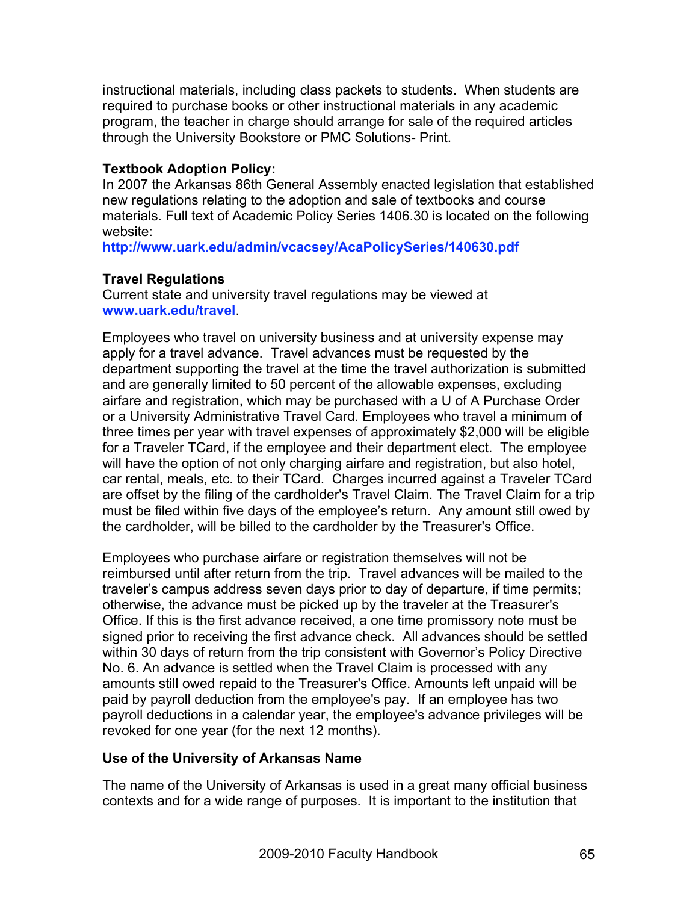instructional materials, including class packets to students. When students are required to purchase books or other instructional materials in any academic program, the teacher in charge should arrange for sale of the required articles through the University Bookstore or PMC Solutions- Print.

**Textbook Adoption Policy:**

In 2007 the Arkansas 86th General Assembly enacted legislation that established new regulations relating to the adoption and sale of textbooks and course materials. Full text of Academic Policy Series 1406.30 is located on the following website:

**http://www.uark.edu/admin/vcacsey/AcaPolicySeries/140630.pdf**

**Travel Regulations**

Current state and university travel regulations may be viewed at **www.uark.edu/travel**.

Employees who travel on university business and at university expense may apply for a travel advance. Travel advances must be requested by the department supporting the travel at the time the travel authorization is submitted and are generally limited to 50 percent of the allowable expenses, excluding airfare and registration, which may be purchased with a U of A Purchase Order or a University Administrative Travel Card. Employees who travel a minimum of three times per year with travel expenses of approximately $2,000 will be eligible for a Traveler TCard, if the employee and their department elect. The employee will have the option of not only charging airfare and registration, but also hotel, car rental, meals, etc. to their TCard. Charges incurred against a Traveler TCard are offset by the filing of the cardholder's Travel Claim. The Travel Claim for a trip must be filed within five days of the employee's return. Any amount still owed by the cardholder, will be billed to the cardholder by the Treasurer's Office.

Employees who purchase airfare or registration themselves will not be reimbursed until after return from the trip. Travel advances will be mailed to the traveler's campus address seven days prior to day of departure, if time permits; otherwise, the advance must be picked up by the traveler at the Treasurer's Office. If this is the first advance received, a one time promissory note must be signed prior to receiving the first advance check. All advances should be settled within 30 days of return from the trip consistent with Governor's Policy Directive No. 6. An advance is settled when the Travel Claim is processed with any amounts still owed repaid to the Treasurer's Office. Amounts left unpaid will be paid by payroll deduction from the employee's pay. If an employee has two payroll deductions in a calendar year, the employee's advance privileges will be revoked for one year (for the next 12 months).

**Use of the University of Arkansas Name**

The name of the University of Arkansas is used in a great many official business contexts and for a wide range of purposes. It is important to the institution that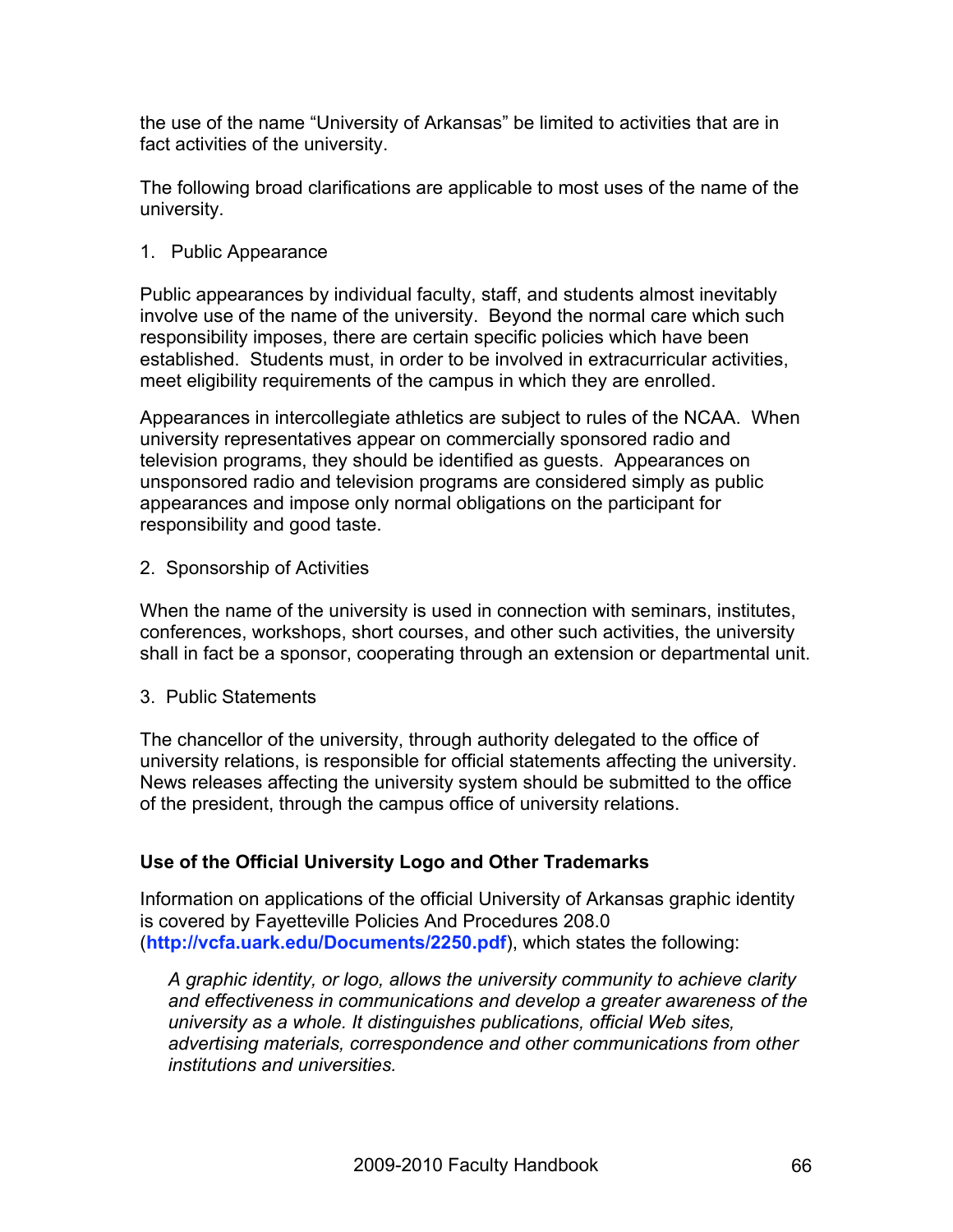the use of the name “University of Arkansas” be limited to activities that are in fact activities of the university.

The following broad clarifications are applicable to most uses of the name of the university.

1. Public Appearance

Public appearances by individual faculty, staff, and students almost inevitably involve use of the name of the university. Beyond the normal care which such responsibility imposes, there are certain specific policies which have been established. Students must, in order to be involved in extracurricular activities, meet eligibility requirements of the campus in which they are enrolled.

Appearances in intercollegiate athletics are subject to rules of the NCAA. When university representatives appear on commercially sponsored radio and television programs, they should be identified as guests. Appearances on unsponsored radio and television programs are considered simply as public appearances and impose only normal obligations on the participant for responsibility and good taste.

2. Sponsorship of Activities

When the name of the university is used in connection with seminars, institutes, conferences, workshops, short courses, and other such activities, the university shall in fact be a sponsor, cooperating through an extension or departmental unit.

3. Public Statements

The chancellor of the university, through authority delegated to the office of university relations, is responsible for official statements affecting the university. News releases affecting the university system should be submitted to the office of the president, through the campus office of university relations.

### Use of the Official University Logo and Other Trademarks

Information on applications of the official University of Arkansas graphic identity is covered by Fayetteville Policies And Procedures 208.0 (**http://vcfa.uark.edu/Documents/2250.pdf**), which states the following:

> *A graphic identity, or logo, allows the university community to achieve clarity and effectiveness in communications and develop a greater awareness of the university as a whole. It distinguishes publications, official Web sites, advertising materials, correspondence and other communications from other institutions and universities.*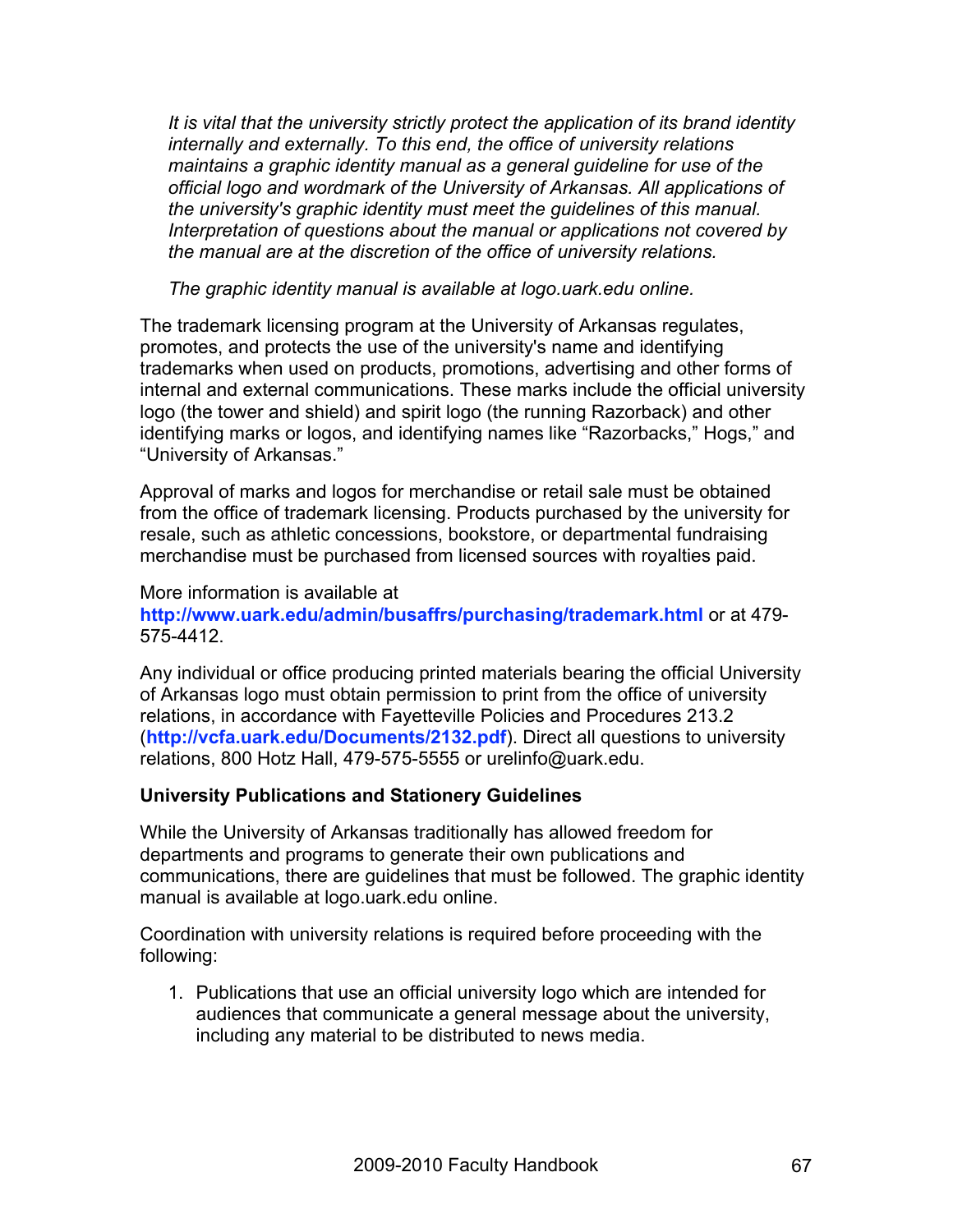*It is vital that the university strictly protect the application of its brand identity internally and externally. To this end, the office of university relations maintains a graphic identity manual as a general guideline for use of the official logo and wordmark of the University of Arkansas. All applications of the university's graphic identity must meet the guidelines of this manual. Interpretation of questions about the manual or applications not covered by the manual are at the discretion of the office of university relations.*

*The graphic identity manual is available at logo.uark.edu online.*

The trademark licensing program at the University of Arkansas regulates, promotes, and protects the use of the university's name and identifying trademarks when used on products, promotions, advertising and other forms of internal and external communications. These marks include the official university logo (the tower and shield) and spirit logo (the running Razorback) and other identifying marks or logos, and identifying names like "Razorbacks," Hogs," and "University of Arkansas."

Approval of marks and logos for merchandise or retail sale must be obtained from the office of trademark licensing. Products purchased by the university for resale, such as athletic concessions, bookstore, or departmental fundraising merchandise must be purchased from licensed sources with royalties paid.

More information is available at **http://www.uark.edu/admin/busaffrs/purchasing/trademark.html** or at 479-575-4412.

Any individual or office producing printed materials bearing the official University of Arkansas logo must obtain permission to print from the office of university relations, in accordance with Fayetteville Policies and Procedures 213.2 (**http://vcfa.uark.edu/Documents/2132.pdf**). Direct all questions to university relations, 800 Hotz Hall, 479-575-5555 or urelinfo@uark.edu.

**University Publications and Stationery Guidelines**

While the University of Arkansas traditionally has allowed freedom for departments and programs to generate their own publications and communications, there are guidelines that must be followed. The graphic identity manual is available at logo.uark.edu online.

Coordination with university relations is required before proceeding with the following:

1. Publications that use an official university logo which are intended for audiences that communicate a general message about the university, including any material to be distributed to news media.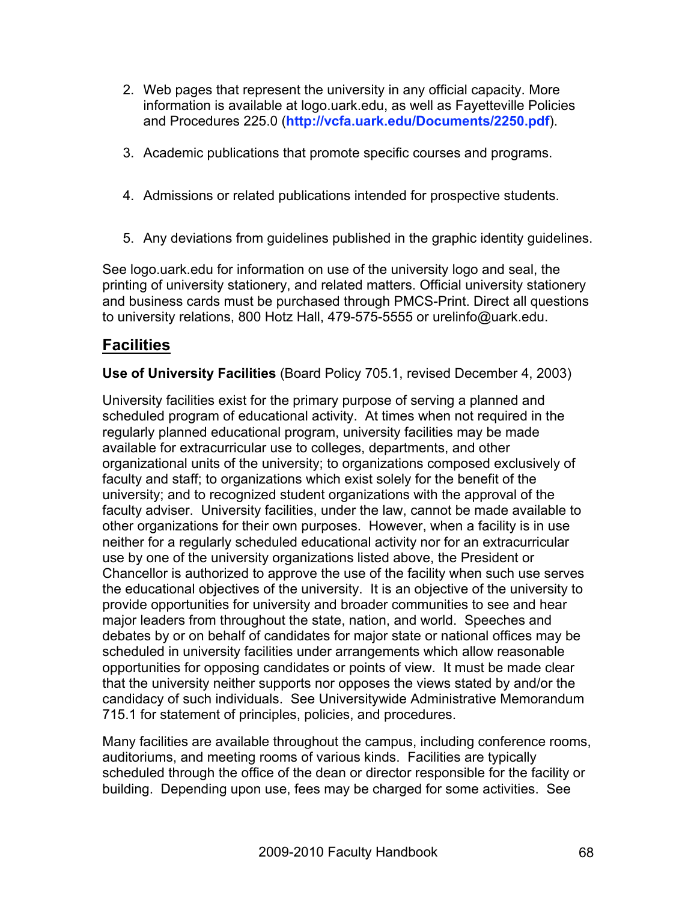2. Web pages that represent the university in any official capacity. More information is available at logo.uark.edu, as well as Fayetteville Policies and Procedures 225.0 (**http://vcfa.uark.edu/Documents/2250.pdf**).

3. Academic publications that promote specific courses and programs.

4. Admissions or related publications intended for prospective students.

5. Any deviations from guidelines published in the graphic identity guidelines.

See logo.uark.edu for information on use of the university logo and seal, the printing of university stationery, and related matters. Official university stationery and business cards must be purchased through PMCS-Print. Direct all questions to university relations, 800 Hotz Hall, 479-575-5555 or urelinfo@uark.edu.

## Facilities

**Use of University Facilities** (Board Policy 705.1, revised December 4, 2003)

University facilities exist for the primary purpose of serving a planned and scheduled program of educational activity. At times when not required in the regularly planned educational program, university facilities may be made available for extracurricular use to colleges, departments, and other organizational units of the university; to organizations composed exclusively of faculty and staff; to organizations which exist solely for the benefit of the university; and to recognized student organizations with the approval of the faculty adviser. University facilities, under the law, cannot be made available to other organizations for their own purposes. However, when a facility is in use neither for a regularly scheduled educational activity nor for an extracurricular use by one of the university organizations listed above, the President or Chancellor is authorized to approve the use of the facility when such use serves the educational objectives of the university. It is an objective of the university to provide opportunities for university and broader communities to see and hear major leaders from throughout the state, nation, and world. Speeches and debates by or on behalf of candidates for major state or national offices may be scheduled in university facilities under arrangements which allow reasonable opportunities for opposing candidates or points of view. It must be made clear that the university neither supports nor opposes the views stated by and/or the candidacy of such individuals. See Universitywide Administrative Memorandum 715.1 for statement of principles, policies, and procedures.

Many facilities are available throughout the campus, including conference rooms, auditoriums, and meeting rooms of various kinds. Facilities are typically scheduled through the office of the dean or director responsible for the facility or building. Depending upon use, fees may be charged for some activities. See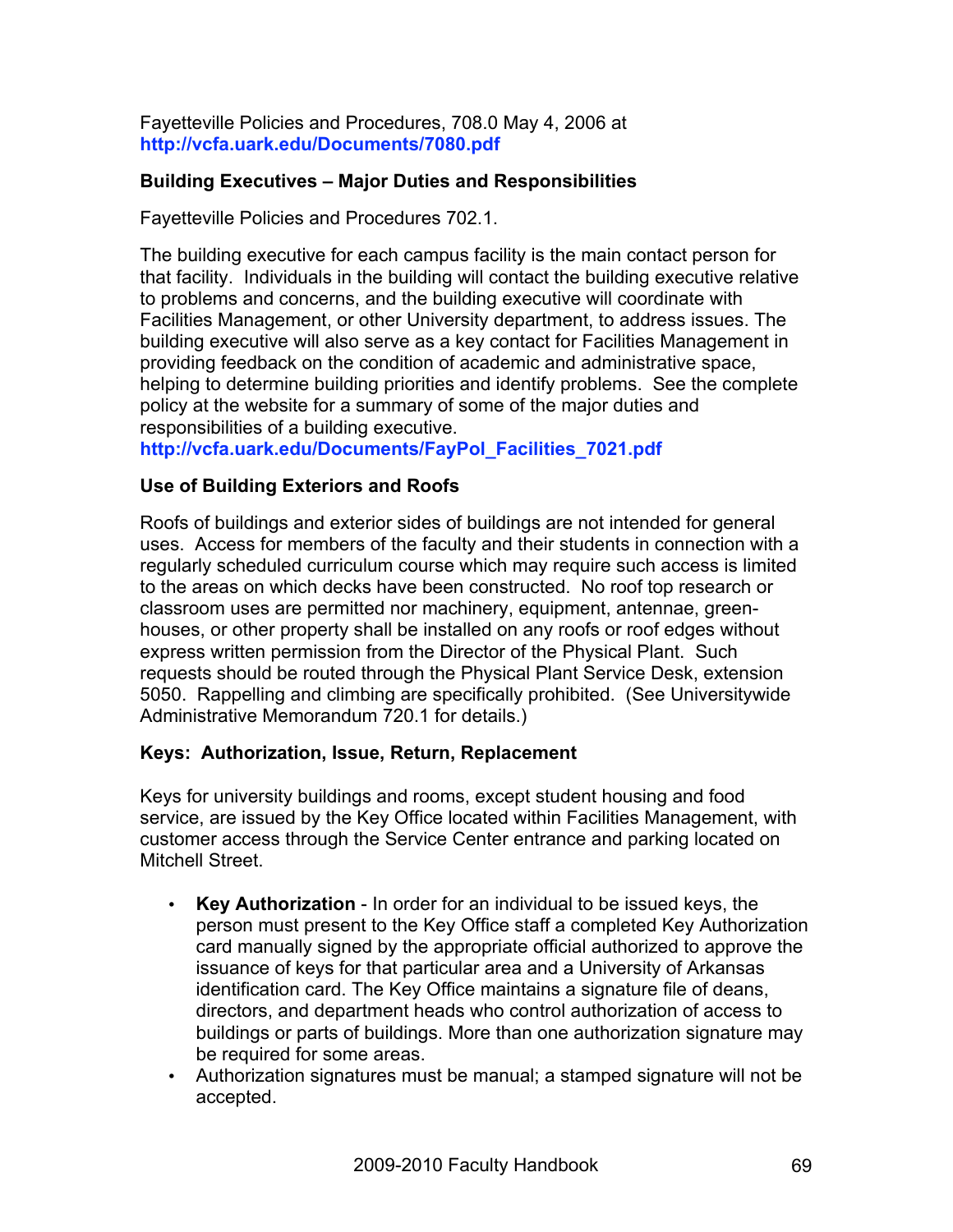Fayetteville Policies and Procedures, 708.0 May 4, 2006 at **http://vcfa.uark.edu/Documents/7080.pdf**

**Building Executives – Major Duties and Responsibilities**

Fayetteville Policies and Procedures 702.1.

The building executive for each campus facility is the main contact person for that facility. Individuals in the building will contact the building executive relative to problems and concerns, and the building executive will coordinate with Facilities Management, or other University department, to address issues. The building executive will also serve as a key contact for Facilities Management in providing feedback on the condition of academic and administrative space, helping to determine building priorities and identify problems. See the complete policy at the website for a summary of some of the major duties and responsibilities of a building executive.
**http://vcfa.uark.edu/Documents/FayPol_Facilities_7021.pdf**

**Use of Building Exteriors and Roofs**

Roofs of buildings and exterior sides of buildings are not intended for general uses. Access for members of the faculty and their students in connection with a regularly scheduled curriculum course which may require such access is limited to the areas on which decks have been constructed. No roof top research or classroom uses are permitted nor machinery, equipment, antennae, green-houses, or other property shall be installed on any roofs or roof edges without express written permission from the Director of the Physical Plant. Such requests should be routed through the Physical Plant Service Desk, extension 5050. Rappelling and climbing are specifically prohibited. (See Universitywide Administrative Memorandum 720.1 for details.)

**Keys: Authorization, Issue, Return, Replacement**

Keys for university buildings and rooms, except student housing and food service, are issued by the Key Office located within Facilities Management, with customer access through the Service Center entrance and parking located on Mitchell Street.

- **Key Authorization** - In order for an individual to be issued keys, the person must present to the Key Office staff a completed Key Authorization card manually signed by the appropriate official authorized to approve the issuance of keys for that particular area and a University of Arkansas identification card. The Key Office maintains a signature file of deans, directors, and department heads who control authorization of access to buildings or parts of buildings. More than one authorization signature may be required for some areas.
- Authorization signatures must be manual; a stamped signature will not be accepted.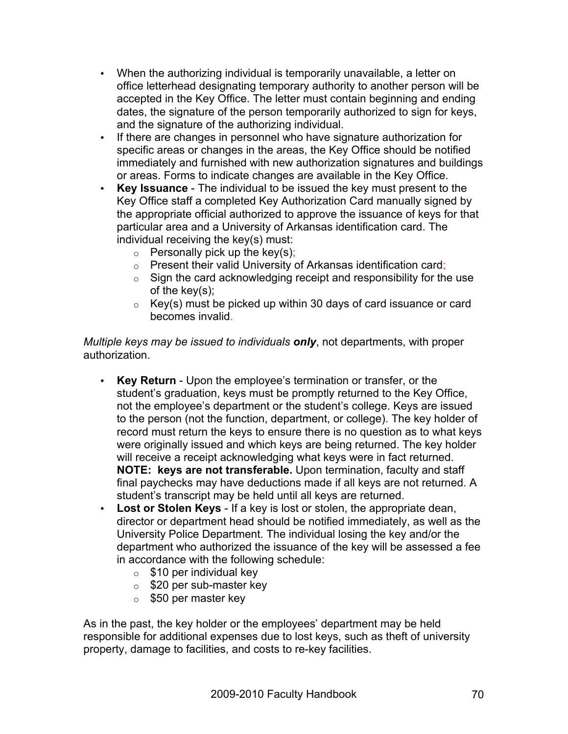- When the authorizing individual is temporarily unavailable, a letter on office letterhead designating temporary authority to another person will be accepted in the Key Office. The letter must contain beginning and ending dates, the signature of the person temporarily authorized to sign for keys, and the signature of the authorizing individual.
- If there are changes in personnel who have signature authorization for specific areas or changes in the areas, the Key Office should be notified immediately and furnished with new authorization signatures and buildings or areas. Forms to indicate changes are available in the Key Office.
- **Key Issuance** - The individual to be issued the key must present to the Key Office staff a completed Key Authorization Card manually signed by the appropriate official authorized to approve the issuance of keys for that particular area and a University of Arkansas identification card. The individual receiving the key(s) must:
  - Personally pick up the key(s);
  - Present their valid University of Arkansas identification card;
  - Sign the card acknowledging receipt and responsibility for the use of the key(s);
  - Key(s) must be picked up within 30 days of card issuance or card becomes invalid.

*Multiple keys may be issued to individuals* ***only***, not departments, with proper authorization.

- **Key Return** - Upon the employee's termination or transfer, or the student's graduation, keys must be promptly returned to the Key Office, not the employee's department or the student's college. Keys are issued to the person (not the function, department, or college). The key holder of record must return the keys to ensure there is no question as to what keys were originally issued and which keys are being returned. The key holder will receive a receipt acknowledging what keys were in fact returned. **NOTE: keys are not transferable.** Upon termination, faculty and staff final paychecks may have deductions made if all keys are not returned. A student's transcript may be held until all keys are returned.
- **Lost or Stolen Keys** - If a key is lost or stolen, the appropriate dean, director or department head should be notified immediately, as well as the University Police Department. The individual losing the key and/or the department who authorized the issuance of the key will be assessed a fee in accordance with the following schedule:
  - $10 per individual key
  - $20 per sub-master key
  - $50 per master key

As in the past, the key holder or the employees' department may be held responsible for additional expenses due to lost keys, such as theft of university property, damage to facilities, and costs to re-key facilities.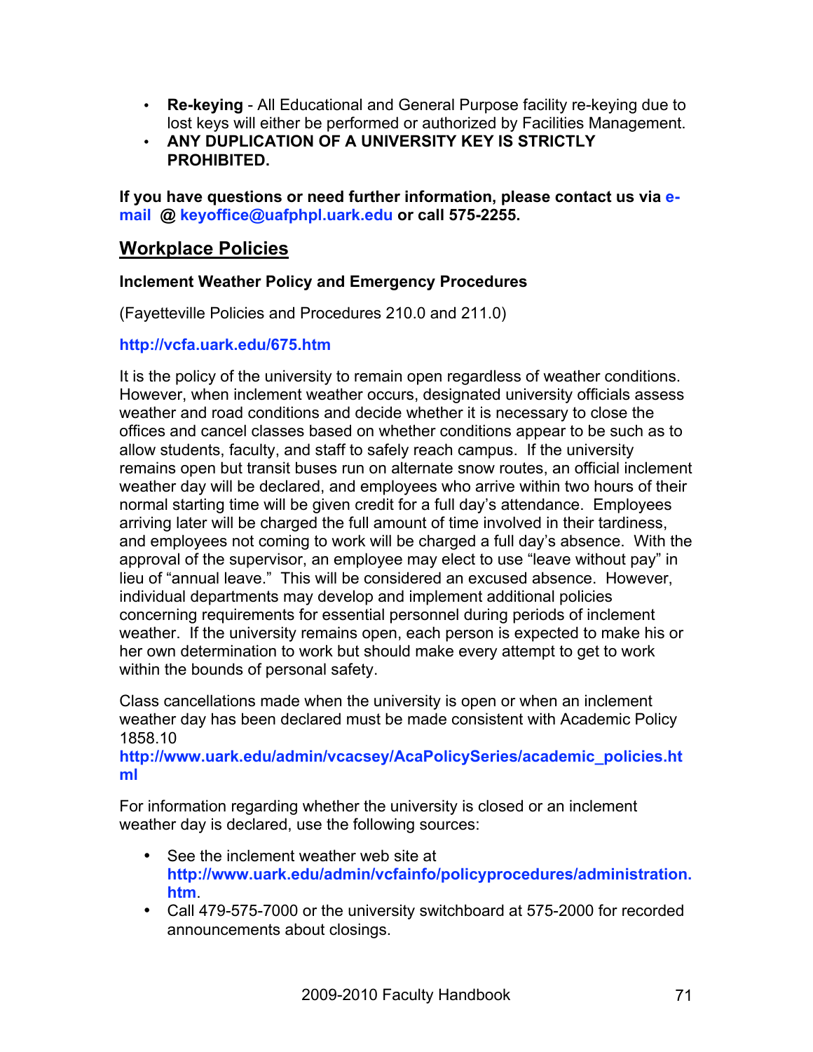- **Re-keying** - All Educational and General Purpose facility re-keying due to lost keys will either be performed or authorized by Facilities Management.
- **ANY DUPLICATION OF A UNIVERSITY KEY IS STRICTLY PROHIBITED.**

**If you have questions or need further information, please contact us via e-mail @ keyoffice@uafphpl.uark.edu or call 575-2255.**

## Workplace Policies

### Inclement Weather Policy and Emergency Procedures

(Fayetteville Policies and Procedures 210.0 and 211.0)

**http://vcfa.uark.edu/675.htm**

It is the policy of the university to remain open regardless of weather conditions. However, when inclement weather occurs, designated university officials assess weather and road conditions and decide whether it is necessary to close the offices and cancel classes based on whether conditions appear to be such as to allow students, faculty, and staff to safely reach campus. If the university remains open but transit buses run on alternate snow routes, an official inclement weather day will be declared, and employees who arrive within two hours of their normal starting time will be given credit for a full day's attendance. Employees arriving later will be charged the full amount of time involved in their tardiness, and employees not coming to work will be charged a full day's absence. With the approval of the supervisor, an employee may elect to use "leave without pay" in lieu of "annual leave." This will be considered an excused absence. However, individual departments may develop and implement additional policies concerning requirements for essential personnel during periods of inclement weather. If the university remains open, each person is expected to make his or her own determination to work but should make every attempt to get to work within the bounds of personal safety.

Class cancellations made when the university is open or when an inclement weather day has been declared must be made consistent with Academic Policy 1858.10
**http://www.uark.edu/admin/vcacsey/AcaPolicySeries/academic_policies.html**

For information regarding whether the university is closed or an inclement weather day is declared, use the following sources:

- See the inclement weather web site at **http://www.uark.edu/admin/vcfainfo/policyprocedures/administration.htm**.
- Call 479-575-7000 or the university switchboard at 575-2000 for recorded announcements about closings.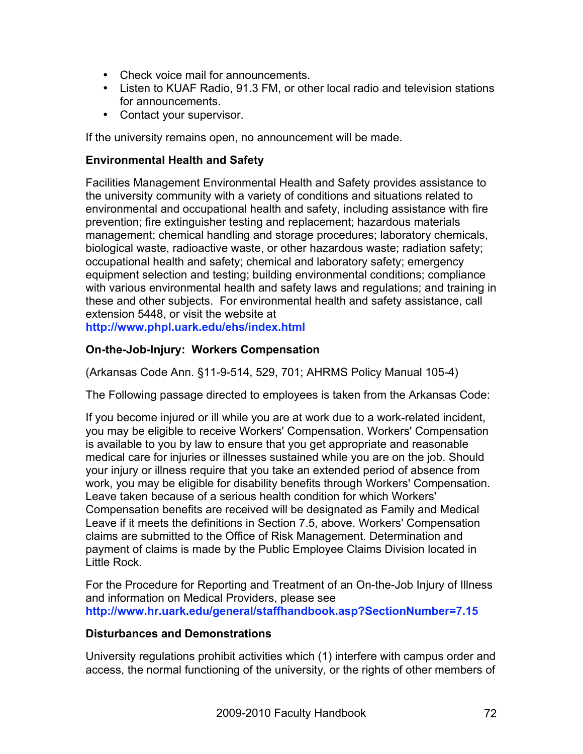- Check voice mail for announcements.
- Listen to KUAF Radio, 91.3 FM, or other local radio and television stations for announcements.
- Contact your supervisor.

If the university remains open, no announcement will be made.

**Environmental Health and Safety**

Facilities Management Environmental Health and Safety provides assistance to the university community with a variety of conditions and situations related to environmental and occupational health and safety, including assistance with fire prevention; fire extinguisher testing and replacement; hazardous materials management; chemical handling and storage procedures; laboratory chemicals, biological waste, radioactive waste, or other hazardous waste; radiation safety; occupational health and safety; chemical and laboratory safety; emergency equipment selection and testing; building environmental conditions; compliance with various environmental health and safety laws and regulations; and training in these and other subjects. For environmental health and safety assistance, call extension 5448, or visit the website at **http://www.phpl.uark.edu/ehs/index.html**

**On-the-Job-Injury: Workers Compensation**

(Arkansas Code Ann. §11-9-514, 529, 701; AHRMS Policy Manual 105-4)

The Following passage directed to employees is taken from the Arkansas Code:

If you become injured or ill while you are at work due to a work-related incident, you may be eligible to receive Workers' Compensation. Workers' Compensation is available to you by law to ensure that you get appropriate and reasonable medical care for injuries or illnesses sustained while you are on the job. Should your injury or illness require that you take an extended period of absence from work, you may be eligible for disability benefits through Workers' Compensation. Leave taken because of a serious health condition for which Workers' Compensation benefits are received will be designated as Family and Medical Leave if it meets the definitions in Section 7.5, above. Workers' Compensation claims are submitted to the Office of Risk Management. Determination and payment of claims is made by the Public Employee Claims Division located in Little Rock.

For the Procedure for Reporting and Treatment of an On-the-Job Injury of Illness and information on Medical Providers, please see **http://www.hr.uark.edu/general/staffhandbook.asp?SectionNumber=7.15**

**Disturbances and Demonstrations**

University regulations prohibit activities which (1) interfere with campus order and access, the normal functioning of the university, or the rights of other members of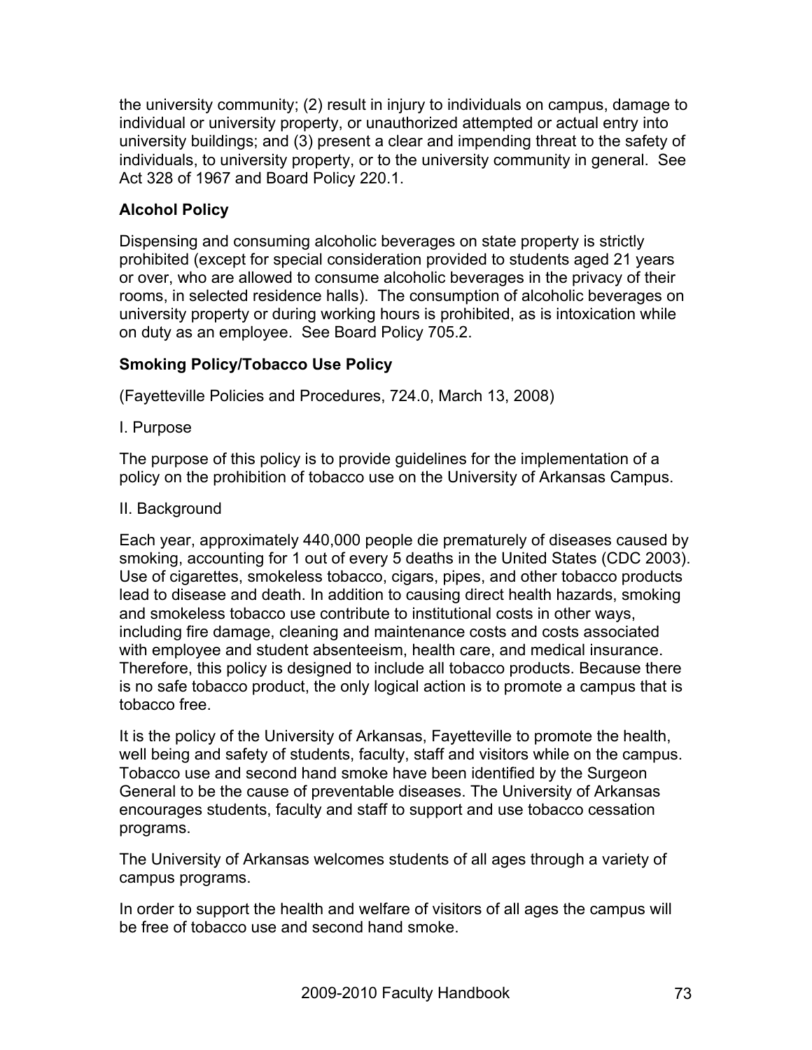the university community; (2) result in injury to individuals on campus, damage to individual or university property, or unauthorized attempted or actual entry into university buildings; and (3) present a clear and impending threat to the safety of individuals, to university property, or to the university community in general. See Act 328 of 1967 and Board Policy 220.1.

### Alcohol Policy

Dispensing and consuming alcoholic beverages on state property is strictly prohibited (except for special consideration provided to students aged 21 years or over, who are allowed to consume alcoholic beverages in the privacy of their rooms, in selected residence halls). The consumption of alcoholic beverages on university property or during working hours is prohibited, as is intoxication while on duty as an employee. See Board Policy 705.2.

### Smoking Policy/Tobacco Use Policy

(Fayetteville Policies and Procedures, 724.0, March 13, 2008)

I. Purpose

The purpose of this policy is to provide guidelines for the implementation of a policy on the prohibition of tobacco use on the University of Arkansas Campus.

II. Background

Each year, approximately 440,000 people die prematurely of diseases caused by smoking, accounting for 1 out of every 5 deaths in the United States (CDC 2003). Use of cigarettes, smokeless tobacco, cigars, pipes, and other tobacco products lead to disease and death. In addition to causing direct health hazards, smoking and smokeless tobacco use contribute to institutional costs in other ways, including fire damage, cleaning and maintenance costs and costs associated with employee and student absenteeism, health care, and medical insurance. Therefore, this policy is designed to include all tobacco products. Because there is no safe tobacco product, the only logical action is to promote a campus that is tobacco free.

It is the policy of the University of Arkansas, Fayetteville to promote the health, well being and safety of students, faculty, staff and visitors while on the campus. Tobacco use and second hand smoke have been identified by the Surgeon General to be the cause of preventable diseases. The University of Arkansas encourages students, faculty and staff to support and use tobacco cessation programs.

The University of Arkansas welcomes students of all ages through a variety of campus programs.

In order to support the health and welfare of visitors of all ages the campus will be free of tobacco use and second hand smoke.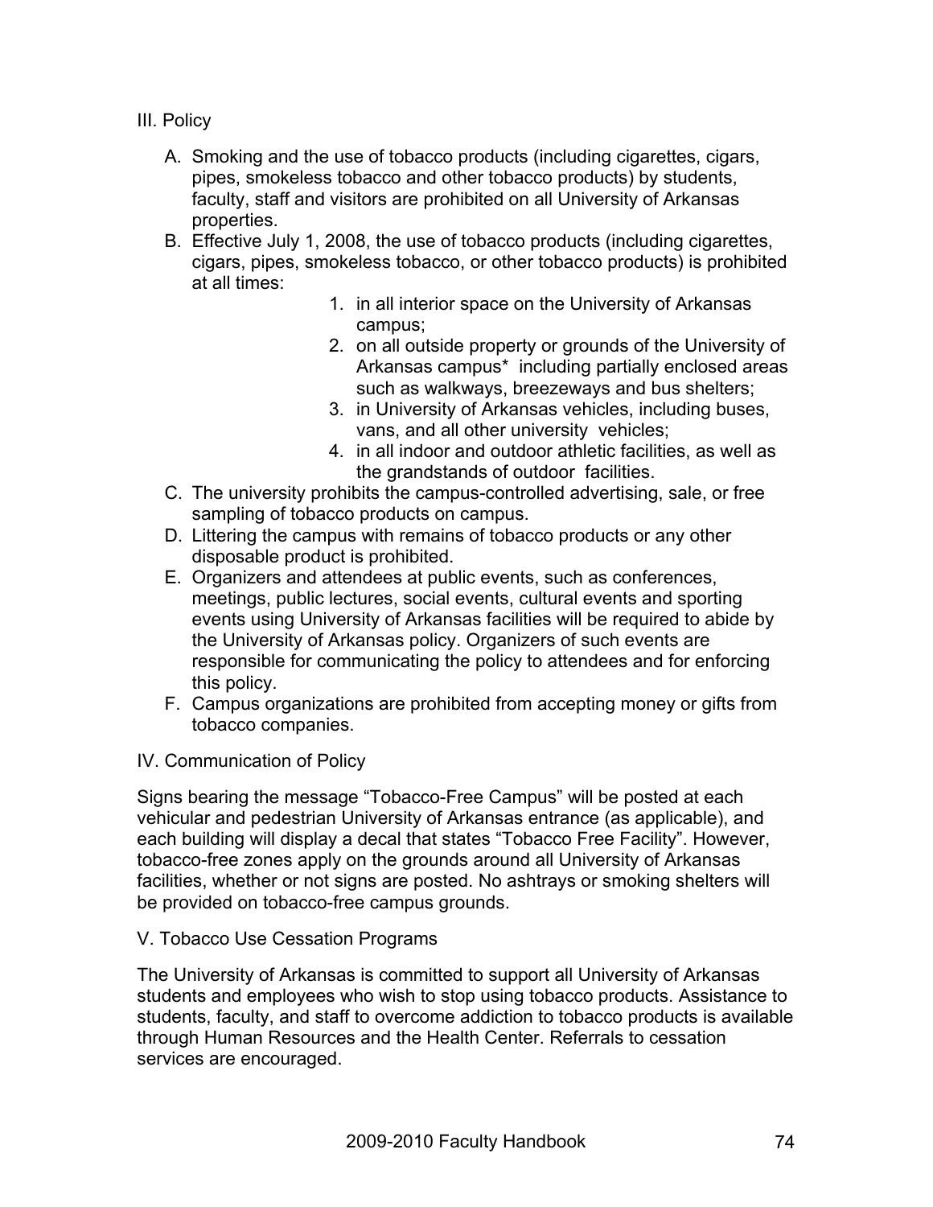III. Policy

A. Smoking and the use of tobacco products (including cigarettes, cigars, pipes, smokeless tobacco and other tobacco products) by students, faculty, staff and visitors are prohibited on all University of Arkansas properties.
B. Effective July 1, 2008, the use of tobacco products (including cigarettes, cigars, pipes, smokeless tobacco, or other tobacco products) is prohibited at all times:
    1. in all interior space on the University of Arkansas campus;
    2. on all outside property or grounds of the University of Arkansas campus* including partially enclosed areas such as walkways, breezeways and bus shelters;
    3. in University of Arkansas vehicles, including buses, vans, and all other university vehicles;
    4. in all indoor and outdoor athletic facilities, as well as the grandstands of outdoor facilities.
C. The university prohibits the campus-controlled advertising, sale, or free sampling of tobacco products on campus.
D. Littering the campus with remains of tobacco products or any other disposable product is prohibited.
E. Organizers and attendees at public events, such as conferences, meetings, public lectures, social events, cultural events and sporting events using University of Arkansas facilities will be required to abide by the University of Arkansas policy. Organizers of such events are responsible for communicating the policy to attendees and for enforcing this policy.
F. Campus organizations are prohibited from accepting money or gifts from tobacco companies.

IV. Communication of Policy

Signs bearing the message “Tobacco-Free Campus” will be posted at each vehicular and pedestrian University of Arkansas entrance (as applicable), and each building will display a decal that states “Tobacco Free Facility”. However, tobacco-free zones apply on the grounds around all University of Arkansas facilities, whether or not signs are posted. No ashtrays or smoking shelters will be provided on tobacco-free campus grounds.

V. Tobacco Use Cessation Programs

The University of Arkansas is committed to support all University of Arkansas students and employees who wish to stop using tobacco products. Assistance to students, faculty, and staff to overcome addiction to tobacco products is available through Human Resources and the Health Center. Referrals to cessation services are encouraged.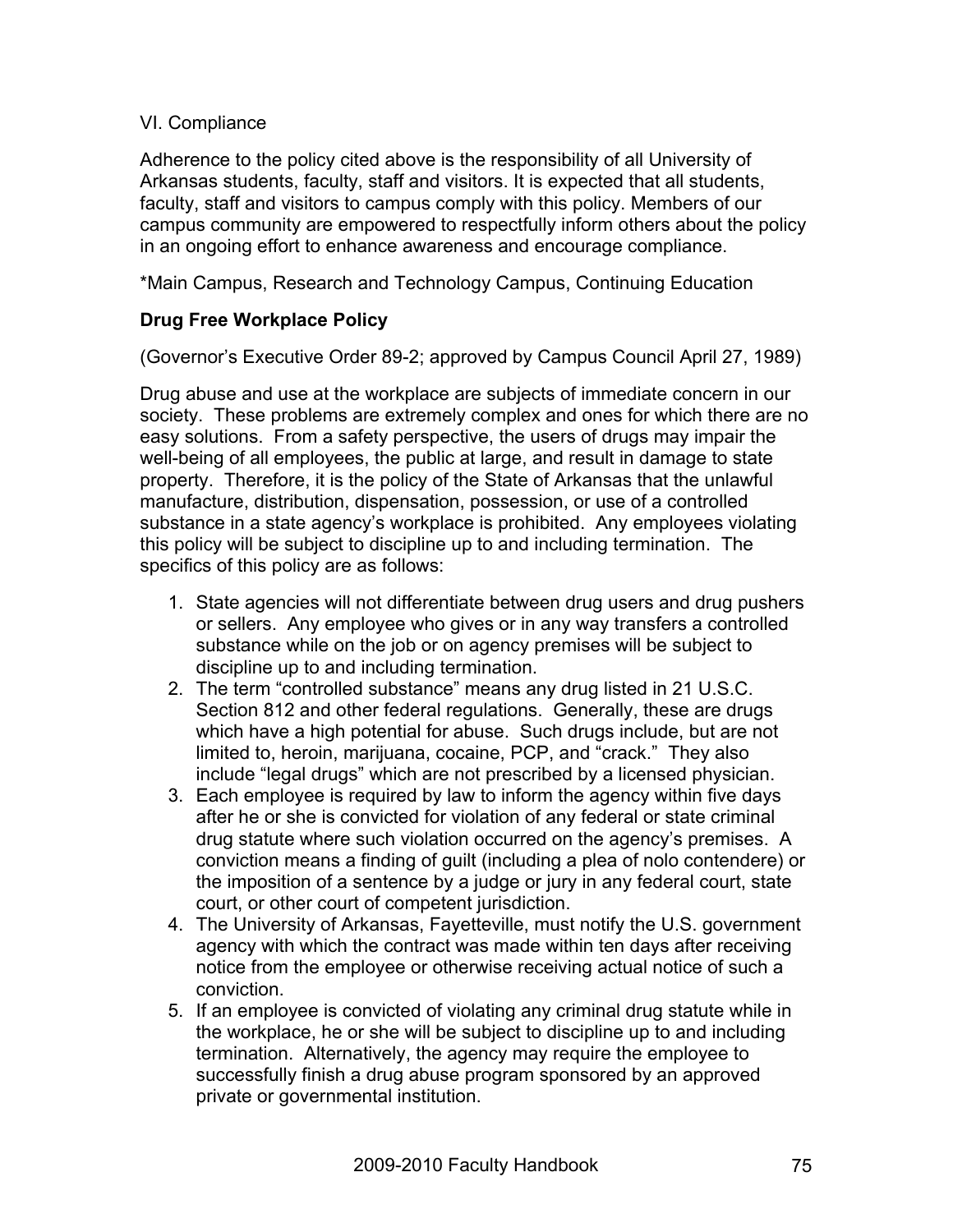VI. Compliance

Adherence to the policy cited above is the responsibility of all University of Arkansas students, faculty, staff and visitors. It is expected that all students, faculty, staff and visitors to campus comply with this policy. Members of our campus community are empowered to respectfully inform others about the policy in an ongoing effort to enhance awareness and encourage compliance.

*Main Campus, Research and Technology Campus, Continuing Education

**Drug Free Workplace Policy**

(Governor's Executive Order 89-2; approved by Campus Council April 27, 1989)

Drug abuse and use at the workplace are subjects of immediate concern in our society. These problems are extremely complex and ones for which there are no easy solutions. From a safety perspective, the users of drugs may impair the well-being of all employees, the public at large, and result in damage to state property. Therefore, it is the policy of the State of Arkansas that the unlawful manufacture, distribution, dispensation, possession, or use of a controlled substance in a state agency's workplace is prohibited. Any employees violating this policy will be subject to discipline up to and including termination. The specifics of this policy are as follows:

1. State agencies will not differentiate between drug users and drug pushers or sellers. Any employee who gives or in any way transfers a controlled substance while on the job or on agency premises will be subject to discipline up to and including termination.
2. The term "controlled substance" means any drug listed in 21 U.S.C. Section 812 and other federal regulations. Generally, these are drugs which have a high potential for abuse. Such drugs include, but are not limited to, heroin, marijuana, cocaine, PCP, and "crack." They also include "legal drugs" which are not prescribed by a licensed physician.
3. Each employee is required by law to inform the agency within five days after he or she is convicted for violation of any federal or state criminal drug statute where such violation occurred on the agency's premises. A conviction means a finding of guilt (including a plea of nolo contendere) or the imposition of a sentence by a judge or jury in any federal court, state court, or other court of competent jurisdiction.
4. The University of Arkansas, Fayetteville, must notify the U.S. government agency with which the contract was made within ten days after receiving notice from the employee or otherwise receiving actual notice of such a conviction.
5. If an employee is convicted of violating any criminal drug statute while in the workplace, he or she will be subject to discipline up to and including termination. Alternatively, the agency may require the employee to successfully finish a drug abuse program sponsored by an approved private or governmental institution.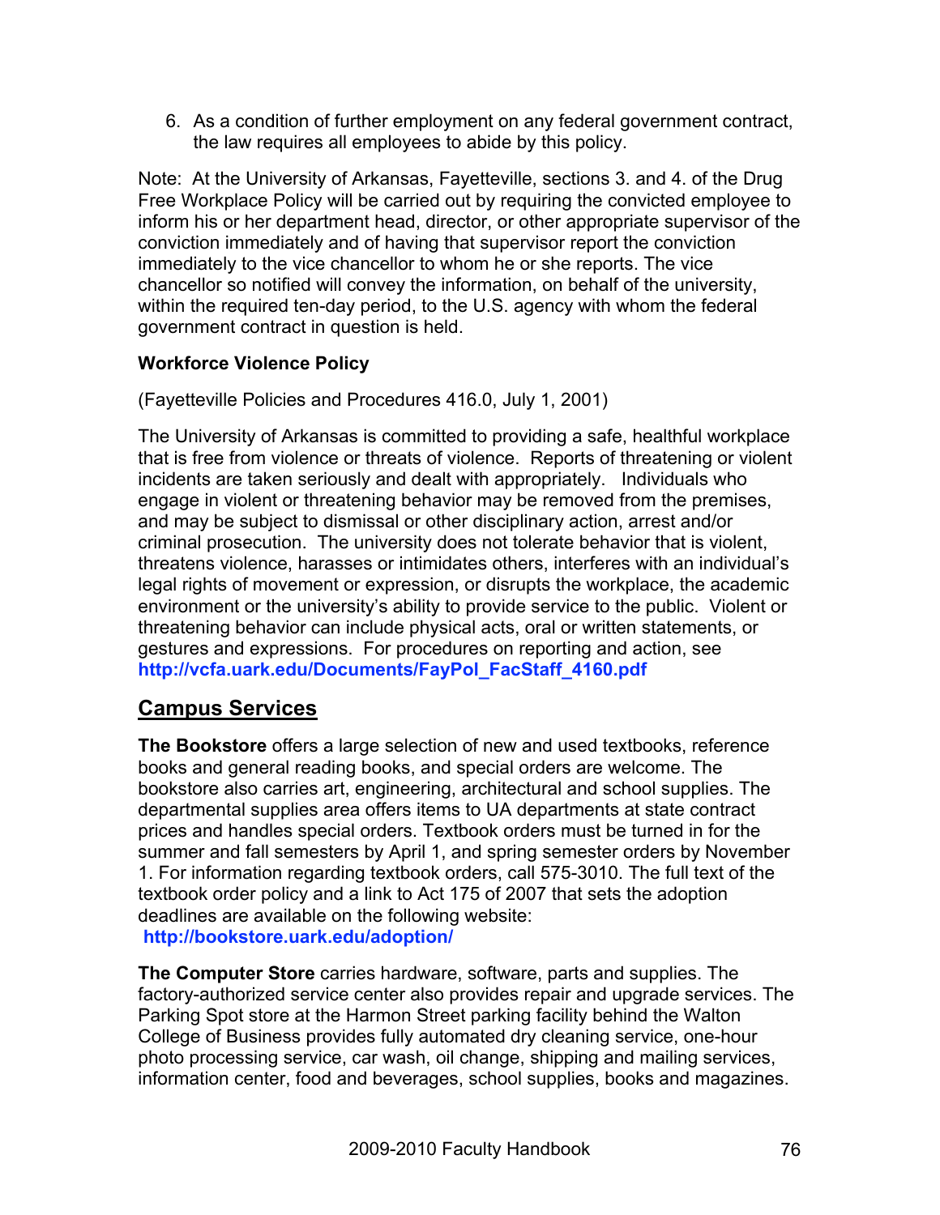6. As a condition of further employment on any federal government contract, the law requires all employees to abide by this policy.

Note: At the University of Arkansas, Fayetteville, sections 3. and 4. of the Drug Free Workplace Policy will be carried out by requiring the convicted employee to inform his or her department head, director, or other appropriate supervisor of the conviction immediately and of having that supervisor report the conviction immediately to the vice chancellor to whom he or she reports. The vice chancellor so notified will convey the information, on behalf of the university, within the required ten-day period, to the U.S. agency with whom the federal government contract in question is held.

**Workforce Violence Policy**

(Fayetteville Policies and Procedures 416.0, July 1, 2001)

The University of Arkansas is committed to providing a safe, healthful workplace that is free from violence or threats of violence. Reports of threatening or violent incidents are taken seriously and dealt with appropriately. Individuals who engage in violent or threatening behavior may be removed from the premises, and may be subject to dismissal or other disciplinary action, arrest and/or criminal prosecution. The university does not tolerate behavior that is violent, threatens violence, harasses or intimidates others, interferes with an individual's legal rights of movement or expression, or disrupts the workplace, the academic environment or the university's ability to provide service to the public. Violent or threatening behavior can include physical acts, oral or written statements, or gestures and expressions. For procedures on reporting and action, see **http://vcfa.uark.edu/Documents/FayPol_FacStaff_4160.pdf**

## Campus Services

**The Bookstore** offers a large selection of new and used textbooks, reference books and general reading books, and special orders are welcome. The bookstore also carries art, engineering, architectural and school supplies. The departmental supplies area offers items to UA departments at state contract prices and handles special orders. Textbook orders must be turned in for the summer and fall semesters by April 1, and spring semester orders by November 1. For information regarding textbook orders, call 575-3010. The full text of the textbook order policy and a link to Act 175 of 2007 that sets the adoption deadlines are available on the following website:
**http://bookstore.uark.edu/adoption/**

**The Computer Store** carries hardware, software, parts and supplies. The factory-authorized service center also provides repair and upgrade services. The Parking Spot store at the Harmon Street parking facility behind the Walton College of Business provides fully automated dry cleaning service, one-hour photo processing service, car wash, oil change, shipping and mailing services, information center, food and beverages, school supplies, books and magazines.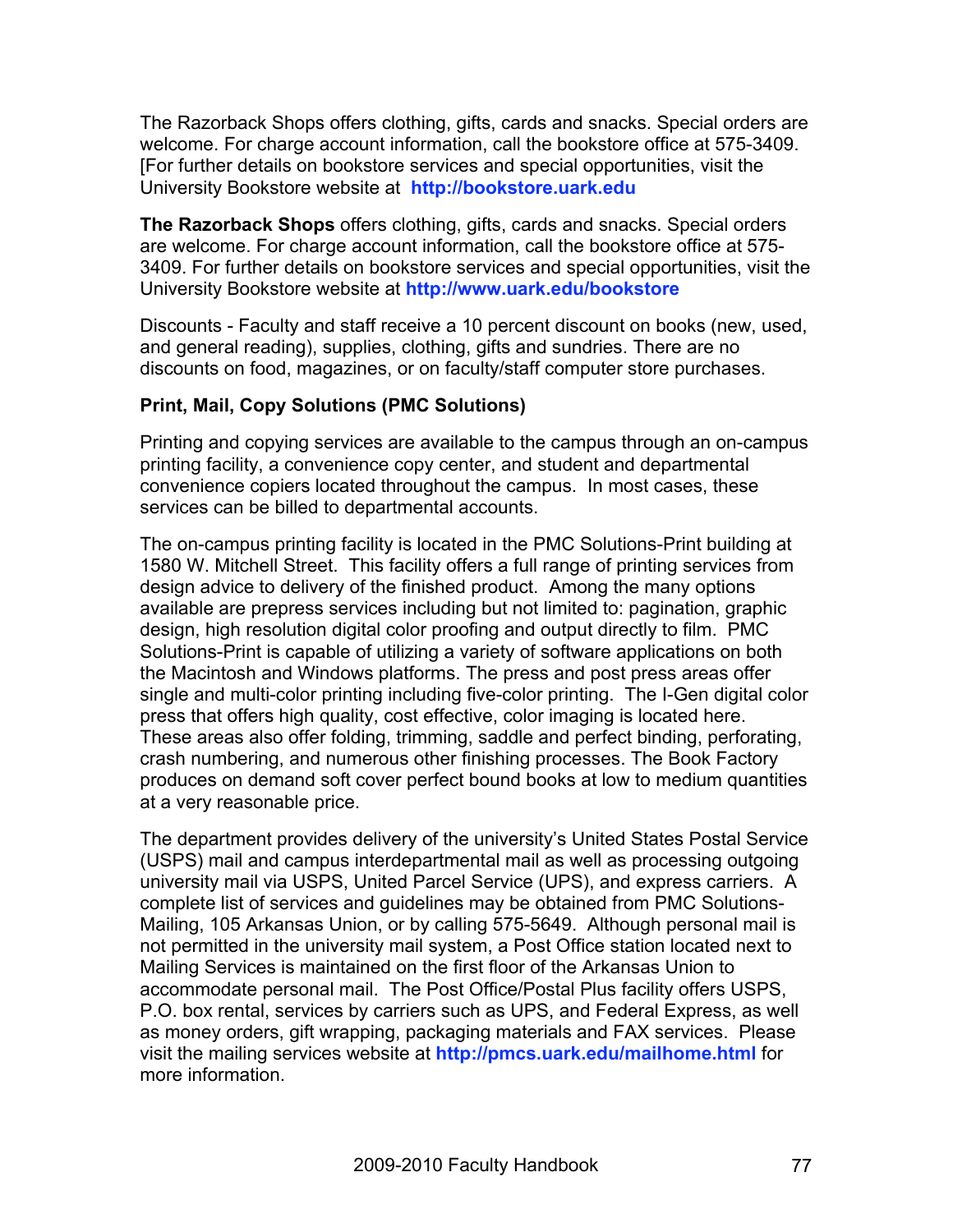The Razorback Shops offers clothing, gifts, cards and snacks. Special orders are welcome. For charge account information, call the bookstore office at 575-3409. [For further details on bookstore services and special opportunities, visit the University Bookstore website at **http://bookstore.uark.edu**

**The Razorback Shops** offers clothing, gifts, cards and snacks. Special orders are welcome. For charge account information, call the bookstore office at 575-3409. For further details on bookstore services and special opportunities, visit the University Bookstore website at **http://www.uark.edu/bookstore**

Discounts - Faculty and staff receive a 10 percent discount on books (new, used, and general reading), supplies, clothing, gifts and sundries. There are no discounts on food, magazines, or on faculty/staff computer store purchases.

**Print, Mail, Copy Solutions (PMC Solutions)**

Printing and copying services are available to the campus through an on-campus printing facility, a convenience copy center, and student and departmental convenience copiers located throughout the campus. In most cases, these services can be billed to departmental accounts.

The on-campus printing facility is located in the PMC Solutions-Print building at 1580 W. Mitchell Street. This facility offers a full range of printing services from design advice to delivery of the finished product. Among the many options available are prepress services including but not limited to: pagination, graphic design, high resolution digital color proofing and output directly to film. PMC Solutions-Print is capable of utilizing a variety of software applications on both the Macintosh and Windows platforms. The press and post press areas offer single and multi-color printing including five-color printing. The I-Gen digital color press that offers high quality, cost effective, color imaging is located here. These areas also offer folding, trimming, saddle and perfect binding, perforating, crash numbering, and numerous other finishing processes. The Book Factory produces on demand soft cover perfect bound books at low to medium quantities at a very reasonable price.

The department provides delivery of the university's United States Postal Service (USPS) mail and campus interdepartmental mail as well as processing outgoing university mail via USPS, United Parcel Service (UPS), and express carriers. A complete list of services and guidelines may be obtained from PMC Solutions-Mailing, 105 Arkansas Union, or by calling 575-5649. Although personal mail is not permitted in the university mail system, a Post Office station located next to Mailing Services is maintained on the first floor of the Arkansas Union to accommodate personal mail. The Post Office/Postal Plus facility offers USPS, P.O. box rental, services by carriers such as UPS, and Federal Express, as well as money orders, gift wrapping, packaging materials and FAX services. Please visit the mailing services website at **http://pmcs.uark.edu/mailhome.html** for more information.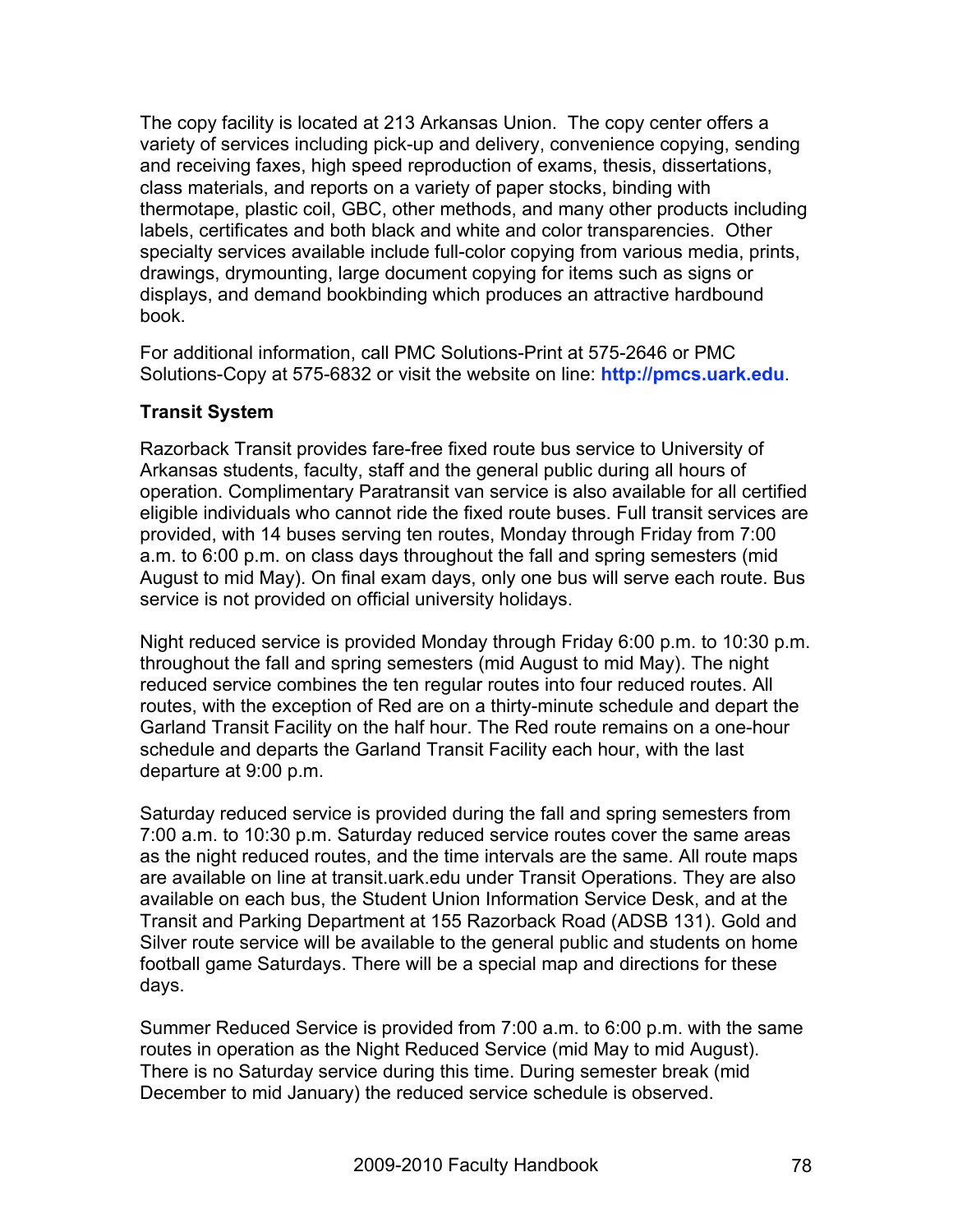The copy facility is located at 213 Arkansas Union. The copy center offers a variety of services including pick-up and delivery, convenience copying, sending and receiving faxes, high speed reproduction of exams, thesis, dissertations, class materials, and reports on a variety of paper stocks, binding with thermotape, plastic coil, GBC, other methods, and many other products including labels, certificates and both black and white and color transparencies. Other specialty services available include full-color copying from various media, prints, drawings, drymounting, large document copying for items such as signs or displays, and demand bookbinding which produces an attractive hardbound book.

For additional information, call PMC Solutions-Print at 575-2646 or PMC Solutions-Copy at 575-6832 or visit the website on line: **http://pmcs.uark.edu**.

**Transit System**

Razorback Transit provides fare-free fixed route bus service to University of Arkansas students, faculty, staff and the general public during all hours of operation. Complimentary Paratransit van service is also available for all certified eligible individuals who cannot ride the fixed route buses. Full transit services are provided, with 14 buses serving ten routes, Monday through Friday from 7:00 a.m. to 6:00 p.m. on class days throughout the fall and spring semesters (mid August to mid May). On final exam days, only one bus will serve each route. Bus service is not provided on official university holidays.

Night reduced service is provided Monday through Friday 6:00 p.m. to 10:30 p.m. throughout the fall and spring semesters (mid August to mid May). The night reduced service combines the ten regular routes into four reduced routes. All routes, with the exception of Red are on a thirty-minute schedule and depart the Garland Transit Facility on the half hour. The Red route remains on a one-hour schedule and departs the Garland Transit Facility each hour, with the last departure at 9:00 p.m.

Saturday reduced service is provided during the fall and spring semesters from 7:00 a.m. to 10:30 p.m. Saturday reduced service routes cover the same areas as the night reduced routes, and the time intervals are the same. All route maps are available on line at transit.uark.edu under Transit Operations. They are also available on each bus, the Student Union Information Service Desk, and at the Transit and Parking Department at 155 Razorback Road (ADSB 131). Gold and Silver route service will be available to the general public and students on home football game Saturdays. There will be a special map and directions for these days.

Summer Reduced Service is provided from 7:00 a.m. to 6:00 p.m. with the same routes in operation as the Night Reduced Service (mid May to mid August). There is no Saturday service during this time. During semester break (mid December to mid January) the reduced service schedule is observed.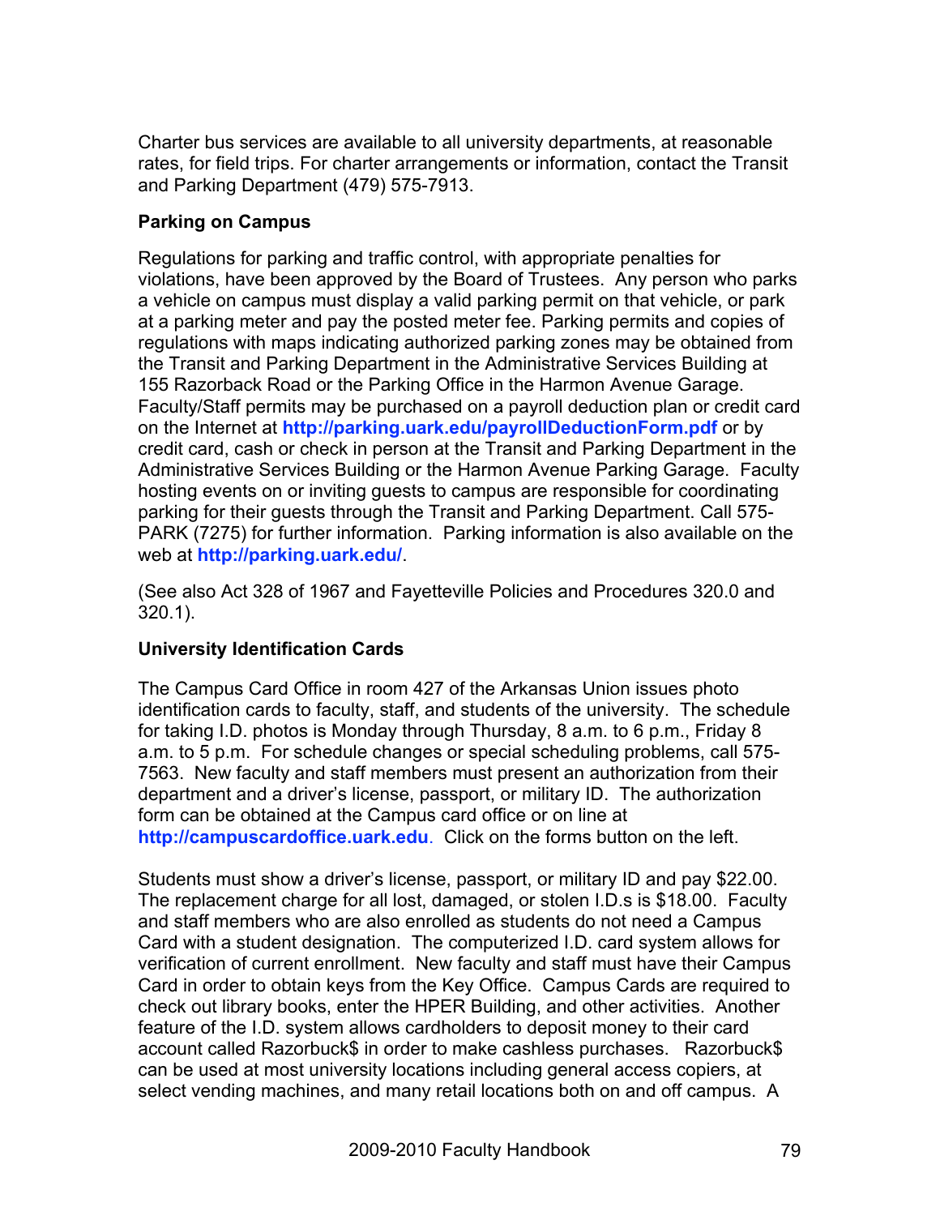Charter bus services are available to all university departments, at reasonable rates, for field trips. For charter arrangements or information, contact the Transit and Parking Department (479) 575-7913.

**Parking on Campus**

Regulations for parking and traffic control, with appropriate penalties for violations, have been approved by the Board of Trustees. Any person who parks a vehicle on campus must display a valid parking permit on that vehicle, or park at a parking meter and pay the posted meter fee. Parking permits and copies of regulations with maps indicating authorized parking zones may be obtained from the Transit and Parking Department in the Administrative Services Building at 155 Razorback Road or the Parking Office in the Harmon Avenue Garage. Faculty/Staff permits may be purchased on a payroll deduction plan or credit card on the Internet at **http://parking.uark.edu/payrollDeductionForm.pdf** or by credit card, cash or check in person at the Transit and Parking Department in the Administrative Services Building or the Harmon Avenue Parking Garage. Faculty hosting events on or inviting guests to campus are responsible for coordinating parking for their guests through the Transit and Parking Department. Call 575-PARK (7275) for further information. Parking information is also available on the web at **http://parking.uark.edu/**.

(See also Act 328 of 1967 and Fayetteville Policies and Procedures 320.0 and 320.1).

**University Identification Cards**

The Campus Card Office in room 427 of the Arkansas Union issues photo identification cards to faculty, staff, and students of the university. The schedule for taking I.D. photos is Monday through Thursday, 8 a.m. to 6 p.m., Friday 8 a.m. to 5 p.m. For schedule changes or special scheduling problems, call 575-7563. New faculty and staff members must present an authorization from their department and a driver's license, passport, or military ID. The authorization form can be obtained at the Campus card office or on line at **http://campuscardoffice.uark.edu**. Click on the forms button on the left.

Students must show a driver's license, passport, or military ID and pay $22.00. The replacement charge for all lost, damaged, or stolen I.D.s is $18.00. Faculty and staff members who are also enrolled as students do not need a Campus Card with a student designation. The computerized I.D. card system allows for verification of current enrollment. New faculty and staff must have their Campus Card in order to obtain keys from the Key Office. Campus Cards are required to check out library books, enter the HPER Building, and other activities. Another feature of the I.D. system allows cardholders to deposit money to their card account called Razorbuck$ in order to make cashless purchases. Razorbuck$ can be used at most university locations including general access copiers, at select vending machines, and many retail locations both on and off campus. A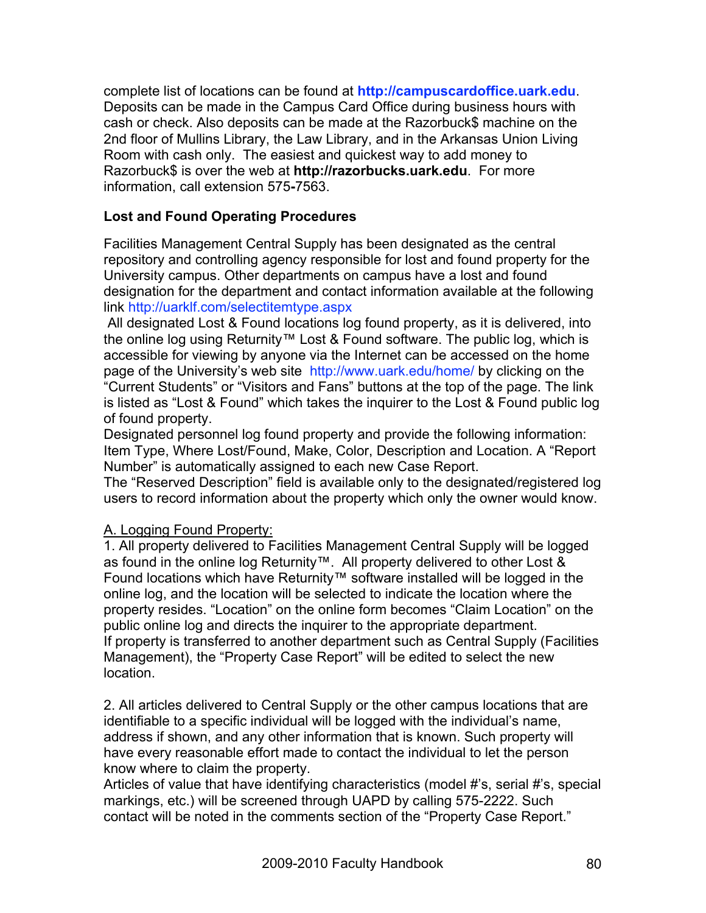complete list of locations can be found at **http://campuscardoffice.uark.edu**. Deposits can be made in the Campus Card Office during business hours with cash or check. Also deposits can be made at the Razorbuck$ machine on the 2nd floor of Mullins Library, the Law Library, and in the Arkansas Union Living Room with cash only. The easiest and quickest way to add money to Razorbuck$ is over the web at **http://razorbucks.uark.edu**. For more information, call extension 575-7563.

**Lost and Found Operating Procedures**

Facilities Management Central Supply has been designated as the central repository and controlling agency responsible for lost and found property for the University campus. Other departments on campus have a lost and found designation for the department and contact information available at the following link http://uarklf.com/selectitemtype.aspx

All designated Lost & Found locations log found property, as it is delivered, into the online log using Returnity™ Lost & Found software. The public log, which is accessible for viewing by anyone via the Internet can be accessed on the home page of the University's web site http://www.uark.edu/home/ by clicking on the "Current Students" or "Visitors and Fans" buttons at the top of the page. The link is listed as "Lost & Found" which takes the inquirer to the Lost & Found public log of found property.

Designated personnel log found property and provide the following information: Item Type, Where Lost/Found, Make, Color, Description and Location. A "Report Number" is automatically assigned to each new Case Report.

The "Reserved Description" field is available only to the designated/registered log users to record information about the property which only the owner would know.

<u>A. Logging Found Property:</u>

1. All property delivered to Facilities Management Central Supply will be logged as found in the online log Returnity™. All property delivered to other Lost & Found locations which have Returnity™ software installed will be logged in the online log, and the location will be selected to indicate the location where the property resides. "Location" on the online form becomes "Claim Location" on the public online log and directs the inquirer to the appropriate department.
If property is transferred to another department such as Central Supply (Facilities Management), the "Property Case Report" will be edited to select the new location.

2. All articles delivered to Central Supply or the other campus locations that are identifiable to a specific individual will be logged with the individual's name, address if shown, and any other information that is known. Such property will have every reasonable effort made to contact the individual to let the person know where to claim the property.
Articles of value that have identifying characteristics (model #'s, serial #'s, special markings, etc.) will be screened through UAPD by calling 575-2222. Such contact will be noted in the comments section of the "Property Case Report."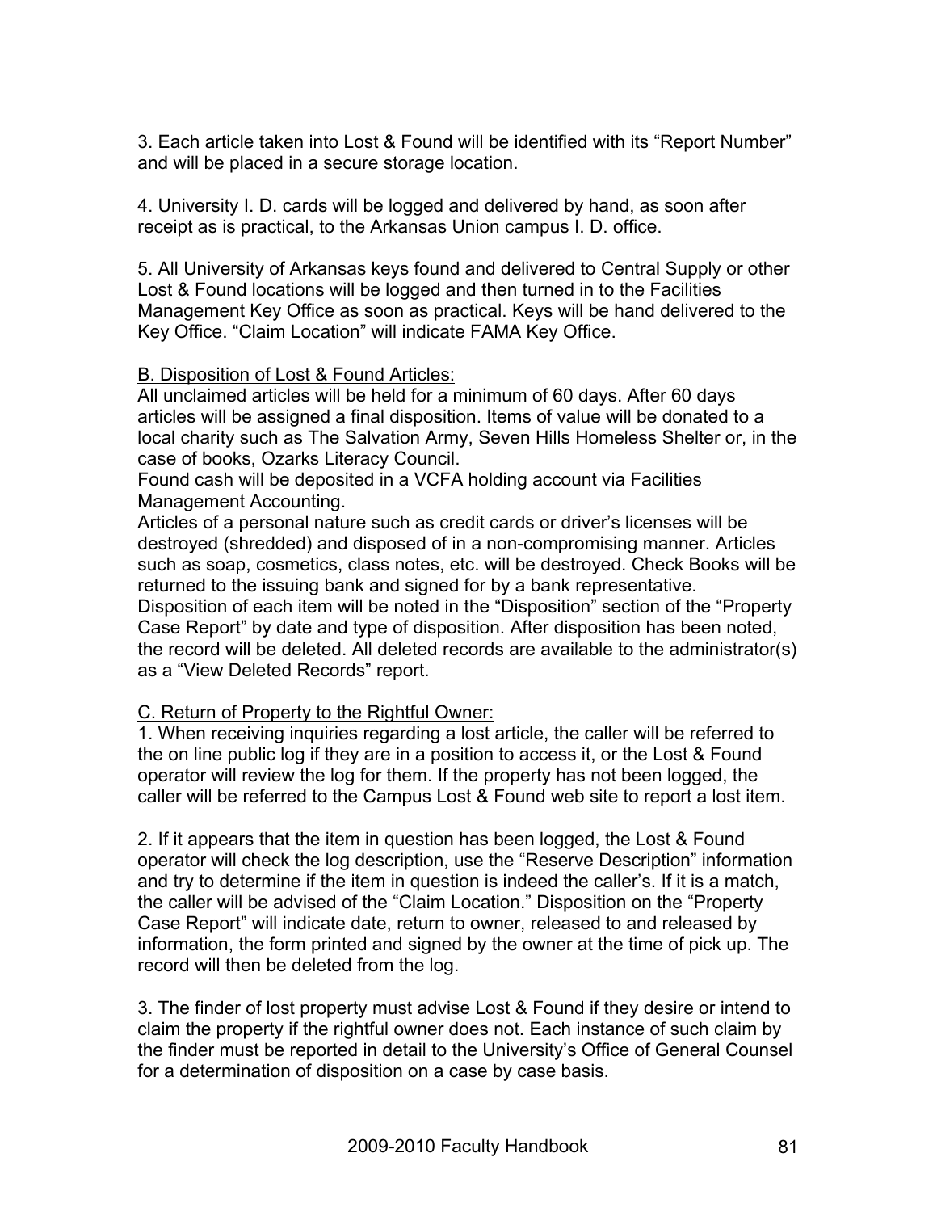3. Each article taken into Lost & Found will be identified with its "Report Number" and will be placed in a secure storage location.

4. University I. D. cards will be logged and delivered by hand, as soon after receipt as is practical, to the Arkansas Union campus I. D. office.

5. All University of Arkansas keys found and delivered to Central Supply or other Lost & Found locations will be logged and then turned in to the Facilities Management Key Office as soon as practical. Keys will be hand delivered to the Key Office. "Claim Location" will indicate FAMA Key Office.

B. Disposition of Lost & Found Articles:

All unclaimed articles will be held for a minimum of 60 days. After 60 days articles will be assigned a final disposition. Items of value will be donated to a local charity such as The Salvation Army, Seven Hills Homeless Shelter or, in the case of books, Ozarks Literacy Council.

Found cash will be deposited in a VCFA holding account via Facilities Management Accounting.

Articles of a personal nature such as credit cards or driver's licenses will be destroyed (shredded) and disposed of in a non-compromising manner. Articles such as soap, cosmetics, class notes, etc. will be destroyed. Check Books will be returned to the issuing bank and signed for by a bank representative.

Disposition of each item will be noted in the "Disposition" section of the "Property Case Report" by date and type of disposition. After disposition has been noted, the record will be deleted. All deleted records are available to the administrator(s) as a "View Deleted Records" report.

C. Return of Property to the Rightful Owner:

1. When receiving inquiries regarding a lost article, the caller will be referred to the on line public log if they are in a position to access it, or the Lost & Found operator will review the log for them. If the property has not been logged, the caller will be referred to the Campus Lost & Found web site to report a lost item.

2. If it appears that the item in question has been logged, the Lost & Found operator will check the log description, use the "Reserve Description" information and try to determine if the item in question is indeed the caller's. If it is a match, the caller will be advised of the "Claim Location." Disposition on the "Property Case Report" will indicate date, return to owner, released to and released by information, the form printed and signed by the owner at the time of pick up. The record will then be deleted from the log.

3. The finder of lost property must advise Lost & Found if they desire or intend to claim the property if the rightful owner does not. Each instance of such claim by the finder must be reported in detail to the University's Office of General Counsel for a determination of disposition on a case by case basis.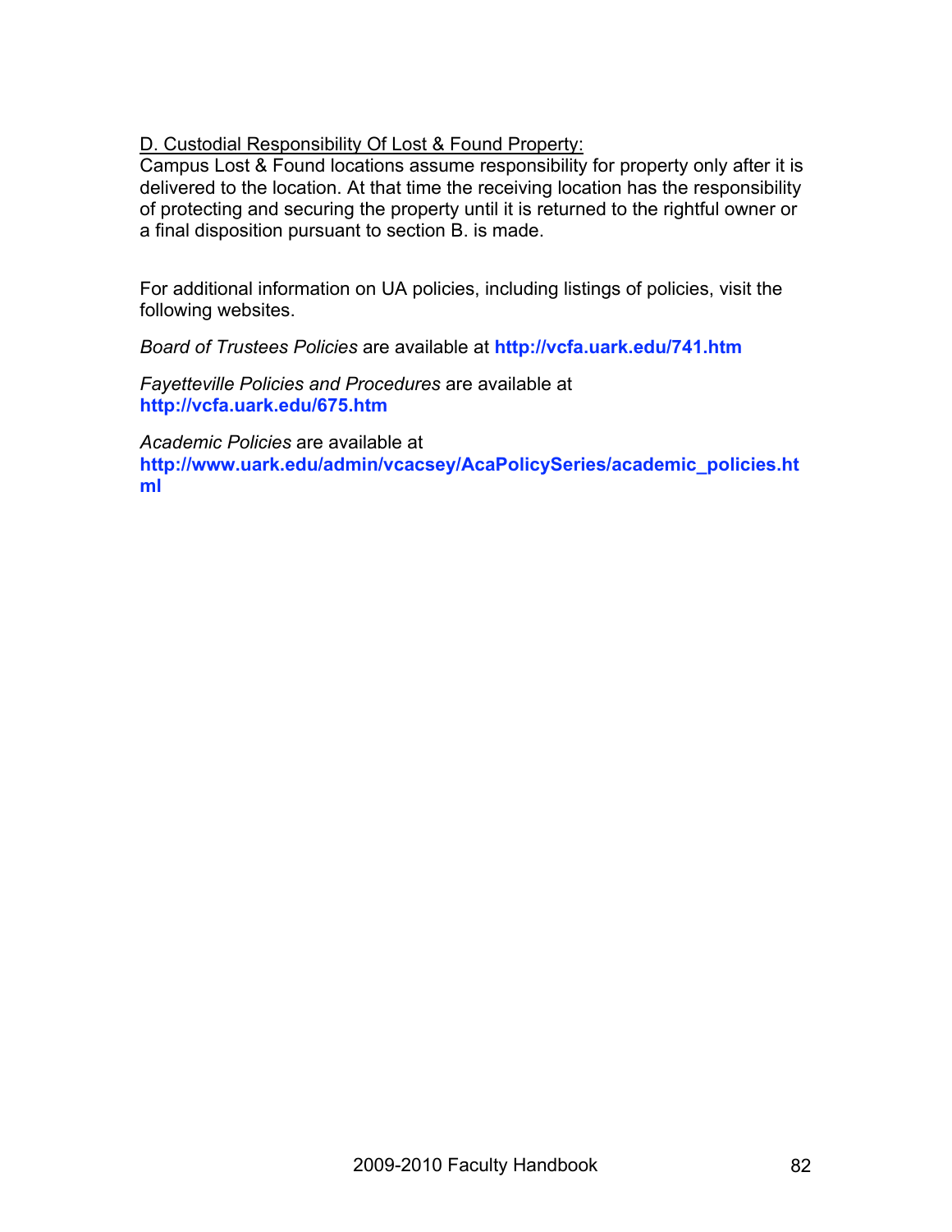D. Custodial Responsibility Of Lost & Found Property:
Campus Lost & Found locations assume responsibility for property only after it is delivered to the location. At that time the receiving location has the responsibility of protecting and securing the property until it is returned to the rightful owner or a final disposition pursuant to section B. is made.

For additional information on UA policies, including listings of policies, visit the following websites.

*Board of Trustees Policies* are available at **http://vcfa.uark.edu/741.htm**

*Fayetteville Policies and Procedures* are available at **http://vcfa.uark.edu/675.htm**

*Academic Policies* are available at **http://www.uark.edu/admin/vcacsey/AcaPolicySeries/academic_policies.html**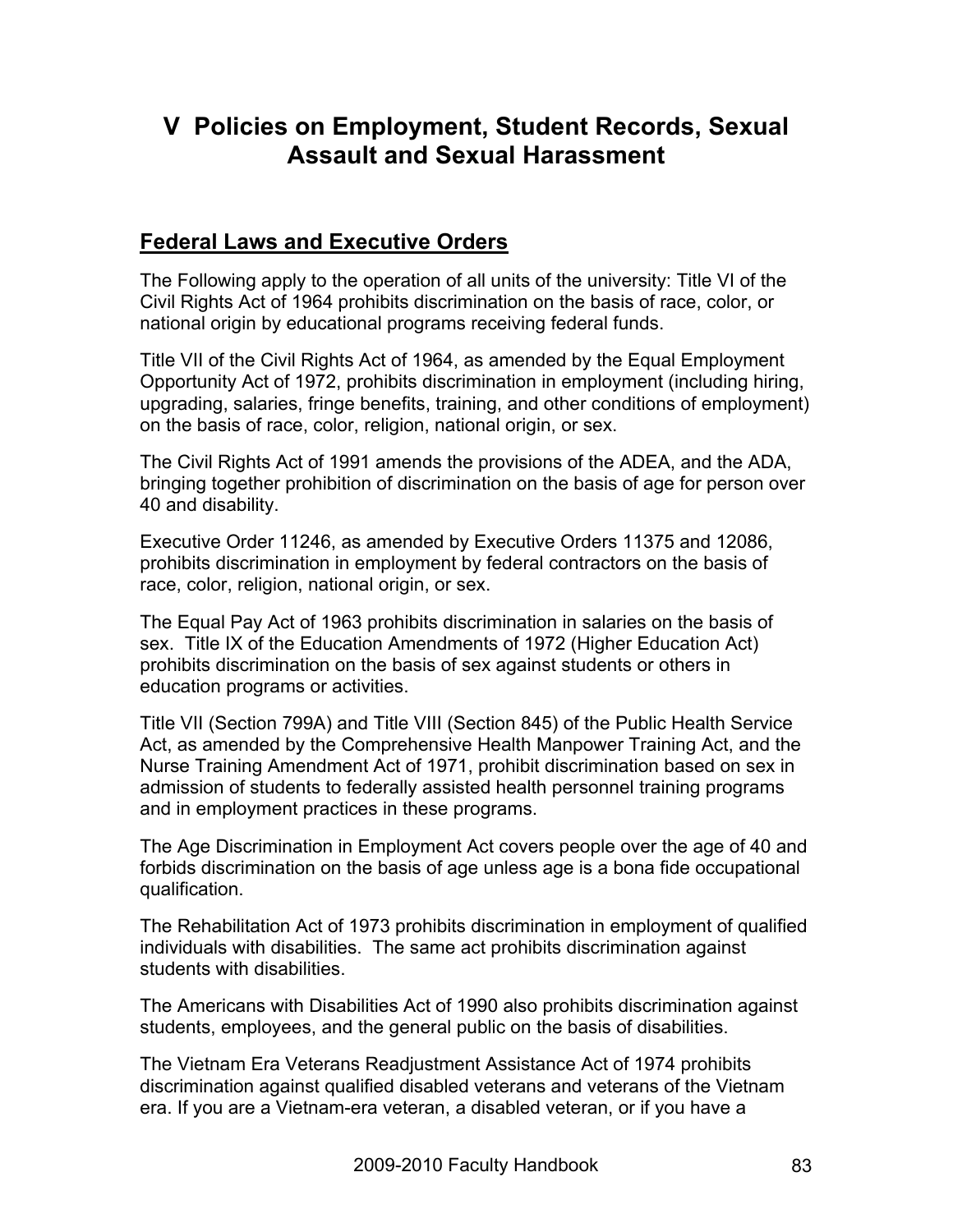# V Policies on Employment, Student Records, Sexual Assault and Sexual Harassment

## Federal Laws and Executive Orders

The Following apply to the operation of all units of the university: Title VI of the Civil Rights Act of 1964 prohibits discrimination on the basis of race, color, or national origin by educational programs receiving federal funds.

Title VII of the Civil Rights Act of 1964, as amended by the Equal Employment Opportunity Act of 1972, prohibits discrimination in employment (including hiring, upgrading, salaries, fringe benefits, training, and other conditions of employment) on the basis of race, color, religion, national origin, or sex.

The Civil Rights Act of 1991 amends the provisions of the ADEA, and the ADA, bringing together prohibition of discrimination on the basis of age for person over 40 and disability.

Executive Order 11246, as amended by Executive Orders 11375 and 12086, prohibits discrimination in employment by federal contractors on the basis of race, color, religion, national origin, or sex.

The Equal Pay Act of 1963 prohibits discrimination in salaries on the basis of sex. Title IX of the Education Amendments of 1972 (Higher Education Act) prohibits discrimination on the basis of sex against students or others in education programs or activities.

Title VII (Section 799A) and Title VIII (Section 845) of the Public Health Service Act, as amended by the Comprehensive Health Manpower Training Act, and the Nurse Training Amendment Act of 1971, prohibit discrimination based on sex in admission of students to federally assisted health personnel training programs and in employment practices in these programs.

The Age Discrimination in Employment Act covers people over the age of 40 and forbids discrimination on the basis of age unless age is a bona fide occupational qualification.

The Rehabilitation Act of 1973 prohibits discrimination in employment of qualified individuals with disabilities. The same act prohibits discrimination against students with disabilities.

The Americans with Disabilities Act of 1990 also prohibits discrimination against students, employees, and the general public on the basis of disabilities.

The Vietnam Era Veterans Readjustment Assistance Act of 1974 prohibits discrimination against qualified disabled veterans and veterans of the Vietnam era. If you are a Vietnam-era veteran, a disabled veteran, or if you have a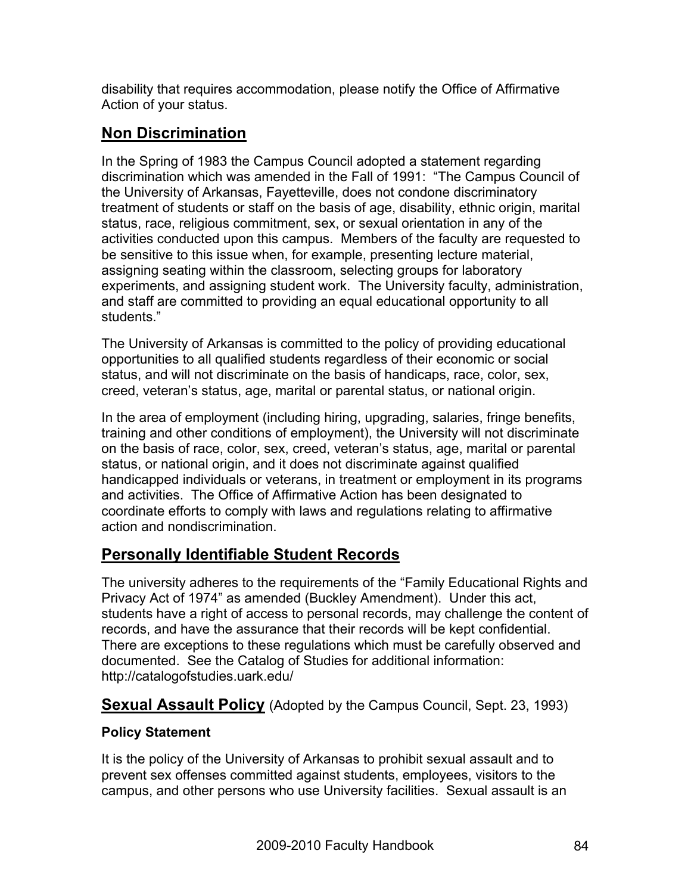disability that requires accommodation, please notify the Office of Affirmative Action of your status.

## Non Discrimination

In the Spring of 1983 the Campus Council adopted a statement regarding discrimination which was amended in the Fall of 1991: "The Campus Council of the University of Arkansas, Fayetteville, does not condone discriminatory treatment of students or staff on the basis of age, disability, ethnic origin, marital status, race, religious commitment, sex, or sexual orientation in any of the activities conducted upon this campus. Members of the faculty are requested to be sensitive to this issue when, for example, presenting lecture material, assigning seating within the classroom, selecting groups for laboratory experiments, and assigning student work. The University faculty, administration, and staff are committed to providing an equal educational opportunity to all students."

The University of Arkansas is committed to the policy of providing educational opportunities to all qualified students regardless of their economic or social status, and will not discriminate on the basis of handicaps, race, color, sex, creed, veteran's status, age, marital or parental status, or national origin.

In the area of employment (including hiring, upgrading, salaries, fringe benefits, training and other conditions of employment), the University will not discriminate on the basis of race, color, sex, creed, veteran's status, age, marital or parental status, or national origin, and it does not discriminate against qualified handicapped individuals or veterans, in treatment or employment in its programs and activities. The Office of Affirmative Action has been designated to coordinate efforts to comply with laws and regulations relating to affirmative action and nondiscrimination.

## Personally Identifiable Student Records

The university adheres to the requirements of the "Family Educational Rights and Privacy Act of 1974" as amended (Buckley Amendment). Under this act, students have a right of access to personal records, may challenge the content of records, and have the assurance that their records will be kept confidential. There are exceptions to these regulations which must be carefully observed and documented. See the Catalog of Studies for additional information: http://catalogofstudies.uark.edu/

## Sexual Assault Policy (Adopted by the Campus Council, Sept. 23, 1993)

### Policy Statement

It is the policy of the University of Arkansas to prohibit sexual assault and to prevent sex offenses committed against students, employees, visitors to the campus, and other persons who use University facilities. Sexual assault is an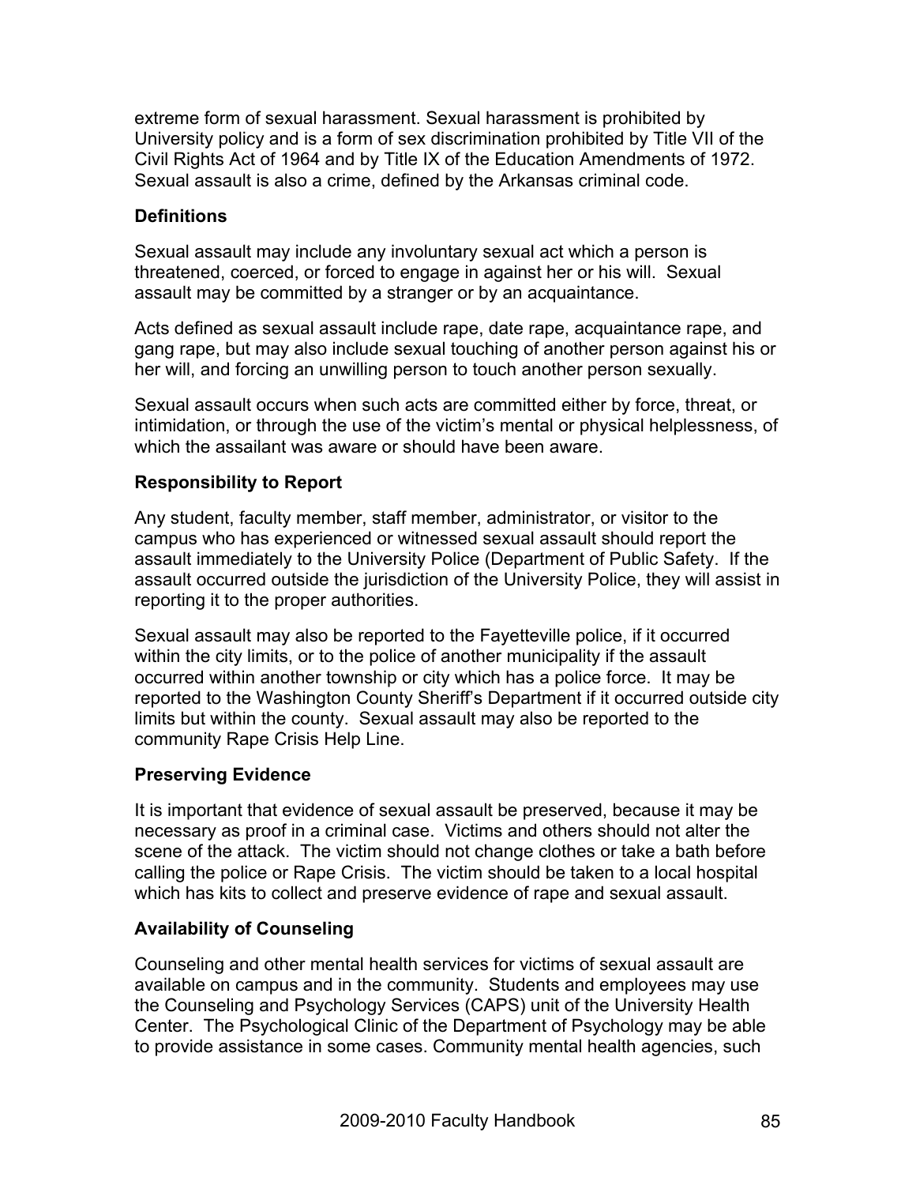extreme form of sexual harassment. Sexual harassment is prohibited by University policy and is a form of sex discrimination prohibited by Title VII of the Civil Rights Act of 1964 and by Title IX of the Education Amendments of 1972. Sexual assault is also a crime, defined by the Arkansas criminal code.

### Definitions

Sexual assault may include any involuntary sexual act which a person is threatened, coerced, or forced to engage in against her or his will. Sexual assault may be committed by a stranger or by an acquaintance.

Acts defined as sexual assault include rape, date rape, acquaintance rape, and gang rape, but may also include sexual touching of another person against his or her will, and forcing an unwilling person to touch another person sexually.

Sexual assault occurs when such acts are committed either by force, threat, or intimidation, or through the use of the victim's mental or physical helplessness, of which the assailant was aware or should have been aware.

### Responsibility to Report

Any student, faculty member, staff member, administrator, or visitor to the campus who has experienced or witnessed sexual assault should report the assault immediately to the University Police (Department of Public Safety. If the assault occurred outside the jurisdiction of the University Police, they will assist in reporting it to the proper authorities.

Sexual assault may also be reported to the Fayetteville police, if it occurred within the city limits, or to the police of another municipality if the assault occurred within another township or city which has a police force. It may be reported to the Washington County Sheriff's Department if it occurred outside city limits but within the county. Sexual assault may also be reported to the community Rape Crisis Help Line.

### Preserving Evidence

It is important that evidence of sexual assault be preserved, because it may be necessary as proof in a criminal case. Victims and others should not alter the scene of the attack. The victim should not change clothes or take a bath before calling the police or Rape Crisis. The victim should be taken to a local hospital which has kits to collect and preserve evidence of rape and sexual assault.

### Availability of Counseling

Counseling and other mental health services for victims of sexual assault are available on campus and in the community. Students and employees may use the Counseling and Psychology Services (CAPS) unit of the University Health Center. The Psychological Clinic of the Department of Psychology may be able to provide assistance in some cases. Community mental health agencies, such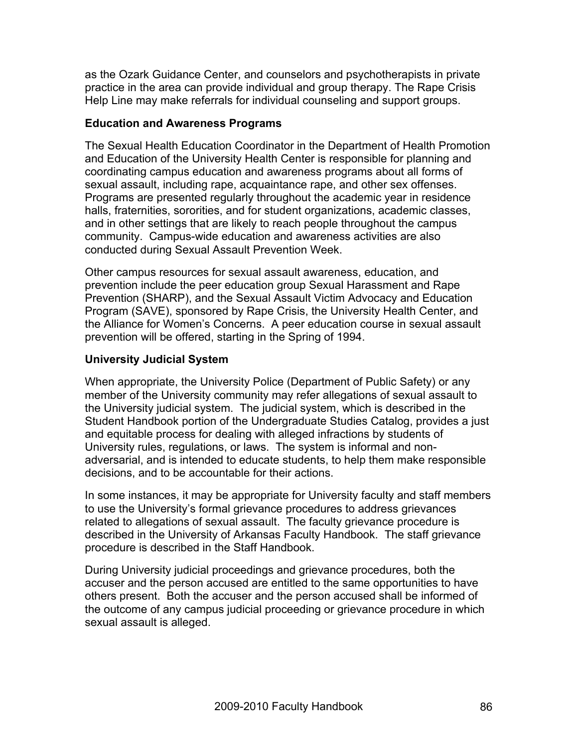as the Ozark Guidance Center, and counselors and psychotherapists in private practice in the area can provide individual and group therapy. The Rape Crisis Help Line may make referrals for individual counseling and support groups.

**Education and Awareness Programs**

The Sexual Health Education Coordinator in the Department of Health Promotion and Education of the University Health Center is responsible for planning and coordinating campus education and awareness programs about all forms of sexual assault, including rape, acquaintance rape, and other sex offenses. Programs are presented regularly throughout the academic year in residence halls, fraternities, sororities, and for student organizations, academic classes, and in other settings that are likely to reach people throughout the campus community. Campus-wide education and awareness activities are also conducted during Sexual Assault Prevention Week.

Other campus resources for sexual assault awareness, education, and prevention include the peer education group Sexual Harassment and Rape Prevention (SHARP), and the Sexual Assault Victim Advocacy and Education Program (SAVE), sponsored by Rape Crisis, the University Health Center, and the Alliance for Women's Concerns. A peer education course in sexual assault prevention will be offered, starting in the Spring of 1994.

**University Judicial System**

When appropriate, the University Police (Department of Public Safety) or any member of the University community may refer allegations of sexual assault to the University judicial system. The judicial system, which is described in the Student Handbook portion of the Undergraduate Studies Catalog, provides a just and equitable process for dealing with alleged infractions by students of University rules, regulations, or laws. The system is informal and non-adversarial, and is intended to educate students, to help them make responsible decisions, and to be accountable for their actions.

In some instances, it may be appropriate for University faculty and staff members to use the University's formal grievance procedures to address grievances related to allegations of sexual assault. The faculty grievance procedure is described in the University of Arkansas Faculty Handbook. The staff grievance procedure is described in the Staff Handbook.

During University judicial proceedings and grievance procedures, both the accuser and the person accused are entitled to the same opportunities to have others present. Both the accuser and the person accused shall be informed of the outcome of any campus judicial proceeding or grievance procedure in which sexual assault is alleged.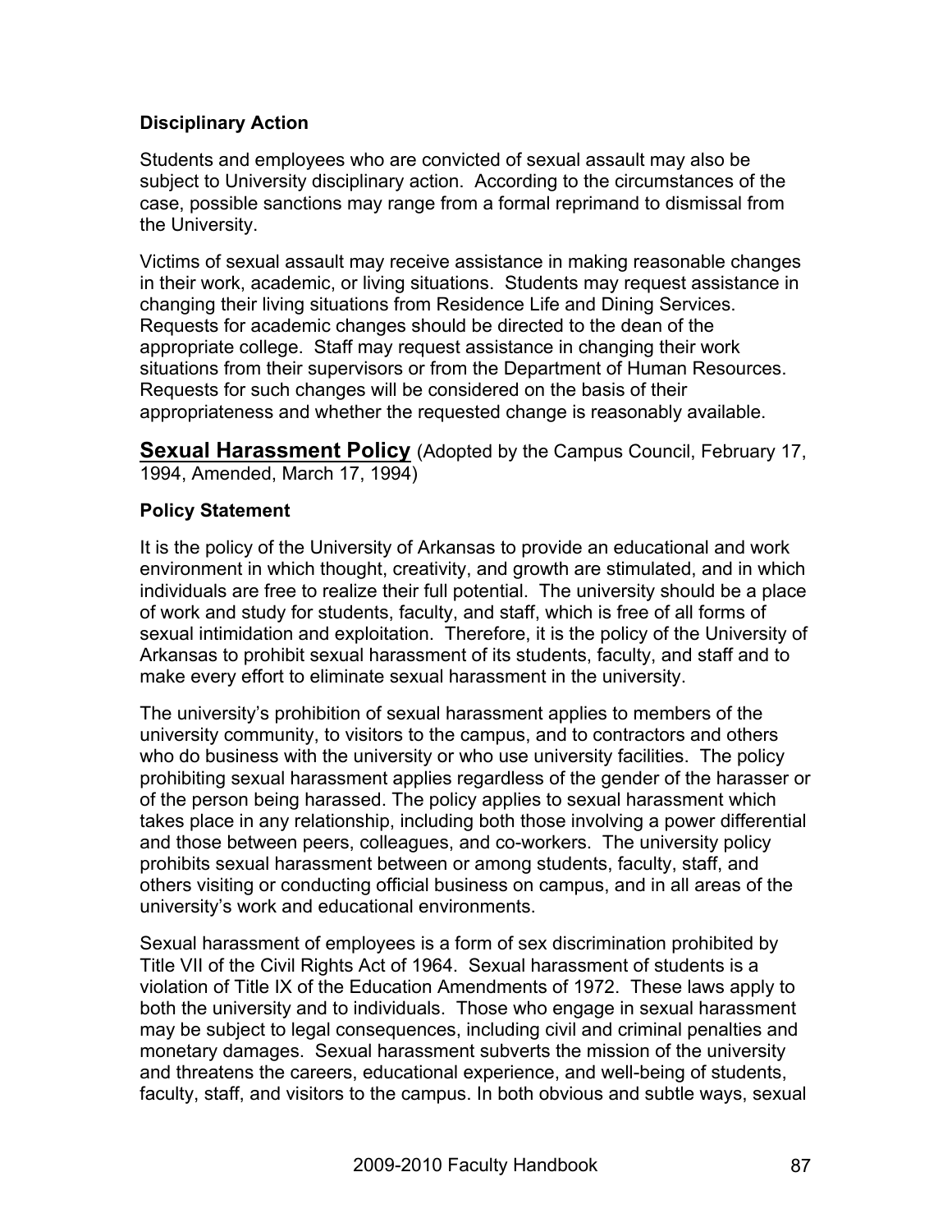### Disciplinary Action

Students and employees who are convicted of sexual assault may also be subject to University disciplinary action. According to the circumstances of the case, possible sanctions may range from a formal reprimand to dismissal from the University.

Victims of sexual assault may receive assistance in making reasonable changes in their work, academic, or living situations. Students may request assistance in changing their living situations from Residence Life and Dining Services. Requests for academic changes should be directed to the dean of the appropriate college. Staff may request assistance in changing their work situations from their supervisors or from the Department of Human Resources. Requests for such changes will be considered on the basis of their appropriateness and whether the requested change is reasonably available.

## Sexual Harassment Policy

(Adopted by the Campus Council, February 17, 1994, Amended, March 17, 1994)

### Policy Statement

It is the policy of the University of Arkansas to provide an educational and work environment in which thought, creativity, and growth are stimulated, and in which individuals are free to realize their full potential. The university should be a place of work and study for students, faculty, and staff, which is free of all forms of sexual intimidation and exploitation. Therefore, it is the policy of the University of Arkansas to prohibit sexual harassment of its students, faculty, and staff and to make every effort to eliminate sexual harassment in the university.

The university's prohibition of sexual harassment applies to members of the university community, to visitors to the campus, and to contractors and others who do business with the university or who use university facilities. The policy prohibiting sexual harassment applies regardless of the gender of the harasser or of the person being harassed. The policy applies to sexual harassment which takes place in any relationship, including both those involving a power differential and those between peers, colleagues, and co-workers. The university policy prohibits sexual harassment between or among students, faculty, staff, and others visiting or conducting official business on campus, and in all areas of the university's work and educational environments.

Sexual harassment of employees is a form of sex discrimination prohibited by Title VII of the Civil Rights Act of 1964. Sexual harassment of students is a violation of Title IX of the Education Amendments of 1972. These laws apply to both the university and to individuals. Those who engage in sexual harassment may be subject to legal consequences, including civil and criminal penalties and monetary damages. Sexual harassment subverts the mission of the university and threatens the careers, educational experience, and well-being of students, faculty, staff, and visitors to the campus. In both obvious and subtle ways, sexual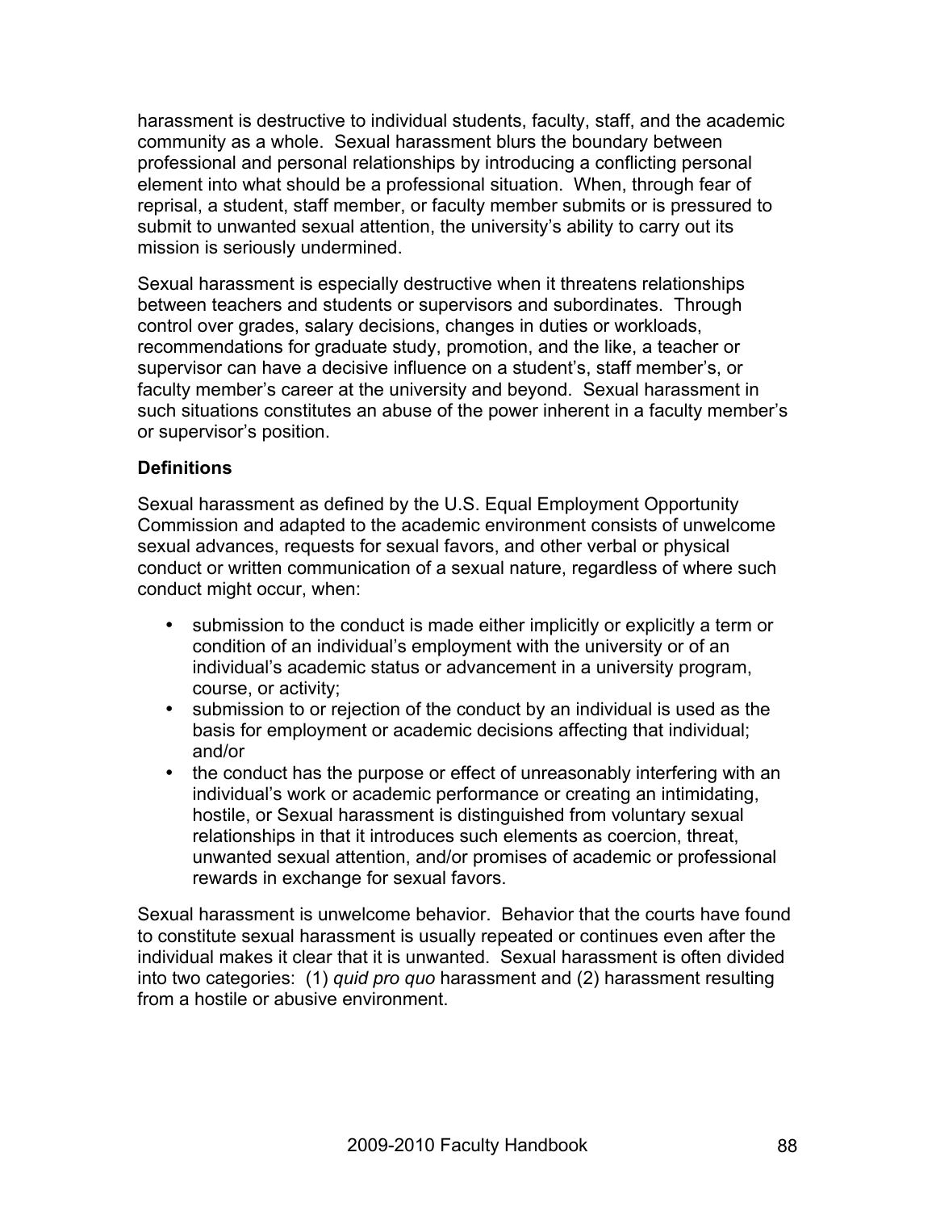harassment is destructive to individual students, faculty, staff, and the academic community as a whole. Sexual harassment blurs the boundary between professional and personal relationships by introducing a conflicting personal element into what should be a professional situation. When, through fear of reprisal, a student, staff member, or faculty member submits or is pressured to submit to unwanted sexual attention, the university's ability to carry out its mission is seriously undermined.

Sexual harassment is especially destructive when it threatens relationships between teachers and students or supervisors and subordinates. Through control over grades, salary decisions, changes in duties or workloads, recommendations for graduate study, promotion, and the like, a teacher or supervisor can have a decisive influence on a student's, staff member's, or faculty member's career at the university and beyond. Sexual harassment in such situations constitutes an abuse of the power inherent in a faculty member's or supervisor's position.

### Definitions

Sexual harassment as defined by the U.S. Equal Employment Opportunity Commission and adapted to the academic environment consists of unwelcome sexual advances, requests for sexual favors, and other verbal or physical conduct or written communication of a sexual nature, regardless of where such conduct might occur, when:

- submission to the conduct is made either implicitly or explicitly a term or condition of an individual's employment with the university or of an individual's academic status or advancement in a university program, course, or activity;
- submission to or rejection of the conduct by an individual is used as the basis for employment or academic decisions affecting that individual; and/or
- the conduct has the purpose or effect of unreasonably interfering with an individual's work or academic performance or creating an intimidating, hostile, or Sexual harassment is distinguished from voluntary sexual relationships in that it introduces such elements as coercion, threat, unwanted sexual attention, and/or promises of academic or professional rewards in exchange for sexual favors.

Sexual harassment is unwelcome behavior. Behavior that the courts have found to constitute sexual harassment is usually repeated or continues even after the individual makes it clear that it is unwanted. Sexual harassment is often divided into two categories: (1) *quid pro quo* harassment and (2) harassment resulting from a hostile or abusive environment.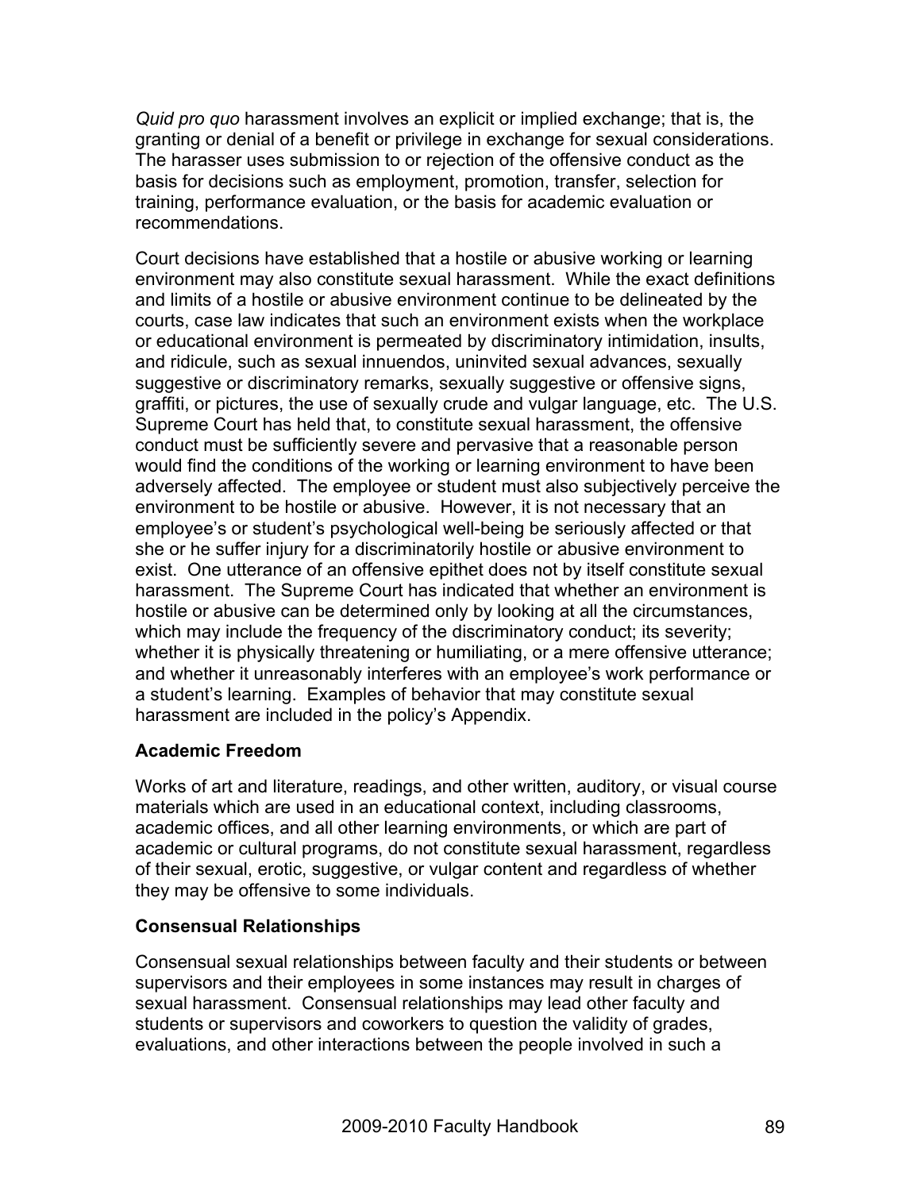*Quid pro quo* harassment involves an explicit or implied exchange; that is, the granting or denial of a benefit or privilege in exchange for sexual considerations. The harasser uses submission to or rejection of the offensive conduct as the basis for decisions such as employment, promotion, transfer, selection for training, performance evaluation, or the basis for academic evaluation or recommendations.

Court decisions have established that a hostile or abusive working or learning environment may also constitute sexual harassment. While the exact definitions and limits of a hostile or abusive environment continue to be delineated by the courts, case law indicates that such an environment exists when the workplace or educational environment is permeated by discriminatory intimidation, insults, and ridicule, such as sexual innuendos, uninvited sexual advances, sexually suggestive or discriminatory remarks, sexually suggestive or offensive signs, graffiti, or pictures, the use of sexually crude and vulgar language, etc. The U.S. Supreme Court has held that, to constitute sexual harassment, the offensive conduct must be sufficiently severe and pervasive that a reasonable person would find the conditions of the working or learning environment to have been adversely affected. The employee or student must also subjectively perceive the environment to be hostile or abusive. However, it is not necessary that an employee's or student's psychological well-being be seriously affected or that she or he suffer injury for a discriminatorily hostile or abusive environment to exist. One utterance of an offensive epithet does not by itself constitute sexual harassment. The Supreme Court has indicated that whether an environment is hostile or abusive can be determined only by looking at all the circumstances, which may include the frequency of the discriminatory conduct; its severity; whether it is physically threatening or humiliating, or a mere offensive utterance; and whether it unreasonably interferes with an employee's work performance or a student's learning. Examples of behavior that may constitute sexual harassment are included in the policy's Appendix.

### Academic Freedom

Works of art and literature, readings, and other written, auditory, or visual course materials which are used in an educational context, including classrooms, academic offices, and all other learning environments, or which are part of academic or cultural programs, do not constitute sexual harassment, regardless of their sexual, erotic, suggestive, or vulgar content and regardless of whether they may be offensive to some individuals.

### Consensual Relationships

Consensual sexual relationships between faculty and their students or between supervisors and their employees in some instances may result in charges of sexual harassment. Consensual relationships may lead other faculty and students or supervisors and coworkers to question the validity of grades, evaluations, and other interactions between the people involved in such a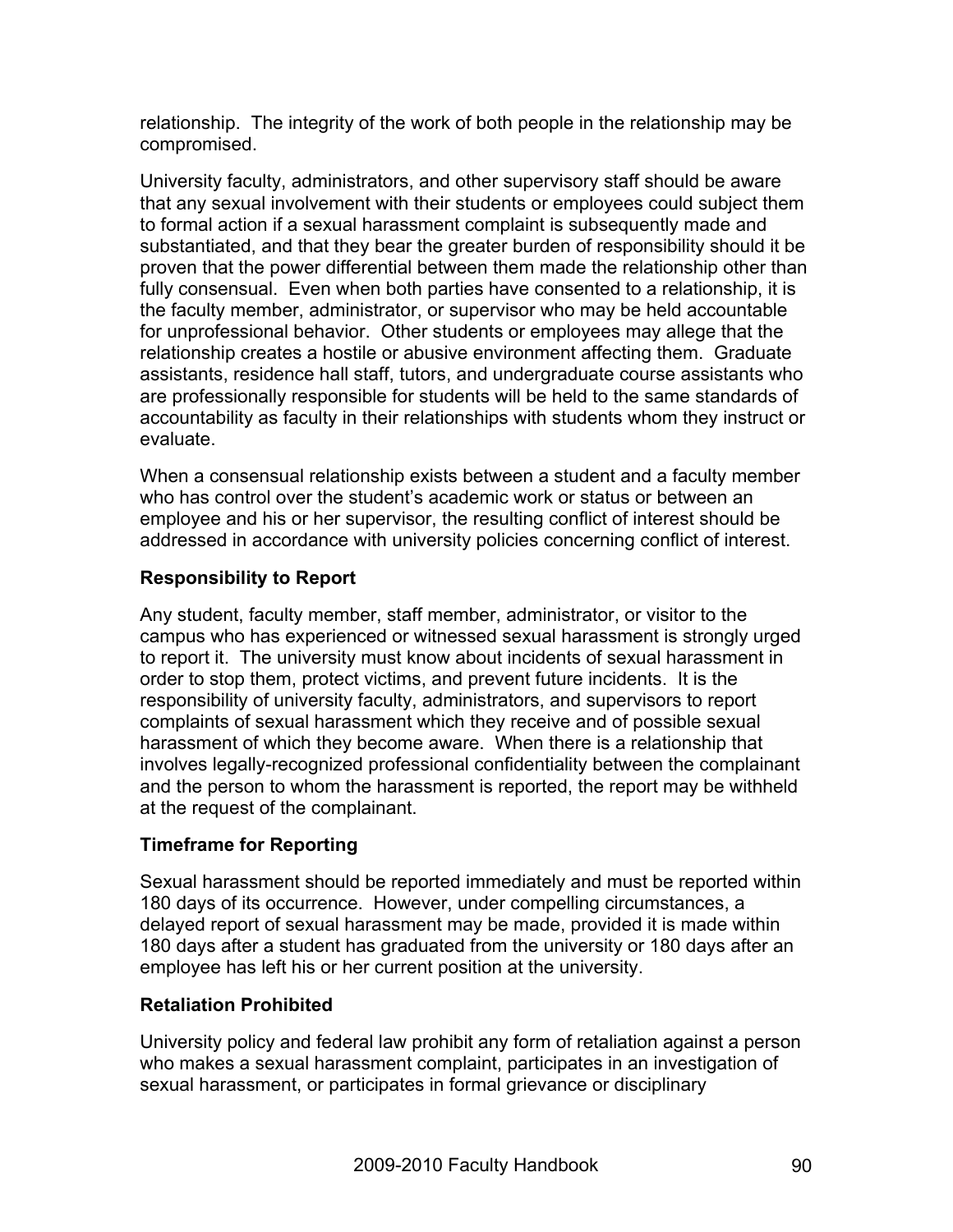relationship. The integrity of the work of both people in the relationship may be compromised.

University faculty, administrators, and other supervisory staff should be aware that any sexual involvement with their students or employees could subject them to formal action if a sexual harassment complaint is subsequently made and substantiated, and that they bear the greater burden of responsibility should it be proven that the power differential between them made the relationship other than fully consensual. Even when both parties have consented to a relationship, it is the faculty member, administrator, or supervisor who may be held accountable for unprofessional behavior. Other students or employees may allege that the relationship creates a hostile or abusive environment affecting them. Graduate assistants, residence hall staff, tutors, and undergraduate course assistants who are professionally responsible for students will be held to the same standards of accountability as faculty in their relationships with students whom they instruct or evaluate.

When a consensual relationship exists between a student and a faculty member who has control over the student's academic work or status or between an employee and his or her supervisor, the resulting conflict of interest should be addressed in accordance with university policies concerning conflict of interest.

**Responsibility to Report**

Any student, faculty member, staff member, administrator, or visitor to the campus who has experienced or witnessed sexual harassment is strongly urged to report it. The university must know about incidents of sexual harassment in order to stop them, protect victims, and prevent future incidents. It is the responsibility of university faculty, administrators, and supervisors to report complaints of sexual harassment which they receive and of possible sexual harassment of which they become aware. When there is a relationship that involves legally-recognized professional confidentiality between the complainant and the person to whom the harassment is reported, the report may be withheld at the request of the complainant.

**Timeframe for Reporting**

Sexual harassment should be reported immediately and must be reported within 180 days of its occurrence. However, under compelling circumstances, a delayed report of sexual harassment may be made, provided it is made within 180 days after a student has graduated from the university or 180 days after an employee has left his or her current position at the university.

**Retaliation Prohibited**

University policy and federal law prohibit any form of retaliation against a person who makes a sexual harassment complaint, participates in an investigation of sexual harassment, or participates in formal grievance or disciplinary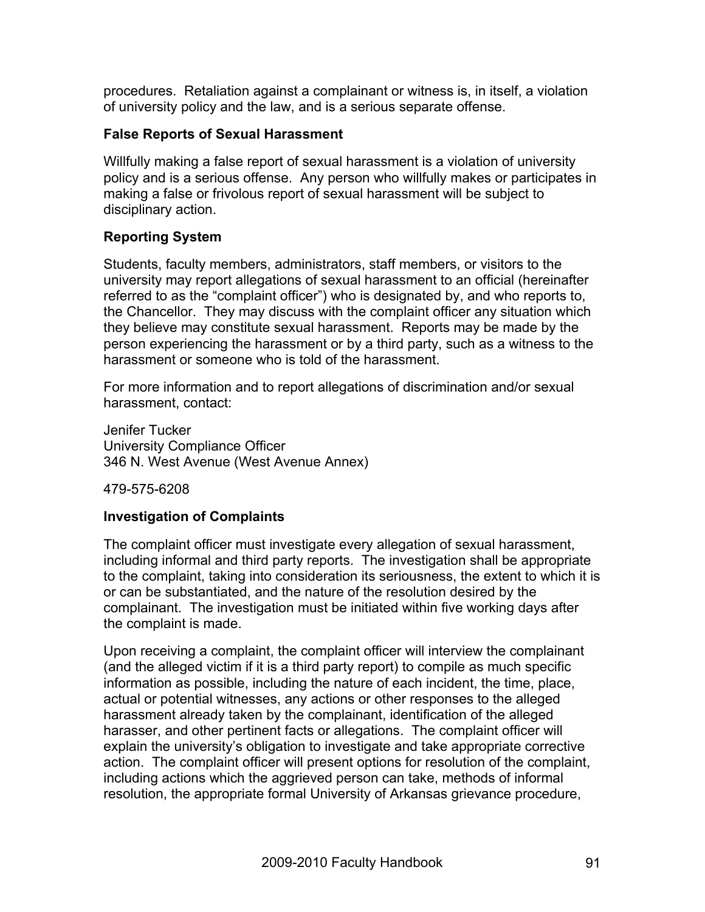procedures. Retaliation against a complainant or witness is, in itself, a violation of university policy and the law, and is a serious separate offense.

**False Reports of Sexual Harassment**

Willfully making a false report of sexual harassment is a violation of university policy and is a serious offense. Any person who willfully makes or participates in making a false or frivolous report of sexual harassment will be subject to disciplinary action.

**Reporting System**

Students, faculty members, administrators, staff members, or visitors to the university may report allegations of sexual harassment to an official (hereinafter referred to as the "complaint officer") who is designated by, and who reports to, the Chancellor. They may discuss with the complaint officer any situation which they believe may constitute sexual harassment. Reports may be made by the person experiencing the harassment or by a third party, such as a witness to the harassment or someone who is told of the harassment.

For more information and to report allegations of discrimination and/or sexual harassment, contact:

Jenifer Tucker
University Compliance Officer
346 N. West Avenue (West Avenue Annex)

479-575-6208

**Investigation of Complaints**

The complaint officer must investigate every allegation of sexual harassment, including informal and third party reports. The investigation shall be appropriate to the complaint, taking into consideration its seriousness, the extent to which it is or can be substantiated, and the nature of the resolution desired by the complainant. The investigation must be initiated within five working days after the complaint is made.

Upon receiving a complaint, the complaint officer will interview the complainant (and the alleged victim if it is a third party report) to compile as much specific information as possible, including the nature of each incident, the time, place, actual or potential witnesses, any actions or other responses to the alleged harassment already taken by the complainant, identification of the alleged harasser, and other pertinent facts or allegations. The complaint officer will explain the university's obligation to investigate and take appropriate corrective action. The complaint officer will present options for resolution of the complaint, including actions which the aggrieved person can take, methods of informal resolution, the appropriate formal University of Arkansas grievance procedure,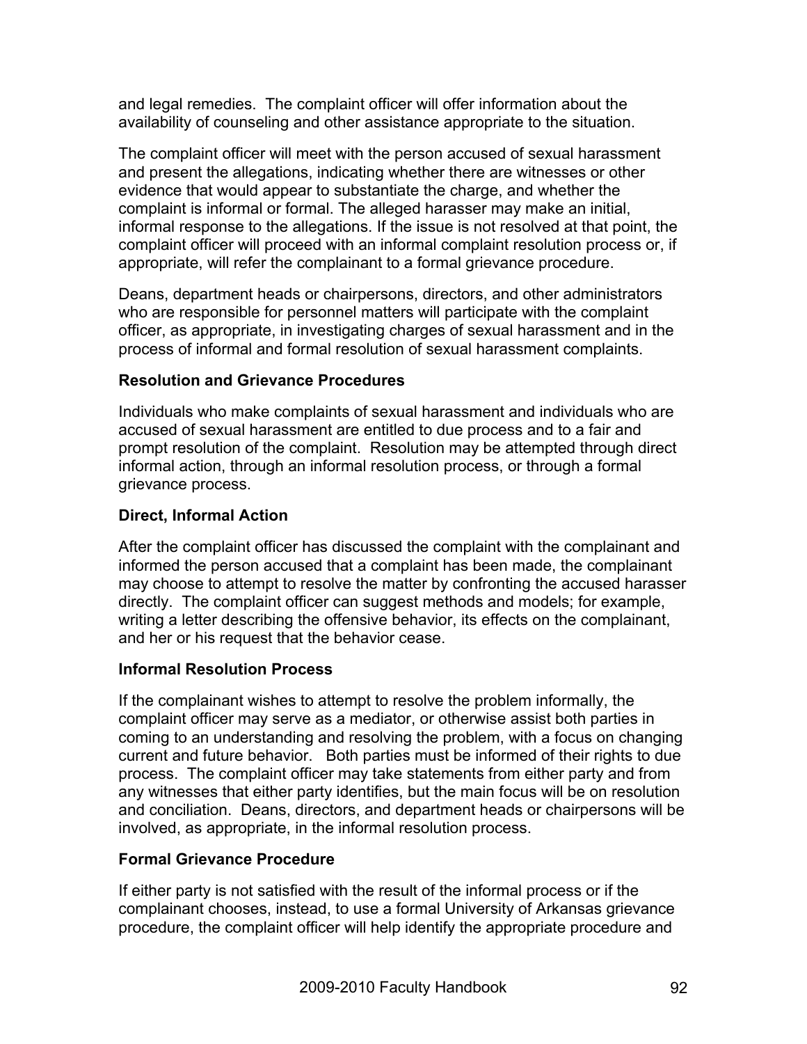and legal remedies. The complaint officer will offer information about the availability of counseling and other assistance appropriate to the situation.

The complaint officer will meet with the person accused of sexual harassment and present the allegations, indicating whether there are witnesses or other evidence that would appear to substantiate the charge, and whether the complaint is informal or formal. The alleged harasser may make an initial, informal response to the allegations. If the issue is not resolved at that point, the complaint officer will proceed with an informal complaint resolution process or, if appropriate, will refer the complainant to a formal grievance procedure.

Deans, department heads or chairpersons, directors, and other administrators who are responsible for personnel matters will participate with the complaint officer, as appropriate, in investigating charges of sexual harassment and in the process of informal and formal resolution of sexual harassment complaints.

**Resolution and Grievance Procedures**

Individuals who make complaints of sexual harassment and individuals who are accused of sexual harassment are entitled to due process and to a fair and prompt resolution of the complaint. Resolution may be attempted through direct informal action, through an informal resolution process, or through a formal grievance process.

**Direct, Informal Action**

After the complaint officer has discussed the complaint with the complainant and informed the person accused that a complaint has been made, the complainant may choose to attempt to resolve the matter by confronting the accused harasser directly. The complaint officer can suggest methods and models; for example, writing a letter describing the offensive behavior, its effects on the complainant, and her or his request that the behavior cease.

**Informal Resolution Process**

If the complainant wishes to attempt to resolve the problem informally, the complaint officer may serve as a mediator, or otherwise assist both parties in coming to an understanding and resolving the problem, with a focus on changing current and future behavior. Both parties must be informed of their rights to due process. The complaint officer may take statements from either party and from any witnesses that either party identifies, but the main focus will be on resolution and conciliation. Deans, directors, and department heads or chairpersons will be involved, as appropriate, in the informal resolution process.

**Formal Grievance Procedure**

If either party is not satisfied with the result of the informal process or if the complainant chooses, instead, to use a formal University of Arkansas grievance procedure, the complaint officer will help identify the appropriate procedure and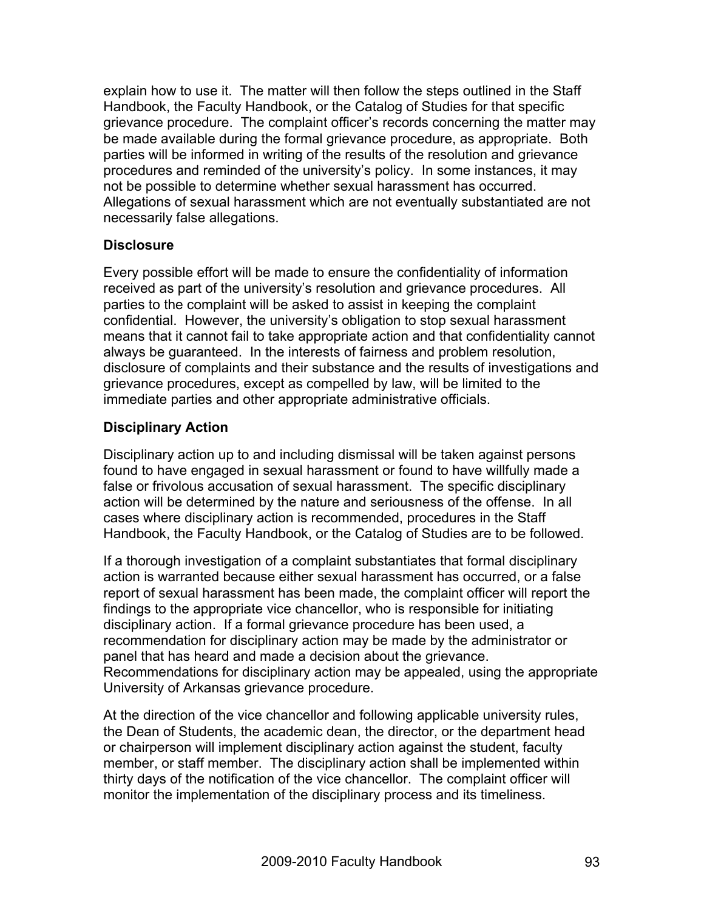explain how to use it. The matter will then follow the steps outlined in the Staff Handbook, the Faculty Handbook, or the Catalog of Studies for that specific grievance procedure. The complaint officer's records concerning the matter may be made available during the formal grievance procedure, as appropriate. Both parties will be informed in writing of the results of the resolution and grievance procedures and reminded of the university's policy. In some instances, it may not be possible to determine whether sexual harassment has occurred. Allegations of sexual harassment which are not eventually substantiated are not necessarily false allegations.

### Disclosure

Every possible effort will be made to ensure the confidentiality of information received as part of the university's resolution and grievance procedures. All parties to the complaint will be asked to assist in keeping the complaint confidential. However, the university's obligation to stop sexual harassment means that it cannot fail to take appropriate action and that confidentiality cannot always be guaranteed. In the interests of fairness and problem resolution, disclosure of complaints and their substance and the results of investigations and grievance procedures, except as compelled by law, will be limited to the immediate parties and other appropriate administrative officials.

### Disciplinary Action

Disciplinary action up to and including dismissal will be taken against persons found to have engaged in sexual harassment or found to have willfully made a false or frivolous accusation of sexual harassment. The specific disciplinary action will be determined by the nature and seriousness of the offense. In all cases where disciplinary action is recommended, procedures in the Staff Handbook, the Faculty Handbook, or the Catalog of Studies are to be followed.

If a thorough investigation of a complaint substantiates that formal disciplinary action is warranted because either sexual harassment has occurred, or a false report of sexual harassment has been made, the complaint officer will report the findings to the appropriate vice chancellor, who is responsible for initiating disciplinary action. If a formal grievance procedure has been used, a recommendation for disciplinary action may be made by the administrator or panel that has heard and made a decision about the grievance. Recommendations for disciplinary action may be appealed, using the appropriate University of Arkansas grievance procedure.

At the direction of the vice chancellor and following applicable university rules, the Dean of Students, the academic dean, the director, or the department head or chairperson will implement disciplinary action against the student, faculty member, or staff member. The disciplinary action shall be implemented within thirty days of the notification of the vice chancellor. The complaint officer will monitor the implementation of the disciplinary process and its timeliness.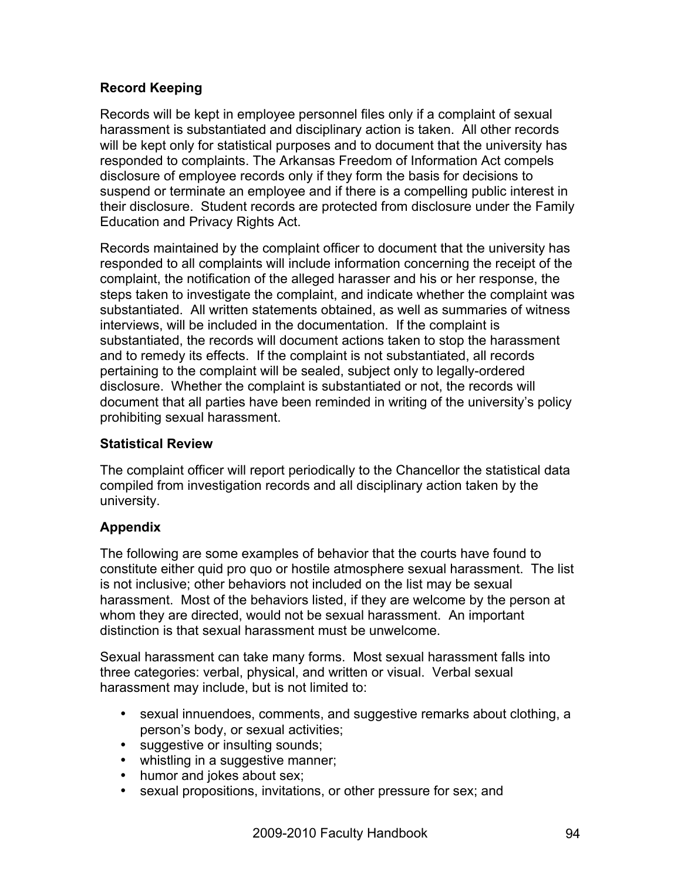**Record Keeping**

Records will be kept in employee personnel files only if a complaint of sexual harassment is substantiated and disciplinary action is taken. All other records will be kept only for statistical purposes and to document that the university has responded to complaints. The Arkansas Freedom of Information Act compels disclosure of employee records only if they form the basis for decisions to suspend or terminate an employee and if there is a compelling public interest in their disclosure. Student records are protected from disclosure under the Family Education and Privacy Rights Act.

Records maintained by the complaint officer to document that the university has responded to all complaints will include information concerning the receipt of the complaint, the notification of the alleged harasser and his or her response, the steps taken to investigate the complaint, and indicate whether the complaint was substantiated. All written statements obtained, as well as summaries of witness interviews, will be included in the documentation. If the complaint is substantiated, the records will document actions taken to stop the harassment and to remedy its effects. If the complaint is not substantiated, all records pertaining to the complaint will be sealed, subject only to legally-ordered disclosure. Whether the complaint is substantiated or not, the records will document that all parties have been reminded in writing of the university's policy prohibiting sexual harassment.

**Statistical Review**

The complaint officer will report periodically to the Chancellor the statistical data compiled from investigation records and all disciplinary action taken by the university.

**Appendix**

The following are some examples of behavior that the courts have found to constitute either quid pro quo or hostile atmosphere sexual harassment. The list is not inclusive; other behaviors not included on the list may be sexual harassment. Most of the behaviors listed, if they are welcome by the person at whom they are directed, would not be sexual harassment. An important distinction is that sexual harassment must be unwelcome.

Sexual harassment can take many forms. Most sexual harassment falls into three categories: verbal, physical, and written or visual. Verbal sexual harassment may include, but is not limited to:

- sexual innuendoes, comments, and suggestive remarks about clothing, a person's body, or sexual activities;
- suggestive or insulting sounds;
- whistling in a suggestive manner;
- humor and jokes about sex;
- sexual propositions, invitations, or other pressure for sex; and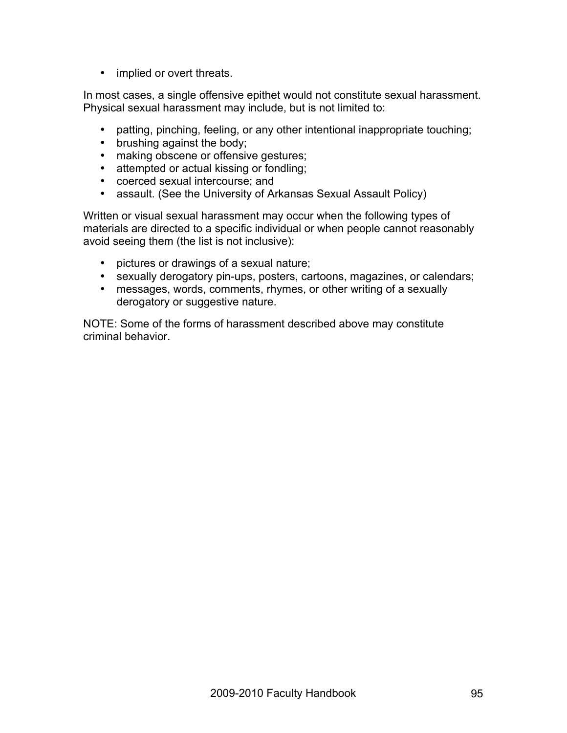- implied or overt threats.

In most cases, a single offensive epithet would not constitute sexual harassment. Physical sexual harassment may include, but is not limited to:

- patting, pinching, feeling, or any other intentional inappropriate touching;
- brushing against the body;
- making obscene or offensive gestures;
- attempted or actual kissing or fondling;
- coerced sexual intercourse; and
- assault. (See the University of Arkansas Sexual Assault Policy)

Written or visual sexual harassment may occur when the following types of materials are directed to a specific individual or when people cannot reasonably avoid seeing them (the list is not inclusive):

- pictures or drawings of a sexual nature;
- sexually derogatory pin-ups, posters, cartoons, magazines, or calendars;
- messages, words, comments, rhymes, or other writing of a sexually derogatory or suggestive nature.

NOTE: Some of the forms of harassment described above may constitute criminal behavior.